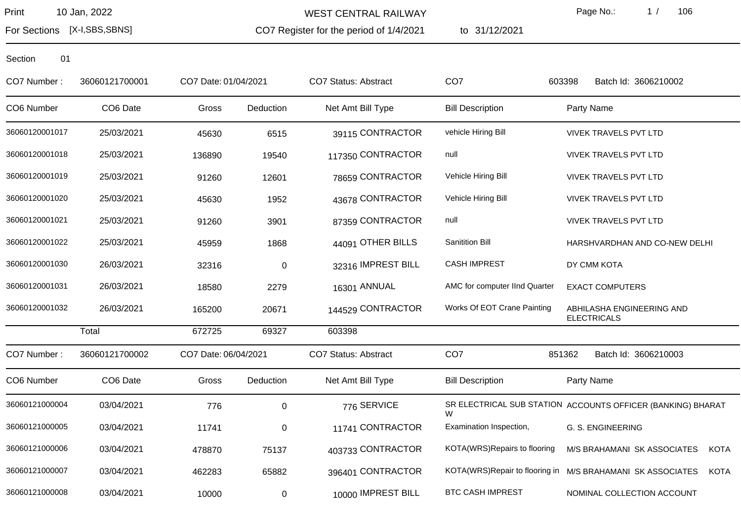WEST CENTRAL RAILWAY

Print 10 Jan, 2022

For Sections [X-I,SBS,SBNS]

CO7 Register for the period of 1/4/2021 to 31/12/2021

Section 01

CO7 Number : 36060121700001 CO7 Date: 01/04/2021 CO7 Status: Abstract CO7 603398 Batch Id: 3606210002

| CO6 Number | CO6 Date | Gross | Deduction | Net Amt | Bill Type | Bill Description | Party Name |
|---|---|---|---|---|---|---|---|
| 36060120001017 | 25/03/2021 | 45630 | 6515 | 39115 | CONTRACTOR | vehicle Hiring Bill | VIVEK TRAVELS PVT LTD |
| 36060120001018 | 25/03/2021 | 136890 | 19540 | 117350 | CONTRACTOR | null | VIVEK TRAVELS PVT LTD |
| 36060120001019 | 25/03/2021 | 91260 | 12601 | 78659 | CONTRACTOR | Vehicle Hiring Bill | VIVEK TRAVELS PVT LTD |
| 36060120001020 | 25/03/2021 | 45630 | 1952 | 43678 | CONTRACTOR | Vehicle Hiring Bill | VIVEK TRAVELS PVT LTD |
| 36060120001021 | 25/03/2021 | 91260 | 3901 | 87359 | CONTRACTOR | null | VIVEK TRAVELS PVT LTD |
| 36060120001022 | 25/03/2021 | 45959 | 1868 | 44091 | OTHER BILLS | Sanitition Bill | HARSHVARDHAN AND CO-NEW DELHI |
| 36060120001030 | 26/03/2021 | 32316 | 0 | 32316 | IMPREST BILL | CASH IMPREST | DY CMM KOTA |
| 36060120001031 | 26/03/2021 | 18580 | 2279 | 16301 | ANNUAL | AMC for computer IInd Quarter | EXACT COMPUTERS |
| 36060120001032 | 26/03/2021 | 165200 | 20671 | 144529 | CONTRACTOR | Works Of EOT Crane Painting | ABHILASHA ENGINEERING AND ELECTRICALS |
| | Total | 672725 | 69327 | 603398 | | | |

CO7 Number : 36060121700002 CO7 Date: 06/04/2021 CO7 Status: Abstract CO7 851362 Batch Id: 3606210003

| CO6 Number | CO6 Date | Gross | Deduction | Net Amt | Bill Type | Bill Description | Party Name |
|---|---|---|---|---|---|---|---|
| 36060121000004 | 03/04/2021 | 776 | 0 | 776 | SERVICE | SR ELECTRICAL SUB STATION W | ACCOUNTS OFFICER (BANKING) BHARAT |
| 36060121000005 | 03/04/2021 | 11741 | 0 | 11741 | CONTRACTOR | Examination Inspection, | G. S. ENGINEERING |
| 36060121000006 | 03/04/2021 | 478870 | 75137 | 403733 | CONTRACTOR | KOTA(WRS)Repairs to flooring | M/S BRAHAMANI SK ASSOCIATES KOTA |
| 36060121000007 | 03/04/2021 | 462283 | 65882 | 396401 | CONTRACTOR | KOTA(WRS)Repair to flooring in | M/S BRAHAMANI SK ASSOCIATES KOTA |
| 36060121000008 | 03/04/2021 | 10000 | 0 | 10000 | IMPREST BILL | BTC CASH IMPREST | NOMINAL COLLECTION ACCOUNT |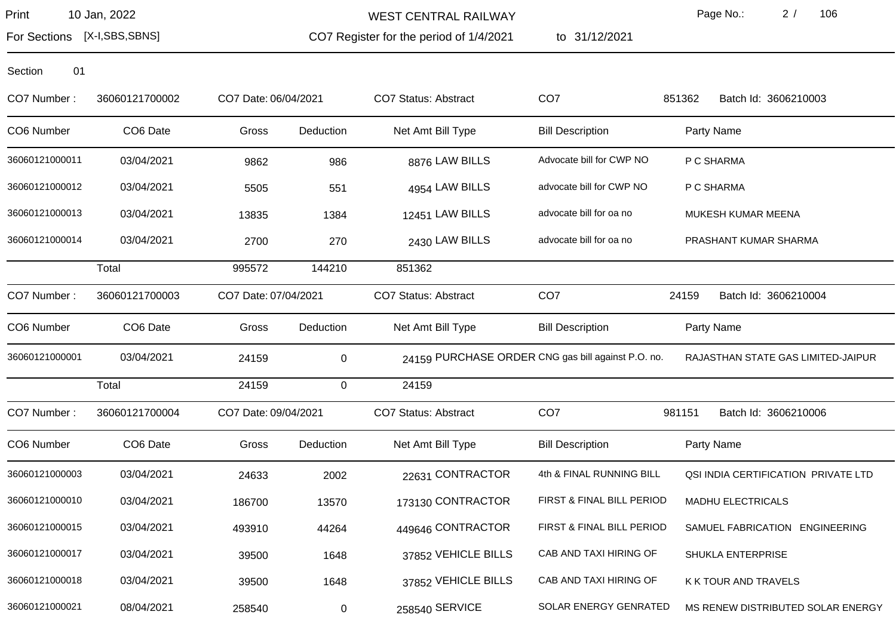Section 01

| CO7 Number : | 36060121700002 | CO7 Date: 06/04/2021 | | CO7 Status: Abstract | | CO7 | 851362 | Batch Id: 3606210003 |
|---|---|---|---|---|---|---|---|---|
| **CO6 Number** | **CO6 Date** | **Gross** | **Deduction** | **Net Amt** | **Bill Type** | **Bill Description** | **Party Name** | |
| 36060121000011 | 03/04/2021 | 9862 | 986 | 8876 | LAW BILLS | Advocate bill for CWP NO | P C SHARMA | |
| 36060121000012 | 03/04/2021 | 5505 | 551 | 4954 | LAW BILLS | advocate bill for CWP NO | P C SHARMA | |
| 36060121000013 | 03/04/2021 | 13835 | 1384 | 12451 | LAW BILLS | advocate bill for oa no | MUKESH KUMAR MEENA | |
| 36060121000014 | 03/04/2021 | 2700 | 270 | 2430 | LAW BILLS | advocate bill for oa no | PRASHANT KUMAR SHARMA | |
| | Total | 995572 | 144210 | 851362 | | | | |

| CO7 Number : | 36060121700003 | CO7 Date: 07/04/2021 | | CO7 Status: Abstract | | CO7 | 24159 | Batch Id: 3606210004 |
|---|---|---|---|---|---|---|---|---|
| **CO6 Number** | **CO6 Date** | **Gross** | **Deduction** | **Net Amt** | **Bill Type** | **Bill Description** | **Party Name** | |
| 36060121000001 | 03/04/2021 | 24159 | 0 | 24159 | PURCHASE ORDER | CNG gas bill against P.O. no. | RAJASTHAN STATE GAS LIMITED-JAIPUR | |
| | Total | 24159 | 0 | 24159 | | | | |

| CO7 Number : | 36060121700004 | CO7 Date: 09/04/2021 | | CO7 Status: Abstract | | CO7 | 981151 | Batch Id: 3606210006 |
|---|---|---|---|---|---|---|---|---|
| **CO6 Number** | **CO6 Date** | **Gross** | **Deduction** | **Net Amt** | **Bill Type** | **Bill Description** | **Party Name** | |
| 36060121000003 | 03/04/2021 | 24633 | 2002 | 22631 | CONTRACTOR | 4th & FINAL RUNNING BILL | QSI INDIA CERTIFICATION PRIVATE LTD | |
| 36060121000010 | 03/04/2021 | 186700 | 13570 | 173130 | CONTRACTOR | FIRST & FINAL BILL PERIOD | MADHU ELECTRICALS | |
| 36060121000015 | 03/04/2021 | 493910 | 44264 | 449646 | CONTRACTOR | FIRST & FINAL BILL PERIOD | SAMUEL FABRICATION ENGINEERING | |
| 36060121000017 | 03/04/2021 | 39500 | 1648 | 37852 | VEHICLE BILLS | CAB AND TAXI HIRING OF | SHUKLA ENTERPRISE | |
| 36060121000018 | 03/04/2021 | 39500 | 1648 | 37852 | VEHICLE BILLS | CAB AND TAXI HIRING OF | K K TOUR AND TRAVELS | |
| 36060121000021 | 08/04/2021 | 258540 | 0 | 258540 | SERVICE | SOLAR ENERGY GENRATED | MS RENEW DISTRIBUTED SOLAR ENERGY | |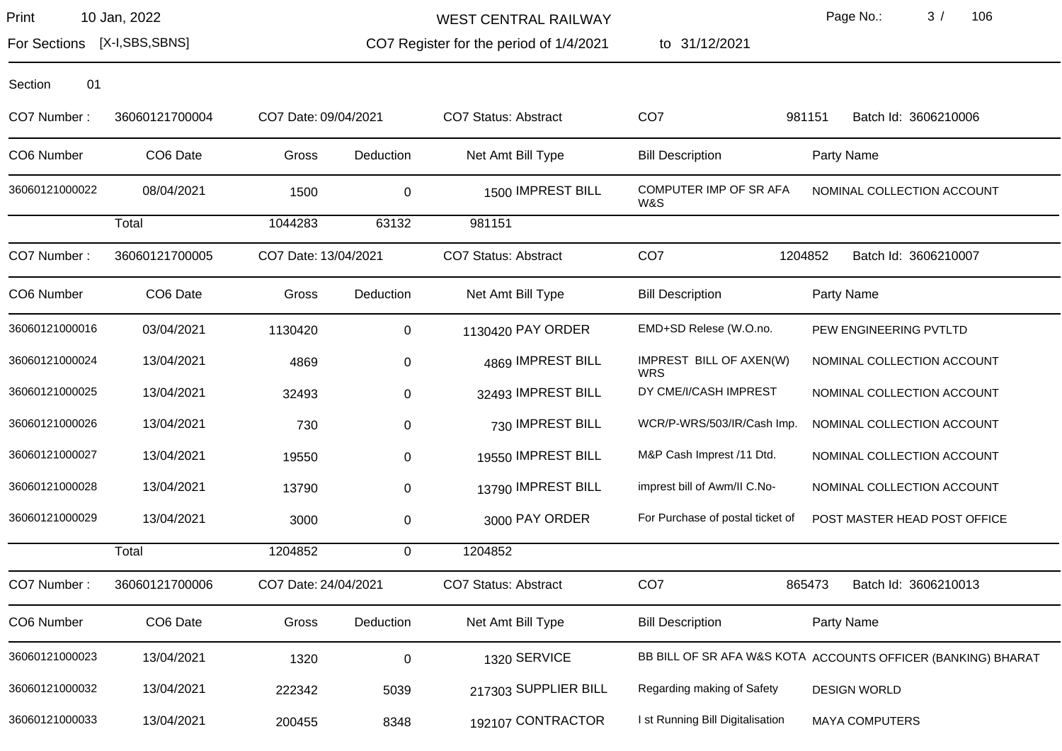WEST CENTRAL RAILWAY

CO7 Register for the period of 1/4/2021 to 31/12/2021

Print 10 Jan, 2022

For Sections [X-I,SBS,SBNS]

Section 01

CO7 Number : 36060121700004 CO7 Date: 09/04/2021 CO7 Status: Abstract CO7 981151 Batch Id: 3606210006

| CO6 Number | CO6 Date | Gross | Deduction | Net Amt | Bill Type | Bill Description | Party Name |
|---|---|---|---|---|---|---|---|
| 36060121000022 | 08/04/2021 | 1500 | 0 | 1500 | IMPREST BILL | COMPUTER IMP OF SR AFA W&S | NOMINAL COLLECTION ACCOUNT |
| | Total | 1044283 | 63132 | 981151 | | | |

CO7 Number : 36060121700005 CO7 Date: 13/04/2021 CO7 Status: Abstract CO7 1204852 Batch Id: 3606210007

| CO6 Number | CO6 Date | Gross | Deduction | Net Amt | Bill Type | Bill Description | Party Name |
|---|---|---|---|---|---|---|---|
| 36060121000016 | 03/04/2021 | 1130420 | 0 | 1130420 | PAY ORDER | EMD+SD Relese (W.O.no. | PEW ENGINEERING PVTLTD |
| 36060121000024 | 13/04/2021 | 4869 | 0 | 4869 | IMPREST BILL | IMPREST BILL OF AXEN(W) WRS | NOMINAL COLLECTION ACCOUNT |
| 36060121000025 | 13/04/2021 | 32493 | 0 | 32493 | IMPREST BILL | DY CME/I/CASH IMPREST | NOMINAL COLLECTION ACCOUNT |
| 36060121000026 | 13/04/2021 | 730 | 0 | 730 | IMPREST BILL | WCR/P-WRS/503/IR/Cash Imp. | NOMINAL COLLECTION ACCOUNT |
| 36060121000027 | 13/04/2021 | 19550 | 0 | 19550 | IMPREST BILL | M&P Cash Imprest /11 Dtd. | NOMINAL COLLECTION ACCOUNT |
| 36060121000028 | 13/04/2021 | 13790 | 0 | 13790 | IMPREST BILL | imprest bill of Awm/II C.No- | NOMINAL COLLECTION ACCOUNT |
| 36060121000029 | 13/04/2021 | 3000 | 0 | 3000 | PAY ORDER | For Purchase of postal ticket of | POST MASTER HEAD POST OFFICE |
| | Total | 1204852 | 0 | 1204852 | | | |

CO7 Number : 36060121700006 CO7 Date: 24/04/2021 CO7 Status: Abstract CO7 865473 Batch Id: 3606210013

| CO6 Number | CO6 Date | Gross | Deduction | Net Amt | Bill Type | Bill Description | Party Name |
|---|---|---|---|---|---|---|---|
| 36060121000023 | 13/04/2021 | 1320 | 0 | 1320 | SERVICE | BB BILL OF SR AFA W&S KOTA | ACCOUNTS OFFICER (BANKING) BHARAT |
| 36060121000032 | 13/04/2021 | 222342 | 5039 | 217303 | SUPPLIER BILL | Regarding making of Safety | DESIGN WORLD |
| 36060121000033 | 13/04/2021 | 200455 | 8348 | 192107 | CONTRACTOR | I st Running Bill Digitalisation | MAYA COMPUTERS |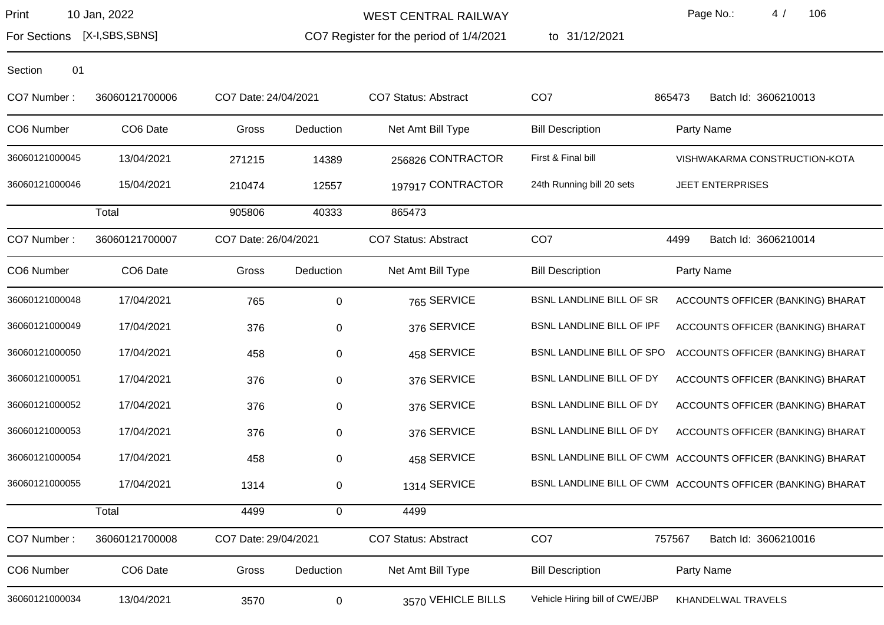WEST CENTRAL RAILWAY

CO7 Register for the period of 1/4/2021 to 31/12/2021

Print 10 Jan, 2022

For Sections [X-I,SBS,SBNS]

Section 01

CO7 Number : 36060121700006 | CO7 Date: 24/04/2021 | CO7 Status: Abstract | CO7 865473 | Batch Id: 3606210013

| CO6 Number | CO6 Date | Gross | Deduction | Net Amt | Bill Type | Bill Description | Party Name |
|---|---|---|---|---|---|---|---|
| 36060121000045 | 13/04/2021 | 271215 | 14389 | 256826 | CONTRACTOR | First & Final bill | VISHWAKARMA CONSTRUCTION-KOTA |
| 36060121000046 | 15/04/2021 | 210474 | 12557 | 197917 | CONTRACTOR | 24th Running bill 20 sets | JEET ENTERPRISES |
| | Total | 905806 | 40333 | 865473 | | | |

CO7 Number : 36060121700007 | CO7 Date: 26/04/2021 | CO7 Status: Abstract | CO7 4499 | Batch Id: 3606210014

| CO6 Number | CO6 Date | Gross | Deduction | Net Amt | Bill Type | Bill Description | Party Name |
|---|---|---|---|---|---|---|---|
| 36060121000048 | 17/04/2021 | 765 | 0 | 765 | SERVICE | BSNL LANDLINE BILL OF SR | ACCOUNTS OFFICER (BANKING) BHARAT |
| 36060121000049 | 17/04/2021 | 376 | 0 | 376 | SERVICE | BSNL LANDLINE BILL OF IPF | ACCOUNTS OFFICER (BANKING) BHARAT |
| 36060121000050 | 17/04/2021 | 458 | 0 | 458 | SERVICE | BSNL LANDLINE BILL OF SPO | ACCOUNTS OFFICER (BANKING) BHARAT |
| 36060121000051 | 17/04/2021 | 376 | 0 | 376 | SERVICE | BSNL LANDLINE BILL OF DY | ACCOUNTS OFFICER (BANKING) BHARAT |
| 36060121000052 | 17/04/2021 | 376 | 0 | 376 | SERVICE | BSNL LANDLINE BILL OF DY | ACCOUNTS OFFICER (BANKING) BHARAT |
| 36060121000053 | 17/04/2021 | 376 | 0 | 376 | SERVICE | BSNL LANDLINE BILL OF DY | ACCOUNTS OFFICER (BANKING) BHARAT |
| 36060121000054 | 17/04/2021 | 458 | 0 | 458 | SERVICE | BSNL LANDLINE BILL OF CWM | ACCOUNTS OFFICER (BANKING) BHARAT |
| 36060121000055 | 17/04/2021 | 1314 | 0 | 1314 | SERVICE | BSNL LANDLINE BILL OF CWM | ACCOUNTS OFFICER (BANKING) BHARAT |
| | Total | 4499 | 0 | 4499 | | | |

CO7 Number : 36060121700008 | CO7 Date: 29/04/2021 | CO7 Status: Abstract | CO7 757567 | Batch Id: 3606210016

| CO6 Number | CO6 Date | Gross | Deduction | Net Amt | Bill Type | Bill Description | Party Name |
|---|---|---|---|---|---|---|---|
| 36060121000034 | 13/04/2021 | 3570 | 0 | 3570 | VEHICLE BILLS | Vehicle Hiring bill of CWE/JBP | KHANDELWAL TRAVELS |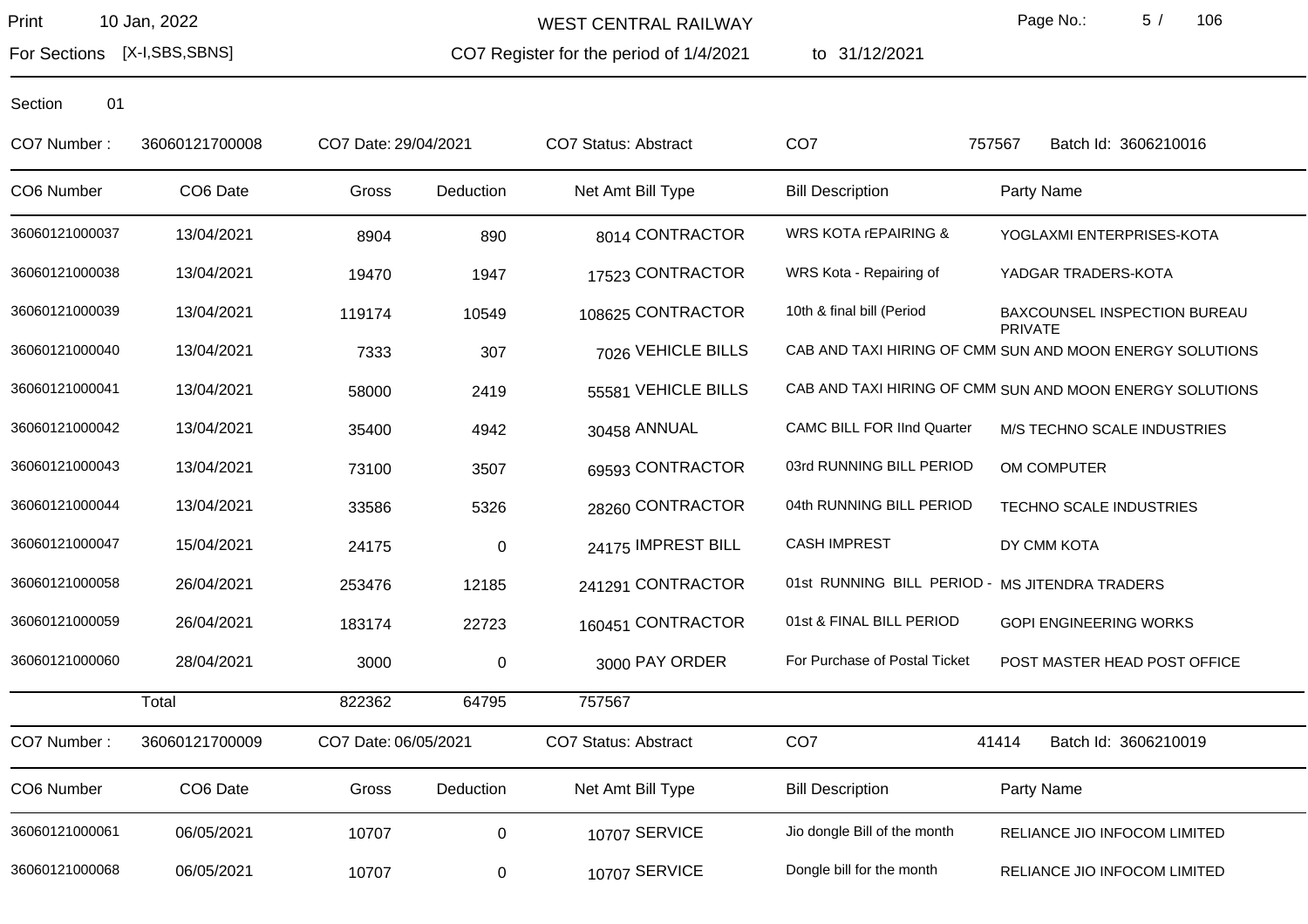WEST CENTRAL RAILWAY

For Sections [X-I,SBS,SBNS] — CO7 Register for the period of 1/4/2021 to 31/12/2021

Print 10 Jan, 2022

Section 01

CO7 Number : 36060121700008 | CO7 Date: 29/04/2021 | CO7 Status: Abstract | CO7 757567 | Batch Id: 3606210016

| CO6 Number | CO6 Date | Gross | Deduction | Net Amt | Bill Type | Bill Description | Party Name |
|---|---|---|---|---|---|---|---|
| 36060121000037 | 13/04/2021 | 8904 | 890 | 8014 | CONTRACTOR | WRS KOTA rEPAIRING & | YOGLAXMI ENTERPRISES-KOTA |
| 36060121000038 | 13/04/2021 | 19470 | 1947 | 17523 | CONTRACTOR | WRS Kota - Repairing of | YADGAR TRADERS-KOTA |
| 36060121000039 | 13/04/2021 | 119174 | 10549 | 108625 | CONTRACTOR | 10th & final bill (Period | BAXCOUNSEL INSPECTION BUREAU PRIVATE |
| 36060121000040 | 13/04/2021 | 7333 | 307 | 7026 | VEHICLE BILLS | CAB AND TAXI HIRING OF CMM | SUN AND MOON ENERGY SOLUTIONS |
| 36060121000041 | 13/04/2021 | 58000 | 2419 | 55581 | VEHICLE BILLS | CAB AND TAXI HIRING OF CMM | SUN AND MOON ENERGY SOLUTIONS |
| 36060121000042 | 13/04/2021 | 35400 | 4942 | 30458 | ANNUAL | CAMC BILL FOR IInd Quarter | M/S TECHNO SCALE INDUSTRIES |
| 36060121000043 | 13/04/2021 | 73100 | 3507 | 69593 | CONTRACTOR | 03rd RUNNING BILL PERIOD | OM COMPUTER |
| 36060121000044 | 13/04/2021 | 33586 | 5326 | 28260 | CONTRACTOR | 04th RUNNING BILL PERIOD | TECHNO SCALE INDUSTRIES |
| 36060121000047 | 15/04/2021 | 24175 | 0 | 24175 | IMPREST BILL | CASH IMPREST | DY CMM KOTA |
| 36060121000058 | 26/04/2021 | 253476 | 12185 | 241291 | CONTRACTOR | 01st RUNNING BILL PERIOD - | MS JITENDRA TRADERS |
| 36060121000059 | 26/04/2021 | 183174 | 22723 | 160451 | CONTRACTOR | 01st & FINAL BILL PERIOD | GOPI ENGINEERING WORKS |
| 36060121000060 | 28/04/2021 | 3000 | 0 | 3000 | PAY ORDER | For Purchase of Postal Ticket | POST MASTER HEAD POST OFFICE |
| | Total | 822362 | 64795 | 757567 | | | |

CO7 Number : 36060121700009 | CO7 Date: 06/05/2021 | CO7 Status: Abstract | CO7 41414 | Batch Id: 3606210019

| CO6 Number | CO6 Date | Gross | Deduction | Net Amt | Bill Type | Bill Description | Party Name |
|---|---|---|---|---|---|---|---|
| 36060121000061 | 06/05/2021 | 10707 | 0 | 10707 | SERVICE | Jio dongle Bill of the month | RELIANCE JIO INFOCOM LIMITED |
| 36060121000068 | 06/05/2021 | 10707 | 0 | 10707 | SERVICE | Dongle bill for the month | RELIANCE JIO INFOCOM LIMITED |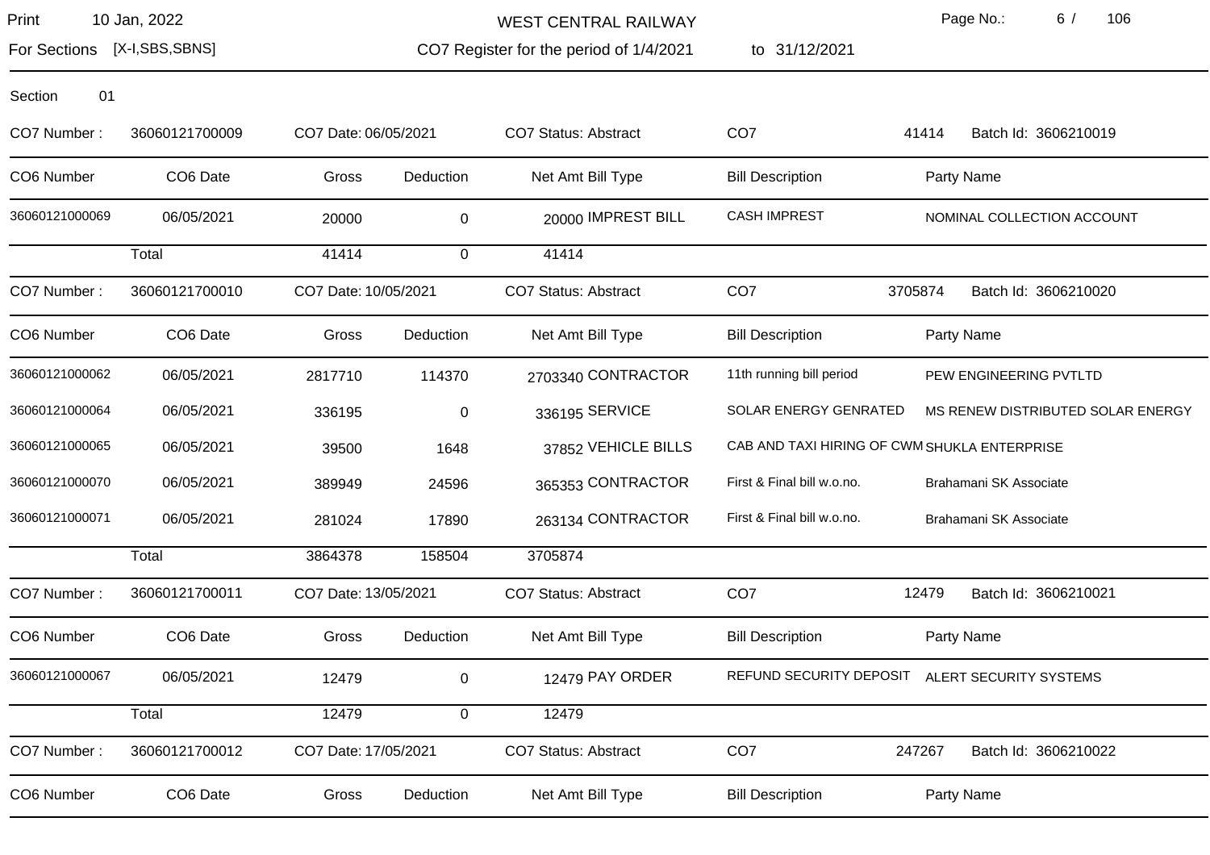WEST CENTRAL RAILWAY

Print 10 Jan, 2022

For Sections [X-I,SBS,SBNS]

CO7 Register for the period of 1/4/2021 to 31/12/2021

Section 01

CO7 Number : 36060121700009 | CO7 Date: 06/05/2021 | CO7 Status: Abstract | CO7 41414 | Batch Id: 3606210019

| CO6 Number | CO6 Date | Gross | Deduction | Net Amt | Bill Type | Bill Description | Party Name |
|---|---|---|---|---|---|---|---|
| 36060121000069 | 06/05/2021 | 20000 | 0 | 20000 | IMPREST BILL | CASH IMPREST | NOMINAL COLLECTION ACCOUNT |
| | Total | 41414 | 0 | 41414 | | | |

CO7 Number : 36060121700010 | CO7 Date: 10/05/2021 | CO7 Status: Abstract | CO7 3705874 | Batch Id: 3606210020

| CO6 Number | CO6 Date | Gross | Deduction | Net Amt | Bill Type | Bill Description | Party Name |
|---|---|---|---|---|---|---|---|
| 36060121000062 | 06/05/2021 | 2817710 | 114370 | 2703340 | CONTRACTOR | 11th running bill period | PEW ENGINEERING PVTLTD |
| 36060121000064 | 06/05/2021 | 336195 | 0 | 336195 | SERVICE | SOLAR ENERGY GENRATED | MS RENEW DISTRIBUTED SOLAR ENERGY |
| 36060121000065 | 06/05/2021 | 39500 | 1648 | 37852 | VEHICLE BILLS | CAB AND TAXI HIRING OF CWM | SHUKLA ENTERPRISE |
| 36060121000070 | 06/05/2021 | 389949 | 24596 | 365353 | CONTRACTOR | First & Final bill w.o.no. | Brahamani SK Associate |
| 36060121000071 | 06/05/2021 | 281024 | 17890 | 263134 | CONTRACTOR | First & Final bill w.o.no. | Brahamani SK Associate |
| | Total | 3864378 | 158504 | 3705874 | | | |

CO7 Number : 36060121700011 | CO7 Date: 13/05/2021 | CO7 Status: Abstract | CO7 12479 | Batch Id: 3606210021

| CO6 Number | CO6 Date | Gross | Deduction | Net Amt | Bill Type | Bill Description | Party Name |
|---|---|---|---|---|---|---|---|
| 36060121000067 | 06/05/2021 | 12479 | 0 | 12479 | PAY ORDER | REFUND SECURITY DEPOSIT | ALERT SECURITY SYSTEMS |
| | Total | 12479 | 0 | 12479 | | | |

CO7 Number : 36060121700012 | CO7 Date: 17/05/2021 | CO7 Status: Abstract | CO7 247267 | Batch Id: 3606210022

| CO6 Number | CO6 Date | Gross | Deduction | Net Amt | Bill Type | Bill Description | Party Name |
|---|---|---|---|---|---|---|---|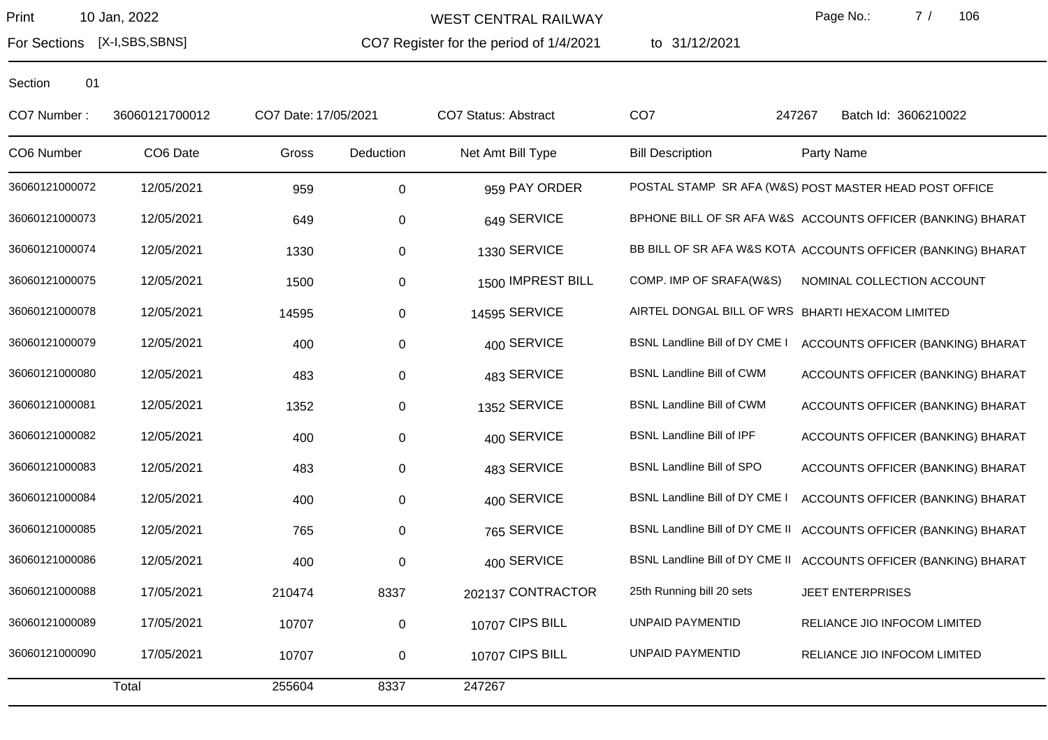WEST CENTRAL RAILWAY

CO7 Register for the period of 1/4/2021 to 31/12/2021

Print 10 Jan, 2022

For Sections [X-I,SBS,SBNS]

Section 01

CO7 Number : 36060121700012 CO7 Date: 17/05/2021 CO7 Status: Abstract CO7 247267 Batch Id: 3606210022

| CO6 Number | CO6 Date | Gross | Deduction | Net Amt | Bill Type | Bill Description | Party Name |
|---|---|---|---|---|---|---|---|
| 36060121000072 | 12/05/2021 | 959 | 0 | 959 | PAY ORDER | POSTAL STAMP SR AFA (W&S) | POST MASTER HEAD POST OFFICE |
| 36060121000073 | 12/05/2021 | 649 | 0 | 649 | SERVICE | BPHONE BILL OF SR AFA W&S | ACCOUNTS OFFICER (BANKING) BHARAT |
| 36060121000074 | 12/05/2021 | 1330 | 0 | 1330 | SERVICE | BB BILL OF SR AFA W&S KOTA | ACCOUNTS OFFICER (BANKING) BHARAT |
| 36060121000075 | 12/05/2021 | 1500 | 0 | 1500 | IMPREST BILL | COMP. IMP OF SRAFA(W&S) | NOMINAL COLLECTION ACCOUNT |
| 36060121000078 | 12/05/2021 | 14595 | 0 | 14595 | SERVICE | AIRTEL DONGAL BILL OF WRS | BHARTI HEXACOM LIMITED |
| 36060121000079 | 12/05/2021 | 400 | 0 | 400 | SERVICE | BSNL Landline Bill of DY CME I | ACCOUNTS OFFICER (BANKING) BHARAT |
| 36060121000080 | 12/05/2021 | 483 | 0 | 483 | SERVICE | BSNL Landline Bill of CWM | ACCOUNTS OFFICER (BANKING) BHARAT |
| 36060121000081 | 12/05/2021 | 1352 | 0 | 1352 | SERVICE | BSNL Landline Bill of CWM | ACCOUNTS OFFICER (BANKING) BHARAT |
| 36060121000082 | 12/05/2021 | 400 | 0 | 400 | SERVICE | BSNL Landline Bill of IPF | ACCOUNTS OFFICER (BANKING) BHARAT |
| 36060121000083 | 12/05/2021 | 483 | 0 | 483 | SERVICE | BSNL Landline Bill of SPO | ACCOUNTS OFFICER (BANKING) BHARAT |
| 36060121000084 | 12/05/2021 | 400 | 0 | 400 | SERVICE | BSNL Landline Bill of DY CME I | ACCOUNTS OFFICER (BANKING) BHARAT |
| 36060121000085 | 12/05/2021 | 765 | 0 | 765 | SERVICE | BSNL Landline Bill of DY CME II | ACCOUNTS OFFICER (BANKING) BHARAT |
| 36060121000086 | 12/05/2021 | 400 | 0 | 400 | SERVICE | BSNL Landline Bill of DY CME II | ACCOUNTS OFFICER (BANKING) BHARAT |
| 36060121000088 | 17/05/2021 | 210474 | 8337 | 202137 | CONTRACTOR | 25th Running bill 20 sets | JEET ENTERPRISES |
| 36060121000089 | 17/05/2021 | 10707 | 0 | 10707 | CIPS BILL | UNPAID PAYMENTID | RELIANCE JIO INFOCOM LIMITED |
| 36060121000090 | 17/05/2021 | 10707 | 0 | 10707 | CIPS BILL | UNPAID PAYMENTID | RELIANCE JIO INFOCOM LIMITED |
| | Total | 255604 | 8337 | 247267 | | | |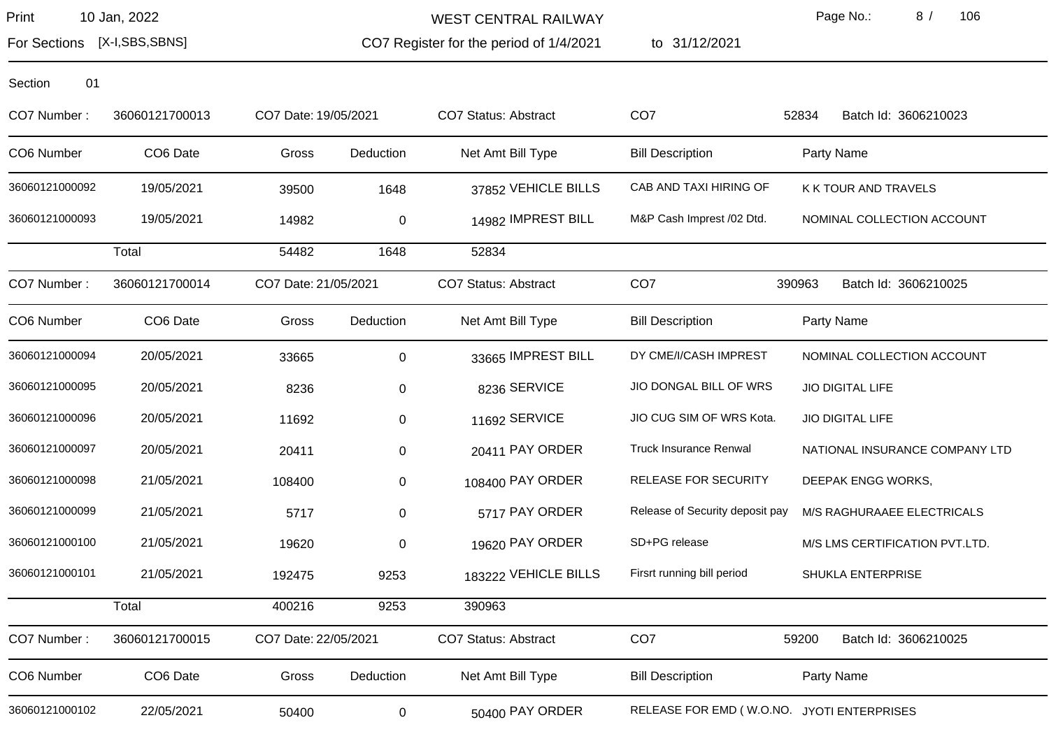Section 01

CO7 Number : 36060121700013 CO7 Date: 19/05/2021 CO7 Status: Abstract CO7 52834 Batch Id: 3606210023

| CO6 Number | CO6 Date | Gross | Deduction | Net Amt | Bill Type | Bill Description | Party Name |
|---|---|---|---|---|---|---|---|
| 36060121000092 | 19/05/2021 | 39500 | 1648 | 37852 | VEHICLE BILLS | CAB AND TAXI HIRING OF | K K TOUR AND TRAVELS |
| 36060121000093 | 19/05/2021 | 14982 | 0 | 14982 | IMPREST BILL | M&P Cash Imprest /02 Dtd. | NOMINAL COLLECTION ACCOUNT |
| | Total | 54482 | 1648 | 52834 | | | |

CO7 Number : 36060121700014 CO7 Date: 21/05/2021 CO7 Status: Abstract CO7 390963 Batch Id: 3606210025

| CO6 Number | CO6 Date | Gross | Deduction | Net Amt | Bill Type | Bill Description | Party Name |
|---|---|---|---|---|---|---|---|
| 36060121000094 | 20/05/2021 | 33665 | 0 | 33665 | IMPREST BILL | DY CME/I/CASH IMPREST | NOMINAL COLLECTION ACCOUNT |
| 36060121000095 | 20/05/2021 | 8236 | 0 | 8236 | SERVICE | JIO DONGAL BILL OF WRS | JIO DIGITAL LIFE |
| 36060121000096 | 20/05/2021 | 11692 | 0 | 11692 | SERVICE | JIO CUG SIM OF WRS Kota. | JIO DIGITAL LIFE |
| 36060121000097 | 20/05/2021 | 20411 | 0 | 20411 | PAY ORDER | Truck Insurance Renwal | NATIONAL INSURANCE COMPANY LTD |
| 36060121000098 | 21/05/2021 | 108400 | 0 | 108400 | PAY ORDER | RELEASE FOR SECURITY | DEEPAK ENGG WORKS, |
| 36060121000099 | 21/05/2021 | 5717 | 0 | 5717 | PAY ORDER | Release of Security deposit pay | M/S RAGHURAAEE ELECTRICALS |
| 36060121000100 | 21/05/2021 | 19620 | 0 | 19620 | PAY ORDER | SD+PG release | M/S LMS CERTIFICATION PVT.LTD. |
| 36060121000101 | 21/05/2021 | 192475 | 9253 | 183222 | VEHICLE BILLS | Firsrt running bill period | SHUKLA ENTERPRISE |
| | Total | 400216 | 9253 | 390963 | | | |

CO7 Number : 36060121700015 CO7 Date: 22/05/2021 CO7 Status: Abstract CO7 59200 Batch Id: 3606210025

| CO6 Number | CO6 Date | Gross | Deduction | Net Amt | Bill Type | Bill Description | Party Name |
|---|---|---|---|---|---|---|---|
| 36060121000102 | 22/05/2021 | 50400 | 0 | 50400 | PAY ORDER | RELEASE FOR EMD ( W.O.NO. | JYOTI ENTERPRISES |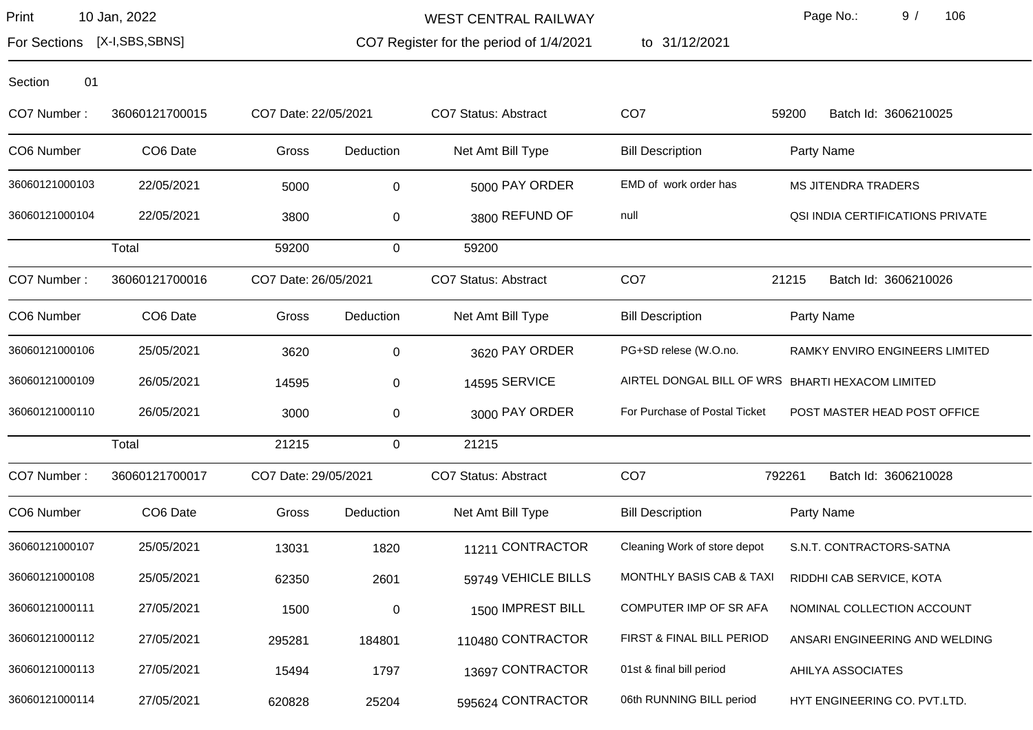Print 10 Jan, 2022 — WEST CENTRAL RAILWAY

For Sections [X-I,SBS,SBNS] — CO7 Register for the period of 1/4/2021 to 31/12/2021

Section 01

CO7 Number : 36060121700015 | CO7 Date: 22/05/2021 | CO7 Status: Abstract | CO7 59200 | Batch Id: 3606210025

| CO6 Number | CO6 Date | Gross | Deduction | Net Amt | Bill Type | Bill Description | Party Name |
|---|---|---|---|---|---|---|---|
| 36060121000103 | 22/05/2021 | 5000 | 0 | 5000 | PAY ORDER | EMD of work order has | MS JITENDRA TRADERS |
| 36060121000104 | 22/05/2021 | 3800 | 0 | 3800 | REFUND OF | null | QSI INDIA CERTIFICATIONS PRIVATE |
| | Total | 59200 | 0 | 59200 | | | |

CO7 Number : 36060121700016 | CO7 Date: 26/05/2021 | CO7 Status: Abstract | CO7 21215 | Batch Id: 3606210026

| CO6 Number | CO6 Date | Gross | Deduction | Net Amt | Bill Type | Bill Description | Party Name |
|---|---|---|---|---|---|---|---|
| 36060121000106 | 25/05/2021 | 3620 | 0 | 3620 | PAY ORDER | PG+SD relese (W.O.no. | RAMKY ENVIRO ENGINEERS LIMITED |
| 36060121000109 | 26/05/2021 | 14595 | 0 | 14595 | SERVICE | AIRTEL DONGAL BILL OF WRS | BHARTI HEXACOM LIMITED |
| 36060121000110 | 26/05/2021 | 3000 | 0 | 3000 | PAY ORDER | For Purchase of Postal Ticket | POST MASTER HEAD POST OFFICE |
| | Total | 21215 | 0 | 21215 | | | |

CO7 Number : 36060121700017 | CO7 Date: 29/05/2021 | CO7 Status: Abstract | CO7 792261 | Batch Id: 3606210028

| CO6 Number | CO6 Date | Gross | Deduction | Net Amt | Bill Type | Bill Description | Party Name |
|---|---|---|---|---|---|---|---|
| 36060121000107 | 25/05/2021 | 13031 | 1820 | 11211 | CONTRACTOR | Cleaning Work of store depot | S.N.T. CONTRACTORS-SATNA |
| 36060121000108 | 25/05/2021 | 62350 | 2601 | 59749 | VEHICLE BILLS | MONTHLY BASIS CAB & TAXI | RIDDHI CAB SERVICE, KOTA |
| 36060121000111 | 27/05/2021 | 1500 | 0 | 1500 | IMPREST BILL | COMPUTER IMP OF SR AFA | NOMINAL COLLECTION ACCOUNT |
| 36060121000112 | 27/05/2021 | 295281 | 184801 | 110480 | CONTRACTOR | FIRST & FINAL BILL PERIOD | ANSARI ENGINEERING AND WELDING |
| 36060121000113 | 27/05/2021 | 15494 | 1797 | 13697 | CONTRACTOR | 01st & final bill period | AHILYA ASSOCIATES |
| 36060121000114 | 27/05/2021 | 620828 | 25204 | 595624 | CONTRACTOR | 06th RUNNING BILL period | HYT ENGINEERING CO. PVT.LTD. |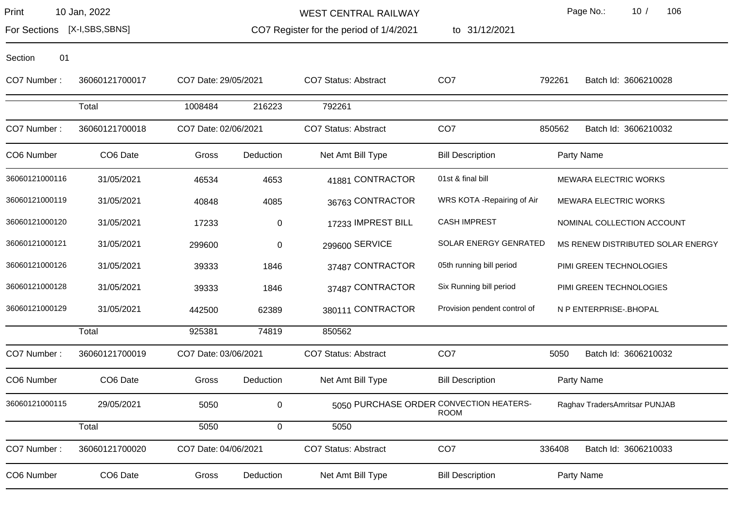Section 01

CO7 Number : 36060121700017 CO7 Date: 29/05/2021 CO7 Status: Abstract CO7 792261 Batch Id: 3606210028

| | Total | 1008484 | 216223 | 792261 | | |
|---|---|---|---|---|---|---|

CO7 Number : 36060121700018 CO7 Date: 02/06/2021 CO7 Status: Abstract CO7 850562 Batch Id: 3606210032

| CO6 Number | CO6 Date | Gross | Deduction | Net Amt | Bill Type | Bill Description | Party Name |
|---|---|---|---|---|---|---|---|
| 36060121000116 | 31/05/2021 | 46534 | 4653 | 41881 | CONTRACTOR | 01st & final bill | MEWARA ELECTRIC WORKS |
| 36060121000119 | 31/05/2021 | 40848 | 4085 | 36763 | CONTRACTOR | WRS KOTA -Repairing of Air | MEWARA ELECTRIC WORKS |
| 36060121000120 | 31/05/2021 | 17233 | 0 | 17233 | IMPREST BILL | CASH IMPREST | NOMINAL COLLECTION ACCOUNT |
| 36060121000121 | 31/05/2021 | 299600 | 0 | 299600 | SERVICE | SOLAR ENERGY GENRATED | MS RENEW DISTRIBUTED SOLAR ENERGY |
| 36060121000126 | 31/05/2021 | 39333 | 1846 | 37487 | CONTRACTOR | 05th running bill period | PIMI GREEN TECHNOLOGIES |
| 36060121000128 | 31/05/2021 | 39333 | 1846 | 37487 | CONTRACTOR | Six Running bill period | PIMI GREEN TECHNOLOGIES |
| 36060121000129 | 31/05/2021 | 442500 | 62389 | 380111 | CONTRACTOR | Provision pendent control of | N P ENTERPRISE-.BHOPAL |
| | Total | 925381 | 74819 | 850562 | | | |

CO7 Number : 36060121700019 CO7 Date: 03/06/2021 CO7 Status: Abstract CO7 5050 Batch Id: 3606210032

| CO6 Number | CO6 Date | Gross | Deduction | Net Amt | Bill Type | Bill Description | Party Name |
|---|---|---|---|---|---|---|---|
| 36060121000115 | 29/05/2021 | 5050 | 0 | 5050 | PURCHASE ORDER | CONVECTION HEATERS-ROOM | Raghav TradersAmritsar PUNJAB |
| | Total | 5050 | 0 | 5050 | | | |

CO7 Number : 36060121700020 CO7 Date: 04/06/2021 CO7 Status: Abstract CO7 336408 Batch Id: 3606210033

| CO6 Number | CO6 Date | Gross | Deduction | Net Amt | Bill Type | Bill Description | Party Name |
|---|---|---|---|---|---|---|---|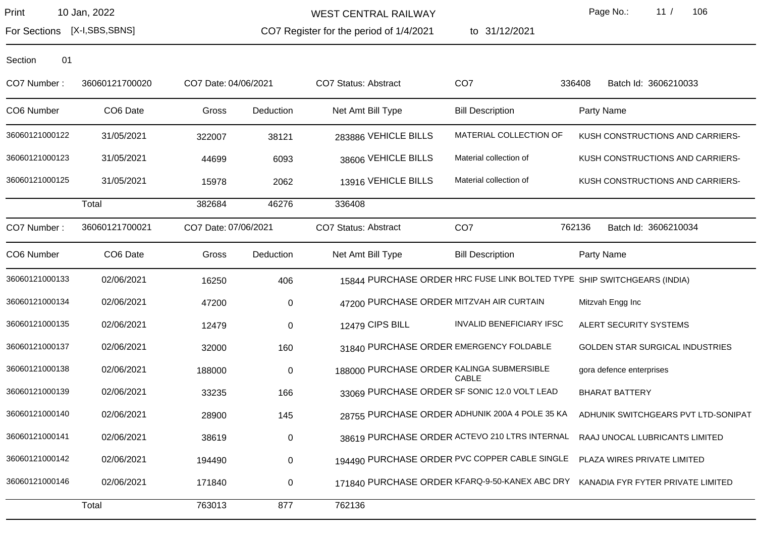WEST CENTRAL RAILWAY

Print 10 Jan, 2022

For Sections [X-I,SBS,SBNS]

CO7 Register for the period of 1/4/2021 to 31/12/2021

Section 01

CO7 Number : 36060121700020 CO7 Date: 04/06/2021 CO7 Status: Abstract CO7 336408 Batch Id: 3606210033

| CO6 Number | CO6 Date | Gross | Deduction | Net Amt | Bill Type | Bill Description | Party Name |
|---|---|---|---|---|---|---|---|
| 36060121000122 | 31/05/2021 | 322007 | 38121 | 283886 | VEHICLE BILLS | MATERIAL COLLECTION OF | KUSH CONSTRUCTIONS AND CARRIERS- |
| 36060121000123 | 31/05/2021 | 44699 | 6093 | 38606 | VEHICLE BILLS | Material collection of | KUSH CONSTRUCTIONS AND CARRIERS- |
| 36060121000125 | 31/05/2021 | 15978 | 2062 | 13916 | VEHICLE BILLS | Material collection of | KUSH CONSTRUCTIONS AND CARRIERS- |
| | Total | 382684 | 46276 | 336408 | | | |

CO7 Number : 36060121700021 CO7 Date: 07/06/2021 CO7 Status: Abstract CO7 762136 Batch Id: 3606210034

| CO6 Number | CO6 Date | Gross | Deduction | Net Amt | Bill Type | Bill Description | Party Name |
|---|---|---|---|---|---|---|---|
| 36060121000133 | 02/06/2021 | 16250 | 406 | 15844 | PURCHASE ORDER | HRC FUSE LINK BOLTED TYPE | SHIP SWITCHGEARS (INDIA) |
| 36060121000134 | 02/06/2021 | 47200 | 0 | 47200 | PURCHASE ORDER | MITZVAH AIR CURTAIN | Mitzvah Engg Inc |
| 36060121000135 | 02/06/2021 | 12479 | 0 | 12479 | CIPS BILL | INVALID BENEFICIARY IFSC | ALERT SECURITY SYSTEMS |
| 36060121000137 | 02/06/2021 | 32000 | 160 | 31840 | PURCHASE ORDER | EMERGENCY FOLDABLE | GOLDEN STAR SURGICAL INDUSTRIES |
| 36060121000138 | 02/06/2021 | 188000 | 0 | 188000 | PURCHASE ORDER | KALINGA SUBMERSIBLE CABLE | gora defence enterprises |
| 36060121000139 | 02/06/2021 | 33235 | 166 | 33069 | PURCHASE ORDER | SF SONIC 12.0 VOLT LEAD | BHARAT BATTERY |
| 36060121000140 | 02/06/2021 | 28900 | 145 | 28755 | PURCHASE ORDER | ADHUNIK 200A 4 POLE 35 KA | ADHUNIK SWITCHGEARS PVT LTD-SONIPAT |
| 36060121000141 | 02/06/2021 | 38619 | 0 | 38619 | PURCHASE ORDER | ACTEVO 210 LTRS INTERNAL | RAAJ UNOCAL LUBRICANTS LIMITED |
| 36060121000142 | 02/06/2021 | 194490 | 0 | 194490 | PURCHASE ORDER | PVC COPPER CABLE SINGLE | PLAZA WIRES PRIVATE LIMITED |
| 36060121000146 | 02/06/2021 | 171840 | 0 | 171840 | PURCHASE ORDER | KFARQ-9-50-KANEX ABC DRY | KANADIA FYR FYTER PRIVATE LIMITED |
| | Total | 763013 | 877 | 762136 | | | |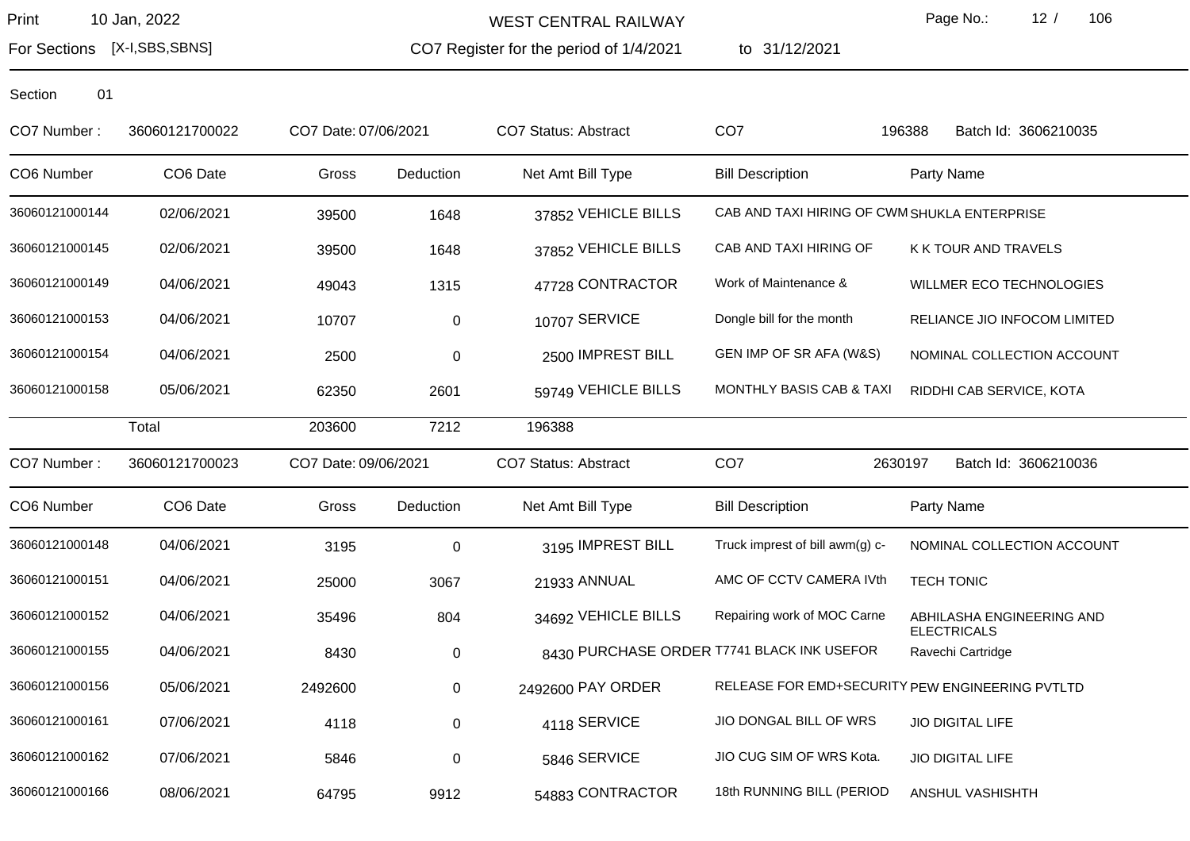Print 10 Jan, 2022 | WEST CENTRAL RAILWAY

For Sections [X-I,SBS,SBNS] | CO7 Register for the period of 1/4/2021 to 31/12/2021

Section 01

CO7 Number : 36060121700022 | CO7 Date: 07/06/2021 | CO7 Status: Abstract | CO7 196388 | Batch Id: 3606210035

| CO6 Number | CO6 Date | Gross | Deduction | Net Amt | Bill Type | Bill Description | Party Name |
|---|---|---|---|---|---|---|---|
| 36060121000144 | 02/06/2021 | 39500 | 1648 | 37852 | VEHICLE BILLS | CAB AND TAXI HIRING OF CWM | SHUKLA ENTERPRISE |
| 36060121000145 | 02/06/2021 | 39500 | 1648 | 37852 | VEHICLE BILLS | CAB AND TAXI HIRING OF | K K TOUR AND TRAVELS |
| 36060121000149 | 04/06/2021 | 49043 | 1315 | 47728 | CONTRACTOR | Work of Maintenance & | WILLMER ECO TECHNOLOGIES |
| 36060121000153 | 04/06/2021 | 10707 | 0 | 10707 | SERVICE | Dongle bill for the month | RELIANCE JIO INFOCOM LIMITED |
| 36060121000154 | 04/06/2021 | 2500 | 0 | 2500 | IMPREST BILL | GEN IMP OF SR AFA (W&S) | NOMINAL COLLECTION ACCOUNT |
| 36060121000158 | 05/06/2021 | 62350 | 2601 | 59749 | VEHICLE BILLS | MONTHLY BASIS CAB & TAXI | RIDDHI CAB SERVICE, KOTA |
| | Total | 203600 | 7212 | 196388 | | | |

CO7 Number : 36060121700023 | CO7 Date: 09/06/2021 | CO7 Status: Abstract | CO7 2630197 | Batch Id: 3606210036

| CO6 Number | CO6 Date | Gross | Deduction | Net Amt | Bill Type | Bill Description | Party Name |
|---|---|---|---|---|---|---|---|
| 36060121000148 | 04/06/2021 | 3195 | 0 | 3195 | IMPREST BILL | Truck imprest of bill awm(g) c- | NOMINAL COLLECTION ACCOUNT |
| 36060121000151 | 04/06/2021 | 25000 | 3067 | 21933 | ANNUAL | AMC OF CCTV CAMERA IVth | TECH TONIC |
| 36060121000152 | 04/06/2021 | 35496 | 804 | 34692 | VEHICLE BILLS | Repairing work of MOC Carne | ABHILASHA ENGINEERING AND ELECTRICALS |
| 36060121000155 | 04/06/2021 | 8430 | 0 | 8430 | PURCHASE ORDER | T7741 BLACK INK USEFOR | Ravechi Cartridge |
| 36060121000156 | 05/06/2021 | 2492600 | 0 | 2492600 | PAY ORDER | RELEASE FOR EMD+SECURITY | PEW ENGINEERING PVTLTD |
| 36060121000161 | 07/06/2021 | 4118 | 0 | 4118 | SERVICE | JIO DONGAL BILL OF WRS | JIO DIGITAL LIFE |
| 36060121000162 | 07/06/2021 | 5846 | 0 | 5846 | SERVICE | JIO CUG SIM OF WRS Kota. | JIO DIGITAL LIFE |
| 36060121000166 | 08/06/2021 | 64795 | 9912 | 54883 | CONTRACTOR | 18th RUNNING BILL (PERIOD | ANSHUL VASHISHTH |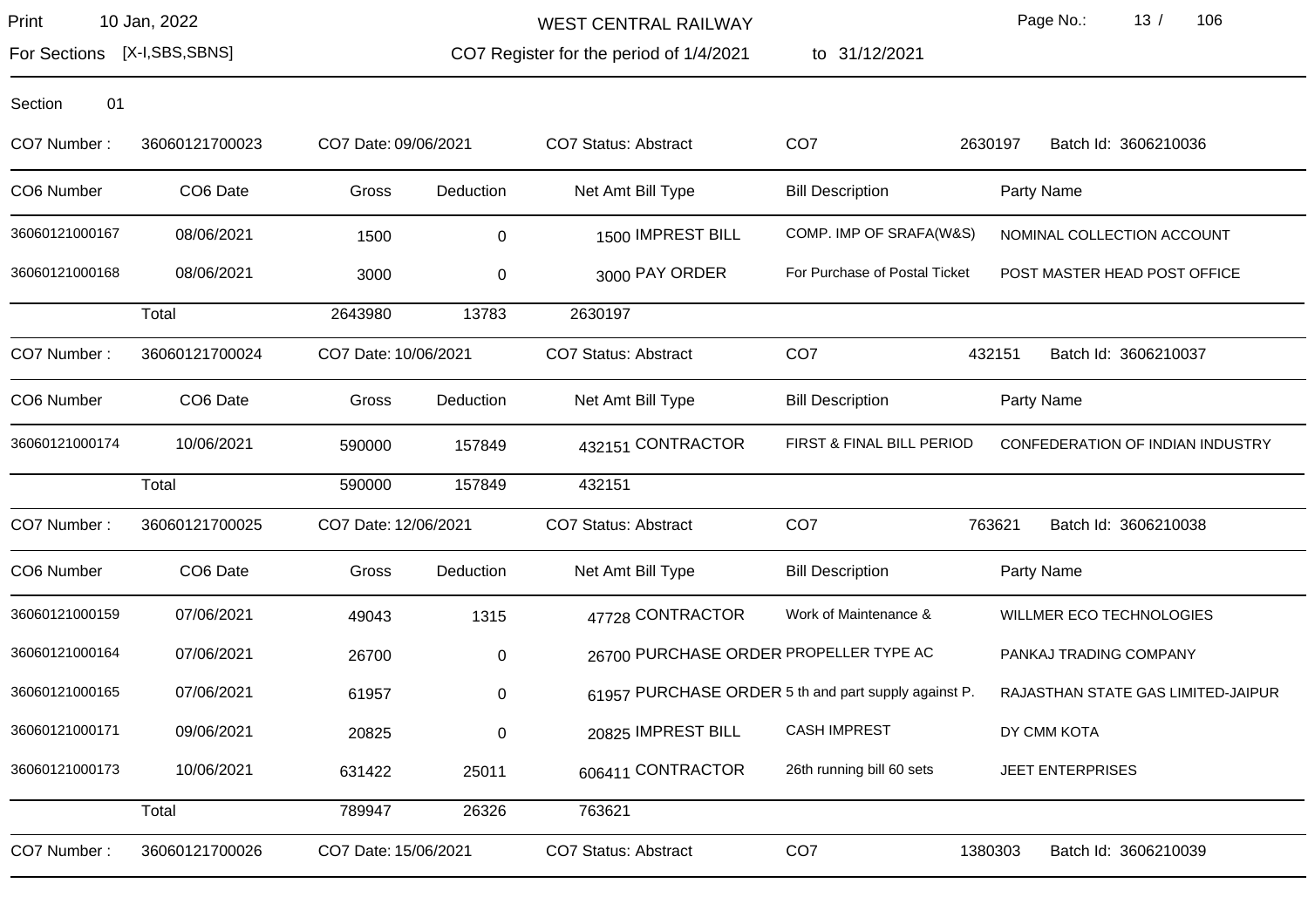Section 01

| CO7 Number : | 36060121700023 | CO7 Date: 09/06/2021 | | CO7 Status: Abstract | | CO7 | 2630197 | Batch Id: 3606210036 |
|---|---|---|---|---|---|---|---|---|
| **CO6 Number** | **CO6 Date** | **Gross** | **Deduction** | **Net Amt** | **Bill Type** | **Bill Description** | **Party Name** | |
| 36060121000167 | 08/06/2021 | 1500 | 0 | 1500 | IMPREST BILL | COMP. IMP OF SRAFA(W&S) | NOMINAL COLLECTION ACCOUNT | |
| 36060121000168 | 08/06/2021 | 3000 | 0 | 3000 | PAY ORDER | For Purchase of Postal Ticket | POST MASTER HEAD POST OFFICE | |
| | Total | 2643980 | 13783 | 2630197 | | | | |

| CO7 Number : | 36060121700024 | CO7 Date: 10/06/2021 | | CO7 Status: Abstract | | CO7 | 432151 | Batch Id: 3606210037 |
|---|---|---|---|---|---|---|---|---|
| **CO6 Number** | **CO6 Date** | **Gross** | **Deduction** | **Net Amt** | **Bill Type** | **Bill Description** | **Party Name** | |
| 36060121000174 | 10/06/2021 | 590000 | 157849 | 432151 | CONTRACTOR | FIRST & FINAL BILL PERIOD | CONFEDERATION OF INDIAN INDUSTRY | |
| | Total | 590000 | 157849 | 432151 | | | | |

| CO7 Number : | 36060121700025 | CO7 Date: 12/06/2021 | | CO7 Status: Abstract | | CO7 | 763621 | Batch Id: 3606210038 |
|---|---|---|---|---|---|---|---|---|
| **CO6 Number** | **CO6 Date** | **Gross** | **Deduction** | **Net Amt** | **Bill Type** | **Bill Description** | **Party Name** | |
| 36060121000159 | 07/06/2021 | 49043 | 1315 | 47728 | CONTRACTOR | Work of Maintenance & | WILLMER ECO TECHNOLOGIES | |
| 36060121000164 | 07/06/2021 | 26700 | 0 | 26700 | PURCHASE ORDER | PROPELLER TYPE AC | PANKAJ TRADING COMPANY | |
| 36060121000165 | 07/06/2021 | 61957 | 0 | 61957 | PURCHASE ORDER | 5 th and part supply against P. | RAJASTHAN STATE GAS LIMITED-JAIPUR | |
| 36060121000171 | 09/06/2021 | 20825 | 0 | 20825 | IMPREST BILL | CASH IMPREST | DY CMM KOTA | |
| 36060121000173 | 10/06/2021 | 631422 | 25011 | 606411 | CONTRACTOR | 26th running bill 60 sets | JEET ENTERPRISES | |
| | Total | 789947 | 26326 | 763621 | | | | |

| CO7 Number : | 36060121700026 | CO7 Date: 15/06/2021 | | CO7 Status: Abstract | | CO7 | 1380303 | Batch Id: 3606210039 |
|---|---|---|---|---|---|---|---|---|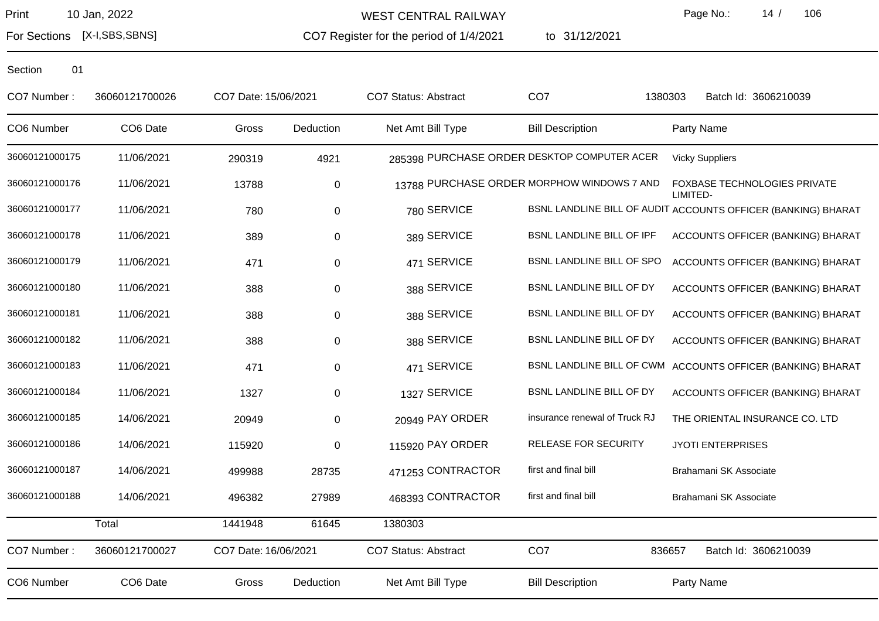WEST CENTRAL RAILWAY

Print 10 Jan, 2022

For Sections [X-I,SBS,SBNS]

CO7 Register for the period of 1/4/2021 to 31/12/2021

Section 01

CO7 Number : 36060121700026 CO7 Date: 15/06/2021 CO7 Status: Abstract CO7 1380303 Batch Id: 3606210039

| CO6 Number | CO6 Date | Gross | Deduction | Net Amt | Bill Type | Bill Description | Party Name |
|---|---|---|---|---|---|---|---|
| 36060121000175 | 11/06/2021 | 290319 | 4921 | 285398 | PURCHASE ORDER | DESKTOP COMPUTER ACER | Vicky Suppliers |
| 36060121000176 | 11/06/2021 | 13788 | 0 | 13788 | PURCHASE ORDER | MORPHOW WINDOWS 7 AND | FOXBASE TECHNOLOGIES PRIVATE LIMITED- |
| 36060121000177 | 11/06/2021 | 780 | 0 | 780 | SERVICE | BSNL LANDLINE BILL OF AUDIT | ACCOUNTS OFFICER (BANKING) BHARAT |
| 36060121000178 | 11/06/2021 | 389 | 0 | 389 | SERVICE | BSNL LANDLINE BILL OF IPF | ACCOUNTS OFFICER (BANKING) BHARAT |
| 36060121000179 | 11/06/2021 | 471 | 0 | 471 | SERVICE | BSNL LANDLINE BILL OF SPO | ACCOUNTS OFFICER (BANKING) BHARAT |
| 36060121000180 | 11/06/2021 | 388 | 0 | 388 | SERVICE | BSNL LANDLINE BILL OF DY | ACCOUNTS OFFICER (BANKING) BHARAT |
| 36060121000181 | 11/06/2021 | 388 | 0 | 388 | SERVICE | BSNL LANDLINE BILL OF DY | ACCOUNTS OFFICER (BANKING) BHARAT |
| 36060121000182 | 11/06/2021 | 388 | 0 | 388 | SERVICE | BSNL LANDLINE BILL OF DY | ACCOUNTS OFFICER (BANKING) BHARAT |
| 36060121000183 | 11/06/2021 | 471 | 0 | 471 | SERVICE | BSNL LANDLINE BILL OF CWM | ACCOUNTS OFFICER (BANKING) BHARAT |
| 36060121000184 | 11/06/2021 | 1327 | 0 | 1327 | SERVICE | BSNL LANDLINE BILL OF DY | ACCOUNTS OFFICER (BANKING) BHARAT |
| 36060121000185 | 14/06/2021 | 20949 | 0 | 20949 | PAY ORDER | insurance renewal of Truck RJ | THE ORIENTAL INSURANCE CO. LTD |
| 36060121000186 | 14/06/2021 | 115920 | 0 | 115920 | PAY ORDER | RELEASE FOR SECURITY | JYOTI ENTERPRISES |
| 36060121000187 | 14/06/2021 | 499988 | 28735 | 471253 | CONTRACTOR | first and final bill | Brahamani SK Associate |
| 36060121000188 | 14/06/2021 | 496382 | 27989 | 468393 | CONTRACTOR | first and final bill | Brahamani SK Associate |
| | Total | 1441948 | 61645 | 1380303 | | | |

CO7 Number : 36060121700027 CO7 Date: 16/06/2021 CO7 Status: Abstract CO7 836657 Batch Id: 3606210039

| CO6 Number | CO6 Date | Gross | Deduction | Net Amt | Bill Type | Bill Description | Party Name |
|---|---|---|---|---|---|---|---|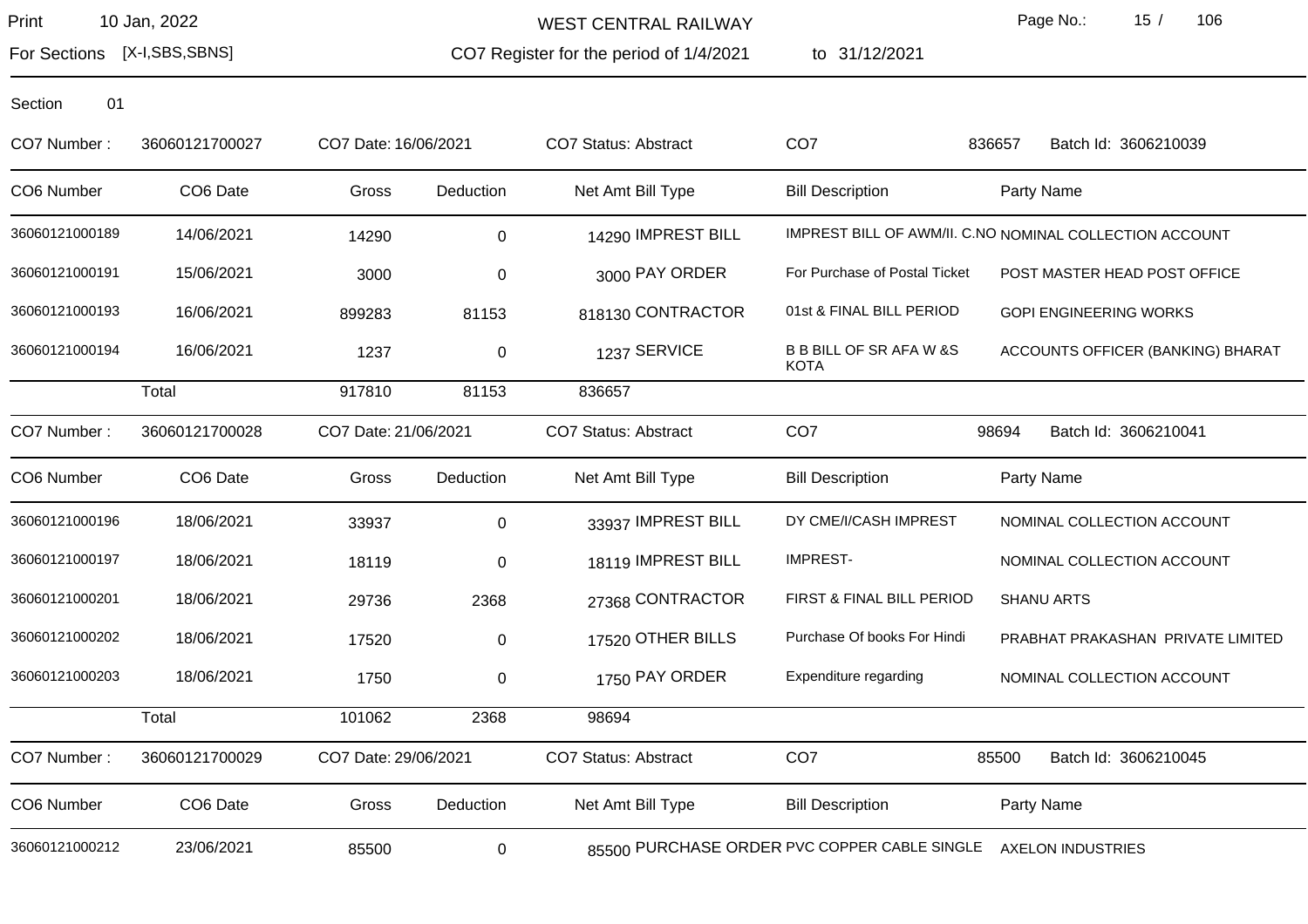WEST CENTRAL RAILWAY

Print 10 Jan, 2022

For Sections [X-I,SBS,SBNS]

CO7 Register for the period of 1/4/2021 to 31/12/2021

Section 01

CO7 Number : 36060121700027 CO7 Date: 16/06/2021 CO7 Status: Abstract CO7 836657 Batch Id: 3606210039

| CO6 Number | CO6 Date | Gross | Deduction | Net Amt | Bill Type | Bill Description | Party Name |
|---|---|---|---|---|---|---|---|
| 36060121000189 | 14/06/2021 | 14290 | 0 | 14290 | IMPREST BILL | IMPREST BILL OF AWM/II. C.NO | NOMINAL COLLECTION ACCOUNT |
| 36060121000191 | 15/06/2021 | 3000 | 0 | 3000 | PAY ORDER | For Purchase of Postal Ticket | POST MASTER HEAD POST OFFICE |
| 36060121000193 | 16/06/2021 | 899283 | 81153 | 818130 | CONTRACTOR | 01st & FINAL BILL PERIOD | GOPI ENGINEERING WORKS |
| 36060121000194 | 16/06/2021 | 1237 | 0 | 1237 | SERVICE | B B BILL OF SR AFA W &S KOTA | ACCOUNTS OFFICER (BANKING) BHARAT |
| | Total | 917810 | 81153 | 836657 | | | |

CO7 Number : 36060121700028 CO7 Date: 21/06/2021 CO7 Status: Abstract CO7 98694 Batch Id: 3606210041

| CO6 Number | CO6 Date | Gross | Deduction | Net Amt | Bill Type | Bill Description | Party Name |
|---|---|---|---|---|---|---|---|
| 36060121000196 | 18/06/2021 | 33937 | 0 | 33937 | IMPREST BILL | DY CME/I/CASH IMPREST | NOMINAL COLLECTION ACCOUNT |
| 36060121000197 | 18/06/2021 | 18119 | 0 | 18119 | IMPREST BILL | IMPREST- | NOMINAL COLLECTION ACCOUNT |
| 36060121000201 | 18/06/2021 | 29736 | 2368 | 27368 | CONTRACTOR | FIRST & FINAL BILL PERIOD | SHANU ARTS |
| 36060121000202 | 18/06/2021 | 17520 | 0 | 17520 | OTHER BILLS | Purchase Of books For Hindi | PRABHAT PRAKASHAN PRIVATE LIMITED |
| 36060121000203 | 18/06/2021 | 1750 | 0 | 1750 | PAY ORDER | Expenditure regarding | NOMINAL COLLECTION ACCOUNT |
| | Total | 101062 | 2368 | 98694 | | | |

CO7 Number : 36060121700029 CO7 Date: 29/06/2021 CO7 Status: Abstract CO7 85500 Batch Id: 3606210045

| CO6 Number | CO6 Date | Gross | Deduction | Net Amt | Bill Type | Bill Description | Party Name |
|---|---|---|---|---|---|---|---|
| 36060121000212 | 23/06/2021 | 85500 | 0 | 85500 | PURCHASE ORDER | PVC COPPER CABLE SINGLE | AXELON INDUSTRIES |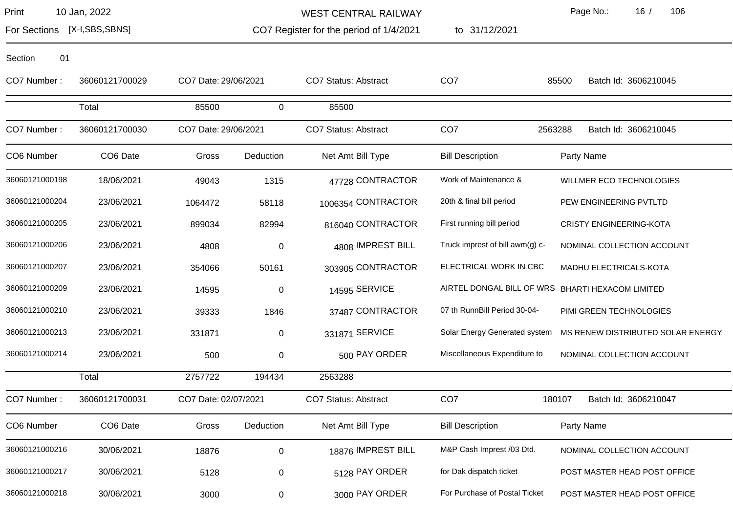WEST CENTRAL RAILWAY

Print 10 Jan, 2022

For Sections [X-I,SBS,SBNS]

CO7 Register for the period of 1/4/2021 to 31/12/2021

Section 01

CO7 Number : 36060121700029 CO7 Date: 29/06/2021 CO7 Status: Abstract CO7 85500 Batch Id: 3606210045

| | Total | 85500 | 0 | 85500 |
|---|---|---|---|---|

CO7 Number : 36060121700030 CO7 Date: 29/06/2021 CO7 Status: Abstract CO7 2563288 Batch Id: 3606210045

| CO6 Number | CO6 Date | Gross | Deduction | Net Amt | Bill Type | Bill Description | Party Name |
|---|---|---|---|---|---|---|---|
| 36060121000198 | 18/06/2021 | 49043 | 1315 | 47728 | CONTRACTOR | Work of Maintenance & | WILLMER ECO TECHNOLOGIES |
| 36060121000204 | 23/06/2021 | 1064472 | 58118 | 1006354 | CONTRACTOR | 20th & final bill period | PEW ENGINEERING PVTLTD |
| 36060121000205 | 23/06/2021 | 899034 | 82994 | 816040 | CONTRACTOR | First running bill period | CRISTY ENGINEERING-KOTA |
| 36060121000206 | 23/06/2021 | 4808 | 0 | 4808 | IMPREST BILL | Truck imprest of bill awm(g) c- | NOMINAL COLLECTION ACCOUNT |
| 36060121000207 | 23/06/2021 | 354066 | 50161 | 303905 | CONTRACTOR | ELECTRICAL WORK IN CBC | MADHU ELECTRICALS-KOTA |
| 36060121000209 | 23/06/2021 | 14595 | 0 | 14595 | SERVICE | AIRTEL DONGAL BILL OF WRS | BHARTI HEXACOM LIMITED |
| 36060121000210 | 23/06/2021 | 39333 | 1846 | 37487 | CONTRACTOR | 07 th RunnBill Period 30-04- | PIMI GREEN TECHNOLOGIES |
| 36060121000213 | 23/06/2021 | 331871 | 0 | 331871 | SERVICE | Solar Energy Generated system | MS RENEW DISTRIBUTED SOLAR ENERGY |
| 36060121000214 | 23/06/2021 | 500 | 0 | 500 | PAY ORDER | Miscellaneous Expenditure to | NOMINAL COLLECTION ACCOUNT |
| | Total | 2757722 | 194434 | 2563288 | | | |

CO7 Number : 36060121700031 CO7 Date: 02/07/2021 CO7 Status: Abstract CO7 180107 Batch Id: 3606210047

| CO6 Number | CO6 Date | Gross | Deduction | Net Amt | Bill Type | Bill Description | Party Name |
|---|---|---|---|---|---|---|---|
| 36060121000216 | 30/06/2021 | 18876 | 0 | 18876 | IMPREST BILL | M&P Cash Imprest /03 Dtd. | NOMINAL COLLECTION ACCOUNT |
| 36060121000217 | 30/06/2021 | 5128 | 0 | 5128 | PAY ORDER | for Dak dispatch ticket | POST MASTER HEAD POST OFFICE |
| 36060121000218 | 30/06/2021 | 3000 | 0 | 3000 | PAY ORDER | For Purchase of Postal Ticket | POST MASTER HEAD POST OFFICE |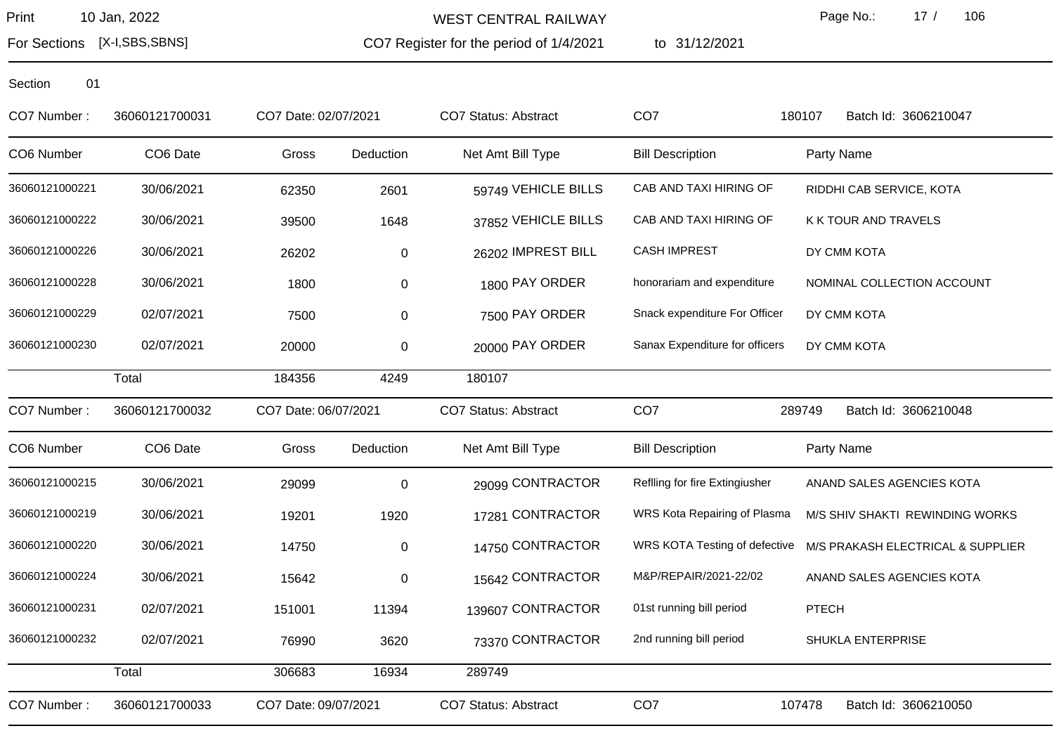WEST CENTRAL RAILWAY

For Sections [X-I,SBS,SBNS] — CO7 Register for the period of 1/4/2021 to 31/12/2021

Section 01

CO7 Number : 36060121700031 | CO7 Date: 02/07/2021 | CO7 Status: Abstract | CO7 180107 | Batch Id: 3606210047

| CO6 Number | CO6 Date | Gross | Deduction | Net Amt | Bill Type | Bill Description | Party Name |
|---|---|---|---|---|---|---|---|
| 36060121000221 | 30/06/2021 | 62350 | 2601 | 59749 | VEHICLE BILLS | CAB AND TAXI HIRING OF | RIDDHI CAB SERVICE, KOTA |
| 36060121000222 | 30/06/2021 | 39500 | 1648 | 37852 | VEHICLE BILLS | CAB AND TAXI HIRING OF | K K TOUR AND TRAVELS |
| 36060121000226 | 30/06/2021 | 26202 | 0 | 26202 | IMPREST BILL | CASH IMPREST | DY CMM KOTA |
| 36060121000228 | 30/06/2021 | 1800 | 0 | 1800 | PAY ORDER | honorariam and expenditure | NOMINAL COLLECTION ACCOUNT |
| 36060121000229 | 02/07/2021 | 7500 | 0 | 7500 | PAY ORDER | Snack expenditure For Officer | DY CMM KOTA |
| 36060121000230 | 02/07/2021 | 20000 | 0 | 20000 | PAY ORDER | Sanax Expenditure for officers | DY CMM KOTA |
| | Total | 184356 | 4249 | 180107 | | | |

CO7 Number : 36060121700032 | CO7 Date: 06/07/2021 | CO7 Status: Abstract | CO7 289749 | Batch Id: 3606210048

| CO6 Number | CO6 Date | Gross | Deduction | Net Amt | Bill Type | Bill Description | Party Name |
|---|---|---|---|---|---|---|---|
| 36060121000215 | 30/06/2021 | 29099 | 0 | 29099 | CONTRACTOR | Reflling for fire Extingiusher | ANAND SALES AGENCIES KOTA |
| 36060121000219 | 30/06/2021 | 19201 | 1920 | 17281 | CONTRACTOR | WRS Kota Repairing of Plasma | M/S SHIV SHAKTI REWINDING WORKS |
| 36060121000220 | 30/06/2021 | 14750 | 0 | 14750 | CONTRACTOR | WRS KOTA Testing of defective | M/S PRAKASH ELECTRICAL & SUPPLIER |
| 36060121000224 | 30/06/2021 | 15642 | 0 | 15642 | CONTRACTOR | M&P/REPAIR/2021-22/02 | ANAND SALES AGENCIES KOTA |
| 36060121000231 | 02/07/2021 | 151001 | 11394 | 139607 | CONTRACTOR | 01st running bill period | PTECH |
| 36060121000232 | 02/07/2021 | 76990 | 3620 | 73370 | CONTRACTOR | 2nd running bill period | SHUKLA ENTERPRISE |
| | Total | 306683 | 16934 | 289749 | | | |

CO7 Number : 36060121700033 | CO7 Date: 09/07/2021 | CO7 Status: Abstract | CO7 107478 | Batch Id: 3606210050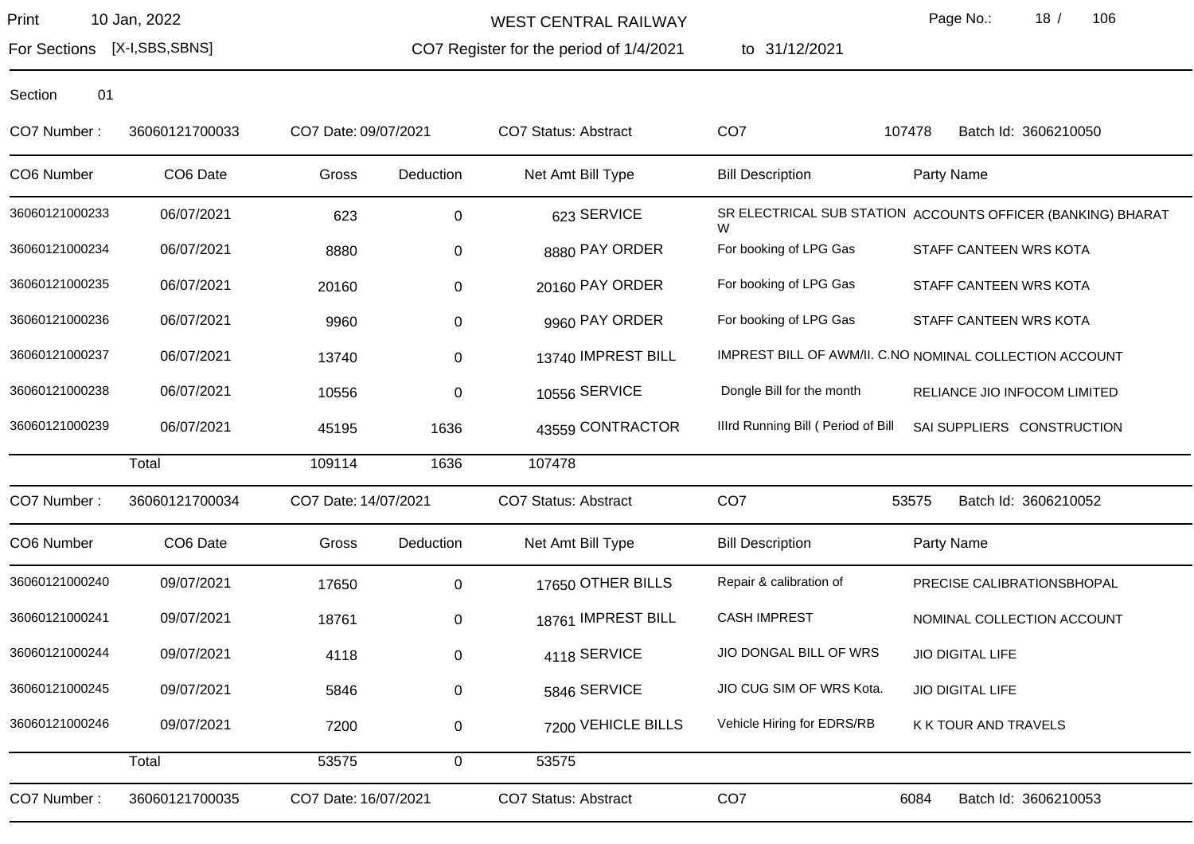Section 01

CO7 Number : 36060121700033 CO7 Date: 09/07/2021 CO7 Status: Abstract CO7 107478 Batch Id: 3606210050

| CO6 Number | CO6 Date | Gross | Deduction | Net Amt | Bill Type | Bill Description | Party Name |
|---|---|---|---|---|---|---|---|
| 36060121000233 | 06/07/2021 | 623 | 0 | 623 | SERVICE | SR ELECTRICAL SUB STATION W | ACCOUNTS OFFICER (BANKING) BHARAT |
| 36060121000234 | 06/07/2021 | 8880 | 0 | 8880 | PAY ORDER | For booking of LPG Gas | STAFF CANTEEN WRS KOTA |
| 36060121000235 | 06/07/2021 | 20160 | 0 | 20160 | PAY ORDER | For booking of LPG Gas | STAFF CANTEEN WRS KOTA |
| 36060121000236 | 06/07/2021 | 9960 | 0 | 9960 | PAY ORDER | For booking of LPG Gas | STAFF CANTEEN WRS KOTA |
| 36060121000237 | 06/07/2021 | 13740 | 0 | 13740 | IMPREST BILL | IMPREST BILL OF AWM/II. C.NO | NOMINAL COLLECTION ACCOUNT |
| 36060121000238 | 06/07/2021 | 10556 | 0 | 10556 | SERVICE | Dongle Bill for the month | RELIANCE JIO INFOCOM LIMITED |
| 36060121000239 | 06/07/2021 | 45195 | 1636 | 43559 | CONTRACTOR | IIIrd Running Bill ( Period of Bill | SAI SUPPLIERS CONSTRUCTION |
| | Total | 109114 | 1636 | 107478 | | | |

CO7 Number : 36060121700034 CO7 Date: 14/07/2021 CO7 Status: Abstract CO7 53575 Batch Id: 3606210052

| CO6 Number | CO6 Date | Gross | Deduction | Net Amt | Bill Type | Bill Description | Party Name |
|---|---|---|---|---|---|---|---|
| 36060121000240 | 09/07/2021 | 17650 | 0 | 17650 | OTHER BILLS | Repair & calibration of | PRECISE CALIBRATIONSBHOPAL |
| 36060121000241 | 09/07/2021 | 18761 | 0 | 18761 | IMPREST BILL | CASH IMPREST | NOMINAL COLLECTION ACCOUNT |
| 36060121000244 | 09/07/2021 | 4118 | 0 | 4118 | SERVICE | JIO DONGAL BILL OF WRS | JIO DIGITAL LIFE |
| 36060121000245 | 09/07/2021 | 5846 | 0 | 5846 | SERVICE | JIO CUG SIM OF WRS Kota. | JIO DIGITAL LIFE |
| 36060121000246 | 09/07/2021 | 7200 | 0 | 7200 | VEHICLE BILLS | Vehicle Hiring for EDRS/RB | K K TOUR AND TRAVELS |
| | Total | 53575 | 0 | 53575 | | | |

CO7 Number : 36060121700035 CO7 Date: 16/07/2021 CO7 Status: Abstract CO7 6084 Batch Id: 3606210053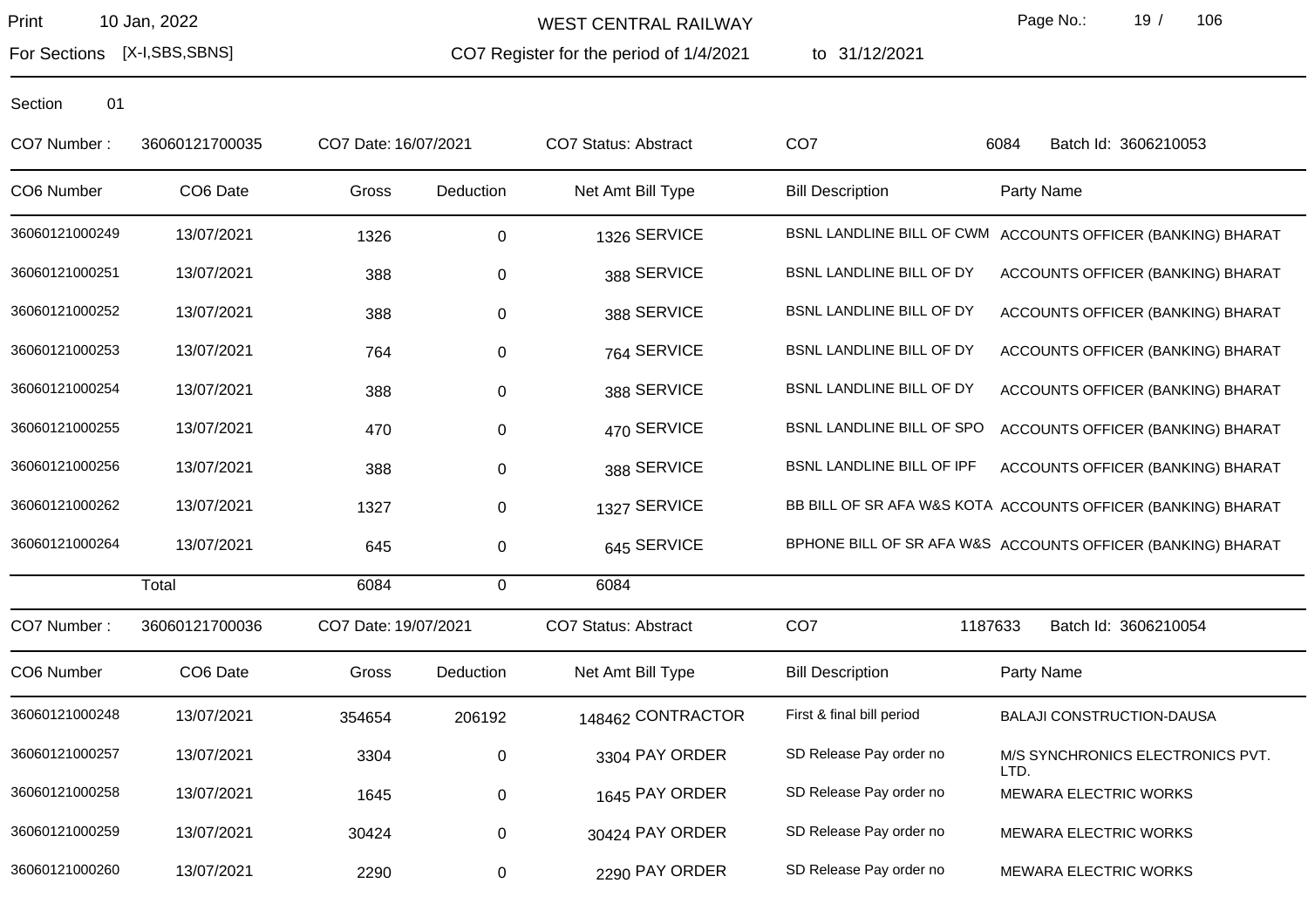WEST CENTRAL RAILWAY

CO7 Register for the period of 1/4/2021 to 31/12/2021

Print 10 Jan, 2022

For Sections [X-I,SBS,SBNS]

Section 01

CO7 Number : 36060121700035 | CO7 Date: 16/07/2021 | CO7 Status: Abstract | CO7 6084 | Batch Id: 3606210053

| CO6 Number | CO6 Date | Gross | Deduction | Net Amt | Bill Type | Bill Description | Party Name |
|---|---|---|---|---|---|---|---|
| 36060121000249 | 13/07/2021 | 1326 | 0 | 1326 | SERVICE | BSNL LANDLINE BILL OF CWM | ACCOUNTS OFFICER (BANKING) BHARAT |
| 36060121000251 | 13/07/2021 | 388 | 0 | 388 | SERVICE | BSNL LANDLINE BILL OF DY | ACCOUNTS OFFICER (BANKING) BHARAT |
| 36060121000252 | 13/07/2021 | 388 | 0 | 388 | SERVICE | BSNL LANDLINE BILL OF DY | ACCOUNTS OFFICER (BANKING) BHARAT |
| 36060121000253 | 13/07/2021 | 764 | 0 | 764 | SERVICE | BSNL LANDLINE BILL OF DY | ACCOUNTS OFFICER (BANKING) BHARAT |
| 36060121000254 | 13/07/2021 | 388 | 0 | 388 | SERVICE | BSNL LANDLINE BILL OF DY | ACCOUNTS OFFICER (BANKING) BHARAT |
| 36060121000255 | 13/07/2021 | 470 | 0 | 470 | SERVICE | BSNL LANDLINE BILL OF SPO | ACCOUNTS OFFICER (BANKING) BHARAT |
| 36060121000256 | 13/07/2021 | 388 | 0 | 388 | SERVICE | BSNL LANDLINE BILL OF IPF | ACCOUNTS OFFICER (BANKING) BHARAT |
| 36060121000262 | 13/07/2021 | 1327 | 0 | 1327 | SERVICE | BB BILL OF SR AFA W&S KOTA | ACCOUNTS OFFICER (BANKING) BHARAT |
| 36060121000264 | 13/07/2021 | 645 | 0 | 645 | SERVICE | BPHONE BILL OF SR AFA W&S | ACCOUNTS OFFICER (BANKING) BHARAT |
| | Total | 6084 | 0 | 6084 | | | |

CO7 Number : 36060121700036 | CO7 Date: 19/07/2021 | CO7 Status: Abstract | CO7 1187633 | Batch Id: 3606210054

| CO6 Number | CO6 Date | Gross | Deduction | Net Amt | Bill Type | Bill Description | Party Name |
|---|---|---|---|---|---|---|---|
| 36060121000248 | 13/07/2021 | 354654 | 206192 | 148462 | CONTRACTOR | First & final bill period | BALAJI CONSTRUCTION-DAUSA |
| 36060121000257 | 13/07/2021 | 3304 | 0 | 3304 | PAY ORDER | SD Release Pay order no | M/S SYNCHRONICS ELECTRONICS PVT. LTD. |
| 36060121000258 | 13/07/2021 | 1645 | 0 | 1645 | PAY ORDER | SD Release Pay order no | MEWARA ELECTRIC WORKS |
| 36060121000259 | 13/07/2021 | 30424 | 0 | 30424 | PAY ORDER | SD Release Pay order no | MEWARA ELECTRIC WORKS |
| 36060121000260 | 13/07/2021 | 2290 | 0 | 2290 | PAY ORDER | SD Release Pay order no | MEWARA ELECTRIC WORKS |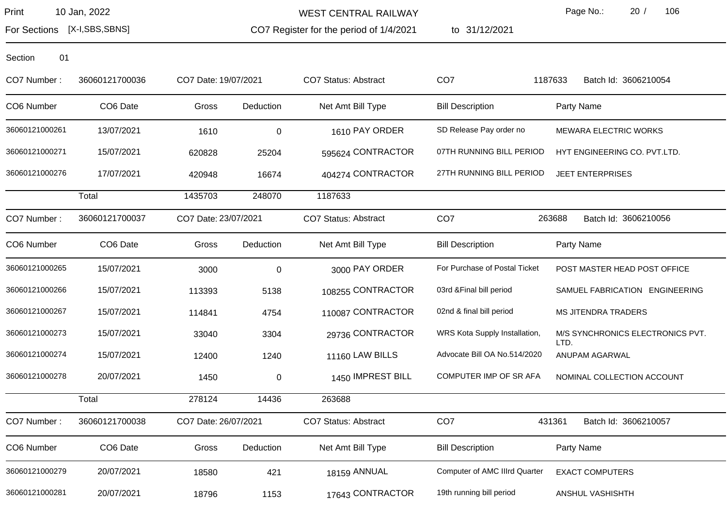WEST CENTRAL RAILWAY

CO7 Register for the period of 1/4/2021 to 31/12/2021

Print 10 Jan, 2022

For Sections [X-I,SBS,SBNS]

Section 01

CO7 Number : 36060121700036 | CO7 Date: 19/07/2021 | CO7 Status: Abstract | CO7 1187633 | Batch Id: 3606210054

| CO6 Number | CO6 Date | Gross | Deduction | Net Amt | Bill Type | Bill Description | Party Name |
|---|---|---|---|---|---|---|---|
| 36060121000261 | 13/07/2021 | 1610 | 0 | 1610 | PAY ORDER | SD Release Pay order no | MEWARA ELECTRIC WORKS |
| 36060121000271 | 15/07/2021 | 620828 | 25204 | 595624 | CONTRACTOR | 07TH RUNNING BILL PERIOD | HYT ENGINEERING CO. PVT.LTD. |
| 36060121000276 | 17/07/2021 | 420948 | 16674 | 404274 | CONTRACTOR | 27TH RUNNING BILL PERIOD | JEET ENTERPRISES |
| | Total | 1435703 | 248070 | 1187633 | | | |

CO7 Number : 36060121700037 | CO7 Date: 23/07/2021 | CO7 Status: Abstract | CO7 263688 | Batch Id: 3606210056

| CO6 Number | CO6 Date | Gross | Deduction | Net Amt | Bill Type | Bill Description | Party Name |
|---|---|---|---|---|---|---|---|
| 36060121000265 | 15/07/2021 | 3000 | 0 | 3000 | PAY ORDER | For Purchase of Postal Ticket | POST MASTER HEAD POST OFFICE |
| 36060121000266 | 15/07/2021 | 113393 | 5138 | 108255 | CONTRACTOR | 03rd &Final bill period | SAMUEL FABRICATION ENGINEERING |
| 36060121000267 | 15/07/2021 | 114841 | 4754 | 110087 | CONTRACTOR | 02nd & final bill period | MS JITENDRA TRADERS |
| 36060121000273 | 15/07/2021 | 33040 | 3304 | 29736 | CONTRACTOR | WRS Kota Supply Installation, | M/S SYNCHRONICS ELECTRONICS PVT. LTD. |
| 36060121000274 | 15/07/2021 | 12400 | 1240 | 11160 | LAW BILLS | Advocate Bill OA No.514/2020 | ANUPAM AGARWAL |
| 36060121000278 | 20/07/2021 | 1450 | 0 | 1450 | IMPREST BILL | COMPUTER IMP OF SR AFA | NOMINAL COLLECTION ACCOUNT |
| | Total | 278124 | 14436 | 263688 | | | |

CO7 Number : 36060121700038 | CO7 Date: 26/07/2021 | CO7 Status: Abstract | CO7 431361 | Batch Id: 3606210057

| CO6 Number | CO6 Date | Gross | Deduction | Net Amt | Bill Type | Bill Description | Party Name |
|---|---|---|---|---|---|---|---|
| 36060121000279 | 20/07/2021 | 18580 | 421 | 18159 | ANNUAL | Computer of AMC IIIrd Quarter | EXACT COMPUTERS |
| 36060121000281 | 20/07/2021 | 18796 | 1153 | 17643 | CONTRACTOR | 19th running bill period | ANSHUL VASHISHTH |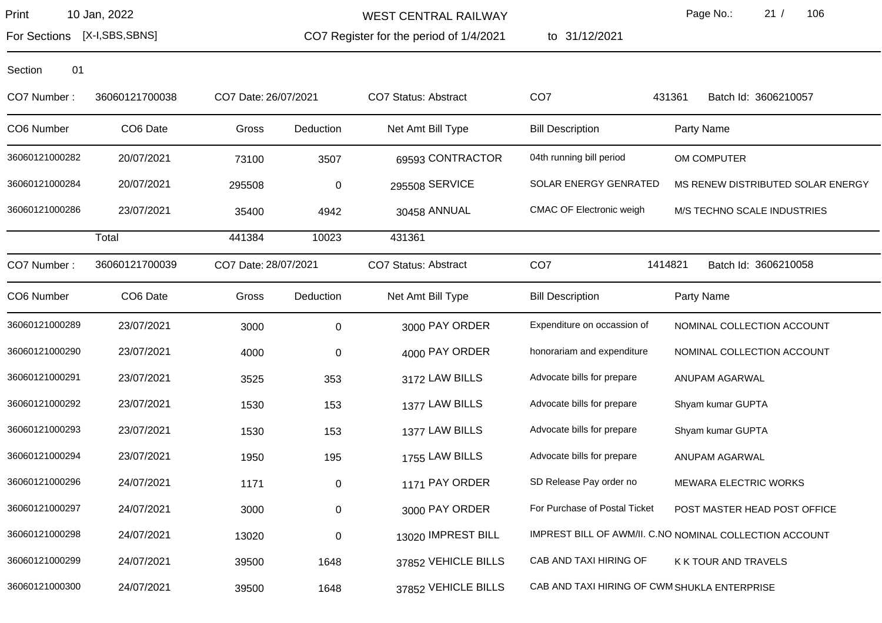WEST CENTRAL RAILWAY

CO7 Register for the period of 1/4/2021 to 31/12/2021

Print 10 Jan, 2022

For Sections [X-I,SBS,SBNS]

Section 01

CO7 Number : 36060121700038 | CO7 Date: 26/07/2021 | CO7 Status: Abstract | CO7 431361 | Batch Id: 3606210057

| CO6 Number | CO6 Date | Gross | Deduction | Net Amt | Bill Type | Bill Description | Party Name |
|---|---|---|---|---|---|---|---|
| 36060121000282 | 20/07/2021 | 73100 | 3507 | 69593 | CONTRACTOR | 04th running bill period | OM COMPUTER |
| 36060121000284 | 20/07/2021 | 295508 | 0 | 295508 | SERVICE | SOLAR ENERGY GENRATED | MS RENEW DISTRIBUTED SOLAR ENERGY |
| 36060121000286 | 23/07/2021 | 35400 | 4942 | 30458 | ANNUAL | CMAC OF Electronic weigh | M/S TECHNO SCALE INDUSTRIES |
| | Total | 441384 | 10023 | 431361 | | | |

CO7 Number : 36060121700039 | CO7 Date: 28/07/2021 | CO7 Status: Abstract | CO7 1414821 | Batch Id: 3606210058

| CO6 Number | CO6 Date | Gross | Deduction | Net Amt | Bill Type | Bill Description | Party Name |
|---|---|---|---|---|---|---|---|
| 36060121000289 | 23/07/2021 | 3000 | 0 | 3000 | PAY ORDER | Expenditure on occassion of | NOMINAL COLLECTION ACCOUNT |
| 36060121000290 | 23/07/2021 | 4000 | 0 | 4000 | PAY ORDER | honorariam and expenditure | NOMINAL COLLECTION ACCOUNT |
| 36060121000291 | 23/07/2021 | 3525 | 353 | 3172 | LAW BILLS | Advocate bills for prepare | ANUPAM AGARWAL |
| 36060121000292 | 23/07/2021 | 1530 | 153 | 1377 | LAW BILLS | Advocate bills for prepare | Shyam kumar GUPTA |
| 36060121000293 | 23/07/2021 | 1530 | 153 | 1377 | LAW BILLS | Advocate bills for prepare | Shyam kumar GUPTA |
| 36060121000294 | 23/07/2021 | 1950 | 195 | 1755 | LAW BILLS | Advocate bills for prepare | ANUPAM AGARWAL |
| 36060121000296 | 24/07/2021 | 1171 | 0 | 1171 | PAY ORDER | SD Release Pay order no | MEWARA ELECTRIC WORKS |
| 36060121000297 | 24/07/2021 | 3000 | 0 | 3000 | PAY ORDER | For Purchase of Postal Ticket | POST MASTER HEAD POST OFFICE |
| 36060121000298 | 24/07/2021 | 13020 | 0 | 13020 | IMPREST BILL | IMPREST BILL OF AWM/II. C.NO | NOMINAL COLLECTION ACCOUNT |
| 36060121000299 | 24/07/2021 | 39500 | 1648 | 37852 | VEHICLE BILLS | CAB AND TAXI HIRING OF | K K TOUR AND TRAVELS |
| 36060121000300 | 24/07/2021 | 39500 | 1648 | 37852 | VEHICLE BILLS | CAB AND TAXI HIRING OF CWM | SHUKLA ENTERPRISE |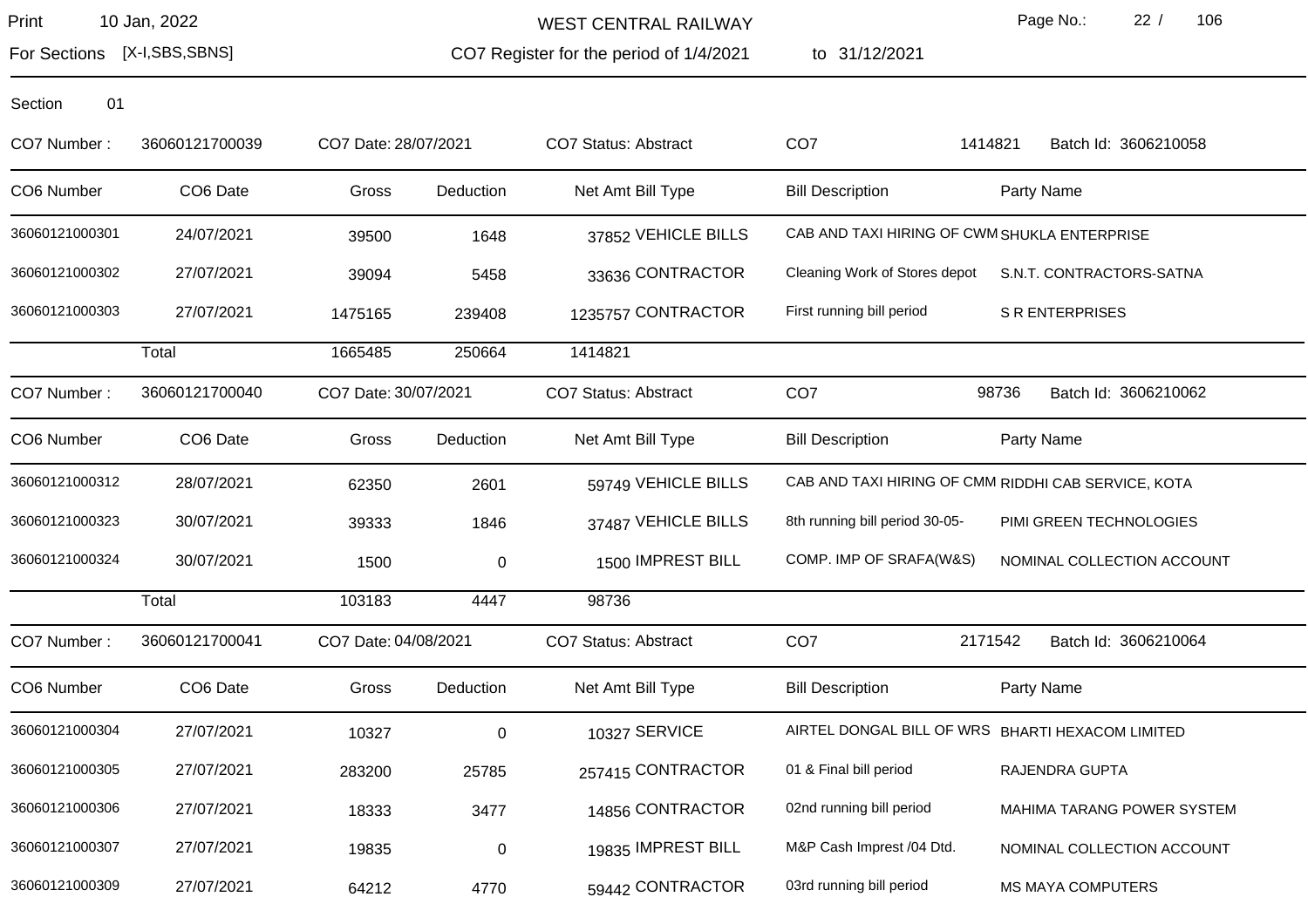WEST CENTRAL RAILWAY

Print 10 Jan, 2022

For Sections [X-I,SBS,SBNS]

CO7 Register for the period of 1/4/2021 to 31/12/2021

Section 01

CO7 Number : 36060121700039 CO7 Date: 28/07/2021 CO7 Status: Abstract CO7 1414821 Batch Id: 3606210058

| CO6 Number | CO6 Date | Gross | Deduction | Net Amt | Bill Type | Bill Description | Party Name |
|---|---|---|---|---|---|---|---|
| 36060121000301 | 24/07/2021 | 39500 | 1648 | 37852 | VEHICLE BILLS | CAB AND TAXI HIRING OF CWM | SHUKLA ENTERPRISE |
| 36060121000302 | 27/07/2021 | 39094 | 5458 | 33636 | CONTRACTOR | Cleaning Work of Stores depot | S.N.T. CONTRACTORS-SATNA |
| 36060121000303 | 27/07/2021 | 1475165 | 239408 | 1235757 | CONTRACTOR | First running bill period | S R ENTERPRISES |
| | Total | 1665485 | 250664 | 1414821 | | | |

CO7 Number : 36060121700040 CO7 Date: 30/07/2021 CO7 Status: Abstract CO7 98736 Batch Id: 3606210062

| CO6 Number | CO6 Date | Gross | Deduction | Net Amt | Bill Type | Bill Description | Party Name |
|---|---|---|---|---|---|---|---|
| 36060121000312 | 28/07/2021 | 62350 | 2601 | 59749 | VEHICLE BILLS | CAB AND TAXI HIRING OF CMM | RIDDHI CAB SERVICE, KOTA |
| 36060121000323 | 30/07/2021 | 39333 | 1846 | 37487 | VEHICLE BILLS | 8th running bill period 30-05- | PIMI GREEN TECHNOLOGIES |
| 36060121000324 | 30/07/2021 | 1500 | 0 | 1500 | IMPREST BILL | COMP. IMP OF SRAFA(W&S) | NOMINAL COLLECTION ACCOUNT |
| | Total | 103183 | 4447 | 98736 | | | |

CO7 Number : 36060121700041 CO7 Date: 04/08/2021 CO7 Status: Abstract CO7 2171542 Batch Id: 3606210064

| CO6 Number | CO6 Date | Gross | Deduction | Net Amt | Bill Type | Bill Description | Party Name |
|---|---|---|---|---|---|---|---|
| 36060121000304 | 27/07/2021 | 10327 | 0 | 10327 | SERVICE | AIRTEL DONGAL BILL OF WRS | BHARTI HEXACOM LIMITED |
| 36060121000305 | 27/07/2021 | 283200 | 25785 | 257415 | CONTRACTOR | 01 & Final bill period | RAJENDRA GUPTA |
| 36060121000306 | 27/07/2021 | 18333 | 3477 | 14856 | CONTRACTOR | 02nd running bill period | MAHIMA TARANG POWER SYSTEM |
| 36060121000307 | 27/07/2021 | 19835 | 0 | 19835 | IMPREST BILL | M&P Cash Imprest /04 Dtd. | NOMINAL COLLECTION ACCOUNT |
| 36060121000309 | 27/07/2021 | 64212 | 4770 | 59442 | CONTRACTOR | 03rd running bill period | MS MAYA COMPUTERS |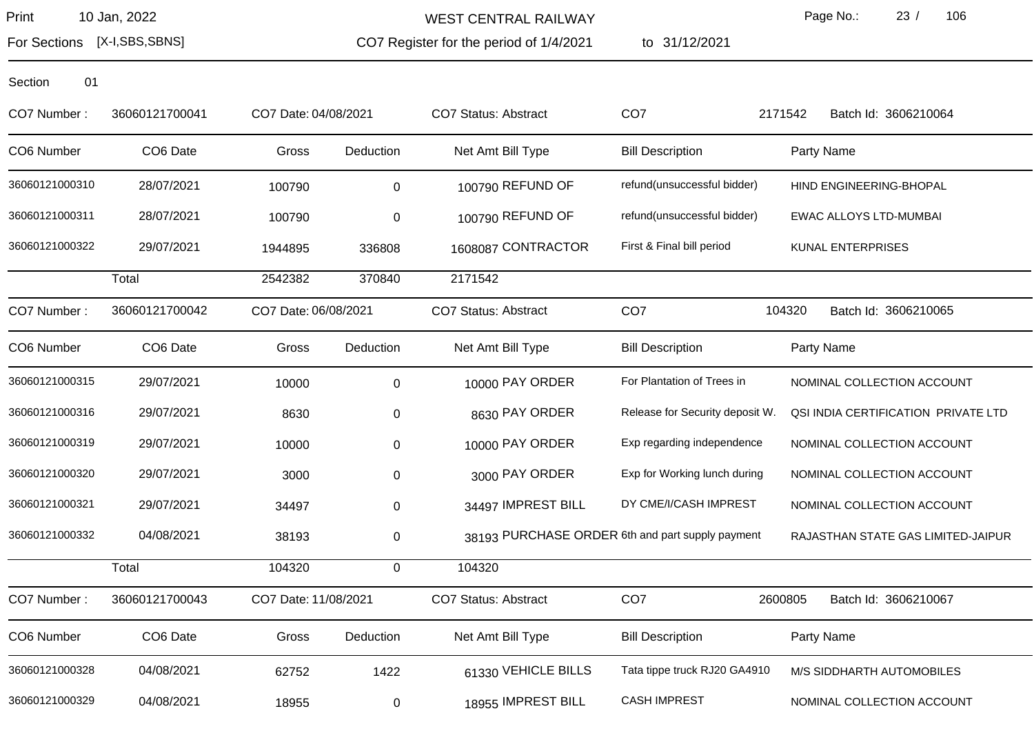# WEST CENTRAL RAILWAY

For Sections [X-I,SBS,SBNS]

CO7 Register for the period of 1/4/2021 to 31/12/2021

Section 01

CO7 Number : 36060121700041 CO7 Date: 04/08/2021 CO7 Status: Abstract CO7 2171542 Batch Id: 3606210064

| CO6 Number | CO6 Date | Gross | Deduction | Net Amt | Bill Type | Bill Description | Party Name |
|---|---|---|---|---|---|---|---|
| 36060121000310 | 28/07/2021 | 100790 | 0 | 100790 | REFUND OF | refund(unsuccessful bidder) | HIND ENGINEERING-BHOPAL |
| 36060121000311 | 28/07/2021 | 100790 | 0 | 100790 | REFUND OF | refund(unsuccessful bidder) | EWAC ALLOYS LTD-MUMBAI |
| 36060121000322 | 29/07/2021 | 1944895 | 336808 | 1608087 | CONTRACTOR | First & Final bill period | KUNAL ENTERPRISES |
| | Total | 2542382 | 370840 | 2171542 | | | |

CO7 Number : 36060121700042 CO7 Date: 06/08/2021 CO7 Status: Abstract CO7 104320 Batch Id: 3606210065

| CO6 Number | CO6 Date | Gross | Deduction | Net Amt | Bill Type | Bill Description | Party Name |
|---|---|---|---|---|---|---|---|
| 36060121000315 | 29/07/2021 | 10000 | 0 | 10000 | PAY ORDER | For Plantation of Trees in | NOMINAL COLLECTION ACCOUNT |
| 36060121000316 | 29/07/2021 | 8630 | 0 | 8630 | PAY ORDER | Release for Security deposit W. | QSI INDIA CERTIFICATION PRIVATE LTD |
| 36060121000319 | 29/07/2021 | 10000 | 0 | 10000 | PAY ORDER | Exp regarding independence | NOMINAL COLLECTION ACCOUNT |
| 36060121000320 | 29/07/2021 | 3000 | 0 | 3000 | PAY ORDER | Exp for Working lunch during | NOMINAL COLLECTION ACCOUNT |
| 36060121000321 | 29/07/2021 | 34497 | 0 | 34497 | IMPREST BILL | DY CME/I/CASH IMPREST | NOMINAL COLLECTION ACCOUNT |
| 36060121000332 | 04/08/2021 | 38193 | 0 | 38193 | PURCHASE ORDER | 6th and part supply payment | RAJASTHAN STATE GAS LIMITED-JAIPUR |
| | Total | 104320 | 0 | 104320 | | | |

CO7 Number : 36060121700043 CO7 Date: 11/08/2021 CO7 Status: Abstract CO7 2600805 Batch Id: 3606210067

| CO6 Number | CO6 Date | Gross | Deduction | Net Amt | Bill Type | Bill Description | Party Name |
|---|---|---|---|---|---|---|---|
| 36060121000328 | 04/08/2021 | 62752 | 1422 | 61330 | VEHICLE BILLS | Tata tippe truck RJ20 GA4910 | M/S SIDDHARTH AUTOMOBILES |
| 36060121000329 | 04/08/2021 | 18955 | 0 | 18955 | IMPREST BILL | CASH IMPREST | NOMINAL COLLECTION ACCOUNT |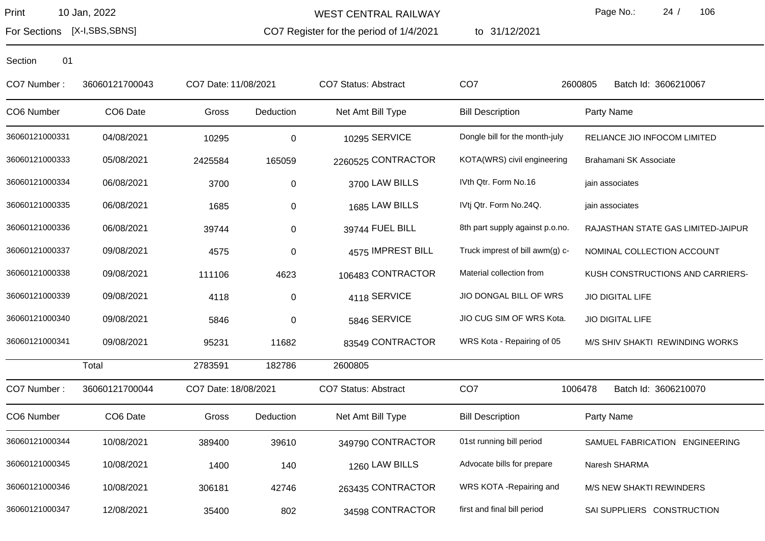WEST CENTRAL RAILWAY

CO7 Register for the period of 1/4/2021 to 31/12/2021

For Sections [X-I,SBS,SBNS]

Section 01

CO7 Number : 36060121700043 CO7 Date: 11/08/2021 CO7 Status: Abstract CO7 2600805 Batch Id: 3606210067

| CO6 Number | CO6 Date | Gross | Deduction | Net Amt | Bill Type | Bill Description | Party Name |
|---|---|---|---|---|---|---|---|
| 36060121000331 | 04/08/2021 | 10295 | 0 | 10295 | SERVICE | Dongle bill for the month-july | RELIANCE JIO INFOCOM LIMITED |
| 36060121000333 | 05/08/2021 | 2425584 | 165059 | 2260525 | CONTRACTOR | KOTA(WRS) civil engineering | Brahamani SK Associate |
| 36060121000334 | 06/08/2021 | 3700 | 0 | 3700 | LAW BILLS | IVth Qtr. Form No.16 | jain associates |
| 36060121000335 | 06/08/2021 | 1685 | 0 | 1685 | LAW BILLS | IVtj Qtr. Form No.24Q. | jain associates |
| 36060121000336 | 06/08/2021 | 39744 | 0 | 39744 | FUEL BILL | 8th part supply against p.o.no. | RAJASTHAN STATE GAS LIMITED-JAIPUR |
| 36060121000337 | 09/08/2021 | 4575 | 0 | 4575 | IMPREST BILL | Truck imprest of bill awm(g) c- | NOMINAL COLLECTION ACCOUNT |
| 36060121000338 | 09/08/2021 | 111106 | 4623 | 106483 | CONTRACTOR | Material collection from | KUSH CONSTRUCTIONS AND CARRIERS- |
| 36060121000339 | 09/08/2021 | 4118 | 0 | 4118 | SERVICE | JIO DONGAL BILL OF WRS | JIO DIGITAL LIFE |
| 36060121000340 | 09/08/2021 | 5846 | 0 | 5846 | SERVICE | JIO CUG SIM OF WRS Kota. | JIO DIGITAL LIFE |
| 36060121000341 | 09/08/2021 | 95231 | 11682 | 83549 | CONTRACTOR | WRS Kota - Repairing of 05 | M/S SHIV SHAKTI REWINDING WORKS |
| | Total | 2783591 | 182786 | 2600805 | | | |

CO7 Number : 36060121700044 CO7 Date: 18/08/2021 CO7 Status: Abstract CO7 1006478 Batch Id: 3606210070

| CO6 Number | CO6 Date | Gross | Deduction | Net Amt | Bill Type | Bill Description | Party Name |
|---|---|---|---|---|---|---|---|
| 36060121000344 | 10/08/2021 | 389400 | 39610 | 349790 | CONTRACTOR | 01st running bill period | SAMUEL FABRICATION ENGINEERING |
| 36060121000345 | 10/08/2021 | 1400 | 140 | 1260 | LAW BILLS | Advocate bills for prepare | Naresh SHARMA |
| 36060121000346 | 10/08/2021 | 306181 | 42746 | 263435 | CONTRACTOR | WRS KOTA -Repairing and | M/S NEW SHAKTI REWINDERS |
| 36060121000347 | 12/08/2021 | 35400 | 802 | 34598 | CONTRACTOR | first and final bill period | SAI SUPPLIERS CONSTRUCTION |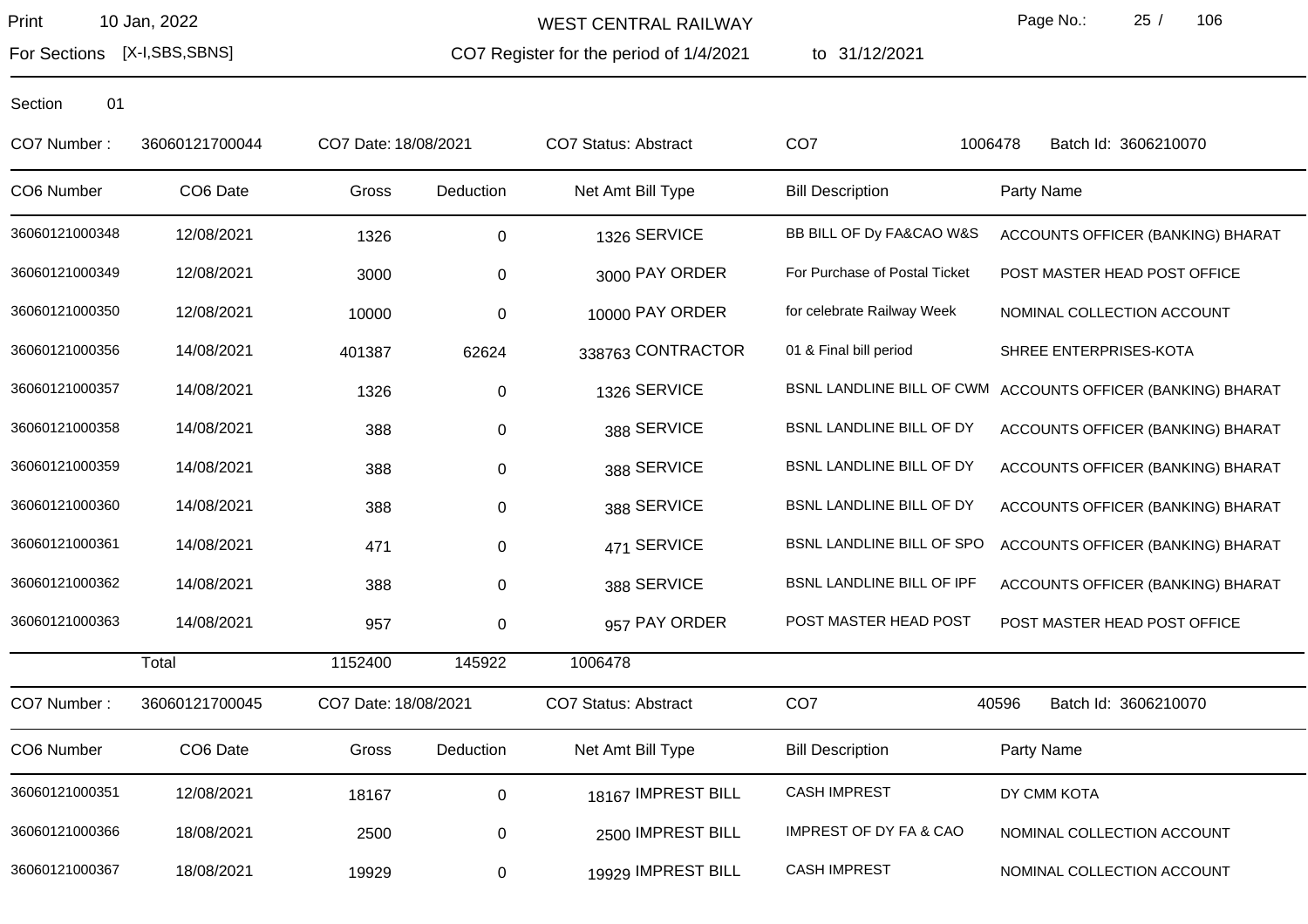# WEST CENTRAL RAILWAY

Print 10 Jan, 2022

For Sections [X-I,SBS,SBNS]

CO7 Register for the period of 1/4/2021 to 31/12/2021

Section 01

CO7 Number : 36060121700044 CO7 Date: 18/08/2021 CO7 Status: Abstract CO7 1006478 Batch Id: 3606210070

| CO6 Number | CO6 Date | Gross | Deduction | Net Amt | Bill Type | Bill Description | Party Name |
|---|---|---|---|---|---|---|---|
| 36060121000348 | 12/08/2021 | 1326 | 0 | 1326 | SERVICE | BB BILL OF Dy FA&CAO W&S | ACCOUNTS OFFICER (BANKING) BHARAT |
| 36060121000349 | 12/08/2021 | 3000 | 0 | 3000 | PAY ORDER | For Purchase of Postal Ticket | POST MASTER HEAD POST OFFICE |
| 36060121000350 | 12/08/2021 | 10000 | 0 | 10000 | PAY ORDER | for celebrate Railway Week | NOMINAL COLLECTION ACCOUNT |
| 36060121000356 | 14/08/2021 | 401387 | 62624 | 338763 | CONTRACTOR | 01 & Final bill period | SHREE ENTERPRISES-KOTA |
| 36060121000357 | 14/08/2021 | 1326 | 0 | 1326 | SERVICE | BSNL LANDLINE BILL OF CWM | ACCOUNTS OFFICER (BANKING) BHARAT |
| 36060121000358 | 14/08/2021 | 388 | 0 | 388 | SERVICE | BSNL LANDLINE BILL OF DY | ACCOUNTS OFFICER (BANKING) BHARAT |
| 36060121000359 | 14/08/2021 | 388 | 0 | 388 | SERVICE | BSNL LANDLINE BILL OF DY | ACCOUNTS OFFICER (BANKING) BHARAT |
| 36060121000360 | 14/08/2021 | 388 | 0 | 388 | SERVICE | BSNL LANDLINE BILL OF DY | ACCOUNTS OFFICER (BANKING) BHARAT |
| 36060121000361 | 14/08/2021 | 471 | 0 | 471 | SERVICE | BSNL LANDLINE BILL OF SPO | ACCOUNTS OFFICER (BANKING) BHARAT |
| 36060121000362 | 14/08/2021 | 388 | 0 | 388 | SERVICE | BSNL LANDLINE BILL OF IPF | ACCOUNTS OFFICER (BANKING) BHARAT |
| 36060121000363 | 14/08/2021 | 957 | 0 | 957 | PAY ORDER | POST MASTER HEAD POST | POST MASTER HEAD POST OFFICE |
| | Total | 1152400 | 145922 | 1006478 | | | |

CO7 Number : 36060121700045 CO7 Date: 18/08/2021 CO7 Status: Abstract CO7 40596 Batch Id: 3606210070

| CO6 Number | CO6 Date | Gross | Deduction | Net Amt | Bill Type | Bill Description | Party Name |
|---|---|---|---|---|---|---|---|
| 36060121000351 | 12/08/2021 | 18167 | 0 | 18167 | IMPREST BILL | CASH IMPREST | DY CMM KOTA |
| 36060121000366 | 18/08/2021 | 2500 | 0 | 2500 | IMPREST BILL | IMPREST OF DY FA & CAO | NOMINAL COLLECTION ACCOUNT |
| 36060121000367 | 18/08/2021 | 19929 | 0 | 19929 | IMPREST BILL | CASH IMPREST | NOMINAL COLLECTION ACCOUNT |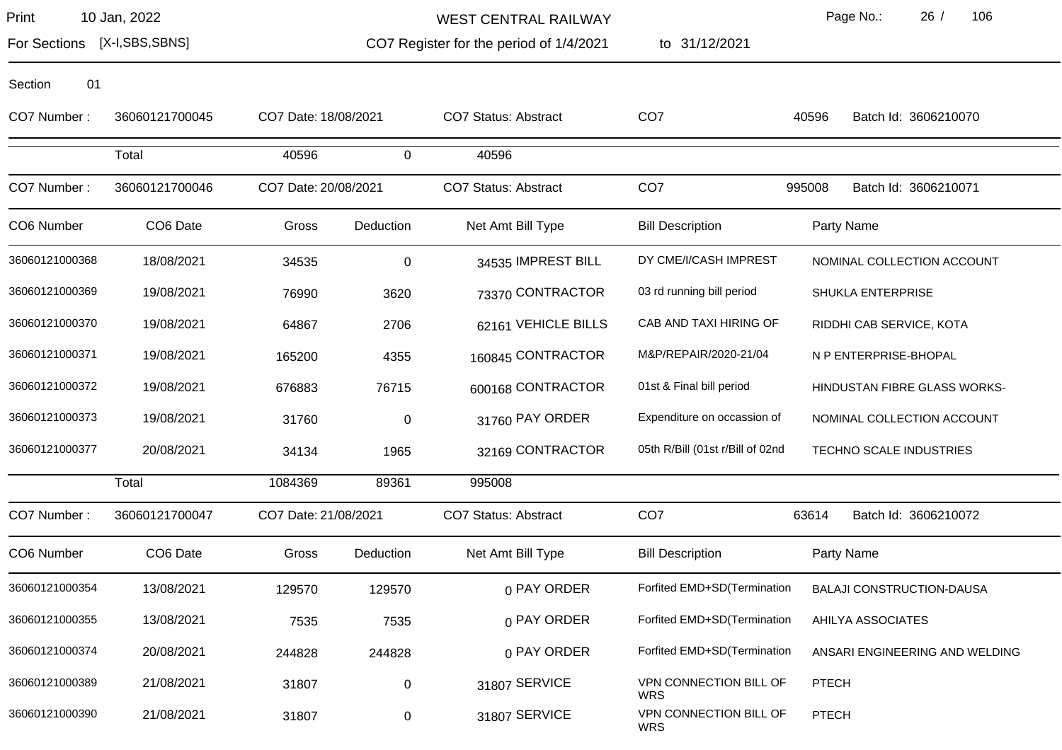WEST CENTRAL RAILWAY

For Sections [X-I,SBS,SBNS] CO7 Register for the period of 1/4/2021 to 31/12/2021

Print 10 Jan, 2022

Section 01

CO7 Number : 36060121700045 CO7 Date: 18/08/2021 CO7 Status: Abstract CO7 40596 Batch Id: 3606210070

| | Total | 40596 | 0 | 40596 |
|---|---|---|---|---|

CO7 Number : 36060121700046 CO7 Date: 20/08/2021 CO7 Status: Abstract CO7 995008 Batch Id: 3606210071

| CO6 Number | CO6 Date | Gross | Deduction | Net Amt | Bill Type | Bill Description | Party Name |
|---|---|---|---|---|---|---|---|
| 36060121000368 | 18/08/2021 | 34535 | 0 | 34535 | IMPREST BILL | DY CME/I/CASH IMPREST | NOMINAL COLLECTION ACCOUNT |
| 36060121000369 | 19/08/2021 | 76990 | 3620 | 73370 | CONTRACTOR | 03 rd running bill period | SHUKLA ENTERPRISE |
| 36060121000370 | 19/08/2021 | 64867 | 2706 | 62161 | VEHICLE BILLS | CAB AND TAXI HIRING OF | RIDDHI CAB SERVICE, KOTA |
| 36060121000371 | 19/08/2021 | 165200 | 4355 | 160845 | CONTRACTOR | M&P/REPAIR/2020-21/04 | N P ENTERPRISE-BHOPAL |
| 36060121000372 | 19/08/2021 | 676883 | 76715 | 600168 | CONTRACTOR | 01st & Final bill period | HINDUSTAN FIBRE GLASS WORKS- |
| 36060121000373 | 19/08/2021 | 31760 | 0 | 31760 | PAY ORDER | Expenditure on occassion of | NOMINAL COLLECTION ACCOUNT |
| 36060121000377 | 20/08/2021 | 34134 | 1965 | 32169 | CONTRACTOR | 05th R/Bill (01st r/Bill of 02nd | TECHNO SCALE INDUSTRIES |
| | Total | 1084369 | 89361 | 995008 | | | |

CO7 Number : 36060121700047 CO7 Date: 21/08/2021 CO7 Status: Abstract CO7 63614 Batch Id: 3606210072

| CO6 Number | CO6 Date | Gross | Deduction | Net Amt | Bill Type | Bill Description | Party Name |
|---|---|---|---|---|---|---|---|
| 36060121000354 | 13/08/2021 | 129570 | 129570 | 0 | PAY ORDER | Forfited EMD+SD(Termination | BALAJI CONSTRUCTION-DAUSA |
| 36060121000355 | 13/08/2021 | 7535 | 7535 | 0 | PAY ORDER | Forfited EMD+SD(Termination | AHILYA ASSOCIATES |
| 36060121000374 | 20/08/2021 | 244828 | 244828 | 0 | PAY ORDER | Forfited EMD+SD(Termination | ANSARI ENGINEERING AND WELDING |
| 36060121000389 | 21/08/2021 | 31807 | 0 | 31807 | SERVICE | VPN CONNECTION BILL OF WRS | PTECH |
| 36060121000390 | 21/08/2021 | 31807 | 0 | 31807 | SERVICE | VPN CONNECTION BILL OF WRS | PTECH |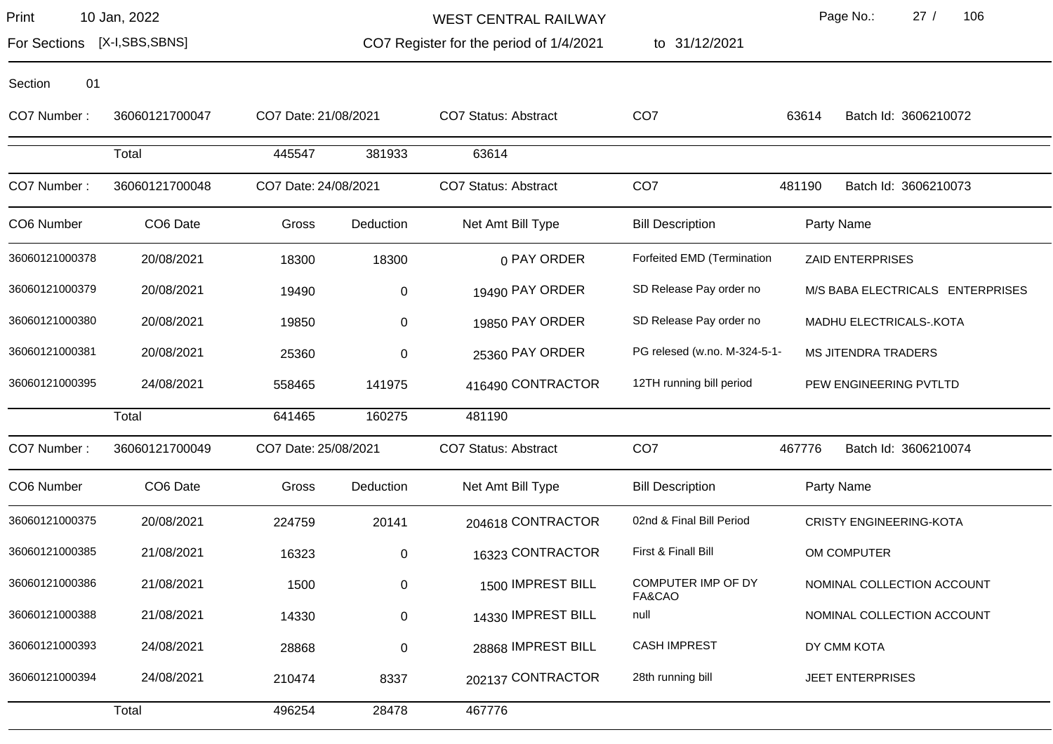WEST CENTRAL RAILWAY

CO7 Register for the period of 1/4/2021 to 31/12/2021

For Sections [X-I,SBS,SBNS]

Print 10 Jan, 2022

Section 01

CO7 Number : 36060121700047 CO7 Date: 21/08/2021 CO7 Status: Abstract CO7 63614 Batch Id: 3606210072

| | Total | 445547 | 381933 | 63614 | | |
|---|---|---|---|---|---|---|

CO7 Number : 36060121700048 CO7 Date: 24/08/2021 CO7 Status: Abstract CO7 481190 Batch Id: 3606210073

| CO6 Number | CO6 Date | Gross | Deduction | Net Amt | Bill Type | Bill Description | Party Name |
|---|---|---|---|---|---|---|---|
| 36060121000378 | 20/08/2021 | 18300 | 18300 | 0 | PAY ORDER | Forfeited EMD (Termination | ZAID ENTERPRISES |
| 36060121000379 | 20/08/2021 | 19490 | 0 | 19490 | PAY ORDER | SD Release Pay order no | M/S BABA ELECTRICALS ENTERPRISES |
| 36060121000380 | 20/08/2021 | 19850 | 0 | 19850 | PAY ORDER | SD Release Pay order no | MADHU ELECTRICALS-.KOTA |
| 36060121000381 | 20/08/2021 | 25360 | 0 | 25360 | PAY ORDER | PG relesed (w.no. M-324-5-1- | MS JITENDRA TRADERS |
| 36060121000395 | 24/08/2021 | 558465 | 141975 | 416490 | CONTRACTOR | 12TH running bill period | PEW ENGINEERING PVTLTD |
| | Total | 641465 | 160275 | 481190 | | | |

CO7 Number : 36060121700049 CO7 Date: 25/08/2021 CO7 Status: Abstract CO7 467776 Batch Id: 3606210074

| CO6 Number | CO6 Date | Gross | Deduction | Net Amt | Bill Type | Bill Description | Party Name |
|---|---|---|---|---|---|---|---|
| 36060121000375 | 20/08/2021 | 224759 | 20141 | 204618 | CONTRACTOR | 02nd & Final Bill Period | CRISTY ENGINEERING-KOTA |
| 36060121000385 | 21/08/2021 | 16323 | 0 | 16323 | CONTRACTOR | First & Finall Bill | OM COMPUTER |
| 36060121000386 | 21/08/2021 | 1500 | 0 | 1500 | IMPREST BILL | COMPUTER IMP OF DY FA&CAO | NOMINAL COLLECTION ACCOUNT |
| 36060121000388 | 21/08/2021 | 14330 | 0 | 14330 | IMPREST BILL | null | NOMINAL COLLECTION ACCOUNT |
| 36060121000393 | 24/08/2021 | 28868 | 0 | 28868 | IMPREST BILL | CASH IMPREST | DY CMM KOTA |
| 36060121000394 | 24/08/2021 | 210474 | 8337 | 202137 | CONTRACTOR | 28th running bill | JEET ENTERPRISES |
| | Total | 496254 | 28478 | 467776 | | | |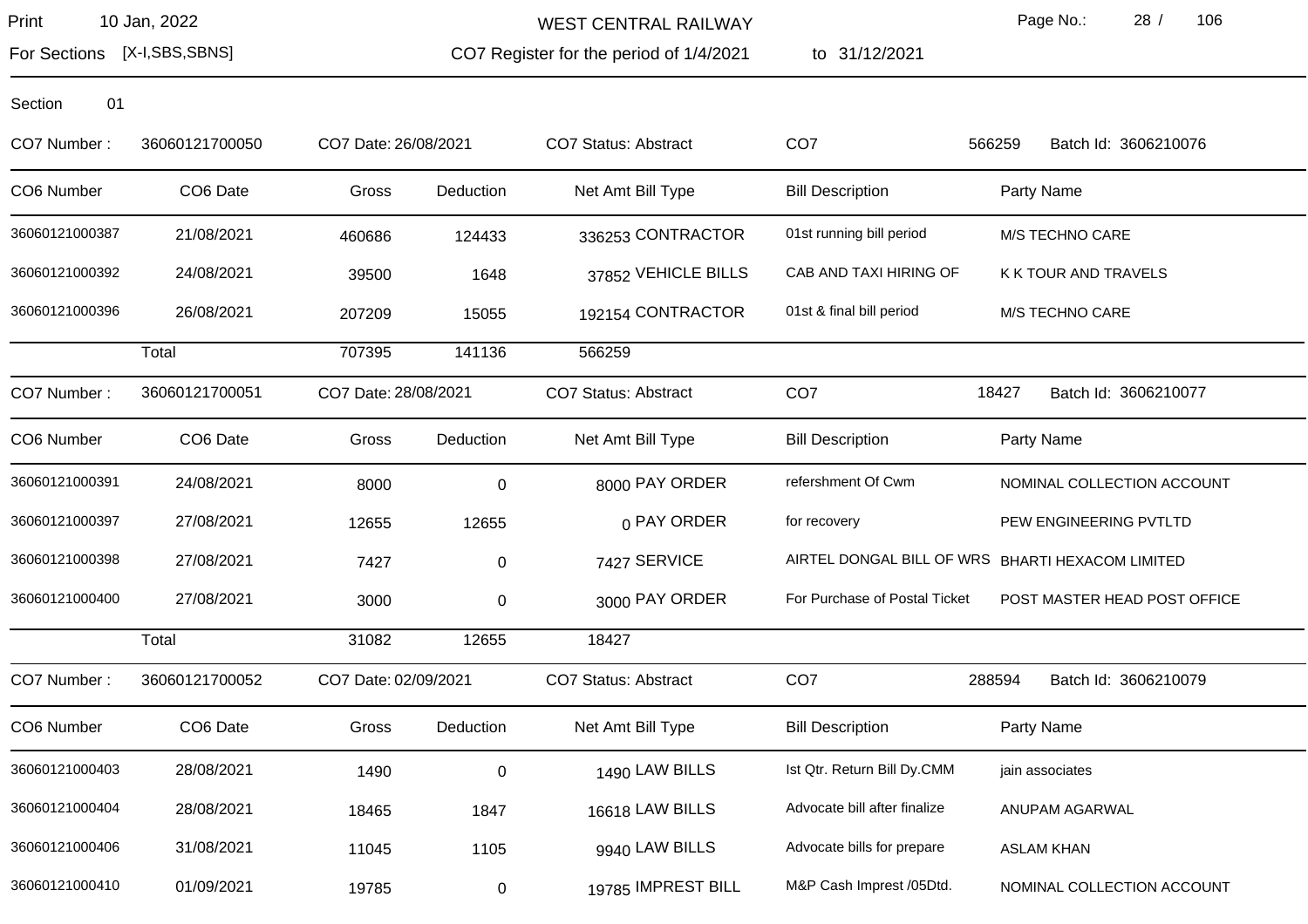WEST CENTRAL RAILWAY

Print 10 Jan, 2022

For Sections [X-I,SBS,SBNS]

CO7 Register for the period of 1/4/2021 to 31/12/2021

Section 01

CO7 Number : 36060121700050 CO7 Date: 26/08/2021 CO7 Status: Abstract CO7 566259 Batch Id: 3606210076

| CO6 Number | CO6 Date | Gross | Deduction | Net Amt | Bill Type | Bill Description | Party Name |
|---|---|---|---|---|---|---|---|
| 36060121000387 | 21/08/2021 | 460686 | 124433 | 336253 | CONTRACTOR | 01st running bill period | M/S TECHNO CARE |
| 36060121000392 | 24/08/2021 | 39500 | 1648 | 37852 | VEHICLE BILLS | CAB AND TAXI HIRING OF | K K TOUR AND TRAVELS |
| 36060121000396 | 26/08/2021 | 207209 | 15055 | 192154 | CONTRACTOR | 01st & final bill period | M/S TECHNO CARE |
| | Total | 707395 | 141136 | 566259 | | | |

CO7 Number : 36060121700051 CO7 Date: 28/08/2021 CO7 Status: Abstract CO7 18427 Batch Id: 3606210077

| CO6 Number | CO6 Date | Gross | Deduction | Net Amt | Bill Type | Bill Description | Party Name |
|---|---|---|---|---|---|---|---|
| 36060121000391 | 24/08/2021 | 8000 | 0 | 8000 | PAY ORDER | refershment Of Cwm | NOMINAL COLLECTION ACCOUNT |
| 36060121000397 | 27/08/2021 | 12655 | 12655 | 0 | PAY ORDER | for recovery | PEW ENGINEERING PVTLTD |
| 36060121000398 | 27/08/2021 | 7427 | 0 | 7427 | SERVICE | AIRTEL DONGAL BILL OF WRS | BHARTI HEXACOM LIMITED |
| 36060121000400 | 27/08/2021 | 3000 | 0 | 3000 | PAY ORDER | For Purchase of Postal Ticket | POST MASTER HEAD POST OFFICE |
| | Total | 31082 | 12655 | 18427 | | | |

CO7 Number : 36060121700052 CO7 Date: 02/09/2021 CO7 Status: Abstract CO7 288594 Batch Id: 3606210079

| CO6 Number | CO6 Date | Gross | Deduction | Net Amt | Bill Type | Bill Description | Party Name |
|---|---|---|---|---|---|---|---|
| 36060121000403 | 28/08/2021 | 1490 | 0 | 1490 | LAW BILLS | Ist Qtr. Return Bill Dy.CMM | jain associates |
| 36060121000404 | 28/08/2021 | 18465 | 1847 | 16618 | LAW BILLS | Advocate bill after finalize | ANUPAM AGARWAL |
| 36060121000406 | 31/08/2021 | 11045 | 1105 | 9940 | LAW BILLS | Advocate bills for prepare | ASLAM KHAN |
| 36060121000410 | 01/09/2021 | 19785 | 0 | 19785 | IMPREST BILL | M&P Cash Imprest /05Dtd. | NOMINAL COLLECTION ACCOUNT |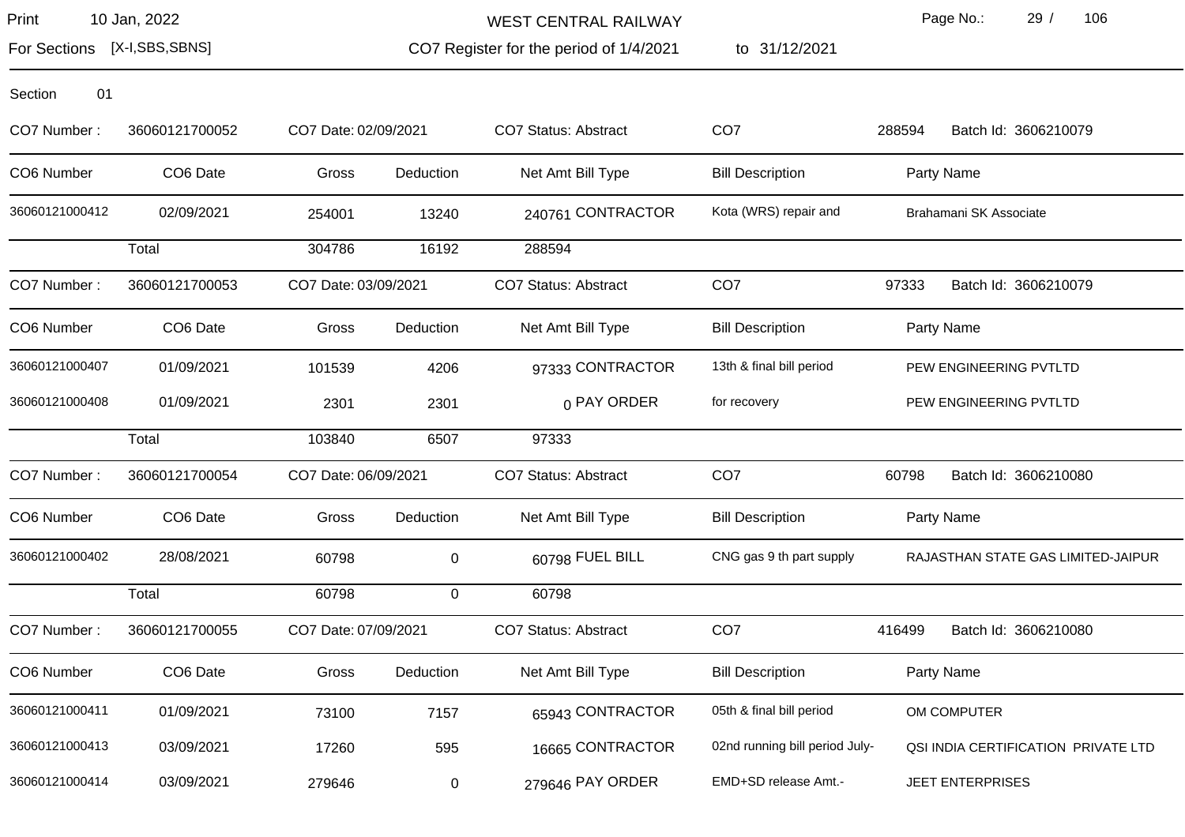# WEST CENTRAL RAILWAY

Print 10 Jan, 2022

For Sections [X-I,SBS,SBNS]

CO7 Register for the period of 1/4/2021 to 31/12/2021

Section 01

| CO7 Number : | 36060121700052 | CO7 Date: 02/09/2021 | | CO7 Status: Abstract | CO7 | 288594 | Batch Id: 3606210079 |
|---|---|---|---|---|---|---|---|
| **CO6 Number** | **CO6 Date** | **Gross** | **Deduction** | **Net Amt** | **Bill Type** | **Bill Description** | **Party Name** |
| 36060121000412 | 02/09/2021 | 254001 | 13240 | 240761 | CONTRACTOR | Kota (WRS) repair and | Brahamani SK Associate |
| | Total | 304786 | 16192 | 288594 | | | |

| CO7 Number : | 36060121700053 | CO7 Date: 03/09/2021 | | CO7 Status: Abstract | CO7 | 97333 | Batch Id: 3606210079 |
|---|---|---|---|---|---|---|---|
| **CO6 Number** | **CO6 Date** | **Gross** | **Deduction** | **Net Amt** | **Bill Type** | **Bill Description** | **Party Name** |
| 36060121000407 | 01/09/2021 | 101539 | 4206 | 97333 | CONTRACTOR | 13th & final bill period | PEW ENGINEERING PVTLTD |
| 36060121000408 | 01/09/2021 | 2301 | 2301 | 0 | PAY ORDER | for recovery | PEW ENGINEERING PVTLTD |
| | Total | 103840 | 6507 | 97333 | | | |

| CO7 Number : | 36060121700054 | CO7 Date: 06/09/2021 | | CO7 Status: Abstract | CO7 | 60798 | Batch Id: 3606210080 |
|---|---|---|---|---|---|---|---|
| **CO6 Number** | **CO6 Date** | **Gross** | **Deduction** | **Net Amt** | **Bill Type** | **Bill Description** | **Party Name** |
| 36060121000402 | 28/08/2021 | 60798 | 0 | 60798 | FUEL BILL | CNG gas 9 th part supply | RAJASTHAN STATE GAS LIMITED-JAIPUR |
| | Total | 60798 | 0 | 60798 | | | |

| CO7 Number : | 36060121700055 | CO7 Date: 07/09/2021 | | CO7 Status: Abstract | CO7 | 416499 | Batch Id: 3606210080 |
|---|---|---|---|---|---|---|---|
| **CO6 Number** | **CO6 Date** | **Gross** | **Deduction** | **Net Amt** | **Bill Type** | **Bill Description** | **Party Name** |
| 36060121000411 | 01/09/2021 | 73100 | 7157 | 65943 | CONTRACTOR | 05th & final bill period | OM COMPUTER |
| 36060121000413 | 03/09/2021 | 17260 | 595 | 16665 | CONTRACTOR | 02nd running bill period July- | QSI INDIA CERTIFICATION PRIVATE LTD |
| 36060121000414 | 03/09/2021 | 279646 | 0 | 279646 | PAY ORDER | EMD+SD release Amt.- | JEET ENTERPRISES |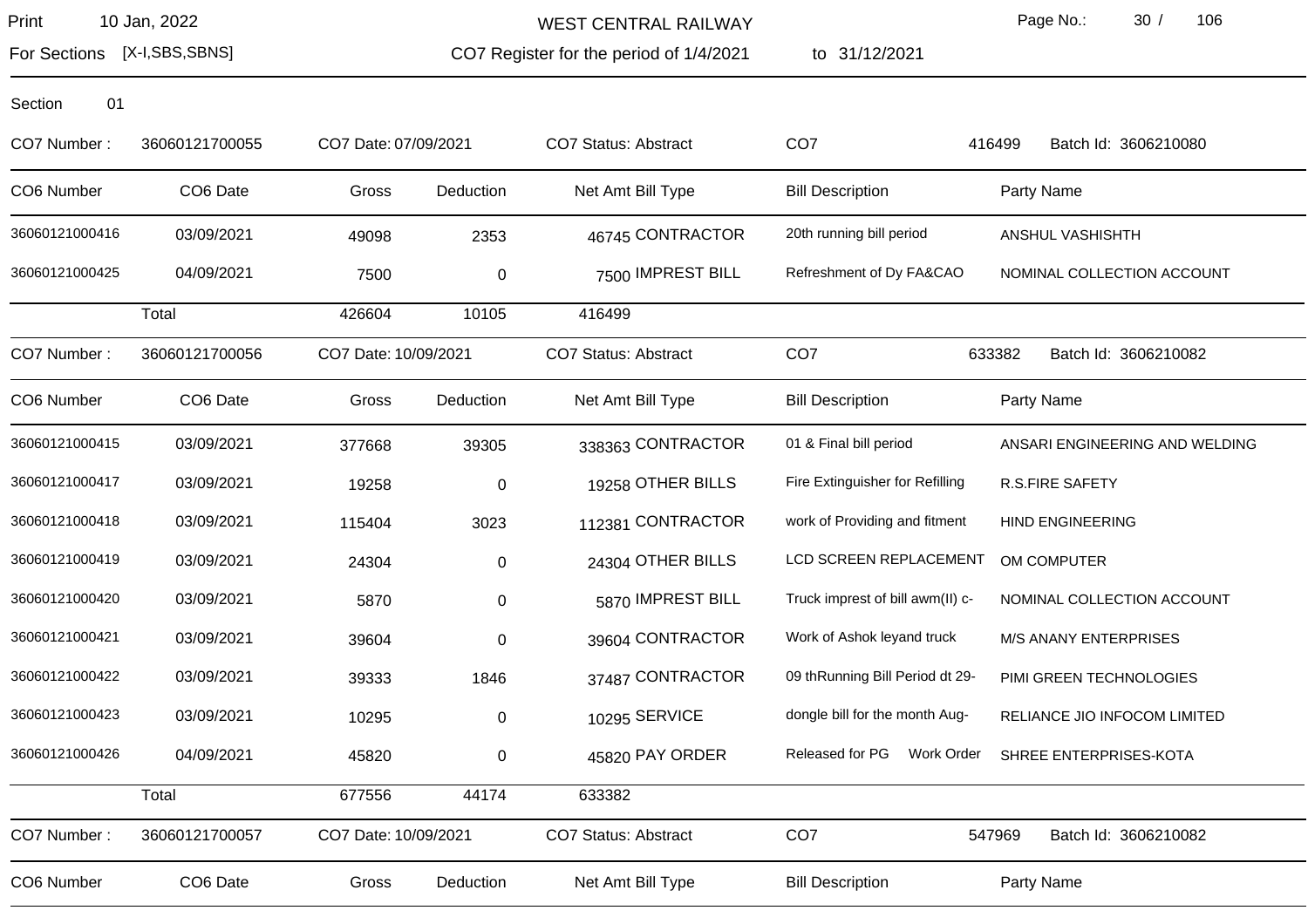Section 01

CO7 Number : 36060121700055 CO7 Date: 07/09/2021 CO7 Status: Abstract CO7 416499 Batch Id: 3606210080

| CO6 Number | CO6 Date | Gross | Deduction | Net Amt | Bill Type | Bill Description | Party Name |
|---|---|---|---|---|---|---|---|
| 36060121000416 | 03/09/2021 | 49098 | 2353 | 46745 | CONTRACTOR | 20th running bill period | ANSHUL VASHISHTH |
| 36060121000425 | 04/09/2021 | 7500 | 0 | 7500 | IMPREST BILL | Refreshment of Dy FA&CAO | NOMINAL COLLECTION ACCOUNT |
| | Total | 426604 | 10105 | 416499 | | | |

CO7 Number : 36060121700056 CO7 Date: 10/09/2021 CO7 Status: Abstract CO7 633382 Batch Id: 3606210082

| CO6 Number | CO6 Date | Gross | Deduction | Net Amt | Bill Type | Bill Description | Party Name |
|---|---|---|---|---|---|---|---|
| 36060121000415 | 03/09/2021 | 377668 | 39305 | 338363 | CONTRACTOR | 01 & Final bill period | ANSARI ENGINEERING AND WELDING |
| 36060121000417 | 03/09/2021 | 19258 | 0 | 19258 | OTHER BILLS | Fire Extinguisher for Refilling | R.S.FIRE SAFETY |
| 36060121000418 | 03/09/2021 | 115404 | 3023 | 112381 | CONTRACTOR | work of Providing and fitment | HIND ENGINEERING |
| 36060121000419 | 03/09/2021 | 24304 | 0 | 24304 | OTHER BILLS | LCD SCREEN REPLACEMENT | OM COMPUTER |
| 36060121000420 | 03/09/2021 | 5870 | 0 | 5870 | IMPREST BILL | Truck imprest of bill awm(II) c- | NOMINAL COLLECTION ACCOUNT |
| 36060121000421 | 03/09/2021 | 39604 | 0 | 39604 | CONTRACTOR | Work of Ashok leyand truck | M/S ANANY ENTERPRISES |
| 36060121000422 | 03/09/2021 | 39333 | 1846 | 37487 | CONTRACTOR | 09 thRunning Bill Period dt 29- | PIMI GREEN TECHNOLOGIES |
| 36060121000423 | 03/09/2021 | 10295 | 0 | 10295 | SERVICE | dongle bill for the month Aug- | RELIANCE JIO INFOCOM LIMITED |
| 36060121000426 | 04/09/2021 | 45820 | 0 | 45820 | PAY ORDER | Released for PG Work Order | SHREE ENTERPRISES-KOTA |
| | Total | 677556 | 44174 | 633382 | | | |

CO7 Number : 36060121700057 CO7 Date: 10/09/2021 CO7 Status: Abstract CO7 547969 Batch Id: 3606210082

| CO6 Number | CO6 Date | Gross | Deduction | Net Amt | Bill Type | Bill Description | Party Name |
|---|---|---|---|---|---|---|---|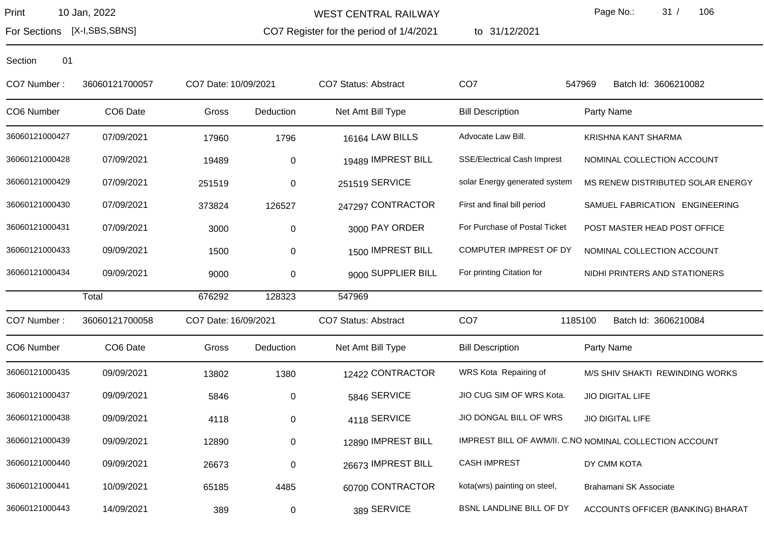WEST CENTRAL RAILWAY

CO7 Register for the period of 1/4/2021 to 31/12/2021

Print 10 Jan, 2022

For Sections [X-I,SBS,SBNS]

Section 01

CO7 Number : 36060121700057 | CO7 Date: 10/09/2021 | CO7 Status: Abstract | CO7 547969 | Batch Id: 3606210082

| CO6 Number | CO6 Date | Gross | Deduction | Net Amt | Bill Type | Bill Description | Party Name |
|---|---|---|---|---|---|---|---|
| 36060121000427 | 07/09/2021 | 17960 | 1796 | 16164 | LAW BILLS | Advocate Law Bill. | KRISHNA KANT SHARMA |
| 36060121000428 | 07/09/2021 | 19489 | 0 | 19489 | IMPREST BILL | SSE/Electrical Cash Imprest | NOMINAL COLLECTION ACCOUNT |
| 36060121000429 | 07/09/2021 | 251519 | 0 | 251519 | SERVICE | solar Energy generated system | MS RENEW DISTRIBUTED SOLAR ENERGY |
| 36060121000430 | 07/09/2021 | 373824 | 126527 | 247297 | CONTRACTOR | First and final bill period | SAMUEL FABRICATION ENGINEERING |
| 36060121000431 | 07/09/2021 | 3000 | 0 | 3000 | PAY ORDER | For Purchase of Postal Ticket | POST MASTER HEAD POST OFFICE |
| 36060121000433 | 09/09/2021 | 1500 | 0 | 1500 | IMPREST BILL | COMPUTER IMPREST OF DY | NOMINAL COLLECTION ACCOUNT |
| 36060121000434 | 09/09/2021 | 9000 | 0 | 9000 | SUPPLIER BILL | For printing Citation for | NIDHI PRINTERS AND STATIONERS |
| | Total | 676292 | 128323 | 547969 | | | |

CO7 Number : 36060121700058 | CO7 Date: 16/09/2021 | CO7 Status: Abstract | CO7 1185100 | Batch Id: 3606210084

| CO6 Number | CO6 Date | Gross | Deduction | Net Amt | Bill Type | Bill Description | Party Name |
|---|---|---|---|---|---|---|---|
| 36060121000435 | 09/09/2021 | 13802 | 1380 | 12422 | CONTRACTOR | WRS Kota Repairing of | M/S SHIV SHAKTI REWINDING WORKS |
| 36060121000437 | 09/09/2021 | 5846 | 0 | 5846 | SERVICE | JIO CUG SIM OF WRS Kota. | JIO DIGITAL LIFE |
| 36060121000438 | 09/09/2021 | 4118 | 0 | 4118 | SERVICE | JIO DONGAL BILL OF WRS | JIO DIGITAL LIFE |
| 36060121000439 | 09/09/2021 | 12890 | 0 | 12890 | IMPREST BILL | IMPREST BILL OF AWM/II. C.NO | NOMINAL COLLECTION ACCOUNT |
| 36060121000440 | 09/09/2021 | 26673 | 0 | 26673 | IMPREST BILL | CASH IMPREST | DY CMM KOTA |
| 36060121000441 | 10/09/2021 | 65185 | 4485 | 60700 | CONTRACTOR | kota(wrs) painting on steel, | Brahamani SK Associate |
| 36060121000443 | 14/09/2021 | 389 | 0 | 389 | SERVICE | BSNL LANDLINE BILL OF DY | ACCOUNTS OFFICER (BANKING) BHARAT |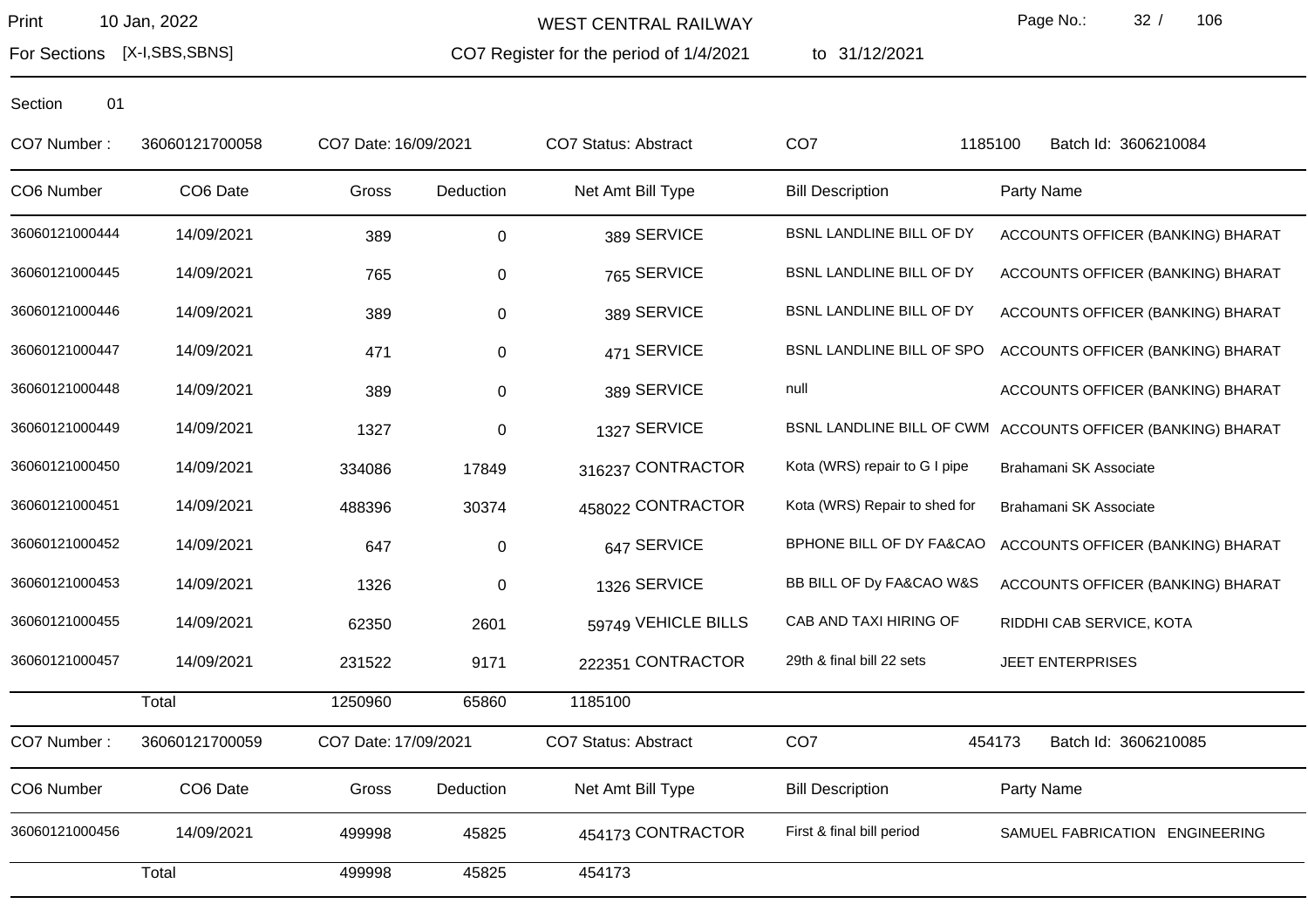Print 10 Jan, 2022 | WEST CENTRAL RAILWAY

For Sections [X-I,SBS,SBNS] | CO7 Register for the period of 1/4/2021 to 31/12/2021

Section 01

CO7 Number : 36060121700058 | CO7 Date: 16/09/2021 | CO7 Status: Abstract | CO7 1185100 | Batch Id: 3606210084

| CO6 Number | CO6 Date | Gross | Deduction | Net Amt | Bill Type | Bill Description | Party Name |
|---|---|---|---|---|---|---|---|
| 36060121000444 | 14/09/2021 | 389 | 0 | 389 | SERVICE | BSNL LANDLINE BILL OF DY | ACCOUNTS OFFICER (BANKING) BHARAT |
| 36060121000445 | 14/09/2021 | 765 | 0 | 765 | SERVICE | BSNL LANDLINE BILL OF DY | ACCOUNTS OFFICER (BANKING) BHARAT |
| 36060121000446 | 14/09/2021 | 389 | 0 | 389 | SERVICE | BSNL LANDLINE BILL OF DY | ACCOUNTS OFFICER (BANKING) BHARAT |
| 36060121000447 | 14/09/2021 | 471 | 0 | 471 | SERVICE | BSNL LANDLINE BILL OF SPO | ACCOUNTS OFFICER (BANKING) BHARAT |
| 36060121000448 | 14/09/2021 | 389 | 0 | 389 | SERVICE | null | ACCOUNTS OFFICER (BANKING) BHARAT |
| 36060121000449 | 14/09/2021 | 1327 | 0 | 1327 | SERVICE | BSNL LANDLINE BILL OF CWM | ACCOUNTS OFFICER (BANKING) BHARAT |
| 36060121000450 | 14/09/2021 | 334086 | 17849 | 316237 | CONTRACTOR | Kota (WRS) repair to G I pipe | Brahamani SK Associate |
| 36060121000451 | 14/09/2021 | 488396 | 30374 | 458022 | CONTRACTOR | Kota (WRS) Repair to shed for | Brahamani SK Associate |
| 36060121000452 | 14/09/2021 | 647 | 0 | 647 | SERVICE | BPHONE BILL OF DY FA&CAO | ACCOUNTS OFFICER (BANKING) BHARAT |
| 36060121000453 | 14/09/2021 | 1326 | 0 | 1326 | SERVICE | BB BILL OF Dy FA&CAO W&S | ACCOUNTS OFFICER (BANKING) BHARAT |
| 36060121000455 | 14/09/2021 | 62350 | 2601 | 59749 | VEHICLE BILLS | CAB AND TAXI HIRING OF | RIDDHI CAB SERVICE, KOTA |
| 36060121000457 | 14/09/2021 | 231522 | 9171 | 222351 | CONTRACTOR | 29th & final bill 22 sets | JEET ENTERPRISES |
| | Total | 1250960 | 65860 | 1185100 | | | |

CO7 Number : 36060121700059 | CO7 Date: 17/09/2021 | CO7 Status: Abstract | CO7 454173 | Batch Id: 3606210085

| CO6 Number | CO6 Date | Gross | Deduction | Net Amt | Bill Type | Bill Description | Party Name |
|---|---|---|---|---|---|---|---|
| 36060121000456 | 14/09/2021 | 499998 | 45825 | 454173 | CONTRACTOR | First & final bill period | SAMUEL FABRICATION ENGINEERING |
| | Total | 499998 | 45825 | 454173 | | | |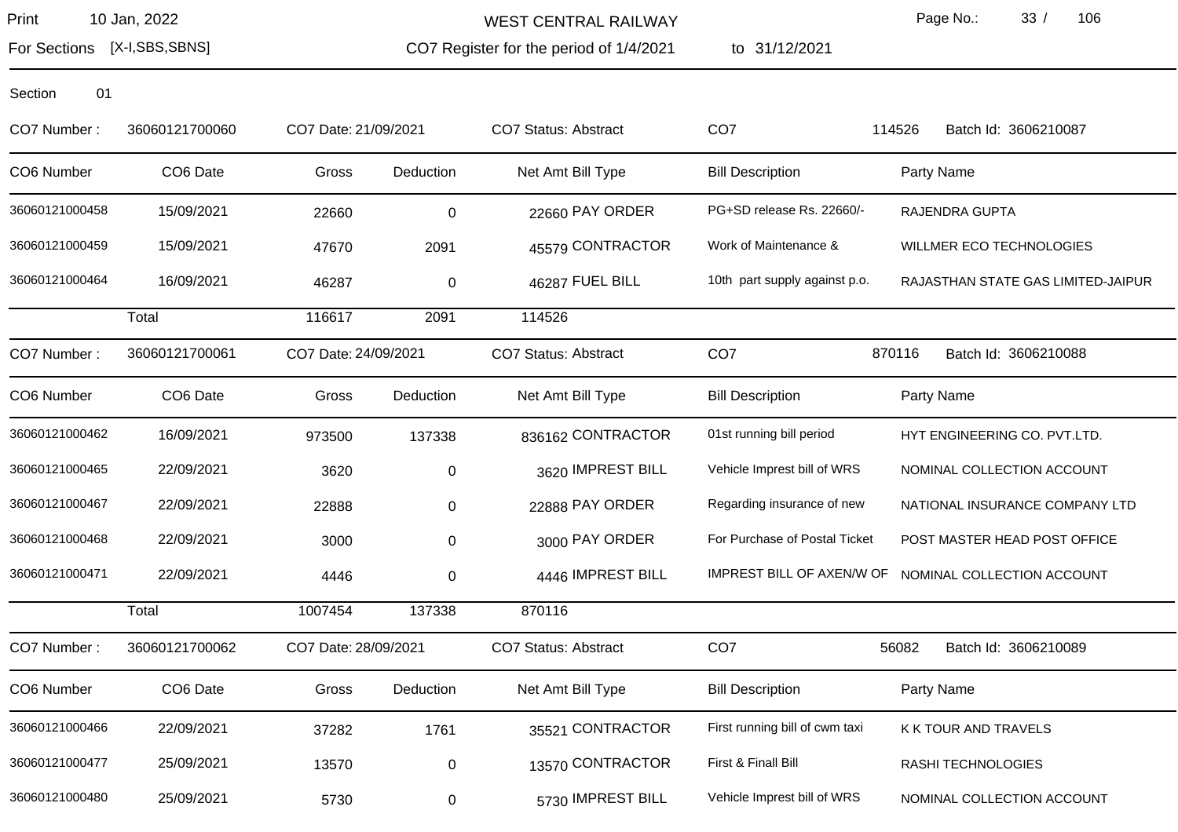WEST CENTRAL RAILWAY

Print 10 Jan, 2022

For Sections [X-I,SBS,SBNS]

CO7 Register for the period of 1/4/2021 to 31/12/2021

Section 01

CO7 Number : 36060121700060 | CO7 Date: 21/09/2021 | CO7 Status: Abstract | CO7 114526 | Batch Id: 3606210087

| CO6 Number | CO6 Date | Gross | Deduction | Net Amt | Bill Type | Bill Description | Party Name |
|---|---|---|---|---|---|---|---|
| 36060121000458 | 15/09/2021 | 22660 | 0 | 22660 | PAY ORDER | PG+SD release Rs. 22660/- | RAJENDRA GUPTA |
| 36060121000459 | 15/09/2021 | 47670 | 2091 | 45579 | CONTRACTOR | Work of Maintenance & | WILLMER ECO TECHNOLOGIES |
| 36060121000464 | 16/09/2021 | 46287 | 0 | 46287 | FUEL BILL | 10th part supply against p.o. | RAJASTHAN STATE GAS LIMITED-JAIPUR |
| | Total | 116617 | 2091 | 114526 | | | |

CO7 Number : 36060121700061 | CO7 Date: 24/09/2021 | CO7 Status: Abstract | CO7 870116 | Batch Id: 3606210088

| CO6 Number | CO6 Date | Gross | Deduction | Net Amt | Bill Type | Bill Description | Party Name |
|---|---|---|---|---|---|---|---|
| 36060121000462 | 16/09/2021 | 973500 | 137338 | 836162 | CONTRACTOR | 01st running bill period | HYT ENGINEERING CO. PVT.LTD. |
| 36060121000465 | 22/09/2021 | 3620 | 0 | 3620 | IMPREST BILL | Vehicle Imprest bill of WRS | NOMINAL COLLECTION ACCOUNT |
| 36060121000467 | 22/09/2021 | 22888 | 0 | 22888 | PAY ORDER | Regarding insurance of new | NATIONAL INSURANCE COMPANY LTD |
| 36060121000468 | 22/09/2021 | 3000 | 0 | 3000 | PAY ORDER | For Purchase of Postal Ticket | POST MASTER HEAD POST OFFICE |
| 36060121000471 | 22/09/2021 | 4446 | 0 | 4446 | IMPREST BILL | IMPREST BILL OF AXEN/W OF | NOMINAL COLLECTION ACCOUNT |
| | Total | 1007454 | 137338 | 870116 | | | |

CO7 Number : 36060121700062 | CO7 Date: 28/09/2021 | CO7 Status: Abstract | CO7 56082 | Batch Id: 3606210089

| CO6 Number | CO6 Date | Gross | Deduction | Net Amt | Bill Type | Bill Description | Party Name |
|---|---|---|---|---|---|---|---|
| 36060121000466 | 22/09/2021 | 37282 | 1761 | 35521 | CONTRACTOR | First running bill of cwm taxi | K K TOUR AND TRAVELS |
| 36060121000477 | 25/09/2021 | 13570 | 0 | 13570 | CONTRACTOR | First & Finall Bill | RASHI TECHNOLOGIES |
| 36060121000480 | 25/09/2021 | 5730 | 0 | 5730 | IMPREST BILL | Vehicle Imprest bill of WRS | NOMINAL COLLECTION ACCOUNT |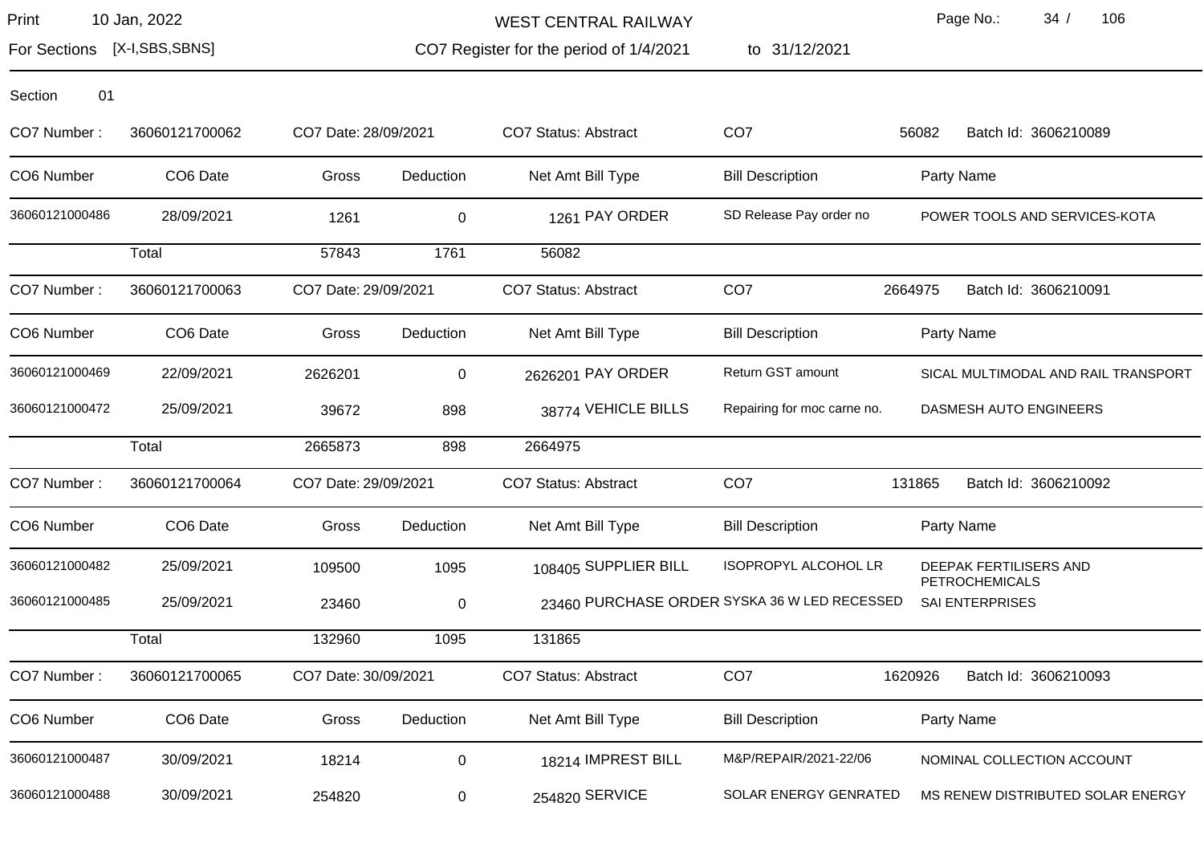WEST CENTRAL RAILWAY

Print 10 Jan, 2022

For Sections [X-I,SBS,SBNS]

CO7 Register for the period of 1/4/2021 to 31/12/2021

Section 01

CO7 Number : 36060121700062 | CO7 Date: 28/09/2021 | CO7 Status: Abstract | CO7 56082 | Batch Id: 3606210089

| CO6 Number | CO6 Date | Gross | Deduction | Net Amt | Bill Type | Bill Description | Party Name |
|---|---|---|---|---|---|---|---|
| 36060121000486 | 28/09/2021 | 1261 | 0 | 1261 | PAY ORDER | SD Release Pay order no | POWER TOOLS AND SERVICES-KOTA |
| | Total | 57843 | 1761 | 56082 | | | |

CO7 Number : 36060121700063 | CO7 Date: 29/09/2021 | CO7 Status: Abstract | CO7 2664975 | Batch Id: 3606210091

| CO6 Number | CO6 Date | Gross | Deduction | Net Amt | Bill Type | Bill Description | Party Name |
|---|---|---|---|---|---|---|---|
| 36060121000469 | 22/09/2021 | 2626201 | 0 | 2626201 | PAY ORDER | Return GST amount | SICAL MULTIMODAL AND RAIL TRANSPORT |
| 36060121000472 | 25/09/2021 | 39672 | 898 | 38774 | VEHICLE BILLS | Repairing for moc carne no. | DASMESH AUTO ENGINEERS |
| | Total | 2665873 | 898 | 2664975 | | | |

CO7 Number : 36060121700064 | CO7 Date: 29/09/2021 | CO7 Status: Abstract | CO7 131865 | Batch Id: 3606210092

| CO6 Number | CO6 Date | Gross | Deduction | Net Amt | Bill Type | Bill Description | Party Name |
|---|---|---|---|---|---|---|---|
| 36060121000482 | 25/09/2021 | 109500 | 1095 | 108405 | SUPPLIER BILL | ISOPROPYL ALCOHOL LR | DEEPAK FERTILISERS AND PETROCHEMICALS |
| 36060121000485 | 25/09/2021 | 23460 | 0 | 23460 | PURCHASE ORDER | SYSKA 36 W LED RECESSED | SAI ENTERPRISES |
| | Total | 132960 | 1095 | 131865 | | | |

CO7 Number : 36060121700065 | CO7 Date: 30/09/2021 | CO7 Status: Abstract | CO7 1620926 | Batch Id: 3606210093

| CO6 Number | CO6 Date | Gross | Deduction | Net Amt | Bill Type | Bill Description | Party Name |
|---|---|---|---|---|---|---|---|
| 36060121000487 | 30/09/2021 | 18214 | 0 | 18214 | IMPREST BILL | M&P/REPAIR/2021-22/06 | NOMINAL COLLECTION ACCOUNT |
| 36060121000488 | 30/09/2021 | 254820 | 0 | 254820 | SERVICE | SOLAR ENERGY GENRATED | MS RENEW DISTRIBUTED SOLAR ENERGY |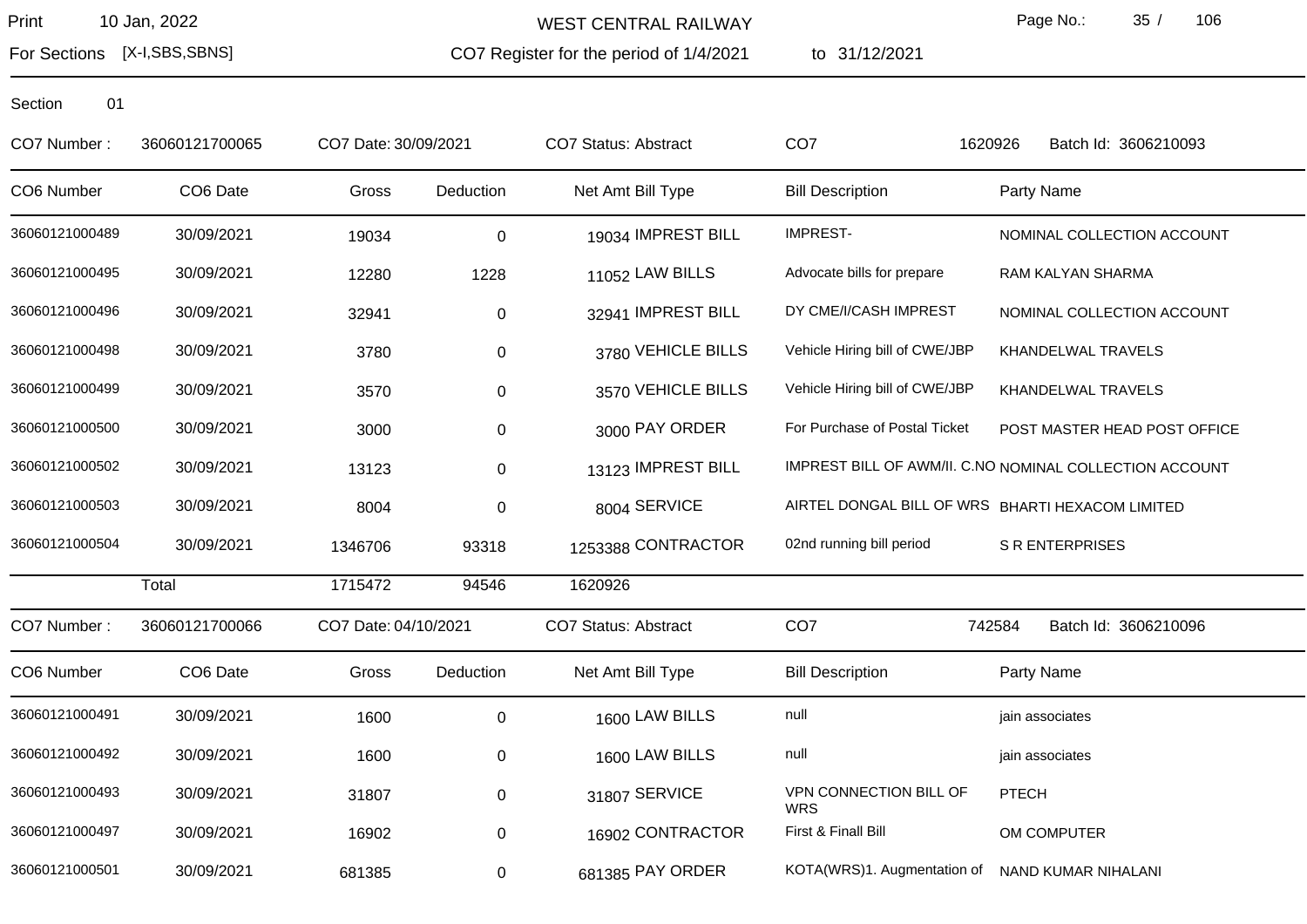WEST CENTRAL RAILWAY

Print 10 Jan, 2022

For Sections [X-I,SBS,SBNS]

CO7 Register for the period of 1/4/2021 to 31/12/2021

Section 01

CO7 Number : 36060121700065 CO7 Date: 30/09/2021 CO7 Status: Abstract CO7 1620926 Batch Id: 3606210093

| CO6 Number | CO6 Date | Gross | Deduction | Net Amt | Bill Type | Bill Description | Party Name |
|---|---|---|---|---|---|---|---|
| 36060121000489 | 30/09/2021 | 19034 | 0 | 19034 | IMPREST BILL | IMPREST- | NOMINAL COLLECTION ACCOUNT |
| 36060121000495 | 30/09/2021 | 12280 | 1228 | 11052 | LAW BILLS | Advocate bills for prepare | RAM KALYAN SHARMA |
| 36060121000496 | 30/09/2021 | 32941 | 0 | 32941 | IMPREST BILL | DY CME/I/CASH IMPREST | NOMINAL COLLECTION ACCOUNT |
| 36060121000498 | 30/09/2021 | 3780 | 0 | 3780 | VEHICLE BILLS | Vehicle Hiring bill of CWE/JBP | KHANDELWAL TRAVELS |
| 36060121000499 | 30/09/2021 | 3570 | 0 | 3570 | VEHICLE BILLS | Vehicle Hiring bill of CWE/JBP | KHANDELWAL TRAVELS |
| 36060121000500 | 30/09/2021 | 3000 | 0 | 3000 | PAY ORDER | For Purchase of Postal Ticket | POST MASTER HEAD POST OFFICE |
| 36060121000502 | 30/09/2021 | 13123 | 0 | 13123 | IMPREST BILL | IMPREST BILL OF AWM/II. C.NO | NOMINAL COLLECTION ACCOUNT |
| 36060121000503 | 30/09/2021 | 8004 | 0 | 8004 | SERVICE | AIRTEL DONGAL BILL OF WRS | BHARTI HEXACOM LIMITED |
| 36060121000504 | 30/09/2021 | 1346706 | 93318 | 1253388 | CONTRACTOR | 02nd running bill period | S R ENTERPRISES |
| | Total | 1715472 | 94546 | 1620926 | | | |

CO7 Number : 36060121700066 CO7 Date: 04/10/2021 CO7 Status: Abstract CO7 742584 Batch Id: 3606210096

| CO6 Number | CO6 Date | Gross | Deduction | Net Amt | Bill Type | Bill Description | Party Name |
|---|---|---|---|---|---|---|---|
| 36060121000491 | 30/09/2021 | 1600 | 0 | 1600 | LAW BILLS | null | jain associates |
| 36060121000492 | 30/09/2021 | 1600 | 0 | 1600 | LAW BILLS | null | jain associates |
| 36060121000493 | 30/09/2021 | 31807 | 0 | 31807 | SERVICE | VPN CONNECTION BILL OF WRS | PTECH |
| 36060121000497 | 30/09/2021 | 16902 | 0 | 16902 | CONTRACTOR | First & Finall Bill | OM COMPUTER |
| 36060121000501 | 30/09/2021 | 681385 | 0 | 681385 | PAY ORDER | KOTA(WRS)1. Augmentation of | NAND KUMAR NIHALANI |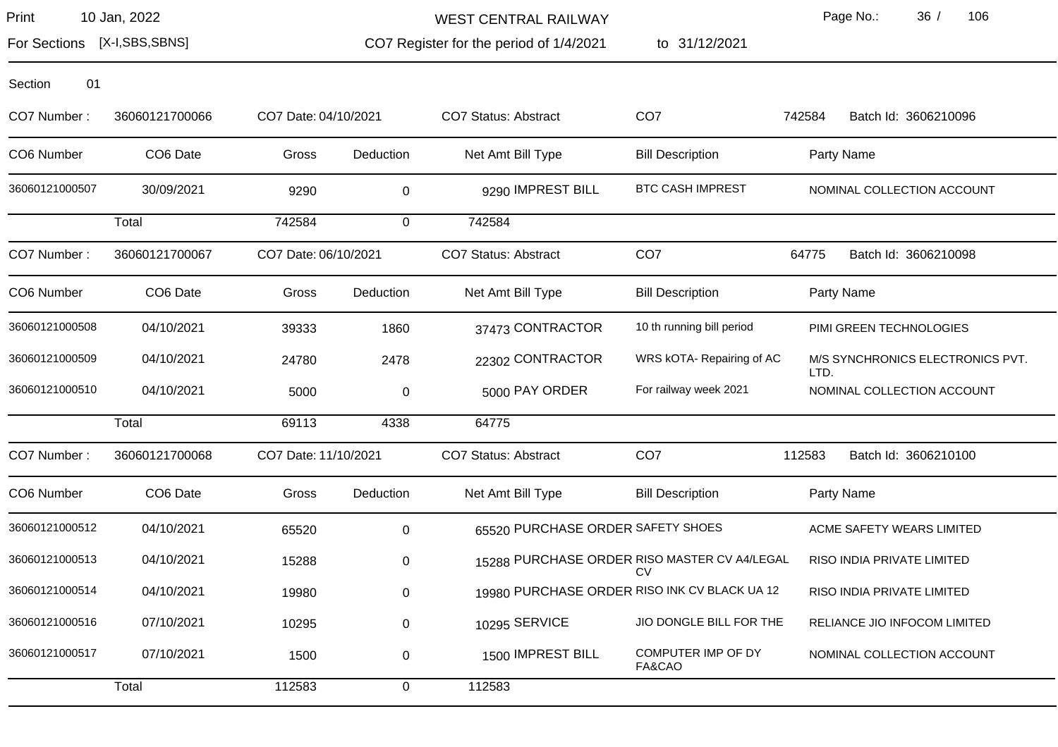Section 01

| CO7 Number : | 36060121700066 | CO7 Date: 04/10/2021 | | CO7 Status: Abstract | | CO7 | 742584 | Batch Id: 3606210096 |
|---|---|---|---|---|---|---|---|---|

| CO6 Number | CO6 Date | Gross | Deduction | Net Amt | Bill Type | Bill Description | Party Name |
|---|---|---|---|---|---|---|---|
| 36060121000507 | 30/09/2021 | 9290 | 0 | 9290 | IMPREST BILL | BTC CASH IMPREST | NOMINAL COLLECTION ACCOUNT |
| | Total | 742584 | 0 | 742584 | | | |

| CO7 Number : | 36060121700067 | CO7 Date: 06/10/2021 | | CO7 Status: Abstract | | CO7 | 64775 | Batch Id: 3606210098 |
|---|---|---|---|---|---|---|---|---|

| CO6 Number | CO6 Date | Gross | Deduction | Net Amt | Bill Type | Bill Description | Party Name |
|---|---|---|---|---|---|---|---|
| 36060121000508 | 04/10/2021 | 39333 | 1860 | 37473 | CONTRACTOR | 10 th running bill period | PIMI GREEN TECHNOLOGIES |
| 36060121000509 | 04/10/2021 | 24780 | 2478 | 22302 | CONTRACTOR | WRS kOTA- Repairing of AC | M/S SYNCHRONICS ELECTRONICS PVT. LTD. |
| 36060121000510 | 04/10/2021 | 5000 | 0 | 5000 | PAY ORDER | For railway week 2021 | NOMINAL COLLECTION ACCOUNT |
| | Total | 69113 | 4338 | 64775 | | | |

| CO7 Number : | 36060121700068 | CO7 Date: 11/10/2021 | | CO7 Status: Abstract | | CO7 | 112583 | Batch Id: 3606210100 |
|---|---|---|---|---|---|---|---|---|

| CO6 Number | CO6 Date | Gross | Deduction | Net Amt | Bill Type | Bill Description | Party Name |
|---|---|---|---|---|---|---|---|
| 36060121000512 | 04/10/2021 | 65520 | 0 | 65520 | PURCHASE ORDER | SAFETY SHOES | ACME SAFETY WEARS LIMITED |
| 36060121000513 | 04/10/2021 | 15288 | 0 | 15288 | PURCHASE ORDER | RISO MASTER CV A4/LEGAL CV | RISO INDIA PRIVATE LIMITED |
| 36060121000514 | 04/10/2021 | 19980 | 0 | 19980 | PURCHASE ORDER | RISO INK CV BLACK UA 12 | RISO INDIA PRIVATE LIMITED |
| 36060121000516 | 07/10/2021 | 10295 | 0 | 10295 | SERVICE | JIO DONGLE BILL FOR THE | RELIANCE JIO INFOCOM LIMITED |
| 36060121000517 | 07/10/2021 | 1500 | 0 | 1500 | IMPREST BILL | COMPUTER IMP OF DY FA&CAO | NOMINAL COLLECTION ACCOUNT |
| | Total | 112583 | 0 | 112583 | | | |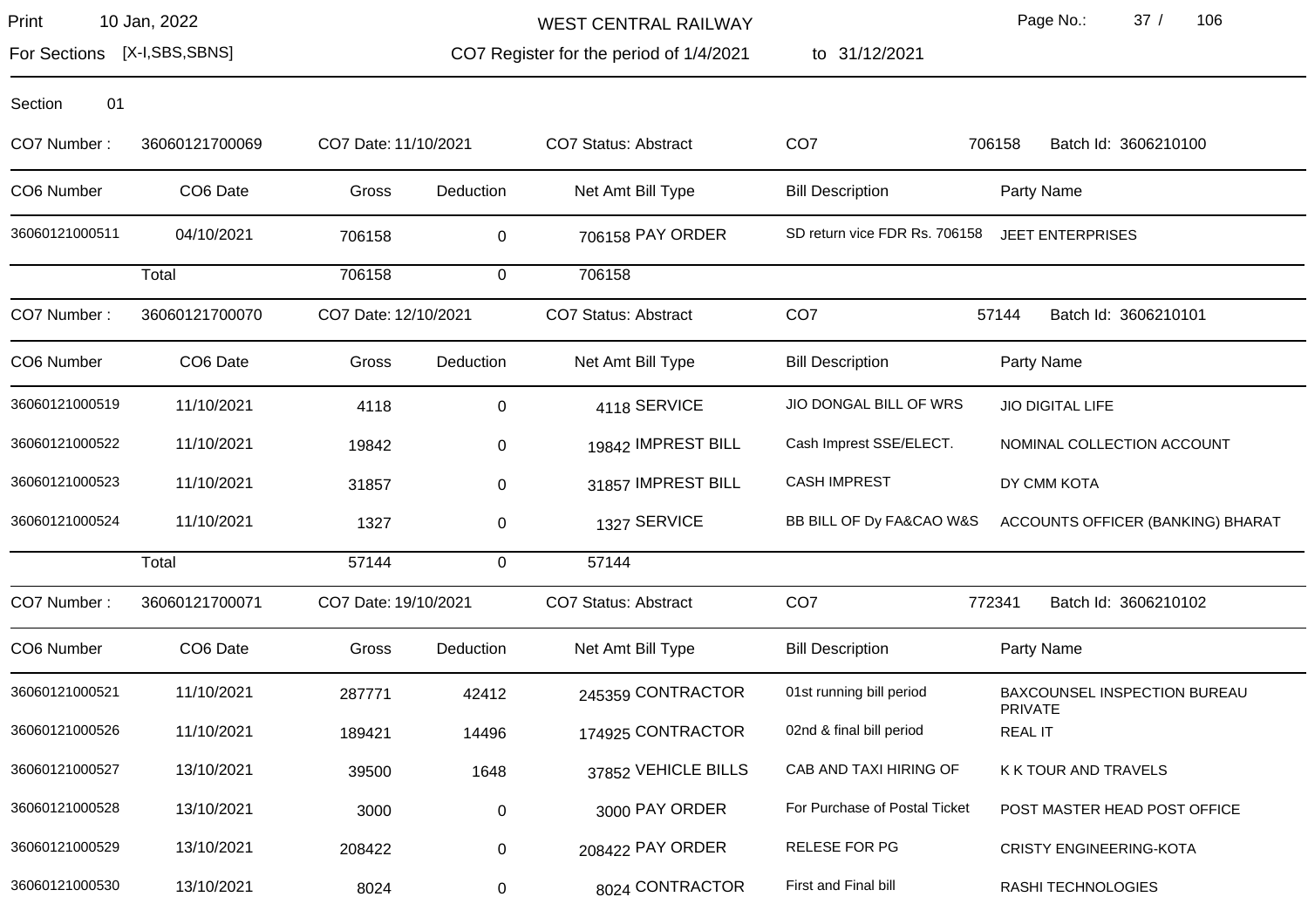WEST CENTRAL RAILWAY

For Sections [X-I,SBS,SBNS] — CO7 Register for the period of 1/4/2021 to 31/12/2021

Print 10 Jan, 2022

Section 01

CO7 Number : 36060121700069 | CO7 Date: 11/10/2021 | CO7 Status: Abstract | CO7 706158 | Batch Id: 3606210100

| CO6 Number | CO6 Date | Gross | Deduction | Net Amt | Bill Type | Bill Description | Party Name |
|---|---|---|---|---|---|---|---|
| 36060121000511 | 04/10/2021 | 706158 | 0 | 706158 | PAY ORDER | SD return vice FDR Rs. 706158 | JEET ENTERPRISES |
| | Total | 706158 | 0 | 706158 | | | |

CO7 Number : 36060121700070 | CO7 Date: 12/10/2021 | CO7 Status: Abstract | CO7 57144 | Batch Id: 3606210101

| CO6 Number | CO6 Date | Gross | Deduction | Net Amt | Bill Type | Bill Description | Party Name |
|---|---|---|---|---|---|---|---|
| 36060121000519 | 11/10/2021 | 4118 | 0 | 4118 | SERVICE | JIO DONGAL BILL OF WRS | JIO DIGITAL LIFE |
| 36060121000522 | 11/10/2021 | 19842 | 0 | 19842 | IMPREST BILL | Cash Imprest SSE/ELECT. | NOMINAL COLLECTION ACCOUNT |
| 36060121000523 | 11/10/2021 | 31857 | 0 | 31857 | IMPREST BILL | CASH IMPREST | DY CMM KOTA |
| 36060121000524 | 11/10/2021 | 1327 | 0 | 1327 | SERVICE | BB BILL OF Dy FA&CAO W&S | ACCOUNTS OFFICER (BANKING) BHARAT |
| | Total | 57144 | 0 | 57144 | | | |

CO7 Number : 36060121700071 | CO7 Date: 19/10/2021 | CO7 Status: Abstract | CO7 772341 | Batch Id: 3606210102

| CO6 Number | CO6 Date | Gross | Deduction | Net Amt | Bill Type | Bill Description | Party Name |
|---|---|---|---|---|---|---|---|
| 36060121000521 | 11/10/2021 | 287771 | 42412 | 245359 | CONTRACTOR | 01st running bill period | BAXCOUNSEL INSPECTION BUREAU PRIVATE |
| 36060121000526 | 11/10/2021 | 189421 | 14496 | 174925 | CONTRACTOR | 02nd & final bill period | REAL IT |
| 36060121000527 | 13/10/2021 | 39500 | 1648 | 37852 | VEHICLE BILLS | CAB AND TAXI HIRING OF | K K TOUR AND TRAVELS |
| 36060121000528 | 13/10/2021 | 3000 | 0 | 3000 | PAY ORDER | For Purchase of Postal Ticket | POST MASTER HEAD POST OFFICE |
| 36060121000529 | 13/10/2021 | 208422 | 0 | 208422 | PAY ORDER | RELESE FOR PG | CRISTY ENGINEERING-KOTA |
| 36060121000530 | 13/10/2021 | 8024 | 0 | 8024 | CONTRACTOR | First and Final bill | RASHI TECHNOLOGIES |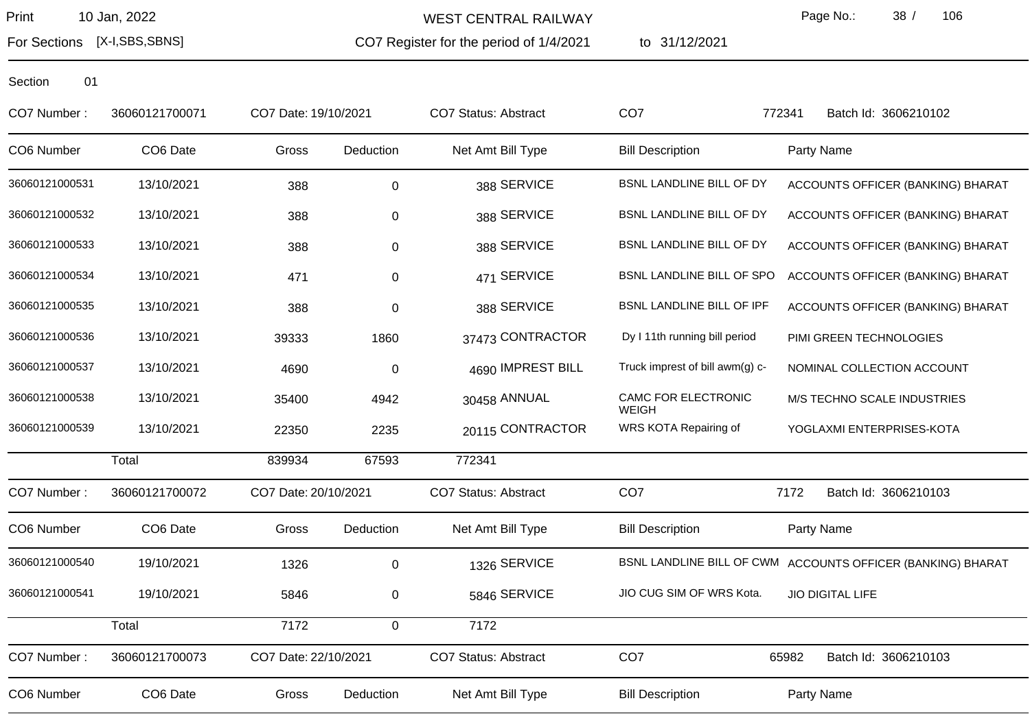WEST CENTRAL RAILWAY

For Sections [X-I,SBS,SBNS] — CO7 Register for the period of 1/4/2021 to 31/12/2021

Print 10 Jan, 2022

Section 01

CO7 Number : 36060121700071 CO7 Date: 19/10/2021 CO7 Status: Abstract CO7 772341 Batch Id: 3606210102

| CO6 Number | CO6 Date | Gross | Deduction | Net Amt | Bill Type | Bill Description | Party Name |
|---|---|---|---|---|---|---|---|
| 36060121000531 | 13/10/2021 | 388 | 0 | 388 | SERVICE | BSNL LANDLINE BILL OF DY | ACCOUNTS OFFICER (BANKING) BHARAT |
| 36060121000532 | 13/10/2021 | 388 | 0 | 388 | SERVICE | BSNL LANDLINE BILL OF DY | ACCOUNTS OFFICER (BANKING) BHARAT |
| 36060121000533 | 13/10/2021 | 388 | 0 | 388 | SERVICE | BSNL LANDLINE BILL OF DY | ACCOUNTS OFFICER (BANKING) BHARAT |
| 36060121000534 | 13/10/2021 | 471 | 0 | 471 | SERVICE | BSNL LANDLINE BILL OF SPO | ACCOUNTS OFFICER (BANKING) BHARAT |
| 36060121000535 | 13/10/2021 | 388 | 0 | 388 | SERVICE | BSNL LANDLINE BILL OF IPF | ACCOUNTS OFFICER (BANKING) BHARAT |
| 36060121000536 | 13/10/2021 | 39333 | 1860 | 37473 | CONTRACTOR | Dy I 11th running bill period | PIMI GREEN TECHNOLOGIES |
| 36060121000537 | 13/10/2021 | 4690 | 0 | 4690 | IMPREST BILL | Truck imprest of bill awm(g) c- | NOMINAL COLLECTION ACCOUNT |
| 36060121000538 | 13/10/2021 | 35400 | 4942 | 30458 | ANNUAL | CAMC FOR ELECTRONIC WEIGH | M/S TECHNO SCALE INDUSTRIES |
| 36060121000539 | 13/10/2021 | 22350 | 2235 | 20115 | CONTRACTOR | WRS KOTA Repairing of | YOGLAXMI ENTERPRISES-KOTA |
| | Total | 839934 | 67593 | 772341 | | | |

CO7 Number : 36060121700072 CO7 Date: 20/10/2021 CO7 Status: Abstract CO7 7172 Batch Id: 3606210103

| CO6 Number | CO6 Date | Gross | Deduction | Net Amt | Bill Type | Bill Description | Party Name |
|---|---|---|---|---|---|---|---|
| 36060121000540 | 19/10/2021 | 1326 | 0 | 1326 | SERVICE | BSNL LANDLINE BILL OF CWM | ACCOUNTS OFFICER (BANKING) BHARAT |
| 36060121000541 | 19/10/2021 | 5846 | 0 | 5846 | SERVICE | JIO CUG SIM OF WRS Kota. | JIO DIGITAL LIFE |
| | Total | 7172 | 0 | 7172 | | | |

CO7 Number : 36060121700073 CO7 Date: 22/10/2021 CO7 Status: Abstract CO7 65982 Batch Id: 3606210103

| CO6 Number | CO6 Date | Gross | Deduction | Net Amt | Bill Type | Bill Description | Party Name |
|---|---|---|---|---|---|---|---|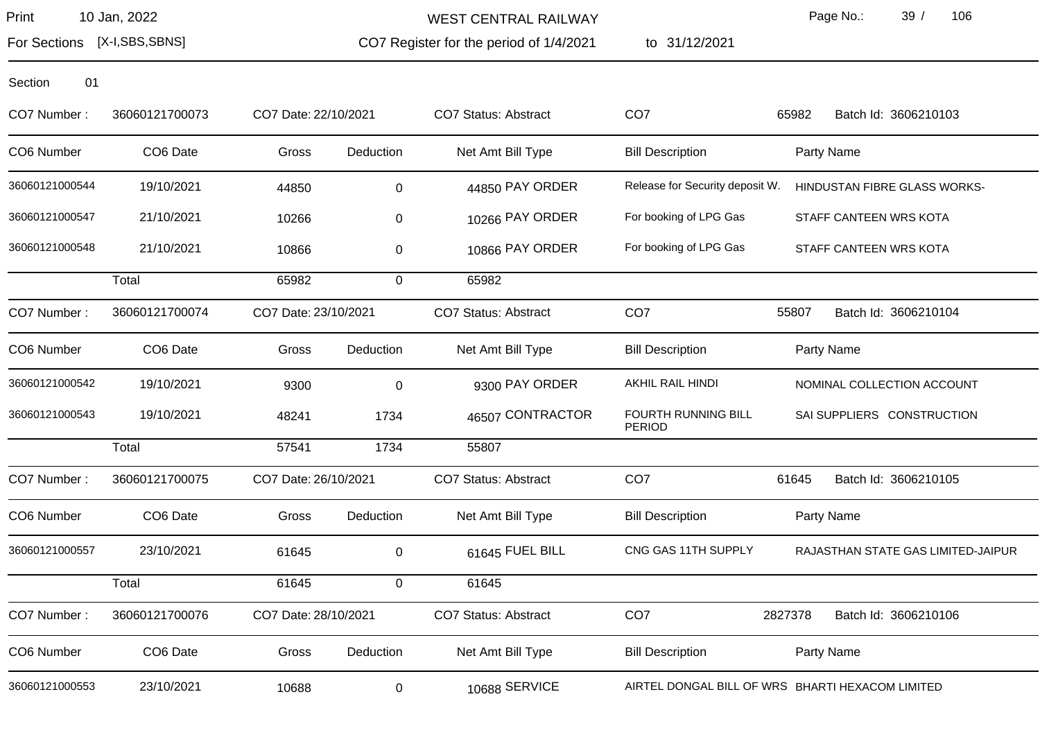WEST CENTRAL RAILWAY

CO7 Register for the period of 1/4/2021 to 31/12/2021

For Sections [X-I,SBS,SBNS]

Section 01

CO7 Number : 36060121700073 CO7 Date: 22/10/2021 CO7 Status: Abstract CO7 65982 Batch Id: 3606210103

| CO6 Number | CO6 Date | Gross | Deduction | Net Amt | Bill Type | Bill Description | Party Name |
|---|---|---|---|---|---|---|---|
| 36060121000544 | 19/10/2021 | 44850 | 0 | 44850 | PAY ORDER | Release for Security deposit W. | HINDUSTAN FIBRE GLASS WORKS- |
| 36060121000547 | 21/10/2021 | 10266 | 0 | 10266 | PAY ORDER | For booking of LPG Gas | STAFF CANTEEN WRS KOTA |
| 36060121000548 | 21/10/2021 | 10866 | 0 | 10866 | PAY ORDER | For booking of LPG Gas | STAFF CANTEEN WRS KOTA |
| | Total | 65982 | 0 | 65982 | | | |

CO7 Number : 36060121700074 CO7 Date: 23/10/2021 CO7 Status: Abstract CO7 55807 Batch Id: 3606210104

| CO6 Number | CO6 Date | Gross | Deduction | Net Amt | Bill Type | Bill Description | Party Name |
|---|---|---|---|---|---|---|---|
| 36060121000542 | 19/10/2021 | 9300 | 0 | 9300 | PAY ORDER | AKHIL RAIL HINDI | NOMINAL COLLECTION ACCOUNT |
| 36060121000543 | 19/10/2021 | 48241 | 1734 | 46507 | CONTRACTOR | FOURTH RUNNING BILL PERIOD | SAI SUPPLIERS CONSTRUCTION |
| | Total | 57541 | 1734 | 55807 | | | |

CO7 Number : 36060121700075 CO7 Date: 26/10/2021 CO7 Status: Abstract CO7 61645 Batch Id: 3606210105

| CO6 Number | CO6 Date | Gross | Deduction | Net Amt | Bill Type | Bill Description | Party Name |
|---|---|---|---|---|---|---|---|
| 36060121000557 | 23/10/2021 | 61645 | 0 | 61645 | FUEL BILL | CNG GAS 11TH SUPPLY | RAJASTHAN STATE GAS LIMITED-JAIPUR |
| | Total | 61645 | 0 | 61645 | | | |

CO7 Number : 36060121700076 CO7 Date: 28/10/2021 CO7 Status: Abstract CO7 2827378 Batch Id: 3606210106

| CO6 Number | CO6 Date | Gross | Deduction | Net Amt | Bill Type | Bill Description | Party Name |
|---|---|---|---|---|---|---|---|
| 36060121000553 | 23/10/2021 | 10688 | 0 | 10688 | SERVICE | AIRTEL DONGAL BILL OF WRS | BHARTI HEXACOM LIMITED |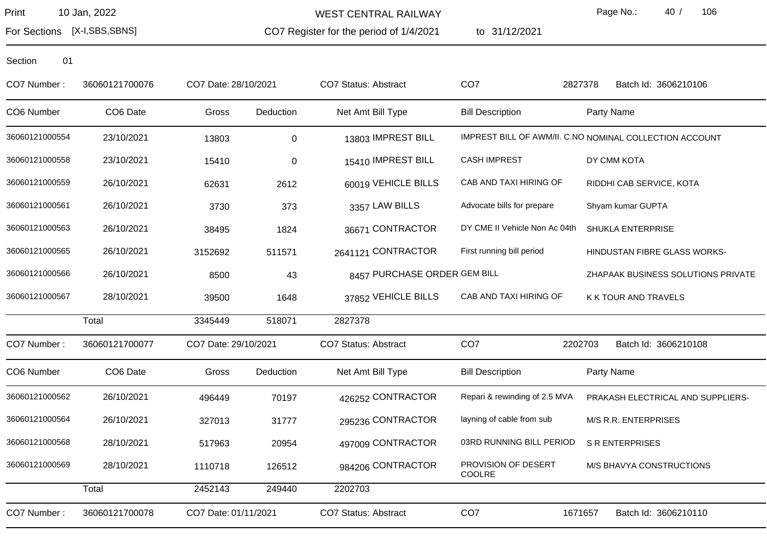# WEST CENTRAL RAILWAY

Print 10 Jan, 2022

For Sections [X-I,SBS,SBNS]

CO7 Register for the period of 1/4/2021 to 31/12/2021

Section 01

CO7 Number : 36060121700076 CO7 Date: 28/10/2021 CO7 Status: Abstract CO7 2827378 Batch Id: 3606210106

| CO6 Number | CO6 Date | Gross | Deduction | Net Amt | Bill Type | Bill Description | Party Name |
|---|---|---|---|---|---|---|---|
| 36060121000554 | 23/10/2021 | 13803 | 0 | 13803 | IMPREST BILL | IMPREST BILL OF AWM/II. C.NO | NOMINAL COLLECTION ACCOUNT |
| 36060121000558 | 23/10/2021 | 15410 | 0 | 15410 | IMPREST BILL | CASH IMPREST | DY CMM KOTA |
| 36060121000559 | 26/10/2021 | 62631 | 2612 | 60019 | VEHICLE BILLS | CAB AND TAXI HIRING OF | RIDDHI CAB SERVICE, KOTA |
| 36060121000561 | 26/10/2021 | 3730 | 373 | 3357 | LAW BILLS | Advocate bills for prepare | Shyam kumar GUPTA |
| 36060121000563 | 26/10/2021 | 38495 | 1824 | 36671 | CONTRACTOR | DY CME II Vehicle Non Ac 04th | SHUKLA ENTERPRISE |
| 36060121000565 | 26/10/2021 | 3152692 | 511571 | 2641121 | CONTRACTOR | First running bill period | HINDUSTAN FIBRE GLASS WORKS- |
| 36060121000566 | 26/10/2021 | 8500 | 43 | 8457 | PURCHASE ORDER | GEM BILL | ZHAPAAK BUSINESS SOLUTIONS PRIVATE |
| 36060121000567 | 28/10/2021 | 39500 | 1648 | 37852 | VEHICLE BILLS | CAB AND TAXI HIRING OF | K K TOUR AND TRAVELS |
| | Total | 3345449 | 518071 | 2827378 | | | |

CO7 Number : 36060121700077 CO7 Date: 29/10/2021 CO7 Status: Abstract CO7 2202703 Batch Id: 3606210108

| CO6 Number | CO6 Date | Gross | Deduction | Net Amt | Bill Type | Bill Description | Party Name |
|---|---|---|---|---|---|---|---|
| 36060121000562 | 26/10/2021 | 496449 | 70197 | 426252 | CONTRACTOR | Repari & rewinding of 2.5 MVA | PRAKASH ELECTRICAL AND SUPPLIERS- |
| 36060121000564 | 26/10/2021 | 327013 | 31777 | 295236 | CONTRACTOR | layning of cable from sub | M/S R.R. ENTERPRISES |
| 36060121000568 | 28/10/2021 | 517963 | 20954 | 497009 | CONTRACTOR | 03RD RUNNING BILL PERIOD | S R ENTERPRISES |
| 36060121000569 | 28/10/2021 | 1110718 | 126512 | 984206 | CONTRACTOR | PROVISION OF DESERT COOLRE | M/S BHAVYA CONSTRUCTIONS |
| | Total | 2452143 | 249440 | 2202703 | | | |

CO7 Number : 36060121700078 CO7 Date: 01/11/2021 CO7 Status: Abstract CO7 1671657 Batch Id: 3606210110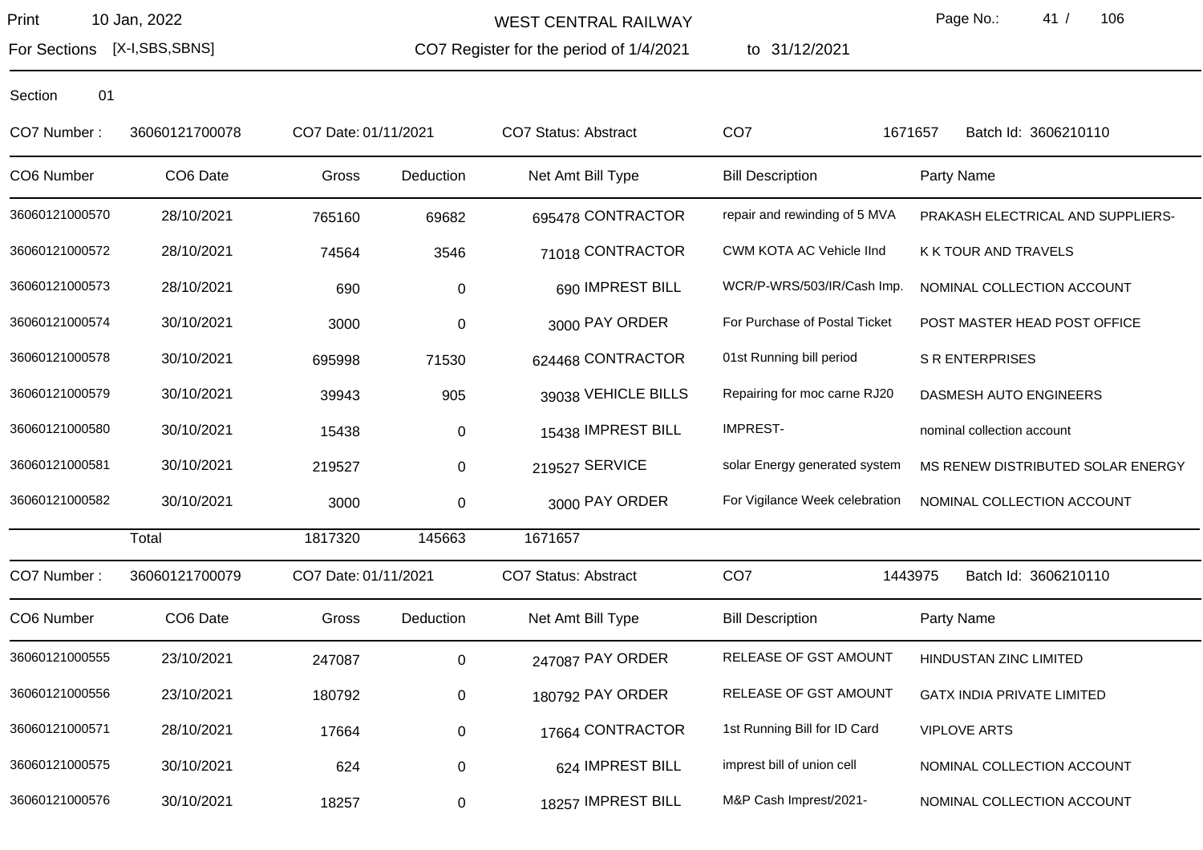WEST CENTRAL RAILWAY

CO7 Register for the period of 1/4/2021 to 31/12/2021

Print 10 Jan, 2022

For Sections [X-I,SBS,SBNS]

Section 01

CO7 Number : 36060121700078 CO7 Date: 01/11/2021 CO7 Status: Abstract CO7 1671657 Batch Id: 3606210110

| CO6 Number | CO6 Date | Gross | Deduction | Net Amt | Bill Type | Bill Description | Party Name |
|---|---|---|---|---|---|---|---|
| 36060121000570 | 28/10/2021 | 765160 | 69682 | 695478 | CONTRACTOR | repair and rewinding of 5 MVA | PRAKASH ELECTRICAL AND SUPPLIERS- |
| 36060121000572 | 28/10/2021 | 74564 | 3546 | 71018 | CONTRACTOR | CWM KOTA AC Vehicle IInd | K K TOUR AND TRAVELS |
| 36060121000573 | 28/10/2021 | 690 | 0 | 690 | IMPREST BILL | WCR/P-WRS/503/IR/Cash Imp. | NOMINAL COLLECTION ACCOUNT |
| 36060121000574 | 30/10/2021 | 3000 | 0 | 3000 | PAY ORDER | For Purchase of Postal Ticket | POST MASTER HEAD POST OFFICE |
| 36060121000578 | 30/10/2021 | 695998 | 71530 | 624468 | CONTRACTOR | 01st Running bill period | S R ENTERPRISES |
| 36060121000579 | 30/10/2021 | 39943 | 905 | 39038 | VEHICLE BILLS | Repairing for moc carne RJ20 | DASMESH AUTO ENGINEERS |
| 36060121000580 | 30/10/2021 | 15438 | 0 | 15438 | IMPREST BILL | IMPREST- | nominal collection account |
| 36060121000581 | 30/10/2021 | 219527 | 0 | 219527 | SERVICE | solar Energy generated system | MS RENEW DISTRIBUTED SOLAR ENERGY |
| 36060121000582 | 30/10/2021 | 3000 | 0 | 3000 | PAY ORDER | For Vigilance Week celebration | NOMINAL COLLECTION ACCOUNT |
| | Total | 1817320 | 145663 | 1671657 | | | |

CO7 Number : 36060121700079 CO7 Date: 01/11/2021 CO7 Status: Abstract CO7 1443975 Batch Id: 3606210110

| CO6 Number | CO6 Date | Gross | Deduction | Net Amt | Bill Type | Bill Description | Party Name |
|---|---|---|---|---|---|---|---|
| 36060121000555 | 23/10/2021 | 247087 | 0 | 247087 | PAY ORDER | RELEASE OF GST AMOUNT | HINDUSTAN ZINC LIMITED |
| 36060121000556 | 23/10/2021 | 180792 | 0 | 180792 | PAY ORDER | RELEASE OF GST AMOUNT | GATX INDIA PRIVATE LIMITED |
| 36060121000571 | 28/10/2021 | 17664 | 0 | 17664 | CONTRACTOR | 1st Running Bill for ID Card | VIPLOVE ARTS |
| 36060121000575 | 30/10/2021 | 624 | 0 | 624 | IMPREST BILL | imprest bill of union cell | NOMINAL COLLECTION ACCOUNT |
| 36060121000576 | 30/10/2021 | 18257 | 0 | 18257 | IMPREST BILL | M&P Cash Imprest/2021- | NOMINAL COLLECTION ACCOUNT |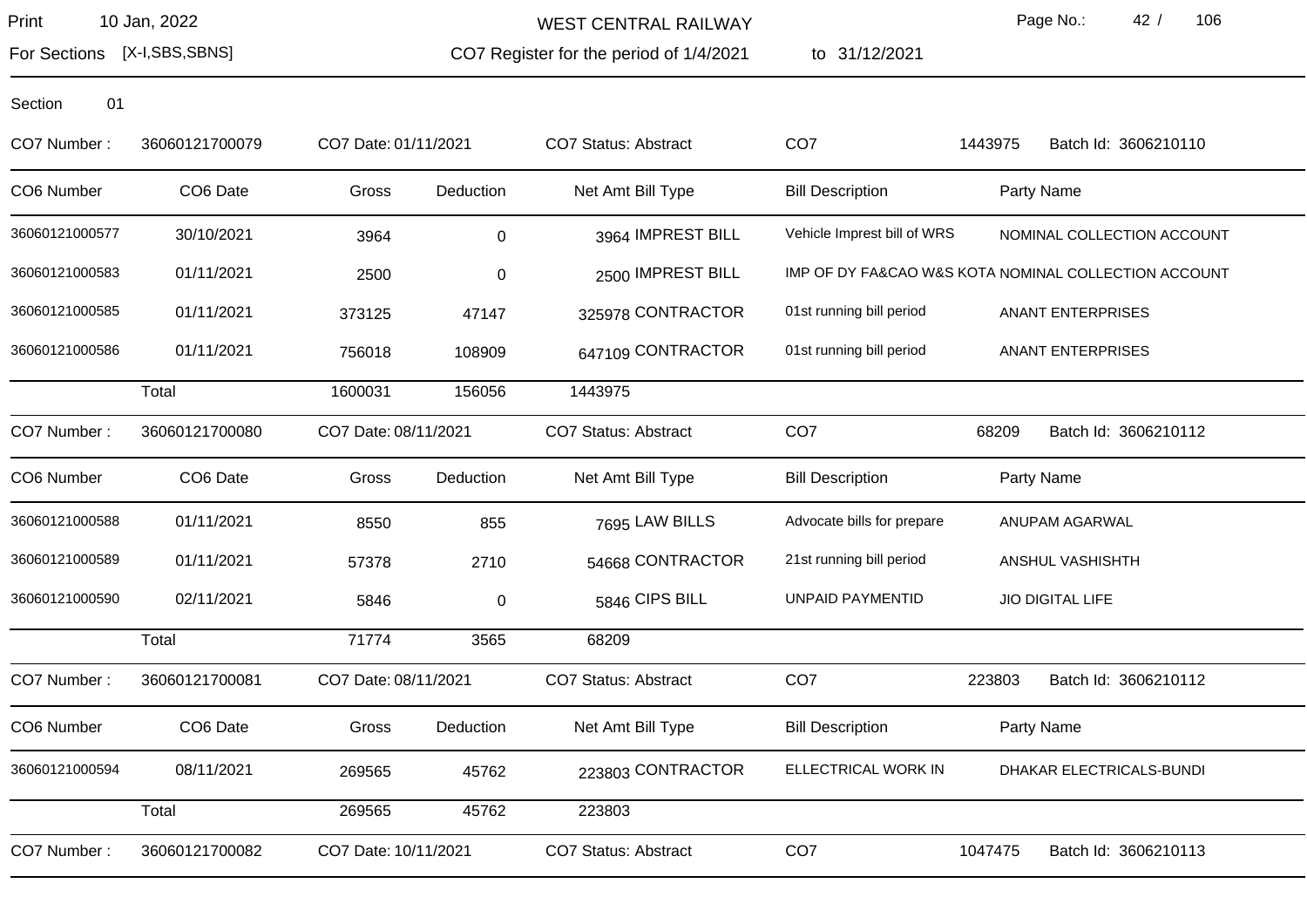WEST CENTRAL RAILWAY

For Sections [X-I,SBS,SBNS]

CO7 Register for the period of 1/4/2021 to 31/12/2021

Section 01

CO7 Number : 36060121700079 | CO7 Date: 01/11/2021 | CO7 Status: Abstract | CO7 1443975 | Batch Id: 3606210110

| CO6 Number | CO6 Date | Gross | Deduction | Net Amt | Bill Type | Bill Description | Party Name |
|---|---|---|---|---|---|---|---|
| 36060121000577 | 30/10/2021 | 3964 | 0 | 3964 | IMPREST BILL | Vehicle Imprest bill of WRS | NOMINAL COLLECTION ACCOUNT |
| 36060121000583 | 01/11/2021 | 2500 | 0 | 2500 | IMPREST BILL | IMP OF DY FA&CAO W&S KOTA | NOMINAL COLLECTION ACCOUNT |
| 36060121000585 | 01/11/2021 | 373125 | 47147 | 325978 | CONTRACTOR | 01st running bill period | ANANT ENTERPRISES |
| 36060121000586 | 01/11/2021 | 756018 | 108909 | 647109 | CONTRACTOR | 01st running bill period | ANANT ENTERPRISES |
| | Total | 1600031 | 156056 | 1443975 | | | |

CO7 Number : 36060121700080 | CO7 Date: 08/11/2021 | CO7 Status: Abstract | CO7 68209 | Batch Id: 3606210112

| CO6 Number | CO6 Date | Gross | Deduction | Net Amt | Bill Type | Bill Description | Party Name |
|---|---|---|---|---|---|---|---|
| 36060121000588 | 01/11/2021 | 8550 | 855 | 7695 | LAW BILLS | Advocate bills for prepare | ANUPAM AGARWAL |
| 36060121000589 | 01/11/2021 | 57378 | 2710 | 54668 | CONTRACTOR | 21st running bill period | ANSHUL VASHISHTH |
| 36060121000590 | 02/11/2021 | 5846 | 0 | 5846 | CIPS BILL | UNPAID PAYMENTID | JIO DIGITAL LIFE |
| | Total | 71774 | 3565 | 68209 | | | |

CO7 Number : 36060121700081 | CO7 Date: 08/11/2021 | CO7 Status: Abstract | CO7 223803 | Batch Id: 3606210112

| CO6 Number | CO6 Date | Gross | Deduction | Net Amt | Bill Type | Bill Description | Party Name |
|---|---|---|---|---|---|---|---|
| 36060121000594 | 08/11/2021 | 269565 | 45762 | 223803 | CONTRACTOR | ELLECTRICAL WORK IN | DHAKAR ELECTRICALS-BUNDI |
| | Total | 269565 | 45762 | 223803 | | | |

CO7 Number : 36060121700082 | CO7 Date: 10/11/2021 | CO7 Status: Abstract | CO7 1047475 | Batch Id: 3606210113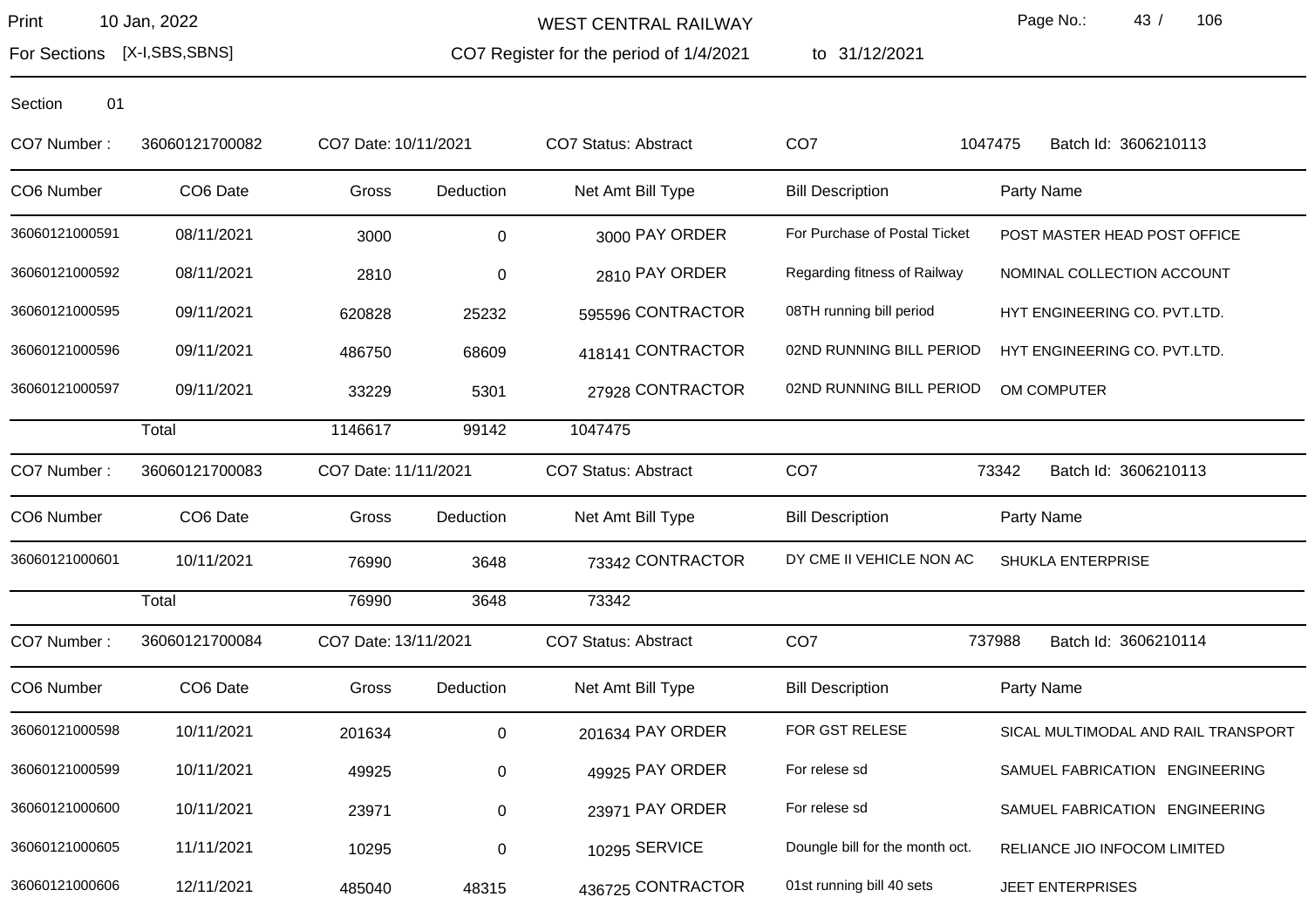Print 10 Jan, 2022

**WEST CENTRAL RAILWAY**

For Sections [X-I,SBS,SBNS]

CO7 Register for the period of 1/4/2021 to 31/12/2021

Section 01

CO7 Number : 36060121700082 | CO7 Date: 10/11/2021 | CO7 Status: Abstract | CO7 1047475 | Batch Id: 3606210113

| CO6 Number | CO6 Date | Gross | Deduction | Net Amt | Bill Type | Bill Description | Party Name |
|---|---|---|---|---|---|---|---|
| 36060121000591 | 08/11/2021 | 3000 | 0 | 3000 | PAY ORDER | For Purchase of Postal Ticket | POST MASTER HEAD POST OFFICE |
| 36060121000592 | 08/11/2021 | 2810 | 0 | 2810 | PAY ORDER | Regarding fitness of Railway | NOMINAL COLLECTION ACCOUNT |
| 36060121000595 | 09/11/2021 | 620828 | 25232 | 595596 | CONTRACTOR | 08TH running bill period | HYT ENGINEERING CO. PVT.LTD. |
| 36060121000596 | 09/11/2021 | 486750 | 68609 | 418141 | CONTRACTOR | 02ND RUNNING BILL PERIOD | HYT ENGINEERING CO. PVT.LTD. |
| 36060121000597 | 09/11/2021 | 33229 | 5301 | 27928 | CONTRACTOR | 02ND RUNNING BILL PERIOD | OM COMPUTER |
| | Total | 1146617 | 99142 | 1047475 | | | |

CO7 Number : 36060121700083 | CO7 Date: 11/11/2021 | CO7 Status: Abstract | CO7 73342 | Batch Id: 3606210113

| CO6 Number | CO6 Date | Gross | Deduction | Net Amt | Bill Type | Bill Description | Party Name |
|---|---|---|---|---|---|---|---|
| 36060121000601 | 10/11/2021 | 76990 | 3648 | 73342 | CONTRACTOR | DY CME II VEHICLE NON AC | SHUKLA ENTERPRISE |
| | Total | 76990 | 3648 | 73342 | | | |

CO7 Number : 36060121700084 | CO7 Date: 13/11/2021 | CO7 Status: Abstract | CO7 737988 | Batch Id: 3606210114

| CO6 Number | CO6 Date | Gross | Deduction | Net Amt | Bill Type | Bill Description | Party Name |
|---|---|---|---|---|---|---|---|
| 36060121000598 | 10/11/2021 | 201634 | 0 | 201634 | PAY ORDER | FOR GST RELESE | SICAL MULTIMODAL AND RAIL TRANSPORT |
| 36060121000599 | 10/11/2021 | 49925 | 0 | 49925 | PAY ORDER | For relese sd | SAMUEL FABRICATION ENGINEERING |
| 36060121000600 | 10/11/2021 | 23971 | 0 | 23971 | PAY ORDER | For relese sd | SAMUEL FABRICATION ENGINEERING |
| 36060121000605 | 11/11/2021 | 10295 | 0 | 10295 | SERVICE | Doungle bill for the month oct. | RELIANCE JIO INFOCOM LIMITED |
| 36060121000606 | 12/11/2021 | 485040 | 48315 | 436725 | CONTRACTOR | 01st running bill 40 sets | JEET ENTERPRISES |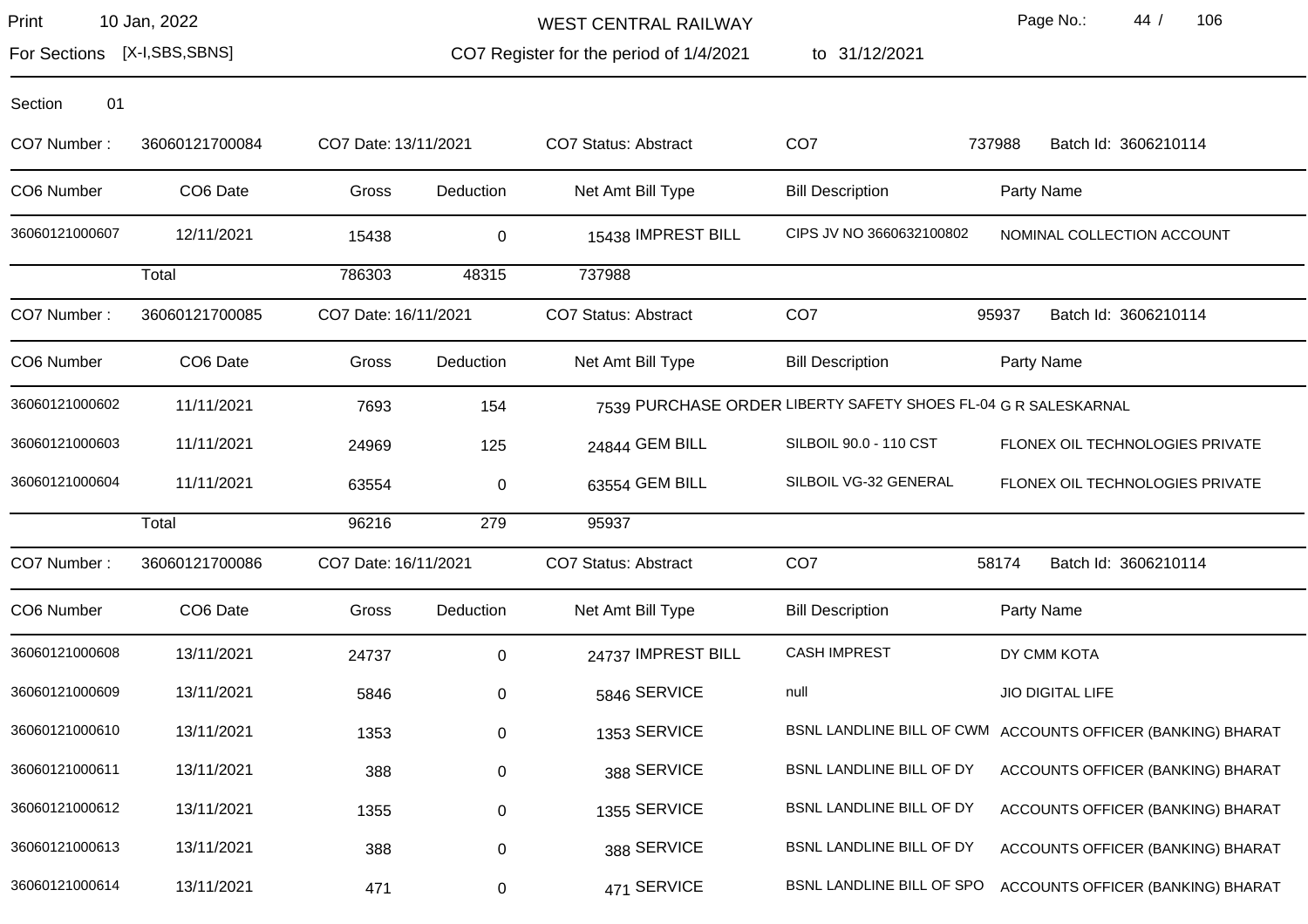Section 01

| CO7 Number : | 36060121700084 | CO7 Date: 13/11/2021 | | CO7 Status: Abstract | CO7 | 737988 | Batch Id: 3606210114 |
|---|---|---|---|---|---|---|---|
| **CO6 Number** | **CO6 Date** | **Gross** | **Deduction** | **Net Amt** | **Bill Type** | **Bill Description** | **Party Name** |
| 36060121000607 | 12/11/2021 | 15438 | 0 | 15438 | IMPREST BILL | CIPS JV NO 3660632100802 | NOMINAL COLLECTION ACCOUNT |
| | Total | 786303 | 48315 | 737988 | | | |

| CO7 Number : | 36060121700085 | CO7 Date: 16/11/2021 | | CO7 Status: Abstract | CO7 | 95937 | Batch Id: 3606210114 |
|---|---|---|---|---|---|---|---|
| **CO6 Number** | **CO6 Date** | **Gross** | **Deduction** | **Net Amt** | **Bill Type** | **Bill Description** | **Party Name** |
| 36060121000602 | 11/11/2021 | 7693 | 154 | 7539 | PURCHASE ORDER | LIBERTY SAFETY SHOES FL-04 | G R SALESKARNAL |
| 36060121000603 | 11/11/2021 | 24969 | 125 | 24844 | GEM BILL | SILBOIL 90.0 - 110 CST | FLONEX OIL TECHNOLOGIES PRIVATE |
| 36060121000604 | 11/11/2021 | 63554 | 0 | 63554 | GEM BILL | SILBOIL VG-32 GENERAL | FLONEX OIL TECHNOLOGIES PRIVATE |
| | Total | 96216 | 279 | 95937 | | | |

| CO7 Number : | 36060121700086 | CO7 Date: 16/11/2021 | | CO7 Status: Abstract | CO7 | 58174 | Batch Id: 3606210114 |
|---|---|---|---|---|---|---|---|
| **CO6 Number** | **CO6 Date** | **Gross** | **Deduction** | **Net Amt** | **Bill Type** | **Bill Description** | **Party Name** |
| 36060121000608 | 13/11/2021 | 24737 | 0 | 24737 | IMPREST BILL | CASH IMPREST | DY CMM KOTA |
| 36060121000609 | 13/11/2021 | 5846 | 0 | 5846 | SERVICE | null | JIO DIGITAL LIFE |
| 36060121000610 | 13/11/2021 | 1353 | 0 | 1353 | SERVICE | BSNL LANDLINE BILL OF CWM | ACCOUNTS OFFICER (BANKING) BHARAT |
| 36060121000611 | 13/11/2021 | 388 | 0 | 388 | SERVICE | BSNL LANDLINE BILL OF DY | ACCOUNTS OFFICER (BANKING) BHARAT |
| 36060121000612 | 13/11/2021 | 1355 | 0 | 1355 | SERVICE | BSNL LANDLINE BILL OF DY | ACCOUNTS OFFICER (BANKING) BHARAT |
| 36060121000613 | 13/11/2021 | 388 | 0 | 388 | SERVICE | BSNL LANDLINE BILL OF DY | ACCOUNTS OFFICER (BANKING) BHARAT |
| 36060121000614 | 13/11/2021 | 471 | 0 | 471 | SERVICE | BSNL LANDLINE BILL OF SPO | ACCOUNTS OFFICER (BANKING) BHARAT |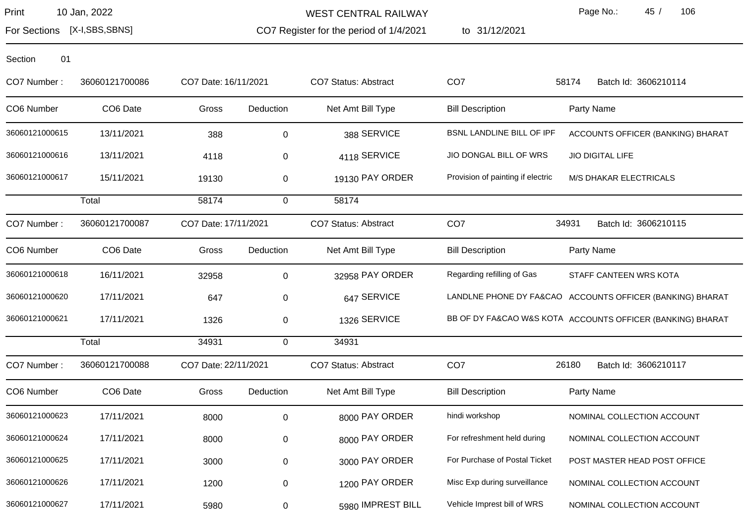## WEST CENTRAL RAILWAY

For Sections [X-I,SBS,SBNS] CO7 Register for the period of 1/4/2021 to 31/12/2021

Section 01

**CO7 Number :** 36060121700086 **CO7 Date:** 16/11/2021 **CO7 Status:** Abstract **CO7** 58174 **Batch Id:** 3606210114

| CO6 Number | CO6 Date | Gross | Deduction | Net Amt | Bill Type | Bill Description | Party Name |
|---|---|---|---|---|---|---|---|
| 36060121000615 | 13/11/2021 | 388 | 0 | 388 | SERVICE | BSNL LANDLINE BILL OF IPF | ACCOUNTS OFFICER (BANKING) BHARAT |
| 36060121000616 | 13/11/2021 | 4118 | 0 | 4118 | SERVICE | JIO DONGAL BILL OF WRS | JIO DIGITAL LIFE |
| 36060121000617 | 15/11/2021 | 19130 | 0 | 19130 | PAY ORDER | Provision of painting if electric | M/S DHAKAR ELECTRICALS |
| | Total | 58174 | 0 | 58174 | | | |

**CO7 Number :** 36060121700087 **CO7 Date:** 17/11/2021 **CO7 Status:** Abstract **CO7** 34931 **Batch Id:** 3606210115

| CO6 Number | CO6 Date | Gross | Deduction | Net Amt | Bill Type | Bill Description | Party Name |
|---|---|---|---|---|---|---|---|
| 36060121000618 | 16/11/2021 | 32958 | 0 | 32958 | PAY ORDER | Regarding refilling of Gas | STAFF CANTEEN WRS KOTA |
| 36060121000620 | 17/11/2021 | 647 | 0 | 647 | SERVICE | LANDLNE PHONE DY FA&CAO | ACCOUNTS OFFICER (BANKING) BHARAT |
| 36060121000621 | 17/11/2021 | 1326 | 0 | 1326 | SERVICE | BB OF DY FA&CAO W&S KOTA | ACCOUNTS OFFICER (BANKING) BHARAT |
| | Total | 34931 | 0 | 34931 | | | |

**CO7 Number :** 36060121700088 **CO7 Date:** 22/11/2021 **CO7 Status:** Abstract **CO7** 26180 **Batch Id:** 3606210117

| CO6 Number | CO6 Date | Gross | Deduction | Net Amt | Bill Type | Bill Description | Party Name |
|---|---|---|---|---|---|---|---|
| 36060121000623 | 17/11/2021 | 8000 | 0 | 8000 | PAY ORDER | hindi workshop | NOMINAL COLLECTION ACCOUNT |
| 36060121000624 | 17/11/2021 | 8000 | 0 | 8000 | PAY ORDER | For refreshment held during | NOMINAL COLLECTION ACCOUNT |
| 36060121000625 | 17/11/2021 | 3000 | 0 | 3000 | PAY ORDER | For Purchase of Postal Ticket | POST MASTER HEAD POST OFFICE |
| 36060121000626 | 17/11/2021 | 1200 | 0 | 1200 | PAY ORDER | Misc Exp during surveillance | NOMINAL COLLECTION ACCOUNT |
| 36060121000627 | 17/11/2021 | 5980 | 0 | 5980 | IMPREST BILL | Vehicle Imprest bill of WRS | NOMINAL COLLECTION ACCOUNT |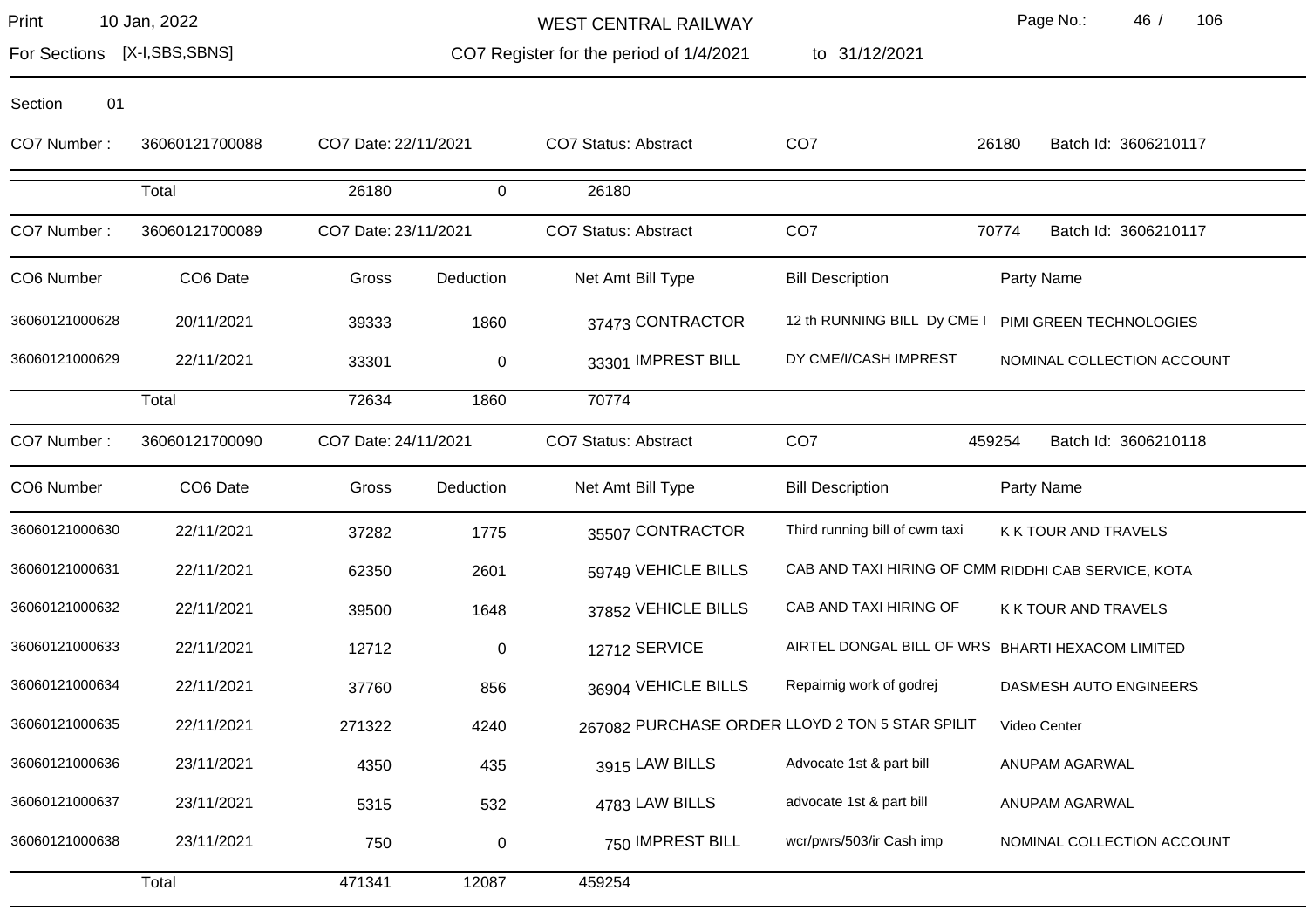WEST CENTRAL RAILWAY

Print 10 Jan, 2022

For Sections [X-I,SBS,SBNS]

CO7 Register for the period of 1/4/2021 to 31/12/2021

Section 01

CO7 Number : 36060121700088 CO7 Date: 22/11/2021 CO7 Status: Abstract CO7 26180 Batch Id: 3606210117

| | Gross | Deduction | Net Amt |
|---|---|---|---|
| Total | 26180 | 0 | 26180 |

CO7 Number : 36060121700089 CO7 Date: 23/11/2021 CO7 Status: Abstract CO7 70774 Batch Id: 3606210117

| CO6 Number | CO6 Date | Gross | Deduction | Net Amt | Bill Type | Bill Description | Party Name |
|---|---|---|---|---|---|---|---|
| 36060121000628 | 20/11/2021 | 39333 | 1860 | 37473 | CONTRACTOR | 12 th RUNNING BILL Dy CME I | PIMI GREEN TECHNOLOGIES |
| 36060121000629 | 22/11/2021 | 33301 | 0 | 33301 | IMPREST BILL | DY CME/I/CASH IMPREST | NOMINAL COLLECTION ACCOUNT |
| Total | | 72634 | 1860 | 70774 | | | |

CO7 Number : 36060121700090 CO7 Date: 24/11/2021 CO7 Status: Abstract CO7 459254 Batch Id: 3606210118

| CO6 Number | CO6 Date | Gross | Deduction | Net Amt | Bill Type | Bill Description | Party Name |
|---|---|---|---|---|---|---|---|
| 36060121000630 | 22/11/2021 | 37282 | 1775 | 35507 | CONTRACTOR | Third running bill of cwm taxi | K K TOUR AND TRAVELS |
| 36060121000631 | 22/11/2021 | 62350 | 2601 | 59749 | VEHICLE BILLS | CAB AND TAXI HIRING OF CMM | RIDDHI CAB SERVICE, KOTA |
| 36060121000632 | 22/11/2021 | 39500 | 1648 | 37852 | VEHICLE BILLS | CAB AND TAXI HIRING OF | K K TOUR AND TRAVELS |
| 36060121000633 | 22/11/2021 | 12712 | 0 | 12712 | SERVICE | AIRTEL DONGAL BILL OF WRS | BHARTI HEXACOM LIMITED |
| 36060121000634 | 22/11/2021 | 37760 | 856 | 36904 | VEHICLE BILLS | Repairnig work of godrej | DASMESH AUTO ENGINEERS |
| 36060121000635 | 22/11/2021 | 271322 | 4240 | 267082 | PURCHASE ORDER | LLOYD 2 TON 5 STAR SPILIT | Video Center |
| 36060121000636 | 23/11/2021 | 4350 | 435 | 3915 | LAW BILLS | Advocate 1st & part bill | ANUPAM AGARWAL |
| 36060121000637 | 23/11/2021 | 5315 | 532 | 4783 | LAW BILLS | advocate 1st & part bill | ANUPAM AGARWAL |
| 36060121000638 | 23/11/2021 | 750 | 0 | 750 | IMPREST BILL | wcr/pwrs/503/ir Cash imp | NOMINAL COLLECTION ACCOUNT |
| Total | | 471341 | 12087 | 459254 | | | |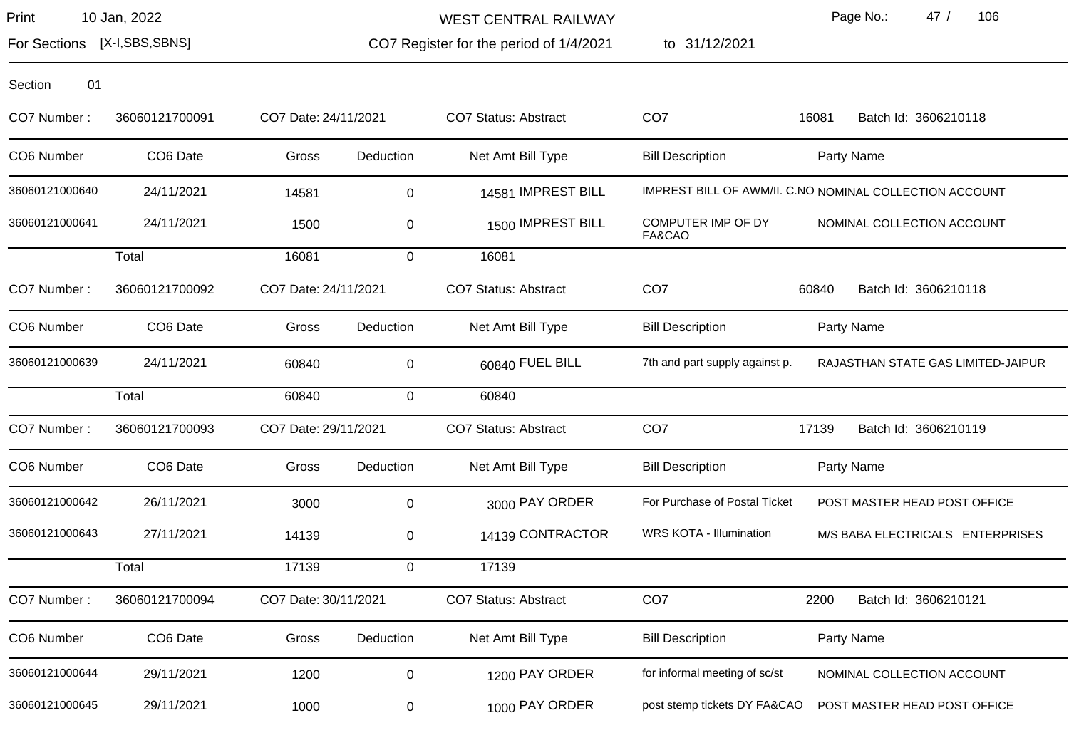WEST CENTRAL RAILWAY

CO7 Register for the period of 1/4/2021 to 31/12/2021

Print 10 Jan, 2022

For Sections [X-I,SBS,SBNS]

Section 01

CO7 Number : 36060121700091 | CO7 Date: 24/11/2021 | CO7 Status: Abstract | CO7 16081 | Batch Id: 3606210118

| CO6 Number | CO6 Date | Gross | Deduction | Net Amt | Bill Type | Bill Description | Party Name |
|---|---|---|---|---|---|---|---|
| 36060121000640 | 24/11/2021 | 14581 | 0 | 14581 | IMPREST BILL | IMPREST BILL OF AWM/II. C.NO | NOMINAL COLLECTION ACCOUNT |
| 36060121000641 | 24/11/2021 | 1500 | 0 | 1500 | IMPREST BILL | COMPUTER IMP OF DY FA&CAO | NOMINAL COLLECTION ACCOUNT |
| | Total | 16081 | 0 | 16081 | | | |

CO7 Number : 36060121700092 | CO7 Date: 24/11/2021 | CO7 Status: Abstract | CO7 60840 | Batch Id: 3606210118

| CO6 Number | CO6 Date | Gross | Deduction | Net Amt | Bill Type | Bill Description | Party Name |
|---|---|---|---|---|---|---|---|
| 36060121000639 | 24/11/2021 | 60840 | 0 | 60840 | FUEL BILL | 7th and part supply against p. | RAJASTHAN STATE GAS LIMITED-JAIPUR |
| | Total | 60840 | 0 | 60840 | | | |

CO7 Number : 36060121700093 | CO7 Date: 29/11/2021 | CO7 Status: Abstract | CO7 17139 | Batch Id: 3606210119

| CO6 Number | CO6 Date | Gross | Deduction | Net Amt | Bill Type | Bill Description | Party Name |
|---|---|---|---|---|---|---|---|
| 36060121000642 | 26/11/2021 | 3000 | 0 | 3000 | PAY ORDER | For Purchase of Postal Ticket | POST MASTER HEAD POST OFFICE |
| 36060121000643 | 27/11/2021 | 14139 | 0 | 14139 | CONTRACTOR | WRS KOTA - Illumination | M/S BABA ELECTRICALS ENTERPRISES |
| | Total | 17139 | 0 | 17139 | | | |

CO7 Number : 36060121700094 | CO7 Date: 30/11/2021 | CO7 Status: Abstract | CO7 2200 | Batch Id: 3606210121

| CO6 Number | CO6 Date | Gross | Deduction | Net Amt | Bill Type | Bill Description | Party Name |
|---|---|---|---|---|---|---|---|
| 36060121000644 | 29/11/2021 | 1200 | 0 | 1200 | PAY ORDER | for informal meeting of sc/st | NOMINAL COLLECTION ACCOUNT |
| 36060121000645 | 29/11/2021 | 1000 | 0 | 1000 | PAY ORDER | post stemp tickets DY FA&CAO | POST MASTER HEAD POST OFFICE |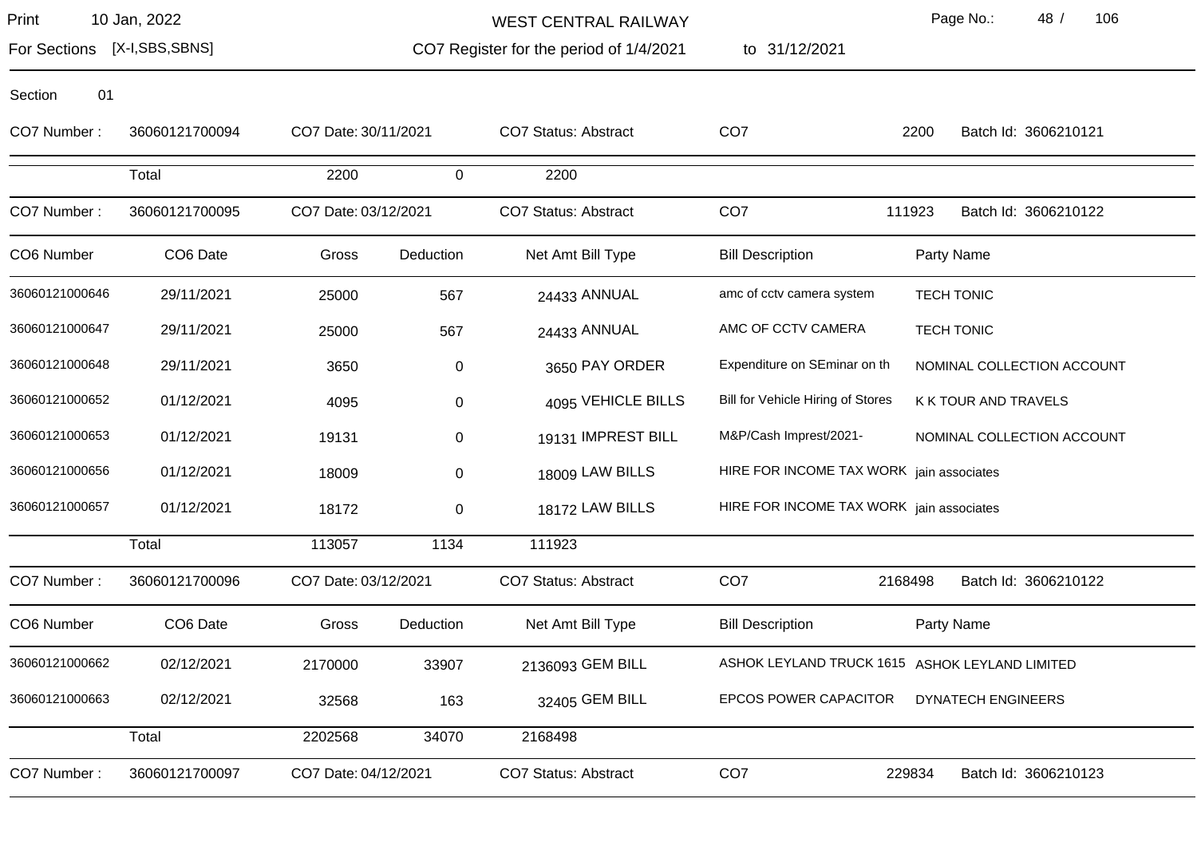WEST CENTRAL RAILWAY

CO7 Register for the period of 1/4/2021 to 31/12/2021

Print 10 Jan, 2022

For Sections [X-I,SBS,SBNS]

Section 01

CO7 Number : 36060121700094 | CO7 Date: 30/11/2021 | CO7 Status: Abstract | CO7 2200 | Batch Id: 3606210121

| | Total | Gross | Deduction | Net Amt |
|---|---|---|---|---|
| | Total | 2200 | 0 | 2200 |

CO7 Number : 36060121700095 | CO7 Date: 03/12/2021 | CO7 Status: Abstract | CO7 111923 | Batch Id: 3606210122

| CO6 Number | CO6 Date | Gross | Deduction | Net Amt | Bill Type | Bill Description | Party Name |
|---|---|---|---|---|---|---|---|
| 36060121000646 | 29/11/2021 | 25000 | 567 | 24433 | ANNUAL | amc of cctv camera system | TECH TONIC |
| 36060121000647 | 29/11/2021 | 25000 | 567 | 24433 | ANNUAL | AMC OF CCTV CAMERA | TECH TONIC |
| 36060121000648 | 29/11/2021 | 3650 | 0 | 3650 | PAY ORDER | Expenditure on SEminar on th | NOMINAL COLLECTION ACCOUNT |
| 36060121000652 | 01/12/2021 | 4095 | 0 | 4095 | VEHICLE BILLS | Bill for Vehicle Hiring of Stores | K K TOUR AND TRAVELS |
| 36060121000653 | 01/12/2021 | 19131 | 0 | 19131 | IMPREST BILL | M&P/Cash Imprest/2021- | NOMINAL COLLECTION ACCOUNT |
| 36060121000656 | 01/12/2021 | 18009 | 0 | 18009 | LAW BILLS | HIRE FOR INCOME TAX WORK | jain associates |
| 36060121000657 | 01/12/2021 | 18172 | 0 | 18172 | LAW BILLS | HIRE FOR INCOME TAX WORK | jain associates |
| | Total | 113057 | 1134 | 111923 | | | |

CO7 Number : 36060121700096 | CO7 Date: 03/12/2021 | CO7 Status: Abstract | CO7 2168498 | Batch Id: 3606210122

| CO6 Number | CO6 Date | Gross | Deduction | Net Amt | Bill Type | Bill Description | Party Name |
|---|---|---|---|---|---|---|---|
| 36060121000662 | 02/12/2021 | 2170000 | 33907 | 2136093 | GEM BILL | ASHOK LEYLAND TRUCK 1615 | ASHOK LEYLAND LIMITED |
| 36060121000663 | 02/12/2021 | 32568 | 163 | 32405 | GEM BILL | EPCOS POWER CAPACITOR | DYNATECH ENGINEERS |
| | Total | 2202568 | 34070 | 2168498 | | | |

CO7 Number : 36060121700097 | CO7 Date: 04/12/2021 | CO7 Status: Abstract | CO7 229834 | Batch Id: 3606210123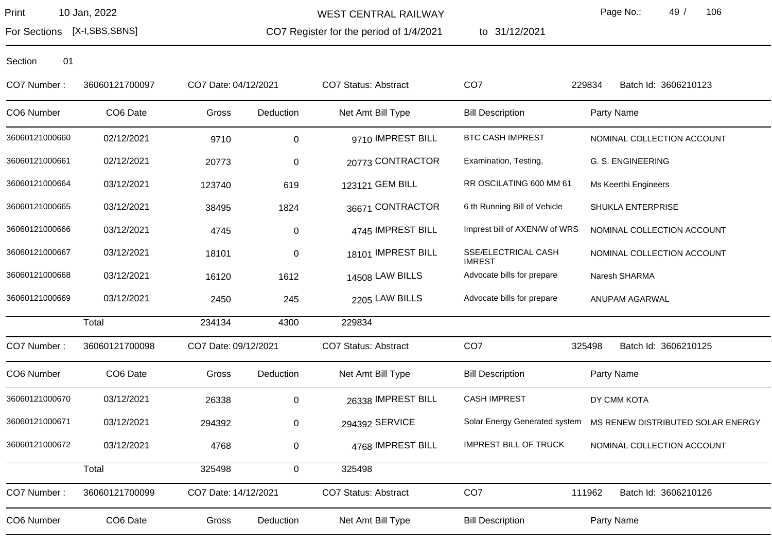WEST CENTRAL RAILWAY

For Sections [X-I,SBS,SBNS]

CO7 Register for the period of 1/4/2021 to 31/12/2021

Section 01

CO7 Number : 36060121700097 CO7 Date: 04/12/2021 CO7 Status: Abstract CO7 229834 Batch Id: 3606210123

| CO6 Number | CO6 Date | Gross | Deduction | Net Amt | Bill Type | Bill Description | Party Name |
|---|---|---|---|---|---|---|---|
| 36060121000660 | 02/12/2021 | 9710 | 0 | 9710 | IMPREST BILL | BTC CASH IMPREST | NOMINAL COLLECTION ACCOUNT |
| 36060121000661 | 02/12/2021 | 20773 | 0 | 20773 | CONTRACTOR | Examination, Testing, | G. S. ENGINEERING |
| 36060121000664 | 03/12/2021 | 123740 | 619 | 123121 | GEM BILL | RR OSCILATING 600 MM 61 | Ms Keerthi Engineers |
| 36060121000665 | 03/12/2021 | 38495 | 1824 | 36671 | CONTRACTOR | 6 th Running Bill of Vehicle | SHUKLA ENTERPRISE |
| 36060121000666 | 03/12/2021 | 4745 | 0 | 4745 | IMPREST BILL | Imprest bill of AXEN/W of WRS | NOMINAL COLLECTION ACCOUNT |
| 36060121000667 | 03/12/2021 | 18101 | 0 | 18101 | IMPREST BILL | SSE/ELECTRICAL CASH IMREST | NOMINAL COLLECTION ACCOUNT |
| 36060121000668 | 03/12/2021 | 16120 | 1612 | 14508 | LAW BILLS | Advocate bills for prepare | Naresh SHARMA |
| 36060121000669 | 03/12/2021 | 2450 | 245 | 2205 | LAW BILLS | Advocate bills for prepare | ANUPAM AGARWAL |
| | Total | 234134 | 4300 | 229834 | | | |

CO7 Number : 36060121700098 CO7 Date: 09/12/2021 CO7 Status: Abstract CO7 325498 Batch Id: 3606210125

| CO6 Number | CO6 Date | Gross | Deduction | Net Amt | Bill Type | Bill Description | Party Name |
|---|---|---|---|---|---|---|---|
| 36060121000670 | 03/12/2021 | 26338 | 0 | 26338 | IMPREST BILL | CASH IMPREST | DY CMM KOTA |
| 36060121000671 | 03/12/2021 | 294392 | 0 | 294392 | SERVICE | Solar Energy Generated system | MS RENEW DISTRIBUTED SOLAR ENERGY |
| 36060121000672 | 03/12/2021 | 4768 | 0 | 4768 | IMPREST BILL | IMPREST BILL OF TRUCK | NOMINAL COLLECTION ACCOUNT |
| | Total | 325498 | 0 | 325498 | | | |

CO7 Number : 36060121700099 CO7 Date: 14/12/2021 CO7 Status: Abstract CO7 111962 Batch Id: 3606210126

| CO6 Number | CO6 Date | Gross | Deduction | Net Amt | Bill Type | Bill Description | Party Name |
|---|---|---|---|---|---|---|---|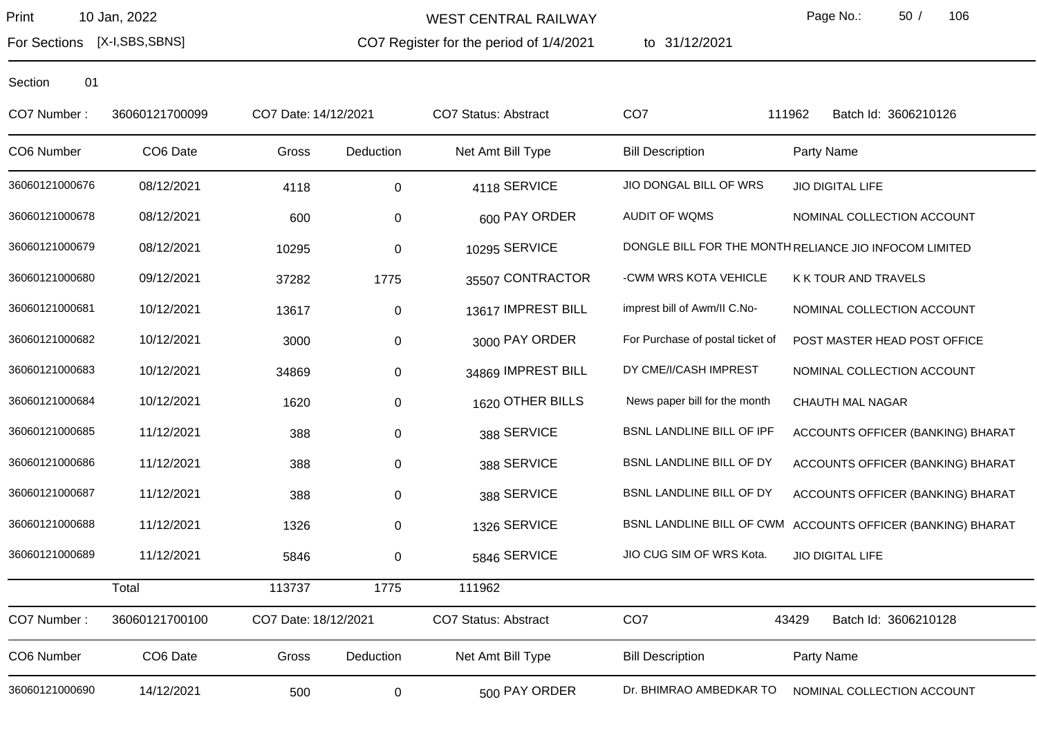Print 10 Jan, 2022

For Sections [X-I,SBS,SBNS]

# WEST CENTRAL RAILWAY

CO7 Register for the period of 1/4/2021 to 31/12/2021

Section 01

CO7 Number : 36060121700099 CO7 Date: 14/12/2021 CO7 Status: Abstract CO7 111962 Batch Id: 3606210126

| CO6 Number | CO6 Date | Gross | Deduction | Net Amt | Bill Type | Bill Description | Party Name |
|---|---|---|---|---|---|---|---|
| 36060121000676 | 08/12/2021 | 4118 | 0 | 4118 | SERVICE | JIO DONGAL BILL OF WRS | JIO DIGITAL LIFE |
| 36060121000678 | 08/12/2021 | 600 | 0 | 600 | PAY ORDER | AUDIT OF WQMS | NOMINAL COLLECTION ACCOUNT |
| 36060121000679 | 08/12/2021 | 10295 | 0 | 10295 | SERVICE | DONGLE BILL FOR THE MONTH | RELIANCE JIO INFOCOM LIMITED |
| 36060121000680 | 09/12/2021 | 37282 | 1775 | 35507 | CONTRACTOR | -CWM WRS KOTA VEHICLE | K K TOUR AND TRAVELS |
| 36060121000681 | 10/12/2021 | 13617 | 0 | 13617 | IMPREST BILL | imprest bill of Awm/II C.No- | NOMINAL COLLECTION ACCOUNT |
| 36060121000682 | 10/12/2021 | 3000 | 0 | 3000 | PAY ORDER | For Purchase of postal ticket of | POST MASTER HEAD POST OFFICE |
| 36060121000683 | 10/12/2021 | 34869 | 0 | 34869 | IMPREST BILL | DY CME/I/CASH IMPREST | NOMINAL COLLECTION ACCOUNT |
| 36060121000684 | 10/12/2021 | 1620 | 0 | 1620 | OTHER BILLS | News paper bill for the month | CHAUTH MAL NAGAR |
| 36060121000685 | 11/12/2021 | 388 | 0 | 388 | SERVICE | BSNL LANDLINE BILL OF IPF | ACCOUNTS OFFICER (BANKING) BHARAT |
| 36060121000686 | 11/12/2021 | 388 | 0 | 388 | SERVICE | BSNL LANDLINE BILL OF DY | ACCOUNTS OFFICER (BANKING) BHARAT |
| 36060121000687 | 11/12/2021 | 388 | 0 | 388 | SERVICE | BSNL LANDLINE BILL OF DY | ACCOUNTS OFFICER (BANKING) BHARAT |
| 36060121000688 | 11/12/2021 | 1326 | 0 | 1326 | SERVICE | BSNL LANDLINE BILL OF CWM | ACCOUNTS OFFICER (BANKING) BHARAT |
| 36060121000689 | 11/12/2021 | 5846 | 0 | 5846 | SERVICE | JIO CUG SIM OF WRS Kota. | JIO DIGITAL LIFE |
| | Total | 113737 | 1775 | 111962 | | | |

CO7 Number : 36060121700100 CO7 Date: 18/12/2021 CO7 Status: Abstract CO7 43429 Batch Id: 3606210128

| CO6 Number | CO6 Date | Gross | Deduction | Net Amt | Bill Type | Bill Description | Party Name |
|---|---|---|---|---|---|---|---|
| 36060121000690 | 14/12/2021 | 500 | 0 | 500 | PAY ORDER | Dr. BHIMRAO AMBEDKAR TO | NOMINAL COLLECTION ACCOUNT |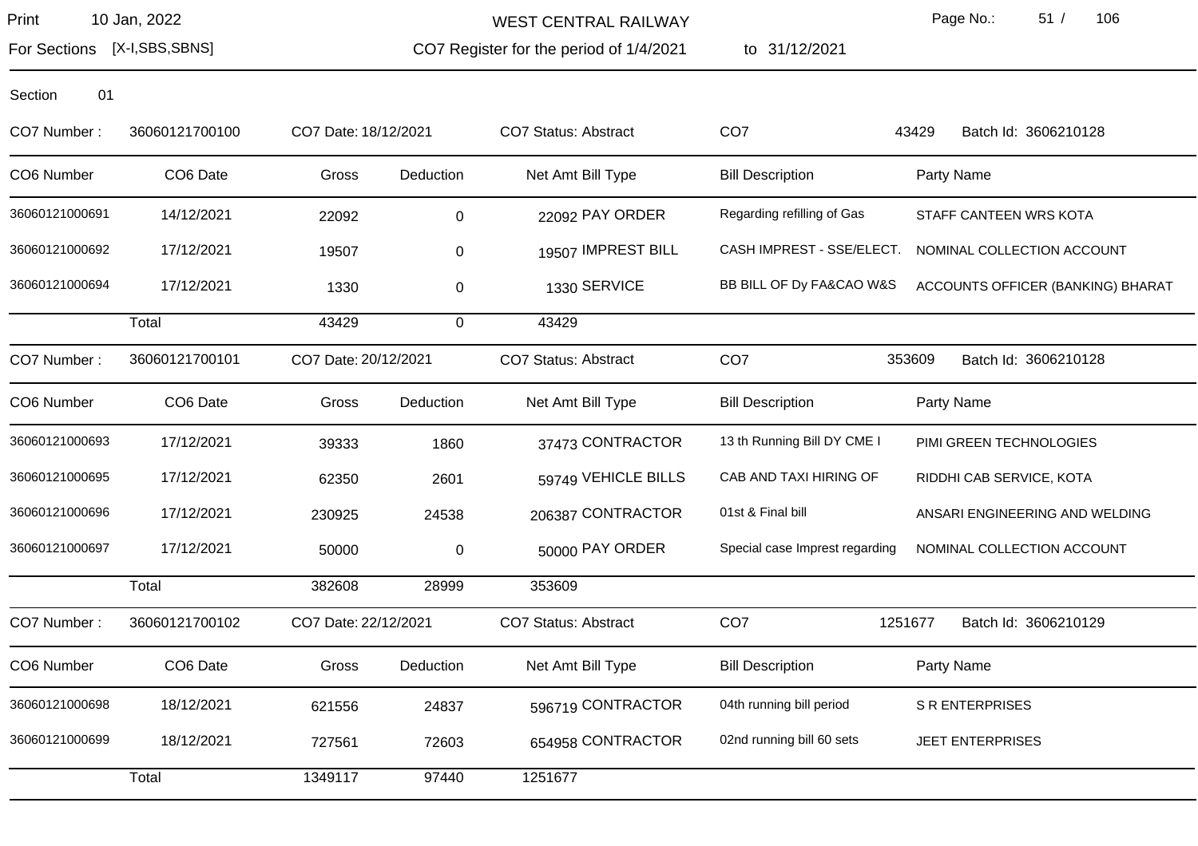WEST CENTRAL RAILWAY

For Sections [X-I,SBS,SBNS]

CO7 Register for the period of 1/4/2021 to 31/12/2021

Section 01

CO7 Number : 36060121700100 CO7 Date: 18/12/2021 CO7 Status: Abstract CO7 43429 Batch Id: 3606210128

| CO6 Number | CO6 Date | Gross | Deduction | Net Amt | Bill Type | Bill Description | Party Name |
|---|---|---|---|---|---|---|---|
| 36060121000691 | 14/12/2021 | 22092 | 0 | 22092 | PAY ORDER | Regarding refilling of Gas | STAFF CANTEEN WRS KOTA |
| 36060121000692 | 17/12/2021 | 19507 | 0 | 19507 | IMPREST BILL | CASH IMPREST - SSE/ELECT. | NOMINAL COLLECTION ACCOUNT |
| 36060121000694 | 17/12/2021 | 1330 | 0 | 1330 | SERVICE | BB BILL OF Dy FA&CAO W&S | ACCOUNTS OFFICER (BANKING) BHARAT |
| | Total | 43429 | 0 | 43429 | | | |

CO7 Number : 36060121700101 CO7 Date: 20/12/2021 CO7 Status: Abstract CO7 353609 Batch Id: 3606210128

| CO6 Number | CO6 Date | Gross | Deduction | Net Amt | Bill Type | Bill Description | Party Name |
|---|---|---|---|---|---|---|---|
| 36060121000693 | 17/12/2021 | 39333 | 1860 | 37473 | CONTRACTOR | 13 th Running Bill DY CME I | PIMI GREEN TECHNOLOGIES |
| 36060121000695 | 17/12/2021 | 62350 | 2601 | 59749 | VEHICLE BILLS | CAB AND TAXI HIRING OF | RIDDHI CAB SERVICE, KOTA |
| 36060121000696 | 17/12/2021 | 230925 | 24538 | 206387 | CONTRACTOR | 01st & Final bill | ANSARI ENGINEERING AND WELDING |
| 36060121000697 | 17/12/2021 | 50000 | 0 | 50000 | PAY ORDER | Special case Imprest regarding | NOMINAL COLLECTION ACCOUNT |
| | Total | 382608 | 28999 | 353609 | | | |

CO7 Number : 36060121700102 CO7 Date: 22/12/2021 CO7 Status: Abstract CO7 1251677 Batch Id: 3606210129

| CO6 Number | CO6 Date | Gross | Deduction | Net Amt | Bill Type | Bill Description | Party Name |
|---|---|---|---|---|---|---|---|
| 36060121000698 | 18/12/2021 | 621556 | 24837 | 596719 | CONTRACTOR | 04th running bill period | S R ENTERPRISES |
| 36060121000699 | 18/12/2021 | 727561 | 72603 | 654958 | CONTRACTOR | 02nd running bill 60 sets | JEET ENTERPRISES |
| | Total | 1349117 | 97440 | 1251677 | | | |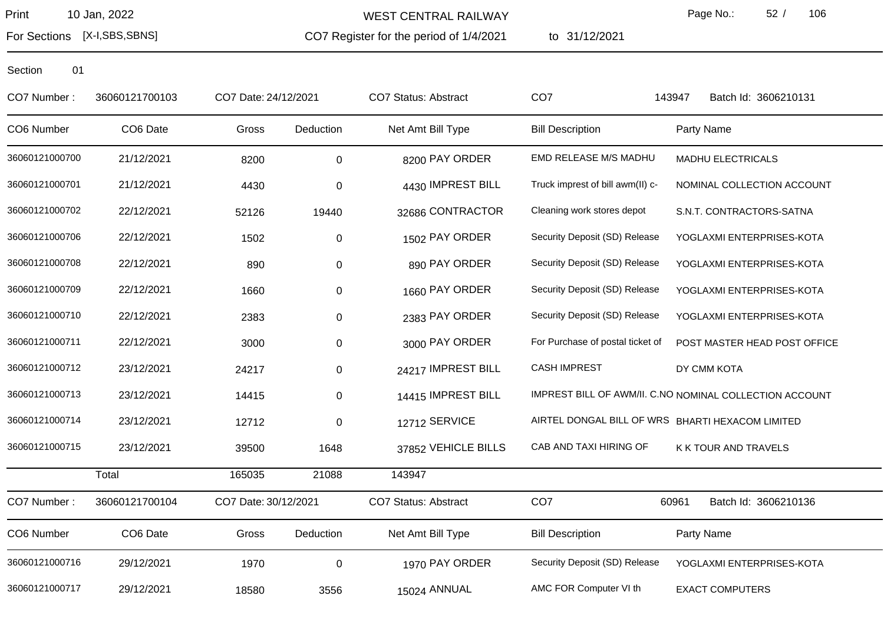WEST CENTRAL RAILWAY

Print 10 Jan, 2022

For Sections [X-I,SBS,SBNS]

CO7 Register for the period of 1/4/2021 to 31/12/2021

Section 01

CO7 Number : 36060121700103 CO7 Date: 24/12/2021 CO7 Status: Abstract CO7 143947 Batch Id: 3606210131

| CO6 Number | CO6 Date | Gross | Deduction | Net Amt | Bill Type | Bill Description | Party Name |
|---|---|---|---|---|---|---|---|
| 36060121000700 | 21/12/2021 | 8200 | 0 | 8200 | PAY ORDER | EMD RELEASE M/S MADHU | MADHU ELECTRICALS |
| 36060121000701 | 21/12/2021 | 4430 | 0 | 4430 | IMPREST BILL | Truck imprest of bill awm(II) c- | NOMINAL COLLECTION ACCOUNT |
| 36060121000702 | 22/12/2021 | 52126 | 19440 | 32686 | CONTRACTOR | Cleaning work stores depot | S.N.T. CONTRACTORS-SATNA |
| 36060121000706 | 22/12/2021 | 1502 | 0 | 1502 | PAY ORDER | Security Deposit (SD) Release | YOGLAXMI ENTERPRISES-KOTA |
| 36060121000708 | 22/12/2021 | 890 | 0 | 890 | PAY ORDER | Security Deposit (SD) Release | YOGLAXMI ENTERPRISES-KOTA |
| 36060121000709 | 22/12/2021 | 1660 | 0 | 1660 | PAY ORDER | Security Deposit (SD) Release | YOGLAXMI ENTERPRISES-KOTA |
| 36060121000710 | 22/12/2021 | 2383 | 0 | 2383 | PAY ORDER | Security Deposit (SD) Release | YOGLAXMI ENTERPRISES-KOTA |
| 36060121000711 | 22/12/2021 | 3000 | 0 | 3000 | PAY ORDER | For Purchase of postal ticket of | POST MASTER HEAD POST OFFICE |
| 36060121000712 | 23/12/2021 | 24217 | 0 | 24217 | IMPREST BILL | CASH IMPREST | DY CMM KOTA |
| 36060121000713 | 23/12/2021 | 14415 | 0 | 14415 | IMPREST BILL | IMPREST BILL OF AWM/II. C.NO | NOMINAL COLLECTION ACCOUNT |
| 36060121000714 | 23/12/2021 | 12712 | 0 | 12712 | SERVICE | AIRTEL DONGAL BILL OF WRS | BHARTI HEXACOM LIMITED |
| 36060121000715 | 23/12/2021 | 39500 | 1648 | 37852 | VEHICLE BILLS | CAB AND TAXI HIRING OF | K K TOUR AND TRAVELS |
| | Total | 165035 | 21088 | 143947 | | | |

CO7 Number : 36060121700104 CO7 Date: 30/12/2021 CO7 Status: Abstract CO7 60961 Batch Id: 3606210136

| CO6 Number | CO6 Date | Gross | Deduction | Net Amt | Bill Type | Bill Description | Party Name |
|---|---|---|---|---|---|---|---|
| 36060121000716 | 29/12/2021 | 1970 | 0 | 1970 | PAY ORDER | Security Deposit (SD) Release | YOGLAXMI ENTERPRISES-KOTA |
| 36060121000717 | 29/12/2021 | 18580 | 3556 | 15024 | ANNUAL | AMC FOR Computer VI th | EXACT COMPUTERS |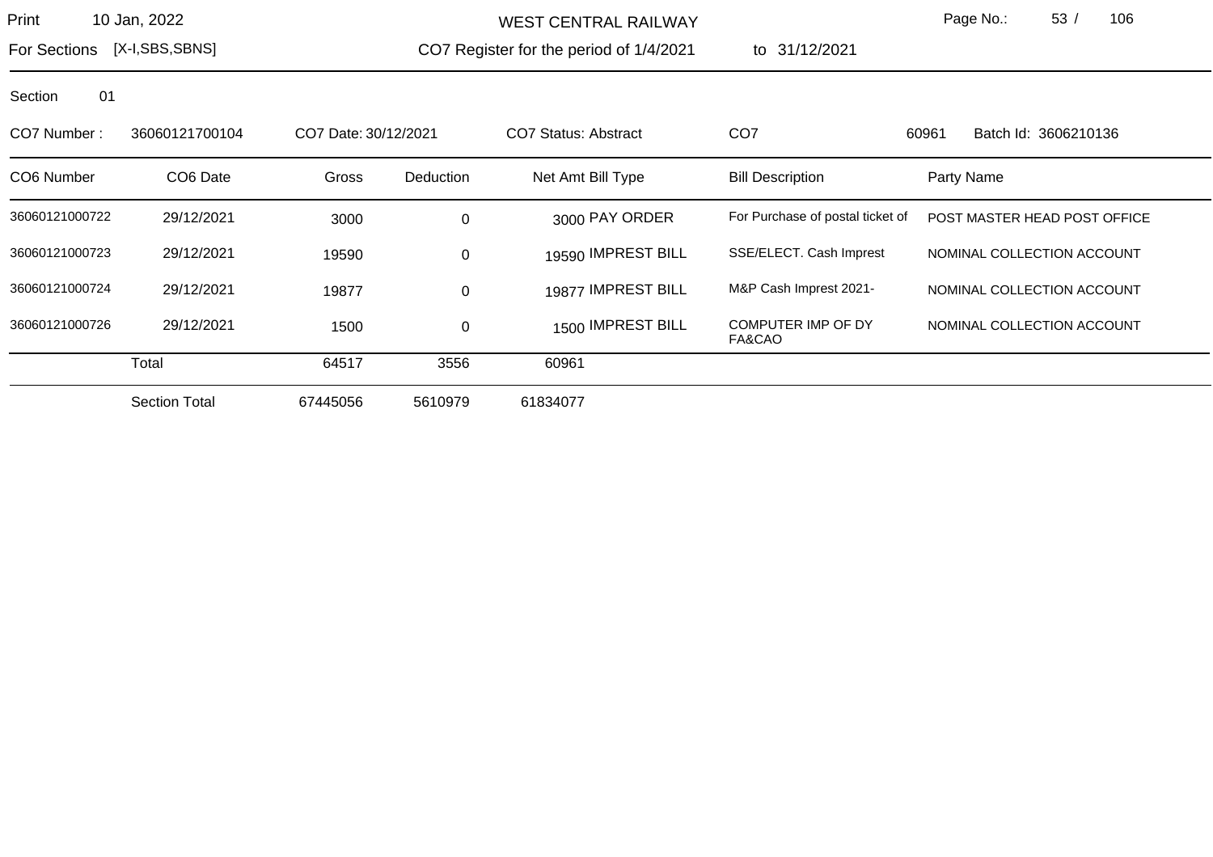**WEST CENTRAL RAILWAY**

Print 10 Jan, 2022

For Sections [X-I,SBS,SBNS]

CO7 Register for the period of 1/4/2021 to 31/12/2021

Section 01

CO7 Number : 36060121700104 | CO7 Date: 30/12/2021 | CO7 Status: Abstract | CO7 60961 | Batch Id: 3606210136

| CO6 Number | CO6 Date | Gross | Deduction | Net Amt | Bill Type | Bill Description | Party Name |
|---|---|---|---|---|---|---|---|
| 36060121000722 | 29/12/2021 | 3000 | 0 | 3000 | PAY ORDER | For Purchase of postal ticket of | POST MASTER HEAD POST OFFICE |
| 36060121000723 | 29/12/2021 | 19590 | 0 | 19590 | IMPREST BILL | SSE/ELECT. Cash Imprest | NOMINAL COLLECTION ACCOUNT |
| 36060121000724 | 29/12/2021 | 19877 | 0 | 19877 | IMPREST BILL | M&P Cash Imprest 2021- | NOMINAL COLLECTION ACCOUNT |
| 36060121000726 | 29/12/2021 | 1500 | 0 | 1500 | IMPREST BILL | COMPUTER IMP OF DY FA&CAO | NOMINAL COLLECTION ACCOUNT |
| | Total | 64517 | 3556 | 60961 | | | |
| | Section Total | 67445056 | 5610979 | 61834077 | | | |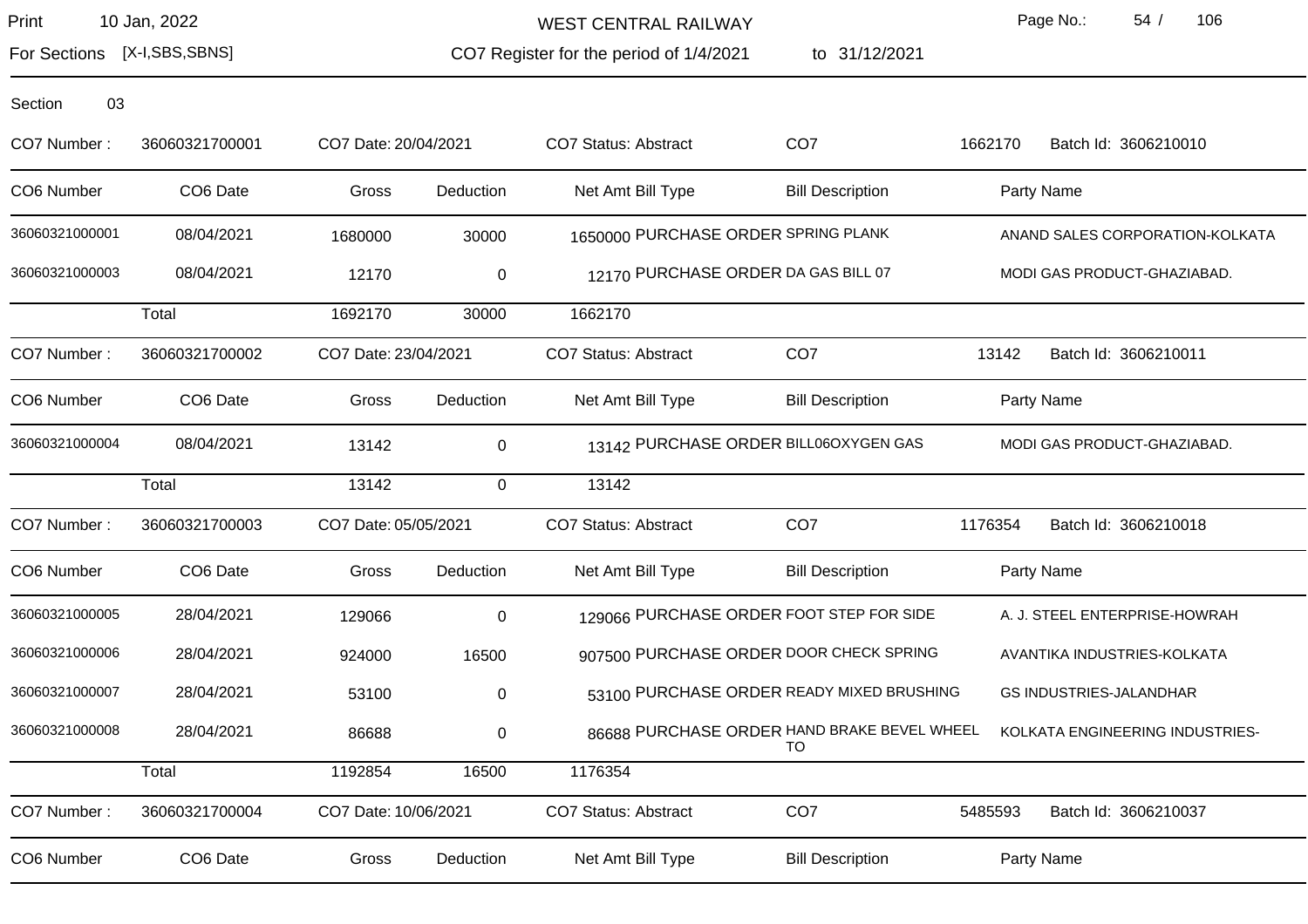Print 10 Jan, 2022

For Sections [X-I,SBS,SBNS]

## WEST CENTRAL RAILWAY

CO7 Register for the period of 1/4/2021 to 31/12/2021

Section 03

CO7 Number : 36060321700001 CO7 Date: 20/04/2021 CO7 Status: Abstract CO7 1662170 Batch Id: 3606210010

| CO6 Number | CO6 Date | Gross | Deduction | Net Amt | Bill Type | Bill Description | Party Name |
|---|---|---|---|---|---|---|---|
| 36060321000001 | 08/04/2021 | 1680000 | 30000 | 1650000 | PURCHASE ORDER | SPRING PLANK | ANAND SALES CORPORATION-KOLKATA |
| 36060321000003 | 08/04/2021 | 12170 | 0 | 12170 | PURCHASE ORDER | DA GAS BILL 07 | MODI GAS PRODUCT-GHAZIABAD. |
| | Total | 1692170 | 30000 | 1662170 | | | |

CO7 Number : 36060321700002 CO7 Date: 23/04/2021 CO7 Status: Abstract CO7 13142 Batch Id: 3606210011

| CO6 Number | CO6 Date | Gross | Deduction | Net Amt | Bill Type | Bill Description | Party Name |
|---|---|---|---|---|---|---|---|
| 36060321000004 | 08/04/2021 | 13142 | 0 | 13142 | PURCHASE ORDER | BILL06OXYGEN GAS | MODI GAS PRODUCT-GHAZIABAD. |
| | Total | 13142 | 0 | 13142 | | | |

CO7 Number : 36060321700003 CO7 Date: 05/05/2021 CO7 Status: Abstract CO7 1176354 Batch Id: 3606210018

| CO6 Number | CO6 Date | Gross | Deduction | Net Amt | Bill Type | Bill Description | Party Name |
|---|---|---|---|---|---|---|---|
| 36060321000005 | 28/04/2021 | 129066 | 0 | 129066 | PURCHASE ORDER | FOOT STEP FOR SIDE | A. J. STEEL ENTERPRISE-HOWRAH |
| 36060321000006 | 28/04/2021 | 924000 | 16500 | 907500 | PURCHASE ORDER | DOOR CHECK SPRING | AVANTIKA INDUSTRIES-KOLKATA |
| 36060321000007 | 28/04/2021 | 53100 | 0 | 53100 | PURCHASE ORDER | READY MIXED BRUSHING | GS INDUSTRIES-JALANDHAR |
| 36060321000008 | 28/04/2021 | 86688 | 0 | 86688 | PURCHASE ORDER | HAND BRAKE BEVEL WHEEL TO | KOLKATA ENGINEERING INDUSTRIES- |
| | Total | 1192854 | 16500 | 1176354 | | | |

CO7 Number : 36060321700004 CO7 Date: 10/06/2021 CO7 Status: Abstract CO7 5485593 Batch Id: 3606210037

| CO6 Number | CO6 Date | Gross | Deduction | Net Amt | Bill Type | Bill Description | Party Name |
|---|---|---|---|---|---|---|---|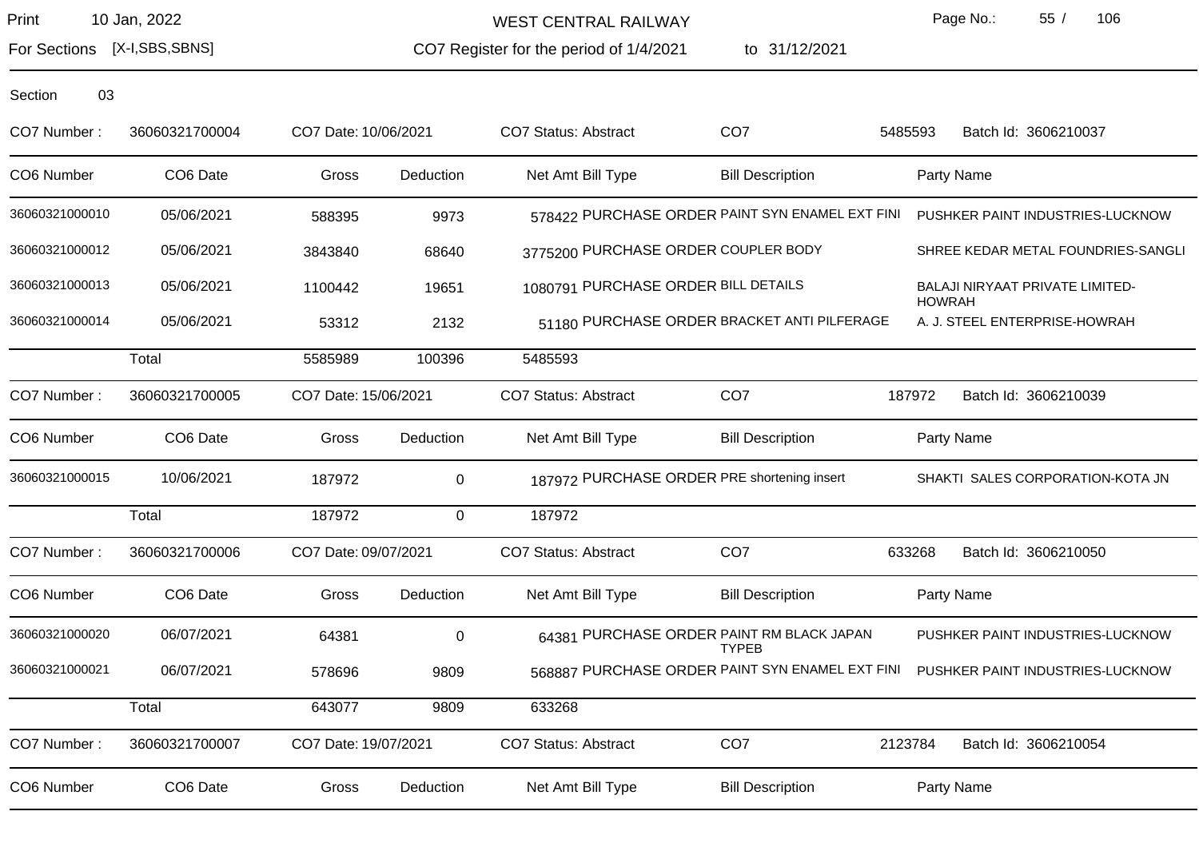WEST CENTRAL RAILWAY

For Sections [X-I,SBS,SBNS]

CO7 Register for the period of 1/4/2021 to 31/12/2021

Print 10 Jan, 2022

Section 03

CO7 Number : 36060321700004 CO7 Date: 10/06/2021 CO7 Status: Abstract CO7 5485593 Batch Id: 3606210037

| CO6 Number | CO6 Date | Gross | Deduction | Net Amt | Bill Type | Bill Description | Party Name |
|---|---|---|---|---|---|---|---|
| 36060321000010 | 05/06/2021 | 588395 | 9973 | 578422 | PURCHASE ORDER | PAINT SYN ENAMEL EXT FINI | PUSHKER PAINT INDUSTRIES-LUCKNOW |
| 36060321000012 | 05/06/2021 | 3843840 | 68640 | 3775200 | PURCHASE ORDER | COUPLER BODY | SHREE KEDAR METAL FOUNDRIES-SANGLI |
| 36060321000013 | 05/06/2021 | 1100442 | 19651 | 1080791 | PURCHASE ORDER | BILL DETAILS | BALAJI NIRYAAT PRIVATE LIMITED-HOWRAH |
| 36060321000014 | 05/06/2021 | 53312 | 2132 | 51180 | PURCHASE ORDER | BRACKET ANTI PILFERAGE | A. J. STEEL ENTERPRISE-HOWRAH |
| | Total | 5585989 | 100396 | 5485593 | | | |

CO7 Number : 36060321700005 CO7 Date: 15/06/2021 CO7 Status: Abstract CO7 187972 Batch Id: 3606210039

| CO6 Number | CO6 Date | Gross | Deduction | Net Amt | Bill Type | Bill Description | Party Name |
|---|---|---|---|---|---|---|---|
| 36060321000015 | 10/06/2021 | 187972 | 0 | 187972 | PURCHASE ORDER | PRE shortening insert | SHAKTI SALES CORPORATION-KOTA JN |
| | Total | 187972 | 0 | 187972 | | | |

CO7 Number : 36060321700006 CO7 Date: 09/07/2021 CO7 Status: Abstract CO7 633268 Batch Id: 3606210050

| CO6 Number | CO6 Date | Gross | Deduction | Net Amt | Bill Type | Bill Description | Party Name |
|---|---|---|---|---|---|---|---|
| 36060321000020 | 06/07/2021 | 64381 | 0 | 64381 | PURCHASE ORDER | PAINT RM BLACK JAPAN TYPEB | PUSHKER PAINT INDUSTRIES-LUCKNOW |
| 36060321000021 | 06/07/2021 | 578696 | 9809 | 568887 | PURCHASE ORDER | PAINT SYN ENAMEL EXT FINI | PUSHKER PAINT INDUSTRIES-LUCKNOW |
| | Total | 643077 | 9809 | 633268 | | | |

CO7 Number : 36060321700007 CO7 Date: 19/07/2021 CO7 Status: Abstract CO7 2123784 Batch Id: 3606210054

| CO6 Number | CO6 Date | Gross | Deduction | Net Amt | Bill Type | Bill Description | Party Name |
|---|---|---|---|---|---|---|---|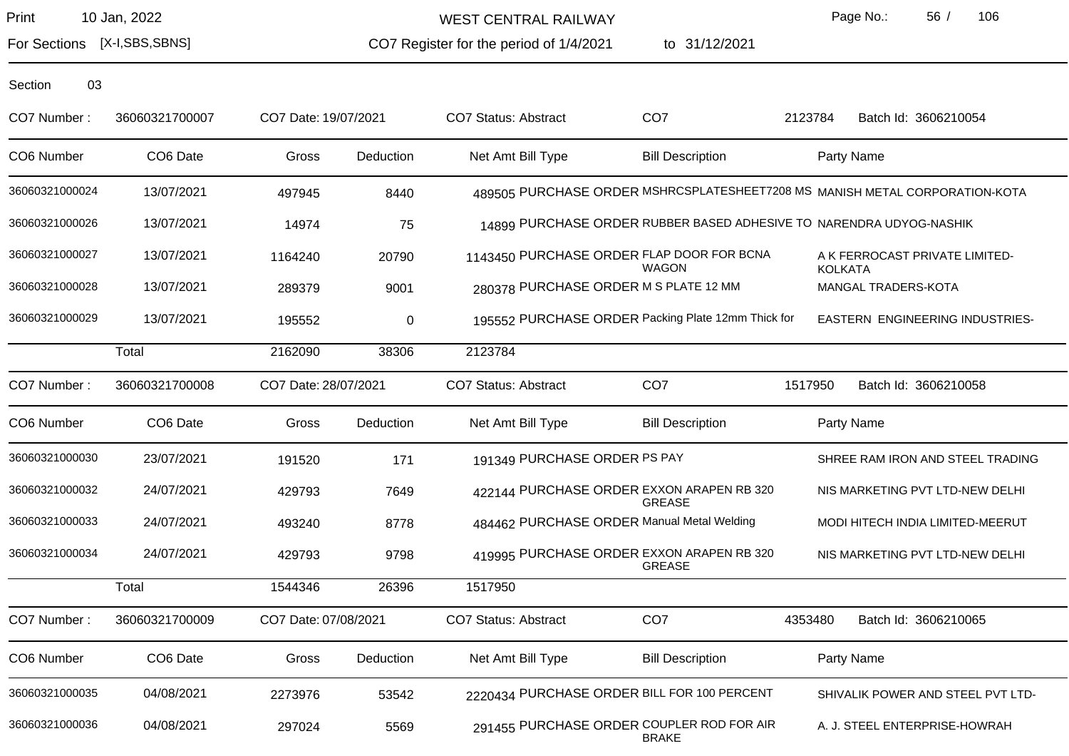Section 03

CO7 Number : 36060321700007 | CO7 Date: 19/07/2021 | CO7 Status: Abstract | CO7 2123784 | Batch Id: 3606210054

| CO6 Number | CO6 Date | Gross | Deduction | Net Amt | Bill Type | Bill Description | Party Name |
|---|---|---|---|---|---|---|---|
| 36060321000024 | 13/07/2021 | 497945 | 8440 | 489505 | PURCHASE ORDER | MSHRCSPLATESHEET7208 MS | MANISH METAL CORPORATION-KOTA |
| 36060321000026 | 13/07/2021 | 14974 | 75 | 14899 | PURCHASE ORDER | RUBBER BASED ADHESIVE TO | NARENDRA UDYOG-NASHIK |
| 36060321000027 | 13/07/2021 | 1164240 | 20790 | 1143450 | PURCHASE ORDER | FLAP DOOR FOR BCNA WAGON | A K FERROCAST PRIVATE LIMITED-KOLKATA |
| 36060321000028 | 13/07/2021 | 289379 | 9001 | 280378 | PURCHASE ORDER | M S PLATE 12 MM | MANGAL TRADERS-KOTA |
| 36060321000029 | 13/07/2021 | 195552 | 0 | 195552 | PURCHASE ORDER | Packing Plate 12mm Thick for | EASTERN ENGINEERING INDUSTRIES- |
| | Total | 2162090 | 38306 | 2123784 | | | |

CO7 Number : 36060321700008 | CO7 Date: 28/07/2021 | CO7 Status: Abstract | CO7 1517950 | Batch Id: 3606210058

| CO6 Number | CO6 Date | Gross | Deduction | Net Amt | Bill Type | Bill Description | Party Name |
|---|---|---|---|---|---|---|---|
| 36060321000030 | 23/07/2021 | 191520 | 171 | 191349 | PURCHASE ORDER | PS PAY | SHREE RAM IRON AND STEEL TRADING |
| 36060321000032 | 24/07/2021 | 429793 | 7649 | 422144 | PURCHASE ORDER | EXXON ARAPEN RB 320 GREASE | NIS MARKETING PVT LTD-NEW DELHI |
| 36060321000033 | 24/07/2021 | 493240 | 8778 | 484462 | PURCHASE ORDER | Manual Metal Welding | MODI HITECH INDIA LIMITED-MEERUT |
| 36060321000034 | 24/07/2021 | 429793 | 9798 | 419995 | PURCHASE ORDER | EXXON ARAPEN RB 320 GREASE | NIS MARKETING PVT LTD-NEW DELHI |
| | Total | 1544346 | 26396 | 1517950 | | | |

CO7 Number : 36060321700009 | CO7 Date: 07/08/2021 | CO7 Status: Abstract | CO7 4353480 | Batch Id: 3606210065

| CO6 Number | CO6 Date | Gross | Deduction | Net Amt | Bill Type | Bill Description | Party Name |
|---|---|---|---|---|---|---|---|
| 36060321000035 | 04/08/2021 | 2273976 | 53542 | 2220434 | PURCHASE ORDER | BILL FOR 100 PERCENT | SHIVALIK POWER AND STEEL PVT LTD- |
| 36060321000036 | 04/08/2021 | 297024 | 5569 | 291455 | PURCHASE ORDER | COUPLER ROD FOR AIR BRAKE | A. J. STEEL ENTERPRISE-HOWRAH |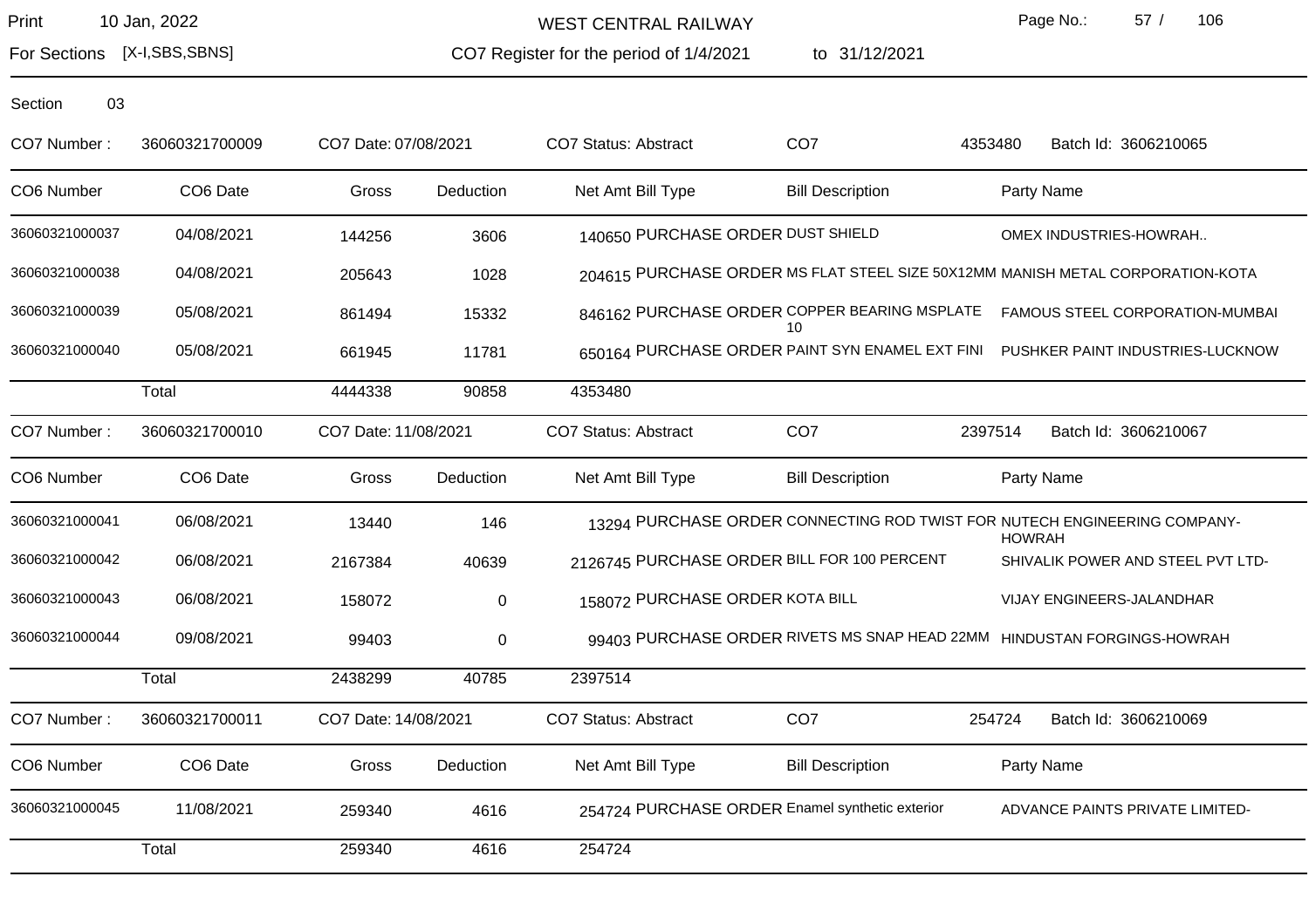WEST CENTRAL RAILWAY

CO7 Register for the period of 1/4/2021 to 31/12/2021

Print 10 Jan, 2022

For Sections [X-I,SBS,SBNS]

Section 03

CO7 Number : 36060321700009 CO7 Date: 07/08/2021 CO7 Status: Abstract CO7 4353480 Batch Id: 3606210065

| CO6 Number | CO6 Date | Gross | Deduction | Net Amt | Bill Type | Bill Description | Party Name |
|---|---|---|---|---|---|---|---|
| 36060321000037 | 04/08/2021 | 144256 | 3606 | 140650 | PURCHASE ORDER | DUST SHIELD | OMEX INDUSTRIES-HOWRAH.. |
| 36060321000038 | 04/08/2021 | 205643 | 1028 | 204615 | PURCHASE ORDER | MS FLAT STEEL SIZE 50X12MM | MANISH METAL CORPORATION-KOTA |
| 36060321000039 | 05/08/2021 | 861494 | 15332 | 846162 | PURCHASE ORDER | COPPER BEARING MSPLATE 10 | FAMOUS STEEL CORPORATION-MUMBAI |
| 36060321000040 | 05/08/2021 | 661945 | 11781 | 650164 | PURCHASE ORDER | PAINT SYN ENAMEL EXT FINI | PUSHKER PAINT INDUSTRIES-LUCKNOW |
| | Total | 4444338 | 90858 | 4353480 | | | |

CO7 Number : 36060321700010 CO7 Date: 11/08/2021 CO7 Status: Abstract CO7 2397514 Batch Id: 3606210067

| CO6 Number | CO6 Date | Gross | Deduction | Net Amt | Bill Type | Bill Description | Party Name |
|---|---|---|---|---|---|---|---|
| 36060321000041 | 06/08/2021 | 13440 | 146 | 13294 | PURCHASE ORDER | CONNECTING ROD TWIST FOR | NUTECH ENGINEERING COMPANY-HOWRAH |
| 36060321000042 | 06/08/2021 | 2167384 | 40639 | 2126745 | PURCHASE ORDER | BILL FOR 100 PERCENT | SHIVALIK POWER AND STEEL PVT LTD- |
| 36060321000043 | 06/08/2021 | 158072 | 0 | 158072 | PURCHASE ORDER | KOTA BILL | VIJAY ENGINEERS-JALANDHAR |
| 36060321000044 | 09/08/2021 | 99403 | 0 | 99403 | PURCHASE ORDER | RIVETS MS SNAP HEAD 22MM | HINDUSTAN FORGINGS-HOWRAH |
| | Total | 2438299 | 40785 | 2397514 | | | |

CO7 Number : 36060321700011 CO7 Date: 14/08/2021 CO7 Status: Abstract CO7 254724 Batch Id: 3606210069

| CO6 Number | CO6 Date | Gross | Deduction | Net Amt | Bill Type | Bill Description | Party Name |
|---|---|---|---|---|---|---|---|
| 36060321000045 | 11/08/2021 | 259340 | 4616 | 254724 | PURCHASE ORDER | Enamel synthetic exterior | ADVANCE PAINTS PRIVATE LIMITED- |
| | Total | 259340 | 4616 | 254724 | | | |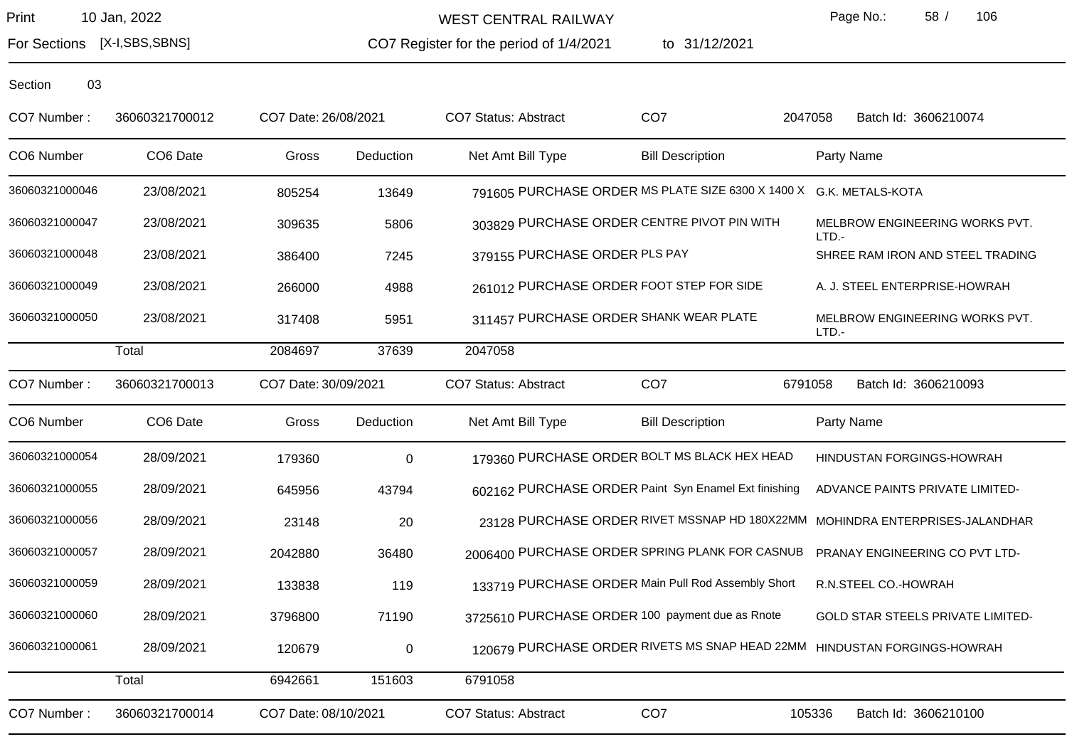WEST CENTRAL RAILWAY

For Sections [X-I,SBS,SBNS]

CO7 Register for the period of 1/4/2021 to 31/12/2021

Print 10 Jan, 2022

Section 03

CO7 Number : 36060321700012 CO7 Date: 26/08/2021 CO7 Status: Abstract CO7 2047058 Batch Id: 3606210074

| CO6 Number | CO6 Date | Gross | Deduction | Net Amt | Bill Type | Bill Description | Party Name |
|---|---|---|---|---|---|---|---|
| 36060321000046 | 23/08/2021 | 805254 | 13649 | 791605 | PURCHASE ORDER | MS PLATE SIZE 6300 X 1400 X | G.K. METALS-KOTA |
| 36060321000047 | 23/08/2021 | 309635 | 5806 | 303829 | PURCHASE ORDER | CENTRE PIVOT PIN WITH | MELBROW ENGINEERING WORKS PVT. LTD.- |
| 36060321000048 | 23/08/2021 | 386400 | 7245 | 379155 | PURCHASE ORDER | PLS PAY | SHREE RAM IRON AND STEEL TRADING |
| 36060321000049 | 23/08/2021 | 266000 | 4988 | 261012 | PURCHASE ORDER | FOOT STEP FOR SIDE | A. J. STEEL ENTERPRISE-HOWRAH |
| 36060321000050 | 23/08/2021 | 317408 | 5951 | 311457 | PURCHASE ORDER | SHANK WEAR PLATE | MELBROW ENGINEERING WORKS PVT. LTD.- |
| | Total | 2084697 | 37639 | 2047058 | | | |

CO7 Number : 36060321700013 CO7 Date: 30/09/2021 CO7 Status: Abstract CO7 6791058 Batch Id: 3606210093

| CO6 Number | CO6 Date | Gross | Deduction | Net Amt | Bill Type | Bill Description | Party Name |
|---|---|---|---|---|---|---|---|
| 36060321000054 | 28/09/2021 | 179360 | 0 | 179360 | PURCHASE ORDER | BOLT MS BLACK HEX HEAD | HINDUSTAN FORGINGS-HOWRAH |
| 36060321000055 | 28/09/2021 | 645956 | 43794 | 602162 | PURCHASE ORDER | Paint Syn Enamel Ext finishing | ADVANCE PAINTS PRIVATE LIMITED- |
| 36060321000056 | 28/09/2021 | 23148 | 20 | 23128 | PURCHASE ORDER | RIVET MSSNAP HD 180X22MM | MOHINDRA ENTERPRISES-JALANDHAR |
| 36060321000057 | 28/09/2021 | 2042880 | 36480 | 2006400 | PURCHASE ORDER | SPRING PLANK FOR CASNUB | PRANAY ENGINEERING CO PVT LTD- |
| 36060321000059 | 28/09/2021 | 133838 | 119 | 133719 | PURCHASE ORDER | Main Pull Rod Assembly Short | R.N.STEEL CO.-HOWRAH |
| 36060321000060 | 28/09/2021 | 3796800 | 71190 | 3725610 | PURCHASE ORDER | 100 payment due as Rnote | GOLD STAR STEELS PRIVATE LIMITED- |
| 36060321000061 | 28/09/2021 | 120679 | 0 | 120679 | PURCHASE ORDER | RIVETS MS SNAP HEAD 22MM | HINDUSTAN FORGINGS-HOWRAH |
| | Total | 6942661 | 151603 | 6791058 | | | |

CO7 Number : 36060321700014 CO7 Date: 08/10/2021 CO7 Status: Abstract CO7 105336 Batch Id: 3606210100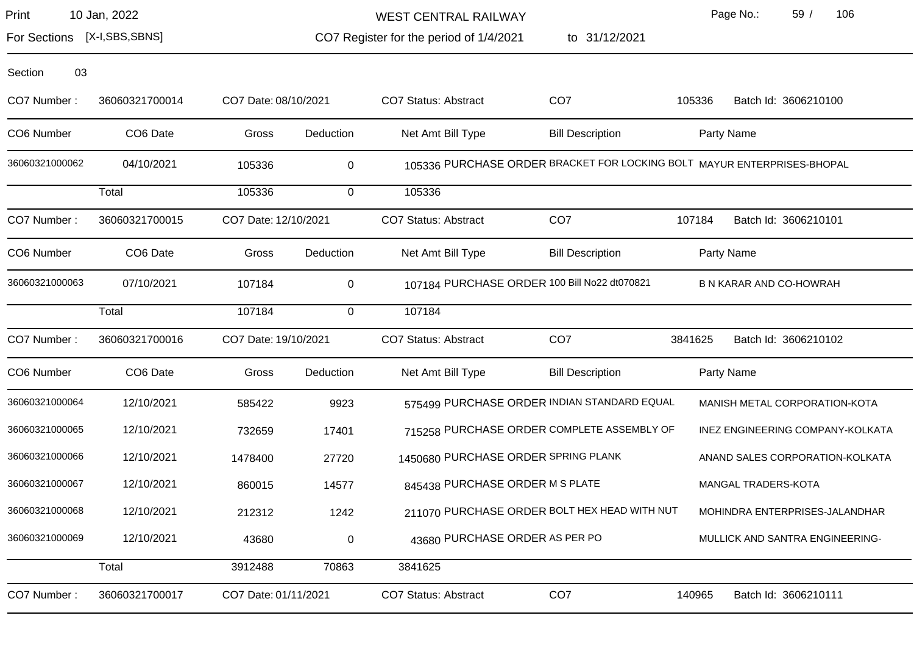Section 03

CO7 Number : 36060321700014 | CO7 Date: 08/10/2021 | CO7 Status: Abstract | CO7 105336 | Batch Id: 3606210100

| CO6 Number | CO6 Date | Gross | Deduction | Net Amt | Bill Type | Bill Description | Party Name |
|---|---|---|---|---|---|---|---|
| 36060321000062 | 04/10/2021 | 105336 | 0 | 105336 | PURCHASE ORDER | BRACKET FOR LOCKING BOLT | MAYUR ENTERPRISES-BHOPAL |
| | Total | 105336 | 0 | 105336 | | | |

CO7 Number : 36060321700015 | CO7 Date: 12/10/2021 | CO7 Status: Abstract | CO7 107184 | Batch Id: 3606210101

| CO6 Number | CO6 Date | Gross | Deduction | Net Amt | Bill Type | Bill Description | Party Name |
|---|---|---|---|---|---|---|---|
| 36060321000063 | 07/10/2021 | 107184 | 0 | 107184 | PURCHASE ORDER | 100 Bill No22 dt070821 | B N KARAR AND CO-HOWRAH |
| | Total | 107184 | 0 | 107184 | | | |

CO7 Number : 36060321700016 | CO7 Date: 19/10/2021 | CO7 Status: Abstract | CO7 3841625 | Batch Id: 3606210102

| CO6 Number | CO6 Date | Gross | Deduction | Net Amt | Bill Type | Bill Description | Party Name |
|---|---|---|---|---|---|---|---|
| 36060321000064 | 12/10/2021 | 585422 | 9923 | 575499 | PURCHASE ORDER | INDIAN STANDARD EQUAL | MANISH METAL CORPORATION-KOTA |
| 36060321000065 | 12/10/2021 | 732659 | 17401 | 715258 | PURCHASE ORDER | COMPLETE ASSEMBLY OF | INEZ ENGINEERING COMPANY-KOLKATA |
| 36060321000066 | 12/10/2021 | 1478400 | 27720 | 1450680 | PURCHASE ORDER | SPRING PLANK | ANAND SALES CORPORATION-KOLKATA |
| 36060321000067 | 12/10/2021 | 860015 | 14577 | 845438 | PURCHASE ORDER | M S PLATE | MANGAL TRADERS-KOTA |
| 36060321000068 | 12/10/2021 | 212312 | 1242 | 211070 | PURCHASE ORDER | BOLT HEX HEAD WITH NUT | MOHINDRA ENTERPRISES-JALANDHAR |
| 36060321000069 | 12/10/2021 | 43680 | 0 | 43680 | PURCHASE ORDER | AS PER PO | MULLICK AND SANTRA ENGINEERING- |
| | Total | 3912488 | 70863 | 3841625 | | | |

CO7 Number : 36060321700017 | CO7 Date: 01/11/2021 | CO7 Status: Abstract | CO7 140965 | Batch Id: 3606210111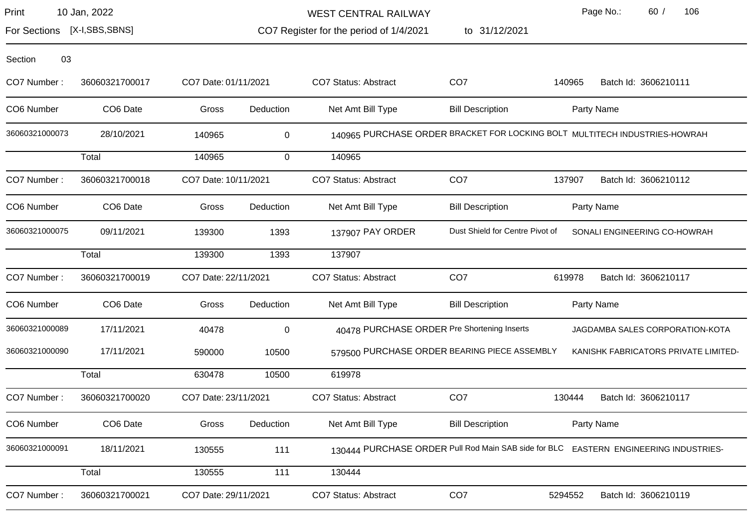# WEST CENTRAL RAILWAY

Print 10 Jan, 2022

For Sections [X-I,SBS,SBNS]

CO7 Register for the period of 1/4/2021 to 31/12/2021

Section 03

CO7 Number : 36060321700017 CO7 Date: 01/11/2021 CO7 Status: Abstract CO7 140965 Batch Id: 3606210111

| CO6 Number | CO6 Date | Gross | Deduction | Net Amt | Bill Type | Bill Description | Party Name |
|---|---|---|---|---|---|---|---|
| 36060321000073 | 28/10/2021 | 140965 | 0 | 140965 | PURCHASE ORDER | BRACKET FOR LOCKING BOLT | MULTITECH INDUSTRIES-HOWRAH |
| | Total | 140965 | 0 | 140965 | | | |

CO7 Number : 36060321700018 CO7 Date: 10/11/2021 CO7 Status: Abstract CO7 137907 Batch Id: 3606210112

| CO6 Number | CO6 Date | Gross | Deduction | Net Amt | Bill Type | Bill Description | Party Name |
|---|---|---|---|---|---|---|---|
| 36060321000075 | 09/11/2021 | 139300 | 1393 | 137907 | PAY ORDER | Dust Shield for Centre Pivot of | SONALI ENGINEERING CO-HOWRAH |
| | Total | 139300 | 1393 | 137907 | | | |

CO7 Number : 36060321700019 CO7 Date: 22/11/2021 CO7 Status: Abstract CO7 619978 Batch Id: 3606210117

| CO6 Number | CO6 Date | Gross | Deduction | Net Amt | Bill Type | Bill Description | Party Name |
|---|---|---|---|---|---|---|---|
| 36060321000089 | 17/11/2021 | 40478 | 0 | 40478 | PURCHASE ORDER | Pre Shortening Inserts | JAGDAMBA SALES CORPORATION-KOTA |
| 36060321000090 | 17/11/2021 | 590000 | 10500 | 579500 | PURCHASE ORDER | BEARING PIECE ASSEMBLY | KANISHK FABRICATORS PRIVATE LIMITED- |
| | Total | 630478 | 10500 | 619978 | | | |

CO7 Number : 36060321700020 CO7 Date: 23/11/2021 CO7 Status: Abstract CO7 130444 Batch Id: 3606210117

| CO6 Number | CO6 Date | Gross | Deduction | Net Amt | Bill Type | Bill Description | Party Name |
|---|---|---|---|---|---|---|---|
| 36060321000091 | 18/11/2021 | 130555 | 111 | 130444 | PURCHASE ORDER | Pull Rod Main SAB side for BLC | EASTERN ENGINEERING INDUSTRIES- |
| | Total | 130555 | 111 | 130444 | | | |

CO7 Number : 36060321700021 CO7 Date: 29/11/2021 CO7 Status: Abstract CO7 5294552 Batch Id: 3606210119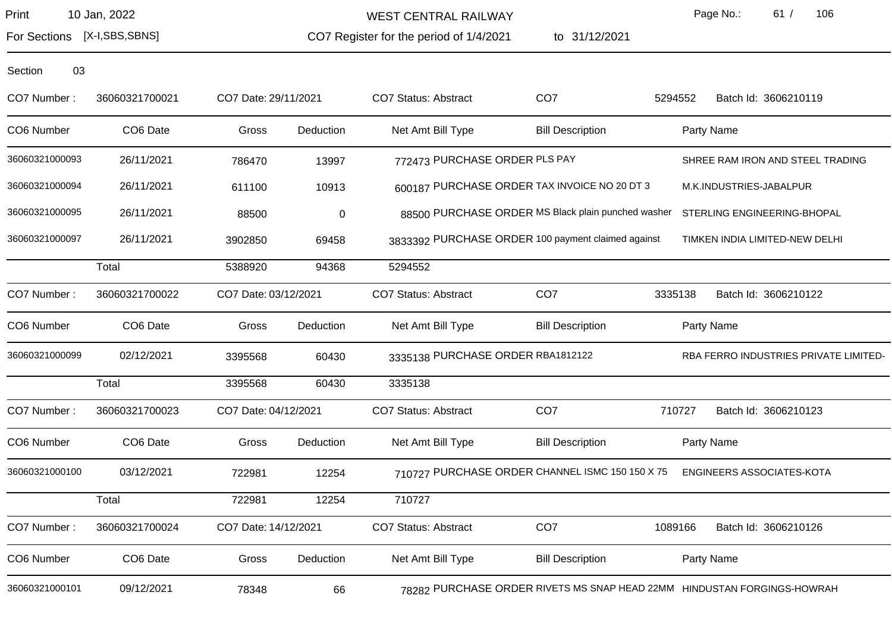Print 10 Jan, 2022

# WEST CENTRAL RAILWAY

For Sections [X-I,SBS,SBNS]

CO7 Register for the period of 1/4/2021 to 31/12/2021

Section 03

CO7 Number : 36060321700021 | CO7 Date: 29/11/2021 | CO7 Status: Abstract | CO7 5294552 | Batch Id: 3606210119

| CO6 Number | CO6 Date | Gross | Deduction | Net Amt | Bill Type | Bill Description | Party Name |
|---|---|---|---|---|---|---|---|
| 36060321000093 | 26/11/2021 | 786470 | 13997 | 772473 | PURCHASE ORDER | PLS PAY | SHREE RAM IRON AND STEEL TRADING |
| 36060321000094 | 26/11/2021 | 611100 | 10913 | 600187 | PURCHASE ORDER | TAX INVOICE NO 20 DT 3 | M.K.INDUSTRIES-JABALPUR |
| 36060321000095 | 26/11/2021 | 88500 | 0 | 88500 | PURCHASE ORDER | MS Black plain punched washer | STERLING ENGINEERING-BHOPAL |
| 36060321000097 | 26/11/2021 | 3902850 | 69458 | 3833392 | PURCHASE ORDER | 100 payment claimed against | TIMKEN INDIA LIMITED-NEW DELHI |
| | Total | 5388920 | 94368 | 5294552 | | | |

CO7 Number : 36060321700022 | CO7 Date: 03/12/2021 | CO7 Status: Abstract | CO7 3335138 | Batch Id: 3606210122

| CO6 Number | CO6 Date | Gross | Deduction | Net Amt | Bill Type | Bill Description | Party Name |
|---|---|---|---|---|---|---|---|
| 36060321000099 | 02/12/2021 | 3395568 | 60430 | 3335138 | PURCHASE ORDER | RBA1812122 | RBA FERRO INDUSTRIES PRIVATE LIMITED- |
| | Total | 3395568 | 60430 | 3335138 | | | |

CO7 Number : 36060321700023 | CO7 Date: 04/12/2021 | CO7 Status: Abstract | CO7 710727 | Batch Id: 3606210123

| CO6 Number | CO6 Date | Gross | Deduction | Net Amt | Bill Type | Bill Description | Party Name |
|---|---|---|---|---|---|---|---|
| 36060321000100 | 03/12/2021 | 722981 | 12254 | 710727 | PURCHASE ORDER | CHANNEL ISMC 150 150 X 75 | ENGINEERS ASSOCIATES-KOTA |
| | Total | 722981 | 12254 | 710727 | | | |

CO7 Number : 36060321700024 | CO7 Date: 14/12/2021 | CO7 Status: Abstract | CO7 1089166 | Batch Id: 3606210126

| CO6 Number | CO6 Date | Gross | Deduction | Net Amt | Bill Type | Bill Description | Party Name |
|---|---|---|---|---|---|---|---|
| 36060321000101 | 09/12/2021 | 78348 | 66 | 78282 | PURCHASE ORDER | RIVETS MS SNAP HEAD 22MM | HINDUSTAN FORGINGS-HOWRAH |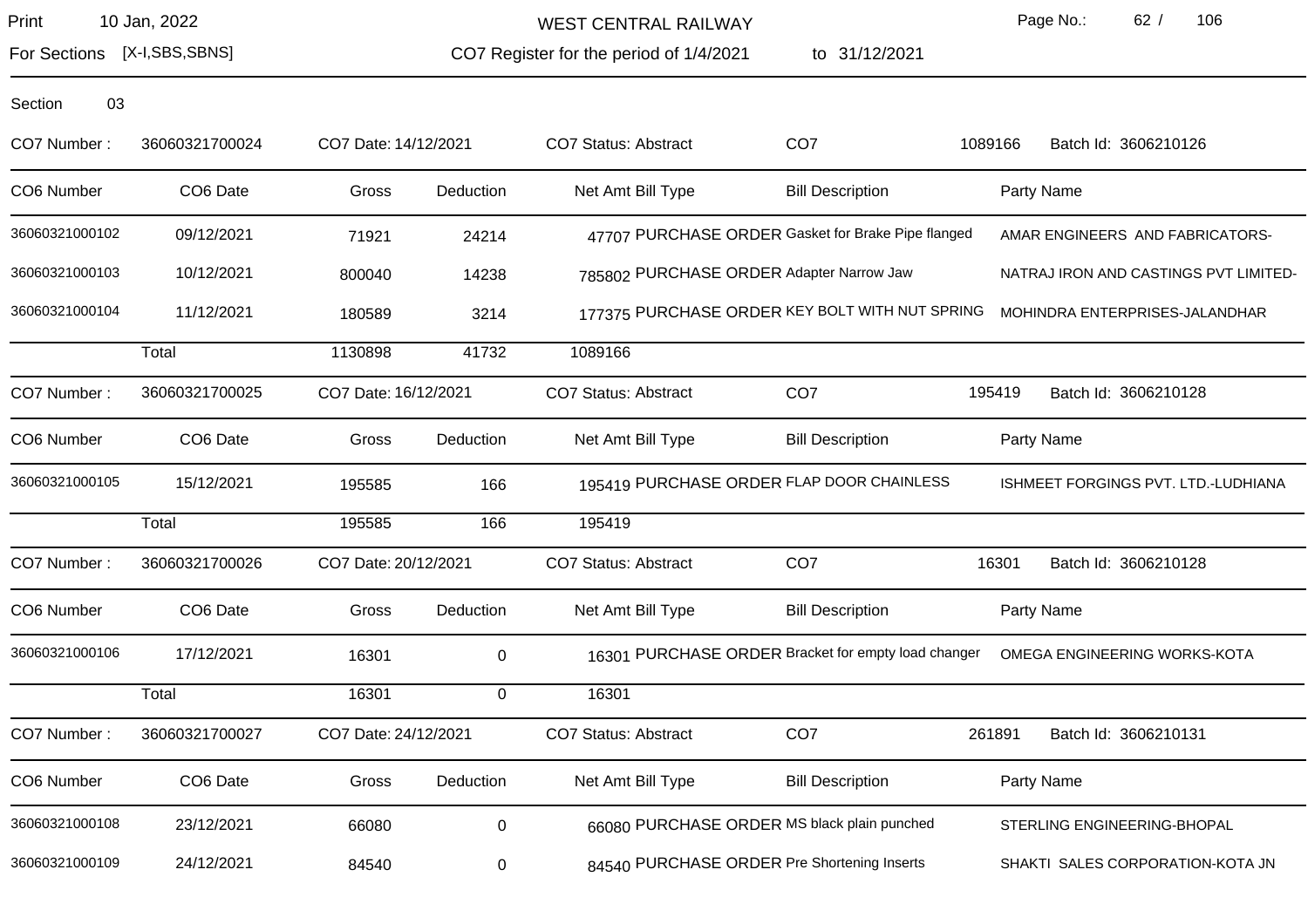WEST CENTRAL RAILWAY

Print 10 Jan, 2022

For Sections [X-I,SBS,SBNS]

CO7 Register for the period of 1/4/2021 to 31/12/2021

Section 03

CO7 Number : 36060321700024 CO7 Date: 14/12/2021 CO7 Status: Abstract CO7 1089166 Batch Id: 3606210126

| CO6 Number | CO6 Date | Gross | Deduction | Net Amt | Bill Type | Bill Description | Party Name |
|---|---|---|---|---|---|---|---|
| 36060321000102 | 09/12/2021 | 71921 | 24214 | 47707 | PURCHASE ORDER | Gasket for Brake Pipe flanged | AMAR ENGINEERS AND FABRICATORS- |
| 36060321000103 | 10/12/2021 | 800040 | 14238 | 785802 | PURCHASE ORDER | Adapter Narrow Jaw | NATRAJ IRON AND CASTINGS PVT LIMITED- |
| 36060321000104 | 11/12/2021 | 180589 | 3214 | 177375 | PURCHASE ORDER | KEY BOLT WITH NUT SPRING | MOHINDRA ENTERPRISES-JALANDHAR |
| | Total | 1130898 | 41732 | 1089166 | | | |

CO7 Number : 36060321700025 CO7 Date: 16/12/2021 CO7 Status: Abstract CO7 195419 Batch Id: 3606210128

| CO6 Number | CO6 Date | Gross | Deduction | Net Amt | Bill Type | Bill Description | Party Name |
|---|---|---|---|---|---|---|---|
| 36060321000105 | 15/12/2021 | 195585 | 166 | 195419 | PURCHASE ORDER | FLAP DOOR CHAINLESS | ISHMEET FORGINGS PVT. LTD.-LUDHIANA |
| | Total | 195585 | 166 | 195419 | | | |

CO7 Number : 36060321700026 CO7 Date: 20/12/2021 CO7 Status: Abstract CO7 16301 Batch Id: 3606210128

| CO6 Number | CO6 Date | Gross | Deduction | Net Amt | Bill Type | Bill Description | Party Name |
|---|---|---|---|---|---|---|---|
| 36060321000106 | 17/12/2021 | 16301 | 0 | 16301 | PURCHASE ORDER | Bracket for empty load changer | OMEGA ENGINEERING WORKS-KOTA |
| | Total | 16301 | 0 | 16301 | | | |

CO7 Number : 36060321700027 CO7 Date: 24/12/2021 CO7 Status: Abstract CO7 261891 Batch Id: 3606210131

| CO6 Number | CO6 Date | Gross | Deduction | Net Amt | Bill Type | Bill Description | Party Name |
|---|---|---|---|---|---|---|---|
| 36060321000108 | 23/12/2021 | 66080 | 0 | 66080 | PURCHASE ORDER | MS black plain punched | STERLING ENGINEERING-BHOPAL |
| 36060321000109 | 24/12/2021 | 84540 | 0 | 84540 | PURCHASE ORDER | Pre Shortening Inserts | SHAKTI SALES CORPORATION-KOTA JN |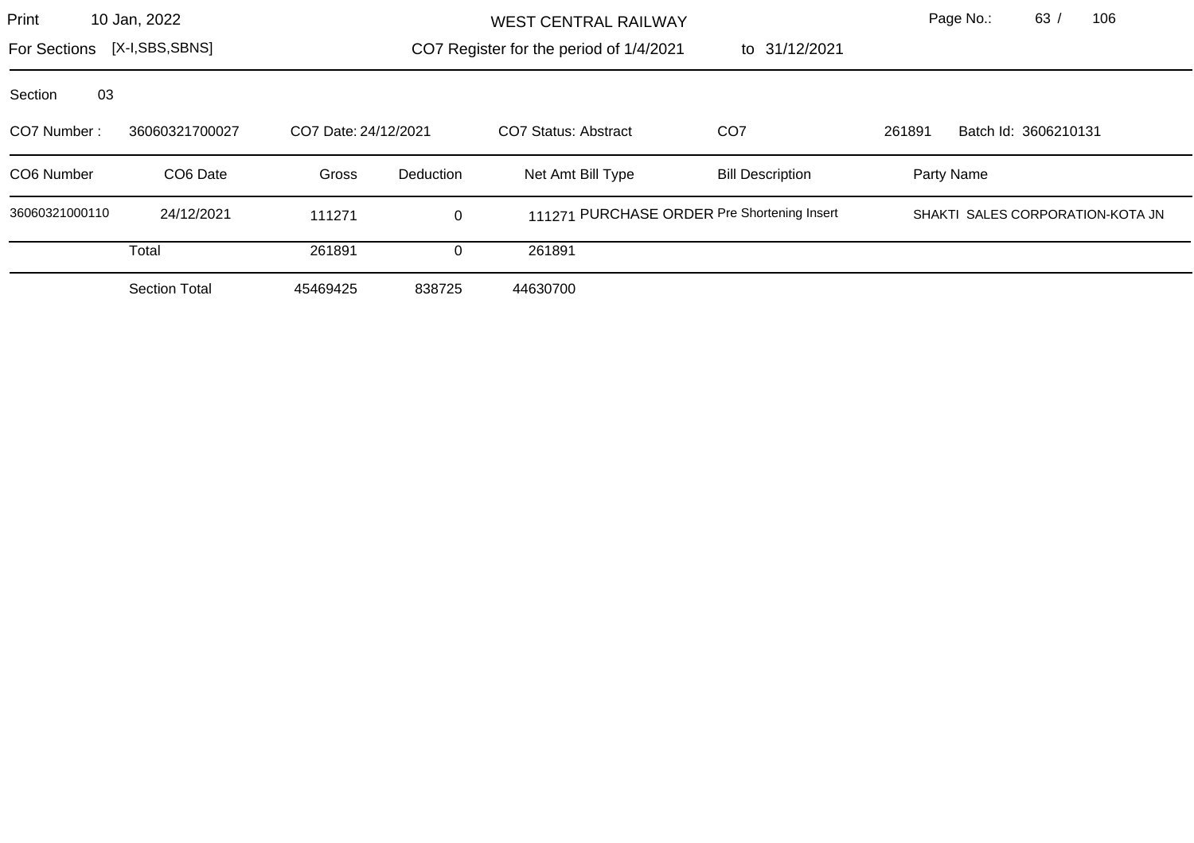WEST CENTRAL RAILWAY

For Sections [X-I,SBS,SBNS]

CO7 Register for the period of 1/4/2021 to 31/12/2021

Section 03

CO7 Number : 36060321700027 CO7 Date: 24/12/2021 CO7 Status: Abstract CO7 261891 Batch Id: 3606210131

| CO6 Number | CO6 Date | Gross | Deduction | Net Amt | Bill Type | Bill Description | Party Name |
|---|---|---|---|---|---|---|---|
| 36060321000110 | 24/12/2021 | 111271 | 0 | 111271 | PURCHASE ORDER | Pre Shortening Insert | SHAKTI SALES CORPORATION-KOTA JN |
| | Total | 261891 | 0 | 261891 | | | |
| | Section Total | 45469425 | 838725 | 44630700 | | | |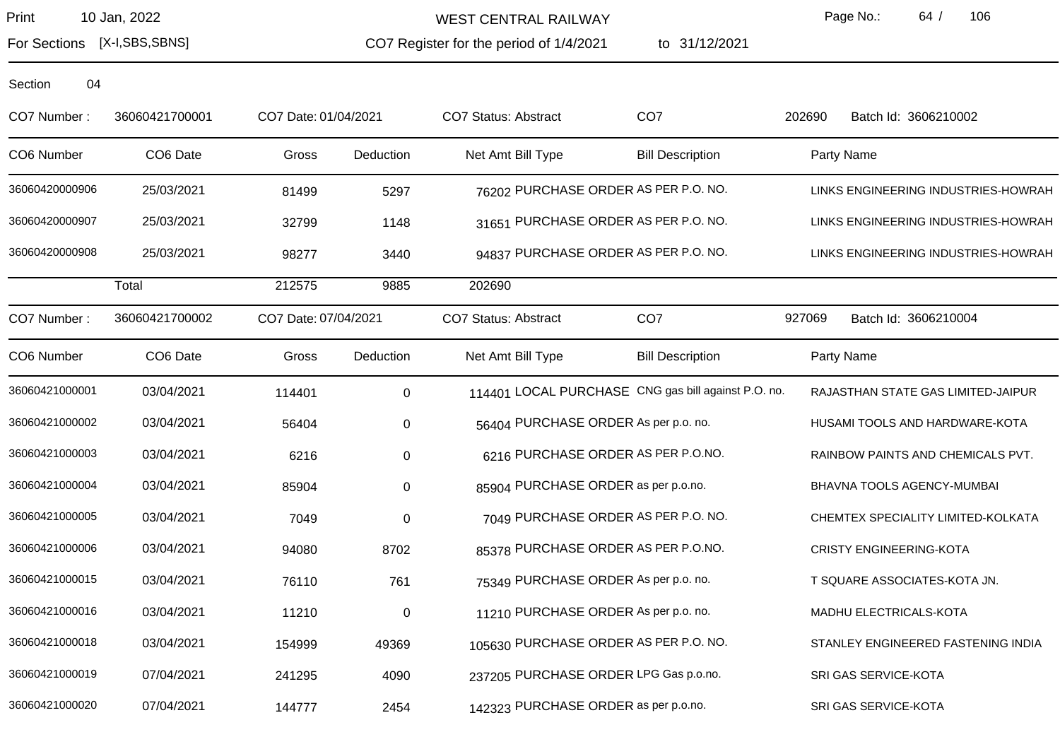WEST CENTRAL RAILWAY

Print 10 Jan, 2022

For Sections [X-I,SBS,SBNS]

CO7 Register for the period of 1/4/2021 to 31/12/2021

Section 04

CO7 Number : 36060421700001 CO7 Date: 01/04/2021 CO7 Status: Abstract CO7 202690 Batch Id: 3606210002

| CO6 Number | CO6 Date | Gross | Deduction | Net Amt | Bill Type | Bill Description | Party Name |
|---|---|---|---|---|---|---|---|
| 36060420000906 | 25/03/2021 | 81499 | 5297 | 76202 | PURCHASE ORDER | AS PER P.O. NO. | LINKS ENGINEERING INDUSTRIES-HOWRAH |
| 36060420000907 | 25/03/2021 | 32799 | 1148 | 31651 | PURCHASE ORDER | AS PER P.O. NO. | LINKS ENGINEERING INDUSTRIES-HOWRAH |
| 36060420000908 | 25/03/2021 | 98277 | 3440 | 94837 | PURCHASE ORDER | AS PER P.O. NO. | LINKS ENGINEERING INDUSTRIES-HOWRAH |
| | Total | 212575 | 9885 | 202690 | | | |

CO7 Number : 36060421700002 CO7 Date: 07/04/2021 CO7 Status: Abstract CO7 927069 Batch Id: 3606210004

| CO6 Number | CO6 Date | Gross | Deduction | Net Amt | Bill Type | Bill Description | Party Name |
|---|---|---|---|---|---|---|---|
| 36060421000001 | 03/04/2021 | 114401 | 0 | 114401 | LOCAL PURCHASE | CNG gas bill against P.O. no. | RAJASTHAN STATE GAS LIMITED-JAIPUR |
| 36060421000002 | 03/04/2021 | 56404 | 0 | 56404 | PURCHASE ORDER | As per p.o. no. | HUSAMI TOOLS AND HARDWARE-KOTA |
| 36060421000003 | 03/04/2021 | 6216 | 0 | 6216 | PURCHASE ORDER | AS PER P.O.NO. | RAINBOW PAINTS AND CHEMICALS PVT. |
| 36060421000004 | 03/04/2021 | 85904 | 0 | 85904 | PURCHASE ORDER | as per p.o.no. | BHAVNA TOOLS AGENCY-MUMBAI |
| 36060421000005 | 03/04/2021 | 7049 | 0 | 7049 | PURCHASE ORDER | AS PER P.O. NO. | CHEMTEX SPECIALITY LIMITED-KOLKATA |
| 36060421000006 | 03/04/2021 | 94080 | 8702 | 85378 | PURCHASE ORDER | AS PER P.O.NO. | CRISTY ENGINEERING-KOTA |
| 36060421000015 | 03/04/2021 | 76110 | 761 | 75349 | PURCHASE ORDER | As per p.o. no. | T SQUARE ASSOCIATES-KOTA JN. |
| 36060421000016 | 03/04/2021 | 11210 | 0 | 11210 | PURCHASE ORDER | As per p.o. no. | MADHU ELECTRICALS-KOTA |
| 36060421000018 | 03/04/2021 | 154999 | 49369 | 105630 | PURCHASE ORDER | AS PER P.O. NO. | STANLEY ENGINEERED FASTENING INDIA |
| 36060421000019 | 07/04/2021 | 241295 | 4090 | 237205 | PURCHASE ORDER | LPG Gas p.o.no. | SRI GAS SERVICE-KOTA |
| 36060421000020 | 07/04/2021 | 144777 | 2454 | 142323 | PURCHASE ORDER | as per p.o.no. | SRI GAS SERVICE-KOTA |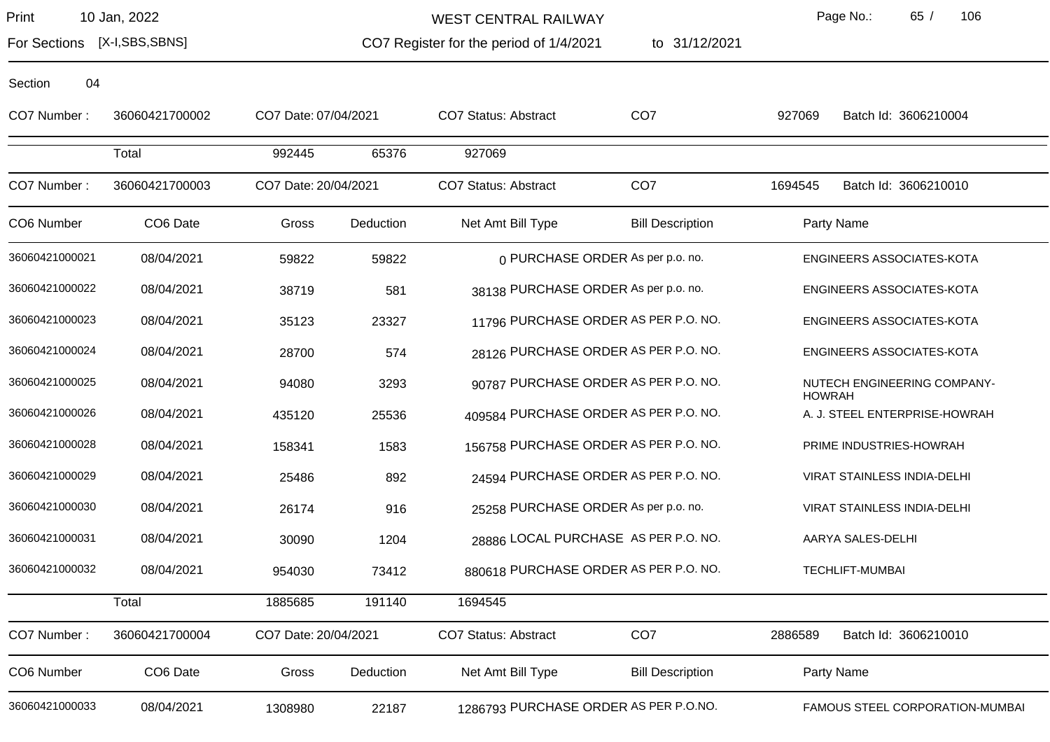WEST CENTRAL RAILWAY

For Sections [X-I,SBS,SBNS] — CO7 Register for the period of 1/4/2021 to 31/12/2021

Section 04

CO7 Number : 36060421700002 — CO7 Date: 07/04/2021 — CO7 Status: Abstract — CO7 927069 — Batch Id: 3606210004

| | Total | Gross | Deduction | Net Amt |
|---|---|---|---|---|
| | Total | 992445 | 65376 | 927069 |

CO7 Number : 36060421700003 — CO7 Date: 20/04/2021 — CO7 Status: Abstract — CO7 1694545 — Batch Id: 3606210010

| CO6 Number | CO6 Date | Gross | Deduction | Net Amt | Bill Type | Bill Description | Party Name |
|---|---|---|---|---|---|---|---|
| 36060421000021 | 08/04/2021 | 59822 | 59822 | 0 | PURCHASE ORDER | As per p.o. no. | ENGINEERS ASSOCIATES-KOTA |
| 36060421000022 | 08/04/2021 | 38719 | 581 | 38138 | PURCHASE ORDER | As per p.o. no. | ENGINEERS ASSOCIATES-KOTA |
| 36060421000023 | 08/04/2021 | 35123 | 23327 | 11796 | PURCHASE ORDER | AS PER P.O. NO. | ENGINEERS ASSOCIATES-KOTA |
| 36060421000024 | 08/04/2021 | 28700 | 574 | 28126 | PURCHASE ORDER | AS PER P.O. NO. | ENGINEERS ASSOCIATES-KOTA |
| 36060421000025 | 08/04/2021 | 94080 | 3293 | 90787 | PURCHASE ORDER | AS PER P.O. NO. | NUTECH ENGINEERING COMPANY-HOWRAH |
| 36060421000026 | 08/04/2021 | 435120 | 25536 | 409584 | PURCHASE ORDER | AS PER P.O. NO. | A. J. STEEL ENTERPRISE-HOWRAH |
| 36060421000028 | 08/04/2021 | 158341 | 1583 | 156758 | PURCHASE ORDER | AS PER P.O. NO. | PRIME INDUSTRIES-HOWRAH |
| 36060421000029 | 08/04/2021 | 25486 | 892 | 24594 | PURCHASE ORDER | AS PER P.O. NO. | VIRAT STAINLESS INDIA-DELHI |
| 36060421000030 | 08/04/2021 | 26174 | 916 | 25258 | PURCHASE ORDER | As per p.o. no. | VIRAT STAINLESS INDIA-DELHI |
| 36060421000031 | 08/04/2021 | 30090 | 1204 | 28886 | LOCAL PURCHASE | AS PER P.O. NO. | AARYA SALES-DELHI |
| 36060421000032 | 08/04/2021 | 954030 | 73412 | 880618 | PURCHASE ORDER | AS PER P.O. NO. | TECHLIFT-MUMBAI |
| | Total | 1885685 | 191140 | 1694545 | | | |

CO7 Number : 36060421700004 — CO7 Date: 20/04/2021 — CO7 Status: Abstract — CO7 2886589 — Batch Id: 3606210010

| CO6 Number | CO6 Date | Gross | Deduction | Net Amt | Bill Type | Bill Description | Party Name |
|---|---|---|---|---|---|---|---|
| 36060421000033 | 08/04/2021 | 1308980 | 22187 | 1286793 | PURCHASE ORDER | AS PER P.O.NO. | FAMOUS STEEL CORPORATION-MUMBAI |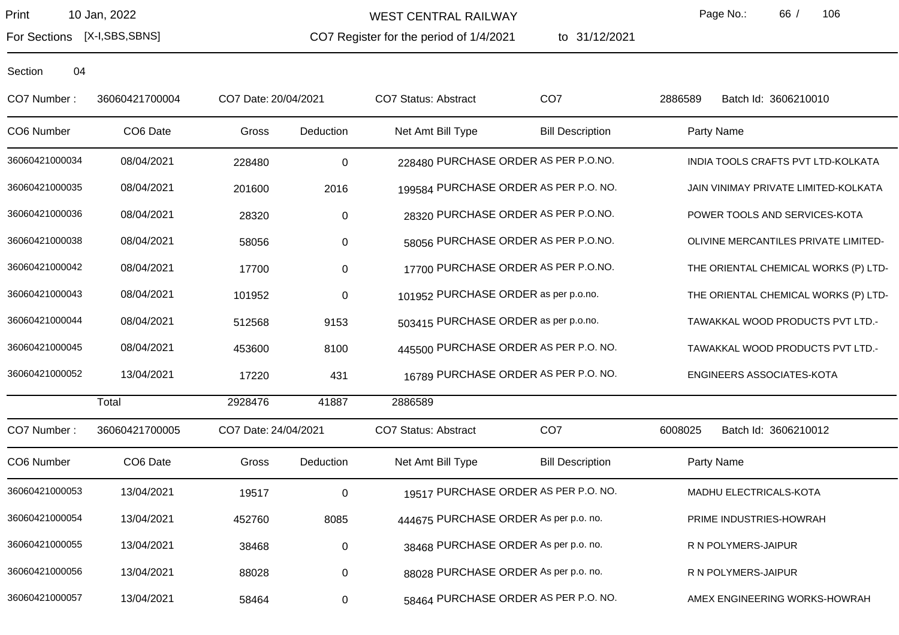Print 10 Jan, 2022

For Sections [X-I,SBS,SBNS]

WEST CENTRAL RAILWAY

CO7 Register for the period of 1/4/2021 to 31/12/2021

Section 04

CO7 Number : 36060421700004 | CO7 Date: 20/04/2021 | CO7 Status: Abstract | CO7 2886589 | Batch Id: 3606210010

| CO6 Number | CO6 Date | Gross | Deduction | Net Amt | Bill Type | Bill Description | Party Name |
|---|---|---|---|---|---|---|---|
| 36060421000034 | 08/04/2021 | 228480 | 0 | 228480 | PURCHASE ORDER | AS PER P.O.NO. | INDIA TOOLS CRAFTS PVT LTD-KOLKATA |
| 36060421000035 | 08/04/2021 | 201600 | 2016 | 199584 | PURCHASE ORDER | AS PER P.O. NO. | JAIN VINIMAY PRIVATE LIMITED-KOLKATA |
| 36060421000036 | 08/04/2021 | 28320 | 0 | 28320 | PURCHASE ORDER | AS PER P.O.NO. | POWER TOOLS AND SERVICES-KOTA |
| 36060421000038 | 08/04/2021 | 58056 | 0 | 58056 | PURCHASE ORDER | AS PER P.O.NO. | OLIVINE MERCANTILES PRIVATE LIMITED- |
| 36060421000042 | 08/04/2021 | 17700 | 0 | 17700 | PURCHASE ORDER | AS PER P.O.NO. | THE ORIENTAL CHEMICAL WORKS (P) LTD- |
| 36060421000043 | 08/04/2021 | 101952 | 0 | 101952 | PURCHASE ORDER | as per p.o.no. | THE ORIENTAL CHEMICAL WORKS (P) LTD- |
| 36060421000044 | 08/04/2021 | 512568 | 9153 | 503415 | PURCHASE ORDER | as per p.o.no. | TAWAKKAL WOOD PRODUCTS PVT LTD.- |
| 36060421000045 | 08/04/2021 | 453600 | 8100 | 445500 | PURCHASE ORDER | AS PER P.O. NO. | TAWAKKAL WOOD PRODUCTS PVT LTD.- |
| 36060421000052 | 13/04/2021 | 17220 | 431 | 16789 | PURCHASE ORDER | AS PER P.O. NO. | ENGINEERS ASSOCIATES-KOTA |
| | Total | 2928476 | 41887 | 2886589 | | | |

CO7 Number : 36060421700005 | CO7 Date: 24/04/2021 | CO7 Status: Abstract | CO7 6008025 | Batch Id: 3606210012

| CO6 Number | CO6 Date | Gross | Deduction | Net Amt | Bill Type | Bill Description | Party Name |
|---|---|---|---|---|---|---|---|
| 36060421000053 | 13/04/2021 | 19517 | 0 | 19517 | PURCHASE ORDER | AS PER P.O. NO. | MADHU ELECTRICALS-KOTA |
| 36060421000054 | 13/04/2021 | 452760 | 8085 | 444675 | PURCHASE ORDER | As per p.o. no. | PRIME INDUSTRIES-HOWRAH |
| 36060421000055 | 13/04/2021 | 38468 | 0 | 38468 | PURCHASE ORDER | As per p.o. no. | R N POLYMERS-JAIPUR |
| 36060421000056 | 13/04/2021 | 88028 | 0 | 88028 | PURCHASE ORDER | As per p.o. no. | R N POLYMERS-JAIPUR |
| 36060421000057 | 13/04/2021 | 58464 | 0 | 58464 | PURCHASE ORDER | AS PER P.O. NO. | AMEX ENGINEERING WORKS-HOWRAH |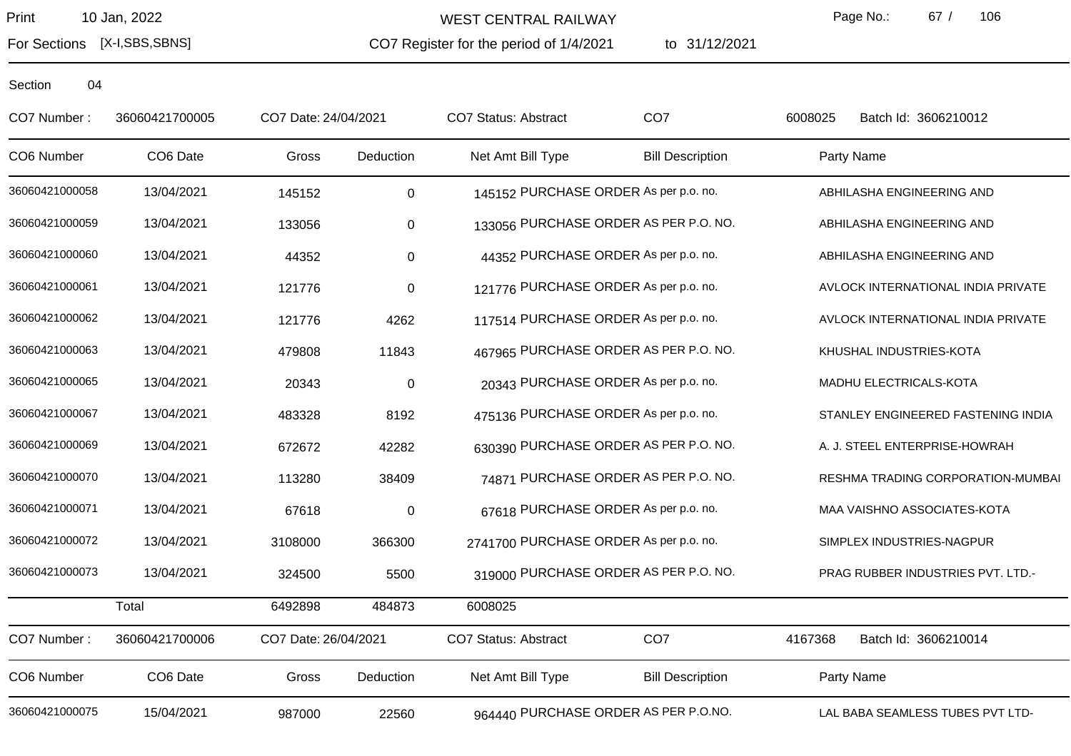WEST CENTRAL RAILWAY

For Sections [X-I,SBS,SBNS]

CO7 Register for the period of 1/4/2021 to 31/12/2021

Section 04

CO7 Number : 36060421700005 CO7 Date: 24/04/2021 CO7 Status: Abstract CO7 6008025 Batch Id: 3606210012

| CO6 Number | CO6 Date | Gross | Deduction | Net Amt | Bill Type | Bill Description | Party Name |
|---|---|---|---|---|---|---|---|
| 36060421000058 | 13/04/2021 | 145152 | 0 | 145152 | PURCHASE ORDER | As per p.o. no. | ABHILASHA ENGINEERING AND |
| 36060421000059 | 13/04/2021 | 133056 | 0 | 133056 | PURCHASE ORDER | AS PER P.O. NO. | ABHILASHA ENGINEERING AND |
| 36060421000060 | 13/04/2021 | 44352 | 0 | 44352 | PURCHASE ORDER | As per p.o. no. | ABHILASHA ENGINEERING AND |
| 36060421000061 | 13/04/2021 | 121776 | 0 | 121776 | PURCHASE ORDER | As per p.o. no. | AVLOCK INTERNATIONAL INDIA PRIVATE |
| 36060421000062 | 13/04/2021 | 121776 | 4262 | 117514 | PURCHASE ORDER | As per p.o. no. | AVLOCK INTERNATIONAL INDIA PRIVATE |
| 36060421000063 | 13/04/2021 | 479808 | 11843 | 467965 | PURCHASE ORDER | AS PER P.O. NO. | KHUSHAL INDUSTRIES-KOTA |
| 36060421000065 | 13/04/2021 | 20343 | 0 | 20343 | PURCHASE ORDER | As per p.o. no. | MADHU ELECTRICALS-KOTA |
| 36060421000067 | 13/04/2021 | 483328 | 8192 | 475136 | PURCHASE ORDER | As per p.o. no. | STANLEY ENGINEERED FASTENING INDIA |
| 36060421000069 | 13/04/2021 | 672672 | 42282 | 630390 | PURCHASE ORDER | AS PER P.O. NO. | A. J. STEEL ENTERPRISE-HOWRAH |
| 36060421000070 | 13/04/2021 | 113280 | 38409 | 74871 | PURCHASE ORDER | AS PER P.O. NO. | RESHMA TRADING CORPORATION-MUMBAI |
| 36060421000071 | 13/04/2021 | 67618 | 0 | 67618 | PURCHASE ORDER | As per p.o. no. | MAA VAISHNO ASSOCIATES-KOTA |
| 36060421000072 | 13/04/2021 | 3108000 | 366300 | 2741700 | PURCHASE ORDER | As per p.o. no. | SIMPLEX INDUSTRIES-NAGPUR |
| 36060421000073 | 13/04/2021 | 324500 | 5500 | 319000 | PURCHASE ORDER | AS PER P.O. NO. | PRAG RUBBER INDUSTRIES PVT. LTD.- |
| | Total | 6492898 | 484873 | 6008025 | | | |

CO7 Number : 36060421700006 CO7 Date: 26/04/2021 CO7 Status: Abstract CO7 4167368 Batch Id: 3606210014

| CO6 Number | CO6 Date | Gross | Deduction | Net Amt | Bill Type | Bill Description | Party Name |
|---|---|---|---|---|---|---|---|
| 36060421000075 | 15/04/2021 | 987000 | 22560 | 964440 | PURCHASE ORDER | AS PER P.O.NO. | LAL BABA SEAMLESS TUBES PVT LTD- |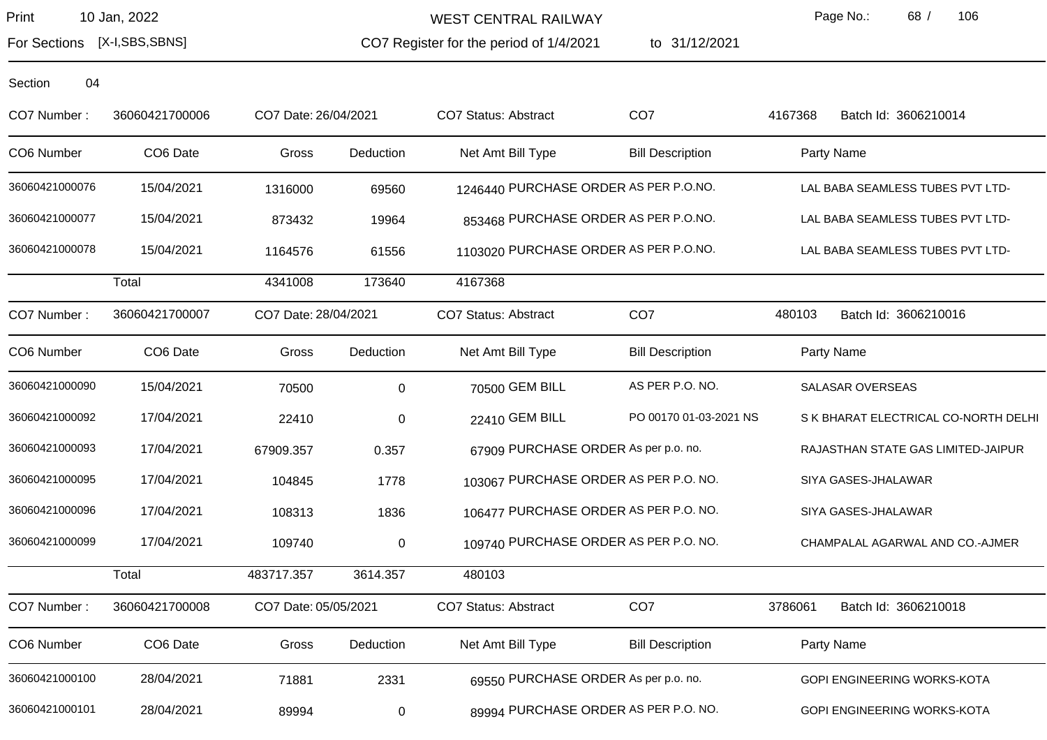WEST CENTRAL RAILWAY

Print 10 Jan, 2022

For Sections [X-I,SBS,SBNS]

CO7 Register for the period of 1/4/2021 to 31/12/2021

Section 04

CO7 Number : 36060421700006 CO7 Date: 26/04/2021 CO7 Status: Abstract CO7 4167368 Batch Id: 3606210014

| CO6 Number | CO6 Date | Gross | Deduction | Net Amt | Bill Type | Bill Description | Party Name |
|---|---|---|---|---|---|---|---|
| 36060421000076 | 15/04/2021 | 1316000 | 69560 | 1246440 | PURCHASE ORDER | AS PER P.O.NO. | LAL BABA SEAMLESS TUBES PVT LTD- |
| 36060421000077 | 15/04/2021 | 873432 | 19964 | 853468 | PURCHASE ORDER | AS PER P.O.NO. | LAL BABA SEAMLESS TUBES PVT LTD- |
| 36060421000078 | 15/04/2021 | 1164576 | 61556 | 1103020 | PURCHASE ORDER | AS PER P.O.NO. | LAL BABA SEAMLESS TUBES PVT LTD- |
| | Total | 4341008 | 173640 | 4167368 | | | |

CO7 Number : 36060421700007 CO7 Date: 28/04/2021 CO7 Status: Abstract CO7 480103 Batch Id: 3606210016

| CO6 Number | CO6 Date | Gross | Deduction | Net Amt | Bill Type | Bill Description | Party Name |
|---|---|---|---|---|---|---|---|
| 36060421000090 | 15/04/2021 | 70500 | 0 | 70500 | GEM BILL | AS PER P.O. NO. | SALASAR OVERSEAS |
| 36060421000092 | 17/04/2021 | 22410 | 0 | 22410 | GEM BILL | PO 00170 01-03-2021 NS | S K BHARAT ELECTRICAL CO-NORTH DELHI |
| 36060421000093 | 17/04/2021 | 67909.357 | 0.357 | 67909 | PURCHASE ORDER | As per p.o. no. | RAJASTHAN STATE GAS LIMITED-JAIPUR |
| 36060421000095 | 17/04/2021 | 104845 | 1778 | 103067 | PURCHASE ORDER | AS PER P.O. NO. | SIYA GASES-JHALAWAR |
| 36060421000096 | 17/04/2021 | 108313 | 1836 | 106477 | PURCHASE ORDER | AS PER P.O. NO. | SIYA GASES-JHALAWAR |
| 36060421000099 | 17/04/2021 | 109740 | 0 | 109740 | PURCHASE ORDER | AS PER P.O. NO. | CHAMPALAL AGARWAL AND CO.-AJMER |
| | Total | 483717.357 | 3614.357 | 480103 | | | |

CO7 Number : 36060421700008 CO7 Date: 05/05/2021 CO7 Status: Abstract CO7 3786061 Batch Id: 3606210018

| CO6 Number | CO6 Date | Gross | Deduction | Net Amt | Bill Type | Bill Description | Party Name |
|---|---|---|---|---|---|---|---|
| 36060421000100 | 28/04/2021 | 71881 | 2331 | 69550 | PURCHASE ORDER | As per p.o. no. | GOPI ENGINEERING WORKS-KOTA |
| 36060421000101 | 28/04/2021 | 89994 | 0 | 89994 | PURCHASE ORDER | AS PER P.O. NO. | GOPI ENGINEERING WORKS-KOTA |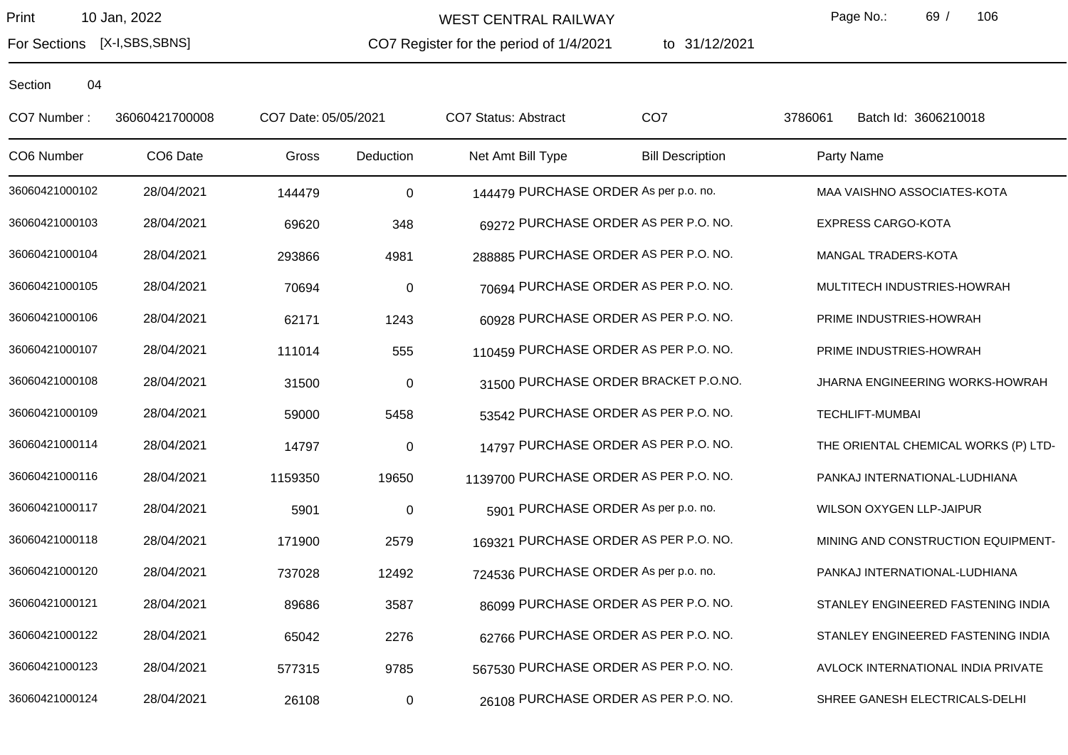WEST CENTRAL RAILWAY

For Sections [X-I,SBS,SBNS]

CO7 Register for the period of 1/4/2021 to 31/12/2021

Section 04

CO7 Number : 36060421700008 CO7 Date: 05/05/2021 CO7 Status: Abstract CO7 3786061 Batch Id: 3606210018

| CO6 Number | CO6 Date | Gross | Deduction | Net Amt | Bill Type | Bill Description | Party Name |
|---|---|---|---|---|---|---|---|
| 36060421000102 | 28/04/2021 | 144479 | 0 | 144479 | PURCHASE ORDER | As per p.o. no. | MAA VAISHNO ASSOCIATES-KOTA |
| 36060421000103 | 28/04/2021 | 69620 | 348 | 69272 | PURCHASE ORDER | AS PER P.O. NO. | EXPRESS CARGO-KOTA |
| 36060421000104 | 28/04/2021 | 293866 | 4981 | 288885 | PURCHASE ORDER | AS PER P.O. NO. | MANGAL TRADERS-KOTA |
| 36060421000105 | 28/04/2021 | 70694 | 0 | 70694 | PURCHASE ORDER | AS PER P.O. NO. | MULTITECH INDUSTRIES-HOWRAH |
| 36060421000106 | 28/04/2021 | 62171 | 1243 | 60928 | PURCHASE ORDER | AS PER P.O. NO. | PRIME INDUSTRIES-HOWRAH |
| 36060421000107 | 28/04/2021 | 111014 | 555 | 110459 | PURCHASE ORDER | AS PER P.O. NO. | PRIME INDUSTRIES-HOWRAH |
| 36060421000108 | 28/04/2021 | 31500 | 0 | 31500 | PURCHASE ORDER | BRACKET P.O.NO. | JHARNA ENGINEERING WORKS-HOWRAH |
| 36060421000109 | 28/04/2021 | 59000 | 5458 | 53542 | PURCHASE ORDER | AS PER P.O. NO. | TECHLIFT-MUMBAI |
| 36060421000114 | 28/04/2021 | 14797 | 0 | 14797 | PURCHASE ORDER | AS PER P.O. NO. | THE ORIENTAL CHEMICAL WORKS (P) LTD- |
| 36060421000116 | 28/04/2021 | 1159350 | 19650 | 1139700 | PURCHASE ORDER | AS PER P.O. NO. | PANKAJ INTERNATIONAL-LUDHIANA |
| 36060421000117 | 28/04/2021 | 5901 | 0 | 5901 | PURCHASE ORDER | As per p.o. no. | WILSON OXYGEN LLP-JAIPUR |
| 36060421000118 | 28/04/2021 | 171900 | 2579 | 169321 | PURCHASE ORDER | AS PER P.O. NO. | MINING AND CONSTRUCTION EQUIPMENT- |
| 36060421000120 | 28/04/2021 | 737028 | 12492 | 724536 | PURCHASE ORDER | As per p.o. no. | PANKAJ INTERNATIONAL-LUDHIANA |
| 36060421000121 | 28/04/2021 | 89686 | 3587 | 86099 | PURCHASE ORDER | AS PER P.O. NO. | STANLEY ENGINEERED FASTENING INDIA |
| 36060421000122 | 28/04/2021 | 65042 | 2276 | 62766 | PURCHASE ORDER | AS PER P.O. NO. | STANLEY ENGINEERED FASTENING INDIA |
| 36060421000123 | 28/04/2021 | 577315 | 9785 | 567530 | PURCHASE ORDER | AS PER P.O. NO. | AVLOCK INTERNATIONAL INDIA PRIVATE |
| 36060421000124 | 28/04/2021 | 26108 | 0 | 26108 | PURCHASE ORDER | AS PER P.O. NO. | SHREE GANESH ELECTRICALS-DELHI |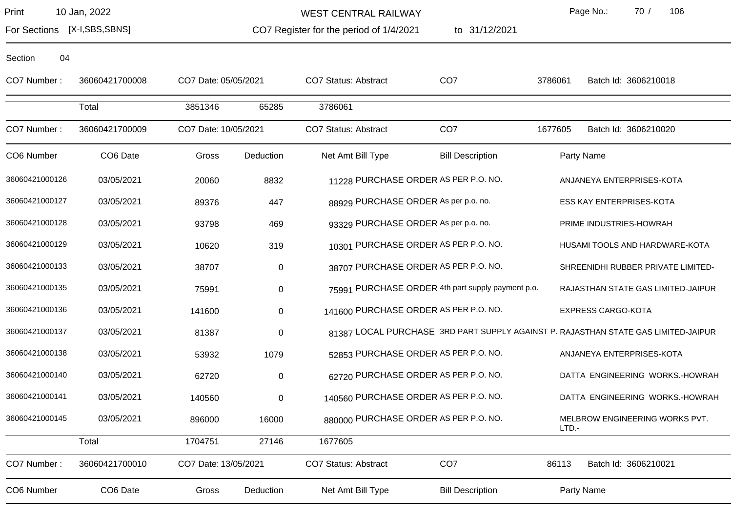WEST CENTRAL RAILWAY

For Sections [X-I,SBS,SBNS] CO7 Register for the period of 1/4/2021 to 31/12/2021

Print 10 Jan, 2022

Section 04

CO7 Number : 36060421700008 CO7 Date: 05/05/2021 CO7 Status: Abstract CO7 3786061 Batch Id: 3606210018

| | Total | Gross | Deduction | Net Amt |
|---|---|---|---|---|
| | Total | 3851346 | 65285 | 3786061 |

CO7 Number : 36060421700009 CO7 Date: 10/05/2021 CO7 Status: Abstract CO7 1677605 Batch Id: 3606210020

| CO6 Number | CO6 Date | Gross | Deduction | Net Amt | Bill Type | Bill Description | Party Name |
|---|---|---|---|---|---|---|---|
| 36060421000126 | 03/05/2021 | 20060 | 8832 | 11228 | PURCHASE ORDER | AS PER P.O. NO. | ANJANEYA ENTERPRISES-KOTA |
| 36060421000127 | 03/05/2021 | 89376 | 447 | 88929 | PURCHASE ORDER | As per p.o. no. | ESS KAY ENTERPRISES-KOTA |
| 36060421000128 | 03/05/2021 | 93798 | 469 | 93329 | PURCHASE ORDER | As per p.o. no. | PRIME INDUSTRIES-HOWRAH |
| 36060421000129 | 03/05/2021 | 10620 | 319 | 10301 | PURCHASE ORDER | AS PER P.O. NO. | HUSAMI TOOLS AND HARDWARE-KOTA |
| 36060421000133 | 03/05/2021 | 38707 | 0 | 38707 | PURCHASE ORDER | AS PER P.O. NO. | SHREENIDHI RUBBER PRIVATE LIMITED- |
| 36060421000135 | 03/05/2021 | 75991 | 0 | 75991 | PURCHASE ORDER | 4th part supply payment p.o. | RAJASTHAN STATE GAS LIMITED-JAIPUR |
| 36060421000136 | 03/05/2021 | 141600 | 0 | 141600 | PURCHASE ORDER | AS PER P.O. NO. | EXPRESS CARGO-KOTA |
| 36060421000137 | 03/05/2021 | 81387 | 0 | 81387 | LOCAL PURCHASE | 3RD PART SUPPLY AGAINST P. | RAJASTHAN STATE GAS LIMITED-JAIPUR |
| 36060421000138 | 03/05/2021 | 53932 | 1079 | 52853 | PURCHASE ORDER | AS PER P.O. NO. | ANJANEYA ENTERPRISES-KOTA |
| 36060421000140 | 03/05/2021 | 62720 | 0 | 62720 | PURCHASE ORDER | AS PER P.O. NO. | DATTA ENGINEERING WORKS.-HOWRAH |
| 36060421000141 | 03/05/2021 | 140560 | 0 | 140560 | PURCHASE ORDER | AS PER P.O. NO. | DATTA ENGINEERING WORKS.-HOWRAH |
| 36060421000145 | 03/05/2021 | 896000 | 16000 | 880000 | PURCHASE ORDER | AS PER P.O. NO. | MELBROW ENGINEERING WORKS PVT. LTD.- |
| | Total | 1704751 | 27146 | 1677605 | | | |

CO7 Number : 36060421700010 CO7 Date: 13/05/2021 CO7 Status: Abstract CO7 86113 Batch Id: 3606210021

| CO6 Number | CO6 Date | Gross | Deduction | Net Amt | Bill Type | Bill Description | Party Name |
|---|---|---|---|---|---|---|---|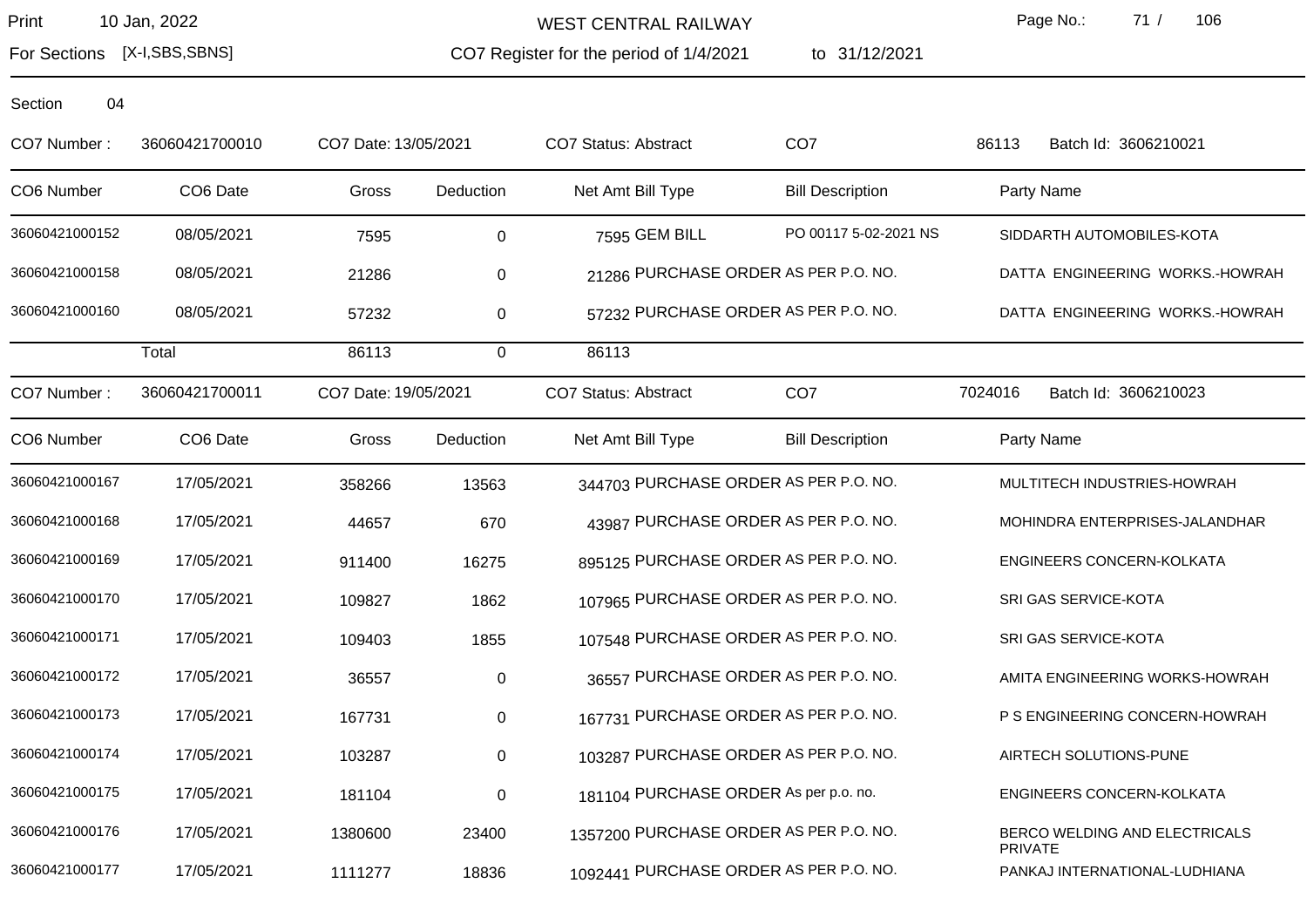Print 10 Jan, 2022

For Sections [X-I,SBS,SBNS]

**WEST CENTRAL RAILWAY**

**CO7 Register for the period of 1/4/2021 to 31/12/2021**

Section 04

CO7 Number : 36060421700010 | CO7 Date: 13/05/2021 | CO7 Status: Abstract | CO7 86113 | Batch Id: 3606210021

| CO6 Number | CO6 Date | Gross | Deduction | Net Amt | Bill Type | Bill Description | Party Name |
|---|---|---|---|---|---|---|---|
| 36060421000152 | 08/05/2021 | 7595 | 0 | 7595 | GEM BILL | PO 00117 5-02-2021 NS | SIDDARTH AUTOMOBILES-KOTA |
| 36060421000158 | 08/05/2021 | 21286 | 0 | 21286 | PURCHASE ORDER | AS PER P.O. NO. | DATTA ENGINEERING WORKS.-HOWRAH |
| 36060421000160 | 08/05/2021 | 57232 | 0 | 57232 | PURCHASE ORDER | AS PER P.O. NO. | DATTA ENGINEERING WORKS.-HOWRAH |
| | Total | 86113 | 0 | 86113 | | | |

CO7 Number : 36060421700011 | CO7 Date: 19/05/2021 | CO7 Status: Abstract | CO7 7024016 | Batch Id: 3606210023

| CO6 Number | CO6 Date | Gross | Deduction | Net Amt | Bill Type | Bill Description | Party Name |
|---|---|---|---|---|---|---|---|
| 36060421000167 | 17/05/2021 | 358266 | 13563 | 344703 | PURCHASE ORDER | AS PER P.O. NO. | MULTITECH INDUSTRIES-HOWRAH |
| 36060421000168 | 17/05/2021 | 44657 | 670 | 43987 | PURCHASE ORDER | AS PER P.O. NO. | MOHINDRA ENTERPRISES-JALANDHAR |
| 36060421000169 | 17/05/2021 | 911400 | 16275 | 895125 | PURCHASE ORDER | AS PER P.O. NO. | ENGINEERS CONCERN-KOLKATA |
| 36060421000170 | 17/05/2021 | 109827 | 1862 | 107965 | PURCHASE ORDER | AS PER P.O. NO. | SRI GAS SERVICE-KOTA |
| 36060421000171 | 17/05/2021 | 109403 | 1855 | 107548 | PURCHASE ORDER | AS PER P.O. NO. | SRI GAS SERVICE-KOTA |
| 36060421000172 | 17/05/2021 | 36557 | 0 | 36557 | PURCHASE ORDER | AS PER P.O. NO. | AMITA ENGINEERING WORKS-HOWRAH |
| 36060421000173 | 17/05/2021 | 167731 | 0 | 167731 | PURCHASE ORDER | AS PER P.O. NO. | P S ENGINEERING CONCERN-HOWRAH |
| 36060421000174 | 17/05/2021 | 103287 | 0 | 103287 | PURCHASE ORDER | AS PER P.O. NO. | AIRTECH SOLUTIONS-PUNE |
| 36060421000175 | 17/05/2021 | 181104 | 0 | 181104 | PURCHASE ORDER | As per p.o. no. | ENGINEERS CONCERN-KOLKATA |
| 36060421000176 | 17/05/2021 | 1380600 | 23400 | 1357200 | PURCHASE ORDER | AS PER P.O. NO. | BERCO WELDING AND ELECTRICALS PRIVATE |
| 36060421000177 | 17/05/2021 | 1111277 | 18836 | 1092441 | PURCHASE ORDER | AS PER P.O. NO. | PANKAJ INTERNATIONAL-LUDHIANA |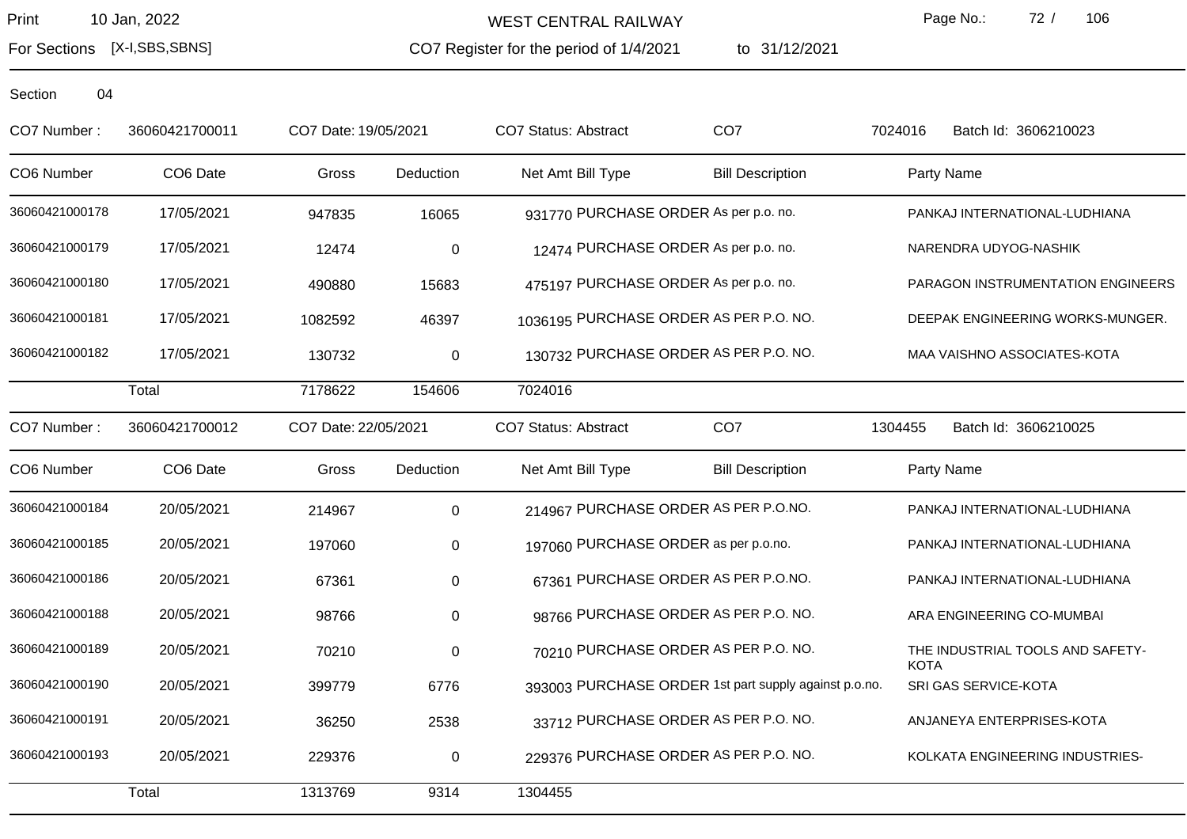WEST CENTRAL RAILWAY

CO7 Register for the period of 1/4/2021 to 31/12/2021

For Sections [X-I,SBS,SBNS]

Print 10 Jan, 2022

Section 04

CO7 Number : 36060421700011 CO7 Date: 19/05/2021 CO7 Status: Abstract CO7 7024016 Batch Id: 3606210023

| CO6 Number | CO6 Date | Gross | Deduction | Net Amt | Bill Type | Bill Description | Party Name |
|---|---|---|---|---|---|---|---|
| 36060421000178 | 17/05/2021 | 947835 | 16065 | 931770 | PURCHASE ORDER | As per p.o. no. | PANKAJ INTERNATIONAL-LUDHIANA |
| 36060421000179 | 17/05/2021 | 12474 | 0 | 12474 | PURCHASE ORDER | As per p.o. no. | NARENDRA UDYOG-NASHIK |
| 36060421000180 | 17/05/2021 | 490880 | 15683 | 475197 | PURCHASE ORDER | As per p.o. no. | PARAGON INSTRUMENTATION ENGINEERS |
| 36060421000181 | 17/05/2021 | 1082592 | 46397 | 1036195 | PURCHASE ORDER | AS PER P.O. NO. | DEEPAK ENGINEERING WORKS-MUNGER. |
| 36060421000182 | 17/05/2021 | 130732 | 0 | 130732 | PURCHASE ORDER | AS PER P.O. NO. | MAA VAISHNO ASSOCIATES-KOTA |
| | Total | 7178622 | 154606 | 7024016 | | | |

CO7 Number : 36060421700012 CO7 Date: 22/05/2021 CO7 Status: Abstract CO7 1304455 Batch Id: 3606210025

| CO6 Number | CO6 Date | Gross | Deduction | Net Amt | Bill Type | Bill Description | Party Name |
|---|---|---|---|---|---|---|---|
| 36060421000184 | 20/05/2021 | 214967 | 0 | 214967 | PURCHASE ORDER | AS PER P.O.NO. | PANKAJ INTERNATIONAL-LUDHIANA |
| 36060421000185 | 20/05/2021 | 197060 | 0 | 197060 | PURCHASE ORDER | as per p.o.no. | PANKAJ INTERNATIONAL-LUDHIANA |
| 36060421000186 | 20/05/2021 | 67361 | 0 | 67361 | PURCHASE ORDER | AS PER P.O.NO. | PANKAJ INTERNATIONAL-LUDHIANA |
| 36060421000188 | 20/05/2021 | 98766 | 0 | 98766 | PURCHASE ORDER | AS PER P.O. NO. | ARA ENGINEERING CO-MUMBAI |
| 36060421000189 | 20/05/2021 | 70210 | 0 | 70210 | PURCHASE ORDER | AS PER P.O. NO. | THE INDUSTRIAL TOOLS AND SAFETY-KOTA |
| 36060421000190 | 20/05/2021 | 399779 | 6776 | 393003 | PURCHASE ORDER | 1st part supply against p.o.no. | SRI GAS SERVICE-KOTA |
| 36060421000191 | 20/05/2021 | 36250 | 2538 | 33712 | PURCHASE ORDER | AS PER P.O. NO. | ANJANEYA ENTERPRISES-KOTA |
| 36060421000193 | 20/05/2021 | 229376 | 0 | 229376 | PURCHASE ORDER | AS PER P.O. NO. | KOLKATA ENGINEERING INDUSTRIES- |
| | Total | 1313769 | 9314 | 1304455 | | | |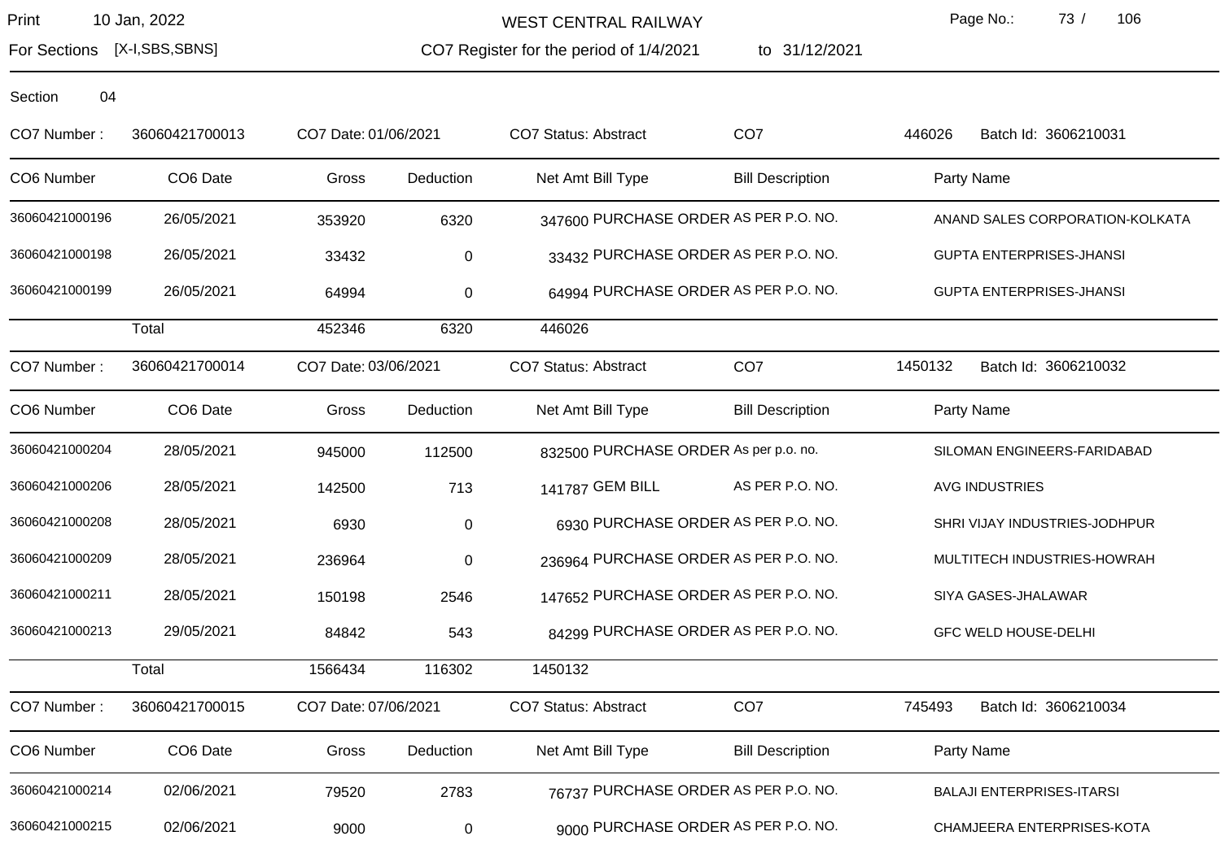Print 10 Jan, 2022

For Sections [X-I,SBS,SBNS]

WEST CENTRAL RAILWAY

CO7 Register for the period of 1/4/2021 to 31/12/2021

Section 04

CO7 Number : 36060421700013 CO7 Date: 01/06/2021 CO7 Status: Abstract CO7 446026 Batch Id: 3606210031

| CO6 Number | CO6 Date | Gross | Deduction | Net Amt | Bill Type | Bill Description | Party Name |
|---|---|---|---|---|---|---|---|
| 36060421000196 | 26/05/2021 | 353920 | 6320 | 347600 | PURCHASE ORDER | AS PER P.O. NO. | ANAND SALES CORPORATION-KOLKATA |
| 36060421000198 | 26/05/2021 | 33432 | 0 | 33432 | PURCHASE ORDER | AS PER P.O. NO. | GUPTA ENTERPRISES-JHANSI |
| 36060421000199 | 26/05/2021 | 64994 | 0 | 64994 | PURCHASE ORDER | AS PER P.O. NO. | GUPTA ENTERPRISES-JHANSI |
| | Total | 452346 | 6320 | 446026 | | | |

CO7 Number : 36060421700014 CO7 Date: 03/06/2021 CO7 Status: Abstract CO7 1450132 Batch Id: 3606210032

| CO6 Number | CO6 Date | Gross | Deduction | Net Amt | Bill Type | Bill Description | Party Name |
|---|---|---|---|---|---|---|---|
| 36060421000204 | 28/05/2021 | 945000 | 112500 | 832500 | PURCHASE ORDER | As per p.o. no. | SILOMAN ENGINEERS-FARIDABAD |
| 36060421000206 | 28/05/2021 | 142500 | 713 | 141787 | GEM BILL | AS PER P.O. NO. | AVG INDUSTRIES |
| 36060421000208 | 28/05/2021 | 6930 | 0 | 6930 | PURCHASE ORDER | AS PER P.O. NO. | SHRI VIJAY INDUSTRIES-JODHPUR |
| 36060421000209 | 28/05/2021 | 236964 | 0 | 236964 | PURCHASE ORDER | AS PER P.O. NO. | MULTITECH INDUSTRIES-HOWRAH |
| 36060421000211 | 28/05/2021 | 150198 | 2546 | 147652 | PURCHASE ORDER | AS PER P.O. NO. | SIYA GASES-JHALAWAR |
| 36060421000213 | 29/05/2021 | 84842 | 543 | 84299 | PURCHASE ORDER | AS PER P.O. NO. | GFC WELD HOUSE-DELHI |
| | Total | 1566434 | 116302 | 1450132 | | | |

CO7 Number : 36060421700015 CO7 Date: 07/06/2021 CO7 Status: Abstract CO7 745493 Batch Id: 3606210034

| CO6 Number | CO6 Date | Gross | Deduction | Net Amt | Bill Type | Bill Description | Party Name |
|---|---|---|---|---|---|---|---|
| 36060421000214 | 02/06/2021 | 79520 | 2783 | 76737 | PURCHASE ORDER | AS PER P.O. NO. | BALAJI ENTERPRISES-ITARSI |
| 36060421000215 | 02/06/2021 | 9000 | 0 | 9000 | PURCHASE ORDER | AS PER P.O. NO. | CHAMJEERA ENTERPRISES-KOTA |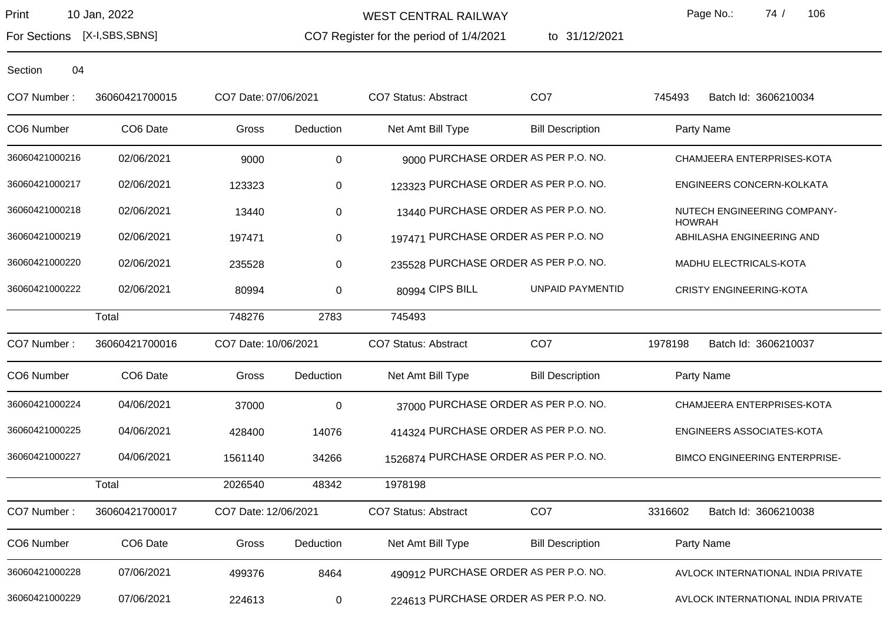WEST CENTRAL RAILWAY

Print 10 Jan, 2022

For Sections [X-I,SBS,SBNS]

CO7 Register for the period of 1/4/2021 to 31/12/2021

Section 04

CO7 Number : 36060421700015 CO7 Date: 07/06/2021 CO7 Status: Abstract CO7 745493 Batch Id: 3606210034

| CO6 Number | CO6 Date | Gross | Deduction | Net Amt | Bill Type | Bill Description | Party Name |
|---|---|---|---|---|---|---|---|
| 36060421000216 | 02/06/2021 | 9000 | 0 | 9000 | PURCHASE ORDER | AS PER P.O. NO. | CHAMJEERA ENTERPRISES-KOTA |
| 36060421000217 | 02/06/2021 | 123323 | 0 | 123323 | PURCHASE ORDER | AS PER P.O. NO. | ENGINEERS CONCERN-KOLKATA |
| 36060421000218 | 02/06/2021 | 13440 | 0 | 13440 | PURCHASE ORDER | AS PER P.O. NO. | NUTECH ENGINEERING COMPANY-HOWRAH |
| 36060421000219 | 02/06/2021 | 197471 | 0 | 197471 | PURCHASE ORDER | AS PER P.O. NO | ABHILASHA ENGINEERING AND |
| 36060421000220 | 02/06/2021 | 235528 | 0 | 235528 | PURCHASE ORDER | AS PER P.O. NO. | MADHU ELECTRICALS-KOTA |
| 36060421000222 | 02/06/2021 | 80994 | 0 | 80994 | CIPS BILL | UNPAID PAYMENTID | CRISTY ENGINEERING-KOTA |
| | Total | 748276 | 2783 | 745493 | | | |

CO7 Number : 36060421700016 CO7 Date: 10/06/2021 CO7 Status: Abstract CO7 1978198 Batch Id: 3606210037

| CO6 Number | CO6 Date | Gross | Deduction | Net Amt | Bill Type | Bill Description | Party Name |
|---|---|---|---|---|---|---|---|
| 36060421000224 | 04/06/2021 | 37000 | 0 | 37000 | PURCHASE ORDER | AS PER P.O. NO. | CHAMJEERA ENTERPRISES-KOTA |
| 36060421000225 | 04/06/2021 | 428400 | 14076 | 414324 | PURCHASE ORDER | AS PER P.O. NO. | ENGINEERS ASSOCIATES-KOTA |
| 36060421000227 | 04/06/2021 | 1561140 | 34266 | 1526874 | PURCHASE ORDER | AS PER P.O. NO. | BIMCO ENGINEERING ENTERPRISE- |
| | Total | 2026540 | 48342 | 1978198 | | | |

CO7 Number : 36060421700017 CO7 Date: 12/06/2021 CO7 Status: Abstract CO7 3316602 Batch Id: 3606210038

| CO6 Number | CO6 Date | Gross | Deduction | Net Amt | Bill Type | Bill Description | Party Name |
|---|---|---|---|---|---|---|---|
| 36060421000228 | 07/06/2021 | 499376 | 8464 | 490912 | PURCHASE ORDER | AS PER P.O. NO. | AVLOCK INTERNATIONAL INDIA PRIVATE |
| 36060421000229 | 07/06/2021 | 224613 | 0 | 224613 | PURCHASE ORDER | AS PER P.O. NO. | AVLOCK INTERNATIONAL INDIA PRIVATE |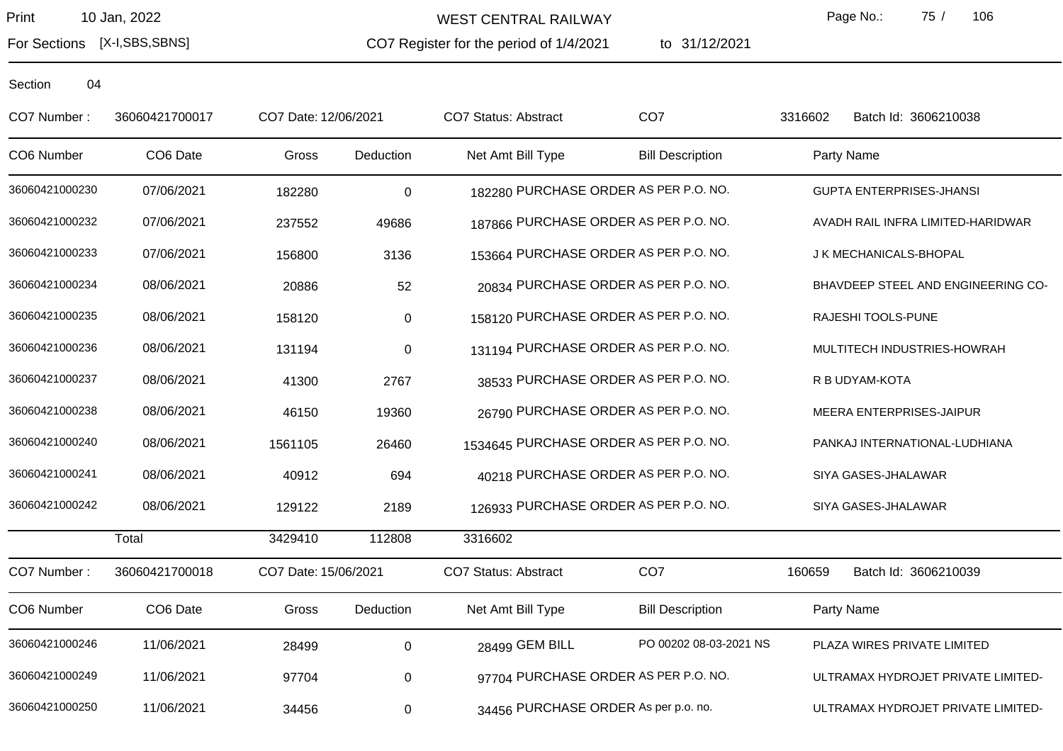Section 04

CO7 Number : 36060421700017 | CO7 Date: 12/06/2021 | CO7 Status: Abstract | CO7 3316602 | Batch Id: 3606210038

| CO6 Number | CO6 Date | Gross | Deduction | Net Amt | Bill Type | Bill Description | Party Name |
|---|---|---|---|---|---|---|---|
| 36060421000230 | 07/06/2021 | 182280 | 0 | 182280 | PURCHASE ORDER | AS PER P.O. NO. | GUPTA ENTERPRISES-JHANSI |
| 36060421000232 | 07/06/2021 | 237552 | 49686 | 187866 | PURCHASE ORDER | AS PER P.O. NO. | AVADH RAIL INFRA LIMITED-HARIDWAR |
| 36060421000233 | 07/06/2021 | 156800 | 3136 | 153664 | PURCHASE ORDER | AS PER P.O. NO. | J K MECHANICALS-BHOPAL |
| 36060421000234 | 08/06/2021 | 20886 | 52 | 20834 | PURCHASE ORDER | AS PER P.O. NO. | BHAVDEEP STEEL AND ENGINEERING CO- |
| 36060421000235 | 08/06/2021 | 158120 | 0 | 158120 | PURCHASE ORDER | AS PER P.O. NO. | RAJESHI TOOLS-PUNE |
| 36060421000236 | 08/06/2021 | 131194 | 0 | 131194 | PURCHASE ORDER | AS PER P.O. NO. | MULTITECH INDUSTRIES-HOWRAH |
| 36060421000237 | 08/06/2021 | 41300 | 2767 | 38533 | PURCHASE ORDER | AS PER P.O. NO. | R B UDYAM-KOTA |
| 36060421000238 | 08/06/2021 | 46150 | 19360 | 26790 | PURCHASE ORDER | AS PER P.O. NO. | MEERA ENTERPRISES-JAIPUR |
| 36060421000240 | 08/06/2021 | 1561105 | 26460 | 1534645 | PURCHASE ORDER | AS PER P.O. NO. | PANKAJ INTERNATIONAL-LUDHIANA |
| 36060421000241 | 08/06/2021 | 40912 | 694 | 40218 | PURCHASE ORDER | AS PER P.O. NO. | SIYA GASES-JHALAWAR |
| 36060421000242 | 08/06/2021 | 129122 | 2189 | 126933 | PURCHASE ORDER | AS PER P.O. NO. | SIYA GASES-JHALAWAR |
| | Total | 3429410 | 112808 | 3316602 | | | |

CO7 Number : 36060421700018 | CO7 Date: 15/06/2021 | CO7 Status: Abstract | CO7 160659 | Batch Id: 3606210039

| CO6 Number | CO6 Date | Gross | Deduction | Net Amt | Bill Type | Bill Description | Party Name |
|---|---|---|---|---|---|---|---|
| 36060421000246 | 11/06/2021 | 28499 | 0 | 28499 | GEM BILL | PO 00202 08-03-2021 NS | PLAZA WIRES PRIVATE LIMITED |
| 36060421000249 | 11/06/2021 | 97704 | 0 | 97704 | PURCHASE ORDER | AS PER P.O. NO. | ULTRAMAX HYDROJET PRIVATE LIMITED- |
| 36060421000250 | 11/06/2021 | 34456 | 0 | 34456 | PURCHASE ORDER | As per p.o. no. | ULTRAMAX HYDROJET PRIVATE LIMITED- |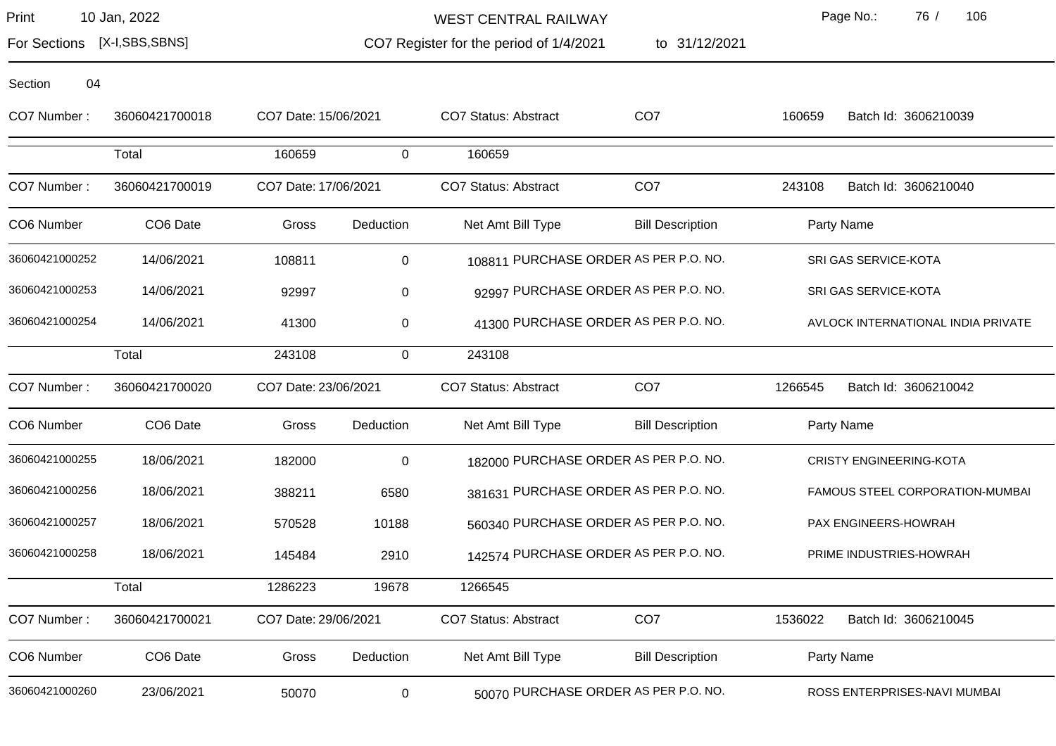Section 04

CO7 Number : 36060421700018 CO7 Date: 15/06/2021 CO7 Status: Abstract CO7 160659 Batch Id: 3606210039

| | Total | 160659 | 0 | 160659 | | | |
|---|---|---|---|---|---|---|---|

CO7 Number : 36060421700019 CO7 Date: 17/06/2021 CO7 Status: Abstract CO7 243108 Batch Id: 3606210040

| CO6 Number | CO6 Date | Gross | Deduction | Net Amt | Bill Type | Bill Description | Party Name |
|---|---|---|---|---|---|---|---|
| 36060421000252 | 14/06/2021 | 108811 | 0 | 108811 | PURCHASE ORDER | AS PER P.O. NO. | SRI GAS SERVICE-KOTA |
| 36060421000253 | 14/06/2021 | 92997 | 0 | 92997 | PURCHASE ORDER | AS PER P.O. NO. | SRI GAS SERVICE-KOTA |
| 36060421000254 | 14/06/2021 | 41300 | 0 | 41300 | PURCHASE ORDER | AS PER P.O. NO. | AVLOCK INTERNATIONAL INDIA PRIVATE |
| | Total | 243108 | 0 | 243108 | | | |

CO7 Number : 36060421700020 CO7 Date: 23/06/2021 CO7 Status: Abstract CO7 1266545 Batch Id: 3606210042

| CO6 Number | CO6 Date | Gross | Deduction | Net Amt | Bill Type | Bill Description | Party Name |
|---|---|---|---|---|---|---|---|
| 36060421000255 | 18/06/2021 | 182000 | 0 | 182000 | PURCHASE ORDER | AS PER P.O. NO. | CRISTY ENGINEERING-KOTA |
| 36060421000256 | 18/06/2021 | 388211 | 6580 | 381631 | PURCHASE ORDER | AS PER P.O. NO. | FAMOUS STEEL CORPORATION-MUMBAI |
| 36060421000257 | 18/06/2021 | 570528 | 10188 | 560340 | PURCHASE ORDER | AS PER P.O. NO. | PAX ENGINEERS-HOWRAH |
| 36060421000258 | 18/06/2021 | 145484 | 2910 | 142574 | PURCHASE ORDER | AS PER P.O. NO. | PRIME INDUSTRIES-HOWRAH |
| | Total | 1286223 | 19678 | 1266545 | | | |

CO7 Number : 36060421700021 CO7 Date: 29/06/2021 CO7 Status: Abstract CO7 1536022 Batch Id: 3606210045

| CO6 Number | CO6 Date | Gross | Deduction | Net Amt | Bill Type | Bill Description | Party Name |
|---|---|---|---|---|---|---|---|
| 36060421000260 | 23/06/2021 | 50070 | 0 | 50070 | PURCHASE ORDER | AS PER P.O. NO. | ROSS ENTERPRISES-NAVI MUMBAI |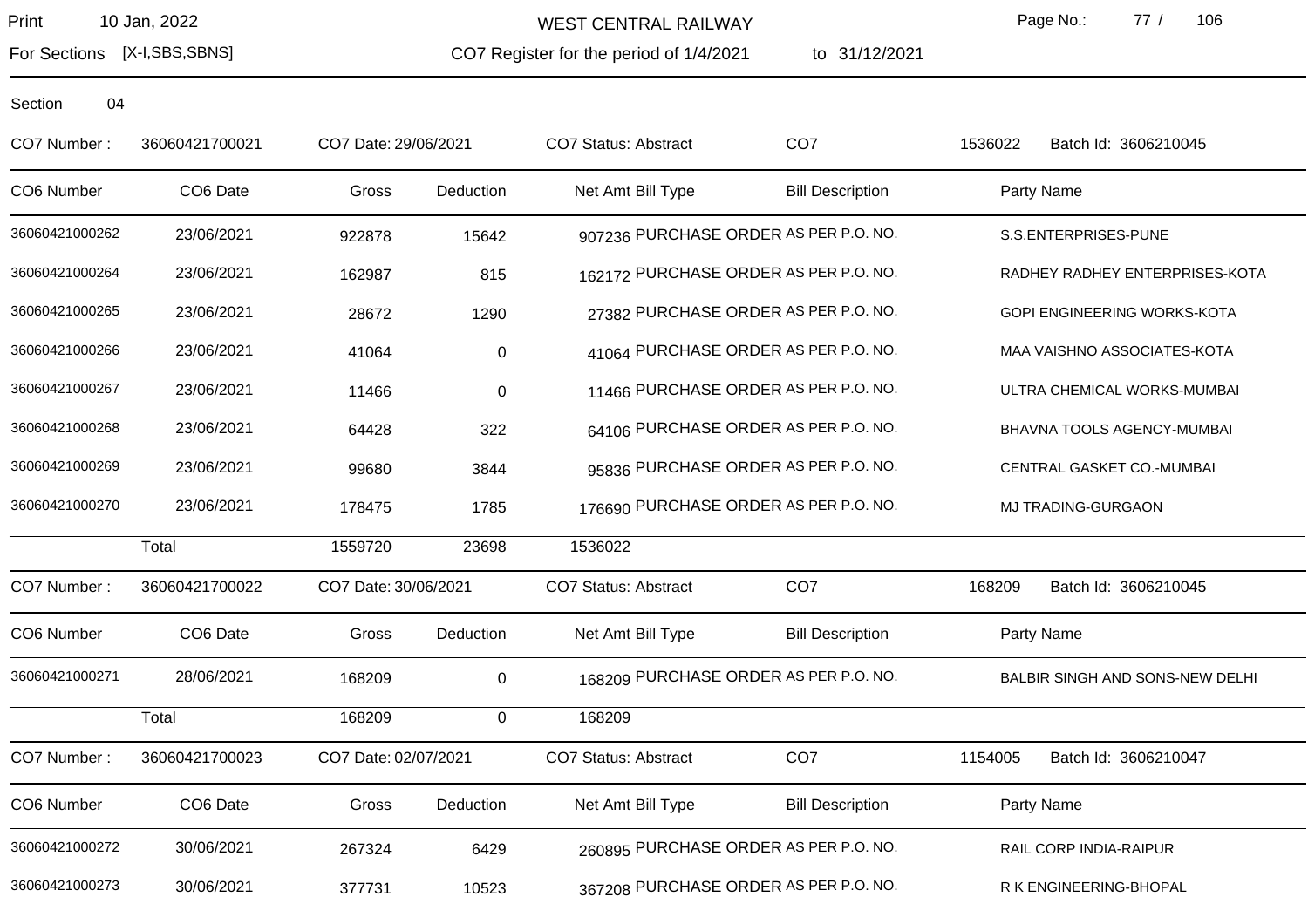Print 10 Jan, 2022 | WEST CENTRAL RAILWAY

For Sections [X-I,SBS,SBNS] | CO7 Register for the period of 1/4/2021 to 31/12/2021

Section 04

CO7 Number : 36060421700021 | CO7 Date: 29/06/2021 | CO7 Status: Abstract | CO7 1536022 | Batch Id: 3606210045

| CO6 Number | CO6 Date | Gross | Deduction | Net Amt | Bill Type | Bill Description | Party Name |
|---|---|---|---|---|---|---|---|
| 36060421000262 | 23/06/2021 | 922878 | 15642 | 907236 | PURCHASE ORDER | AS PER P.O. NO. | S.S.ENTERPRISES-PUNE |
| 36060421000264 | 23/06/2021 | 162987 | 815 | 162172 | PURCHASE ORDER | AS PER P.O. NO. | RADHEY RADHEY ENTERPRISES-KOTA |
| 36060421000265 | 23/06/2021 | 28672 | 1290 | 27382 | PURCHASE ORDER | AS PER P.O. NO. | GOPI ENGINEERING WORKS-KOTA |
| 36060421000266 | 23/06/2021 | 41064 | 0 | 41064 | PURCHASE ORDER | AS PER P.O. NO. | MAA VAISHNO ASSOCIATES-KOTA |
| 36060421000267 | 23/06/2021 | 11466 | 0 | 11466 | PURCHASE ORDER | AS PER P.O. NO. | ULTRA CHEMICAL WORKS-MUMBAI |
| 36060421000268 | 23/06/2021 | 64428 | 322 | 64106 | PURCHASE ORDER | AS PER P.O. NO. | BHAVNA TOOLS AGENCY-MUMBAI |
| 36060421000269 | 23/06/2021 | 99680 | 3844 | 95836 | PURCHASE ORDER | AS PER P.O. NO. | CENTRAL GASKET CO.-MUMBAI |
| 36060421000270 | 23/06/2021 | 178475 | 1785 | 176690 | PURCHASE ORDER | AS PER P.O. NO. | MJ TRADING-GURGAON |
| | Total | 1559720 | 23698 | 1536022 | | | |

CO7 Number : 36060421700022 | CO7 Date: 30/06/2021 | CO7 Status: Abstract | CO7 168209 | Batch Id: 3606210045

| CO6 Number | CO6 Date | Gross | Deduction | Net Amt | Bill Type | Bill Description | Party Name |
|---|---|---|---|---|---|---|---|
| 36060421000271 | 28/06/2021 | 168209 | 0 | 168209 | PURCHASE ORDER | AS PER P.O. NO. | BALBIR SINGH AND SONS-NEW DELHI |
| | Total | 168209 | 0 | 168209 | | | |

CO7 Number : 36060421700023 | CO7 Date: 02/07/2021 | CO7 Status: Abstract | CO7 1154005 | Batch Id: 3606210047

| CO6 Number | CO6 Date | Gross | Deduction | Net Amt | Bill Type | Bill Description | Party Name |
|---|---|---|---|---|---|---|---|
| 36060421000272 | 30/06/2021 | 267324 | 6429 | 260895 | PURCHASE ORDER | AS PER P.O. NO. | RAIL CORP INDIA-RAIPUR |
| 36060421000273 | 30/06/2021 | 377731 | 10523 | 367208 | PURCHASE ORDER | AS PER P.O. NO. | R K ENGINEERING-BHOPAL |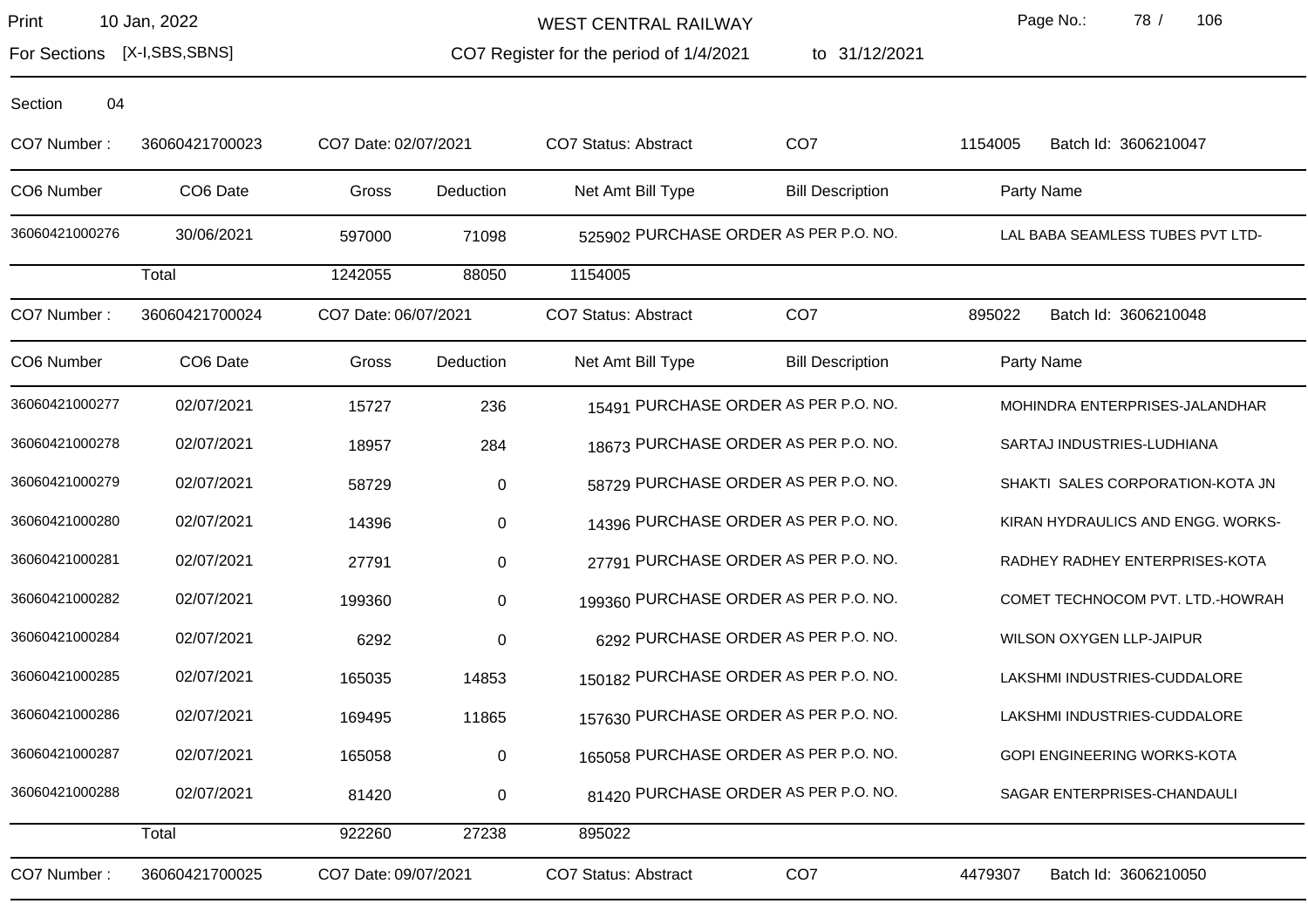Section 04

| CO7 Number : | 36060421700023 | CO7 Date: 02/07/2021 | | CO7 Status: Abstract | | CO7 | 1154005 | Batch Id: 3606210047 |
|---|---|---|---|---|---|---|---|---|
| **CO6 Number** | **CO6 Date** | **Gross** | **Deduction** | **Net Amt** | **Bill Type** | **Bill Description** | | **Party Name** |
| 36060421000276 | 30/06/2021 | 597000 | 71098 | 525902 | PURCHASE ORDER | AS PER P.O. NO. | | LAL BABA SEAMLESS TUBES PVT LTD- |
| | Total | 1242055 | 88050 | 1154005 | | | | |

| CO7 Number : | 36060421700024 | CO7 Date: 06/07/2021 | | CO7 Status: Abstract | | CO7 | 895022 | Batch Id: 3606210048 |
|---|---|---|---|---|---|---|---|---|
| **CO6 Number** | **CO6 Date** | **Gross** | **Deduction** | **Net Amt** | **Bill Type** | **Bill Description** | | **Party Name** |
| 36060421000277 | 02/07/2021 | 15727 | 236 | 15491 | PURCHASE ORDER | AS PER P.O. NO. | | MOHINDRA ENTERPRISES-JALANDHAR |
| 36060421000278 | 02/07/2021 | 18957 | 284 | 18673 | PURCHASE ORDER | AS PER P.O. NO. | | SARTAJ INDUSTRIES-LUDHIANA |
| 36060421000279 | 02/07/2021 | 58729 | 0 | 58729 | PURCHASE ORDER | AS PER P.O. NO. | | SHAKTI SALES CORPORATION-KOTA JN |
| 36060421000280 | 02/07/2021 | 14396 | 0 | 14396 | PURCHASE ORDER | AS PER P.O. NO. | | KIRAN HYDRAULICS AND ENGG. WORKS- |
| 36060421000281 | 02/07/2021 | 27791 | 0 | 27791 | PURCHASE ORDER | AS PER P.O. NO. | | RADHEY RADHEY ENTERPRISES-KOTA |
| 36060421000282 | 02/07/2021 | 199360 | 0 | 199360 | PURCHASE ORDER | AS PER P.O. NO. | | COMET TECHNOCOM PVT. LTD.-HOWRAH |
| 36060421000284 | 02/07/2021 | 6292 | 0 | 6292 | PURCHASE ORDER | AS PER P.O. NO. | | WILSON OXYGEN LLP-JAIPUR |
| 36060421000285 | 02/07/2021 | 165035 | 14853 | 150182 | PURCHASE ORDER | AS PER P.O. NO. | | LAKSHMI INDUSTRIES-CUDDALORE |
| 36060421000286 | 02/07/2021 | 169495 | 11865 | 157630 | PURCHASE ORDER | AS PER P.O. NO. | | LAKSHMI INDUSTRIES-CUDDALORE |
| 36060421000287 | 02/07/2021 | 165058 | 0 | 165058 | PURCHASE ORDER | AS PER P.O. NO. | | GOPI ENGINEERING WORKS-KOTA |
| 36060421000288 | 02/07/2021 | 81420 | 0 | 81420 | PURCHASE ORDER | AS PER P.O. NO. | | SAGAR ENTERPRISES-CHANDAULI |
| | Total | 922260 | 27238 | 895022 | | | | |

| CO7 Number : | 36060421700025 | CO7 Date: 09/07/2021 | CO7 Status: Abstract | CO7 | 4479307 | Batch Id: 3606210050 |
|---|---|---|---|---|---|---|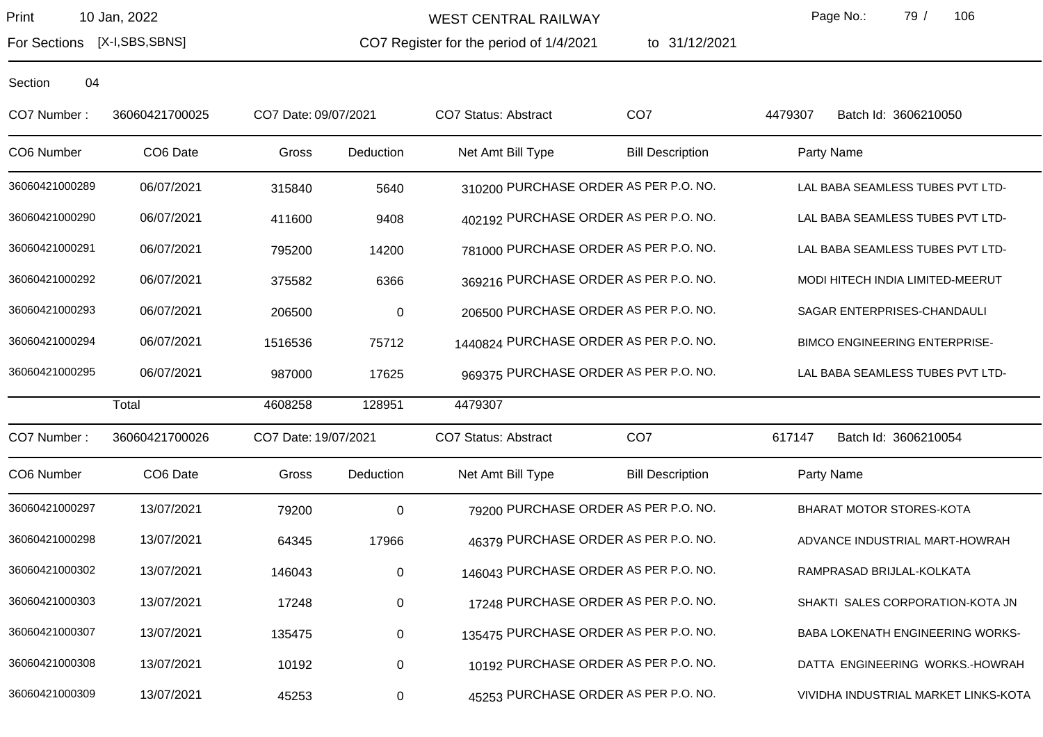Print 10 Jan, 2022 — WEST CENTRAL RAILWAY

For Sections [X-I,SBS,SBNS] — CO7 Register for the period of 1/4/2021 to 31/12/2021

Section 04

CO7 Number : 36060421700025 CO7 Date: 09/07/2021 CO7 Status: Abstract CO7 4479307 Batch Id: 3606210050

| CO6 Number | CO6 Date | Gross | Deduction | Net Amt | Bill Type | Bill Description | Party Name |
|---|---|---|---|---|---|---|---|
| 36060421000289 | 06/07/2021 | 315840 | 5640 | 310200 | PURCHASE ORDER | AS PER P.O. NO. | LAL BABA SEAMLESS TUBES PVT LTD- |
| 36060421000290 | 06/07/2021 | 411600 | 9408 | 402192 | PURCHASE ORDER | AS PER P.O. NO. | LAL BABA SEAMLESS TUBES PVT LTD- |
| 36060421000291 | 06/07/2021 | 795200 | 14200 | 781000 | PURCHASE ORDER | AS PER P.O. NO. | LAL BABA SEAMLESS TUBES PVT LTD- |
| 36060421000292 | 06/07/2021 | 375582 | 6366 | 369216 | PURCHASE ORDER | AS PER P.O. NO. | MODI HITECH INDIA LIMITED-MEERUT |
| 36060421000293 | 06/07/2021 | 206500 | 0 | 206500 | PURCHASE ORDER | AS PER P.O. NO. | SAGAR ENTERPRISES-CHANDAULI |
| 36060421000294 | 06/07/2021 | 1516536 | 75712 | 1440824 | PURCHASE ORDER | AS PER P.O. NO. | BIMCO ENGINEERING ENTERPRISE- |
| 36060421000295 | 06/07/2021 | 987000 | 17625 | 969375 | PURCHASE ORDER | AS PER P.O. NO. | LAL BABA SEAMLESS TUBES PVT LTD- |
| | Total | 4608258 | 128951 | 4479307 | | | |

CO7 Number : 36060421700026 CO7 Date: 19/07/2021 CO7 Status: Abstract CO7 617147 Batch Id: 3606210054

| CO6 Number | CO6 Date | Gross | Deduction | Net Amt | Bill Type | Bill Description | Party Name |
|---|---|---|---|---|---|---|---|
| 36060421000297 | 13/07/2021 | 79200 | 0 | 79200 | PURCHASE ORDER | AS PER P.O. NO. | BHARAT MOTOR STORES-KOTA |
| 36060421000298 | 13/07/2021 | 64345 | 17966 | 46379 | PURCHASE ORDER | AS PER P.O. NO. | ADVANCE INDUSTRIAL MART-HOWRAH |
| 36060421000302 | 13/07/2021 | 146043 | 0 | 146043 | PURCHASE ORDER | AS PER P.O. NO. | RAMPRASAD BRIJLAL-KOLKATA |
| 36060421000303 | 13/07/2021 | 17248 | 0 | 17248 | PURCHASE ORDER | AS PER P.O. NO. | SHAKTI SALES CORPORATION-KOTA JN |
| 36060421000307 | 13/07/2021 | 135475 | 0 | 135475 | PURCHASE ORDER | AS PER P.O. NO. | BABA LOKENATH ENGINEERING WORKS- |
| 36060421000308 | 13/07/2021 | 10192 | 0 | 10192 | PURCHASE ORDER | AS PER P.O. NO. | DATTA ENGINEERING WORKS.-HOWRAH |
| 36060421000309 | 13/07/2021 | 45253 | 0 | 45253 | PURCHASE ORDER | AS PER P.O. NO. | VIVIDHA INDUSTRIAL MARKET LINKS-KOTA |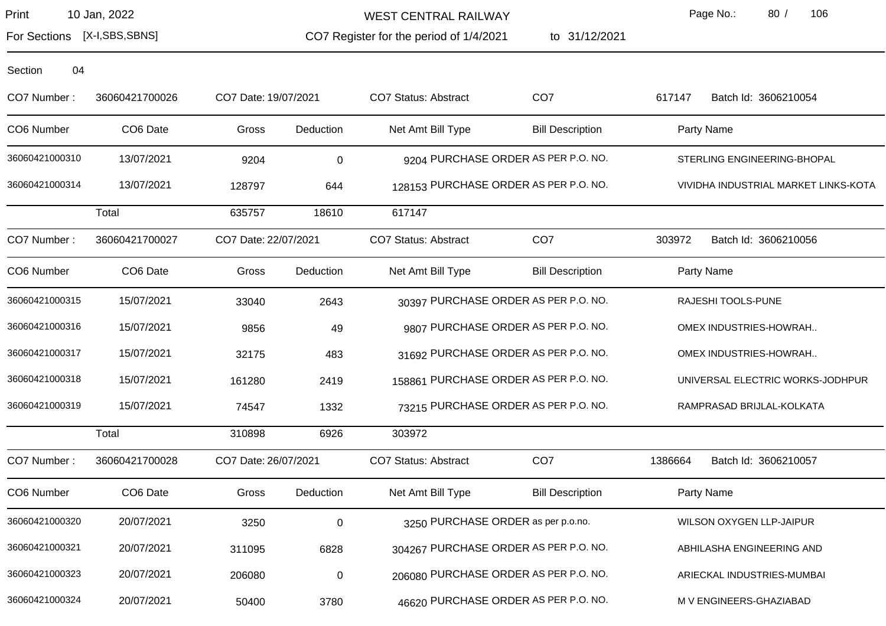WEST CENTRAL RAILWAY

Print 10 Jan, 2022

For Sections [X-I,SBS,SBNS]

CO7 Register for the period of 1/4/2021 to 31/12/2021

Section 04

CO7 Number : 36060421700026 CO7 Date: 19/07/2021 CO7 Status: Abstract CO7 617147 Batch Id: 3606210054

| CO6 Number | CO6 Date | Gross | Deduction | Net Amt | Bill Type | Bill Description | Party Name |
|---|---|---|---|---|---|---|---|
| 36060421000310 | 13/07/2021 | 9204 | 0 | 9204 | PURCHASE ORDER | AS PER P.O. NO. | STERLING ENGINEERING-BHOPAL |
| 36060421000314 | 13/07/2021 | 128797 | 644 | 128153 | PURCHASE ORDER | AS PER P.O. NO. | VIVIDHA INDUSTRIAL MARKET LINKS-KOTA |
| | Total | 635757 | 18610 | 617147 | | | |

CO7 Number : 36060421700027 CO7 Date: 22/07/2021 CO7 Status: Abstract CO7 303972 Batch Id: 3606210056

| CO6 Number | CO6 Date | Gross | Deduction | Net Amt | Bill Type | Bill Description | Party Name |
|---|---|---|---|---|---|---|---|
| 36060421000315 | 15/07/2021 | 33040 | 2643 | 30397 | PURCHASE ORDER | AS PER P.O. NO. | RAJESHI TOOLS-PUNE |
| 36060421000316 | 15/07/2021 | 9856 | 49 | 9807 | PURCHASE ORDER | AS PER P.O. NO. | OMEX INDUSTRIES-HOWRAH.. |
| 36060421000317 | 15/07/2021 | 32175 | 483 | 31692 | PURCHASE ORDER | AS PER P.O. NO. | OMEX INDUSTRIES-HOWRAH.. |
| 36060421000318 | 15/07/2021 | 161280 | 2419 | 158861 | PURCHASE ORDER | AS PER P.O. NO. | UNIVERSAL ELECTRIC WORKS-JODHPUR |
| 36060421000319 | 15/07/2021 | 74547 | 1332 | 73215 | PURCHASE ORDER | AS PER P.O. NO. | RAMPRASAD BRIJLAL-KOLKATA |
| | Total | 310898 | 6926 | 303972 | | | |

CO7 Number : 36060421700028 CO7 Date: 26/07/2021 CO7 Status: Abstract CO7 1386664 Batch Id: 3606210057

| CO6 Number | CO6 Date | Gross | Deduction | Net Amt | Bill Type | Bill Description | Party Name |
|---|---|---|---|---|---|---|---|
| 36060421000320 | 20/07/2021 | 3250 | 0 | 3250 | PURCHASE ORDER | as per p.o.no. | WILSON OXYGEN LLP-JAIPUR |
| 36060421000321 | 20/07/2021 | 311095 | 6828 | 304267 | PURCHASE ORDER | AS PER P.O. NO. | ABHILASHA ENGINEERING AND |
| 36060421000323 | 20/07/2021 | 206080 | 0 | 206080 | PURCHASE ORDER | AS PER P.O. NO. | ARIECKAL INDUSTRIES-MUMBAI |
| 36060421000324 | 20/07/2021 | 50400 | 3780 | 46620 | PURCHASE ORDER | AS PER P.O. NO. | M V ENGINEERS-GHAZIABAD |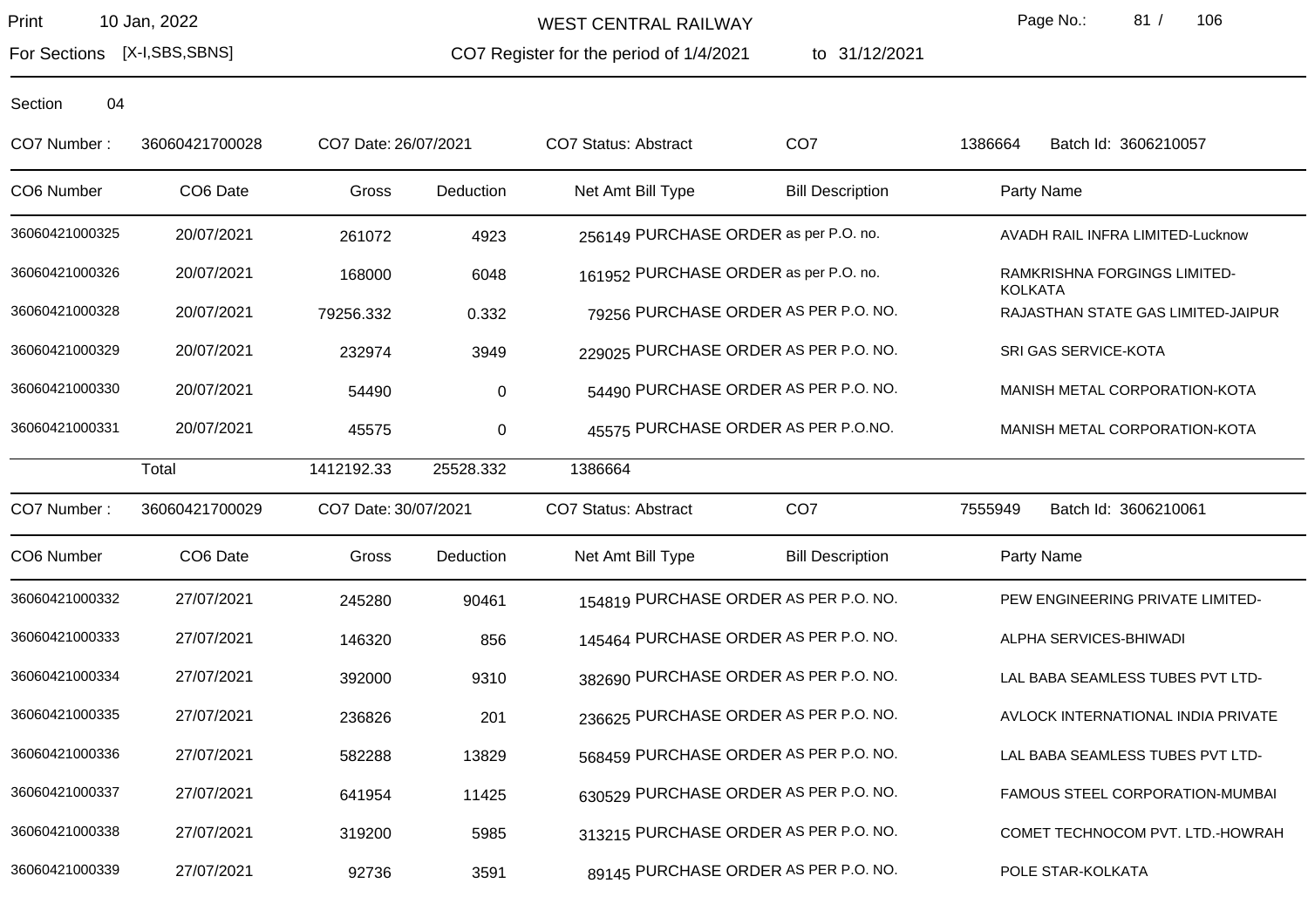WEST CENTRAL RAILWAY

Print 10 Jan, 2022

For Sections [X-I,SBS,SBNS]

CO7 Register for the period of 1/4/2021 to 31/12/2021

Section 04

CO7 Number : 36060421700028 CO7 Date: 26/07/2021 CO7 Status: Abstract CO7 1386664 Batch Id: 3606210057

| CO6 Number | CO6 Date | Gross | Deduction | Net Amt | Bill Type | Bill Description | Party Name |
|---|---|---|---|---|---|---|---|
| 36060421000325 | 20/07/2021 | 261072 | 4923 | 256149 | PURCHASE ORDER | as per P.O. no. | AVADH RAIL INFRA LIMITED-Lucknow |
| 36060421000326 | 20/07/2021 | 168000 | 6048 | 161952 | PURCHASE ORDER | as per P.O. no. | RAMKRISHNA FORGINGS LIMITED-KOLKATA |
| 36060421000328 | 20/07/2021 | 79256.332 | 0.332 | 79256 | PURCHASE ORDER | AS PER P.O. NO. | RAJASTHAN STATE GAS LIMITED-JAIPUR |
| 36060421000329 | 20/07/2021 | 232974 | 3949 | 229025 | PURCHASE ORDER | AS PER P.O. NO. | SRI GAS SERVICE-KOTA |
| 36060421000330 | 20/07/2021 | 54490 | 0 | 54490 | PURCHASE ORDER | AS PER P.O. NO. | MANISH METAL CORPORATION-KOTA |
| 36060421000331 | 20/07/2021 | 45575 | 0 | 45575 | PURCHASE ORDER | AS PER P.O.NO. | MANISH METAL CORPORATION-KOTA |
| | Total | 1412192.33 | 25528.332 | 1386664 | | | |

CO7 Number : 36060421700029 CO7 Date: 30/07/2021 CO7 Status: Abstract CO7 7555949 Batch Id: 3606210061

| CO6 Number | CO6 Date | Gross | Deduction | Net Amt | Bill Type | Bill Description | Party Name |
|---|---|---|---|---|---|---|---|
| 36060421000332 | 27/07/2021 | 245280 | 90461 | 154819 | PURCHASE ORDER | AS PER P.O. NO. | PEW ENGINEERING PRIVATE LIMITED- |
| 36060421000333 | 27/07/2021 | 146320 | 856 | 145464 | PURCHASE ORDER | AS PER P.O. NO. | ALPHA SERVICES-BHIWADI |
| 36060421000334 | 27/07/2021 | 392000 | 9310 | 382690 | PURCHASE ORDER | AS PER P.O. NO. | LAL BABA SEAMLESS TUBES PVT LTD- |
| 36060421000335 | 27/07/2021 | 236826 | 201 | 236625 | PURCHASE ORDER | AS PER P.O. NO. | AVLOCK INTERNATIONAL INDIA PRIVATE |
| 36060421000336 | 27/07/2021 | 582288 | 13829 | 568459 | PURCHASE ORDER | AS PER P.O. NO. | LAL BABA SEAMLESS TUBES PVT LTD- |
| 36060421000337 | 27/07/2021 | 641954 | 11425 | 630529 | PURCHASE ORDER | AS PER P.O. NO. | FAMOUS STEEL CORPORATION-MUMBAI |
| 36060421000338 | 27/07/2021 | 319200 | 5985 | 313215 | PURCHASE ORDER | AS PER P.O. NO. | COMET TECHNOCOM PVT. LTD.-HOWRAH |
| 36060421000339 | 27/07/2021 | 92736 | 3591 | 89145 | PURCHASE ORDER | AS PER P.O. NO. | POLE STAR-KOLKATA |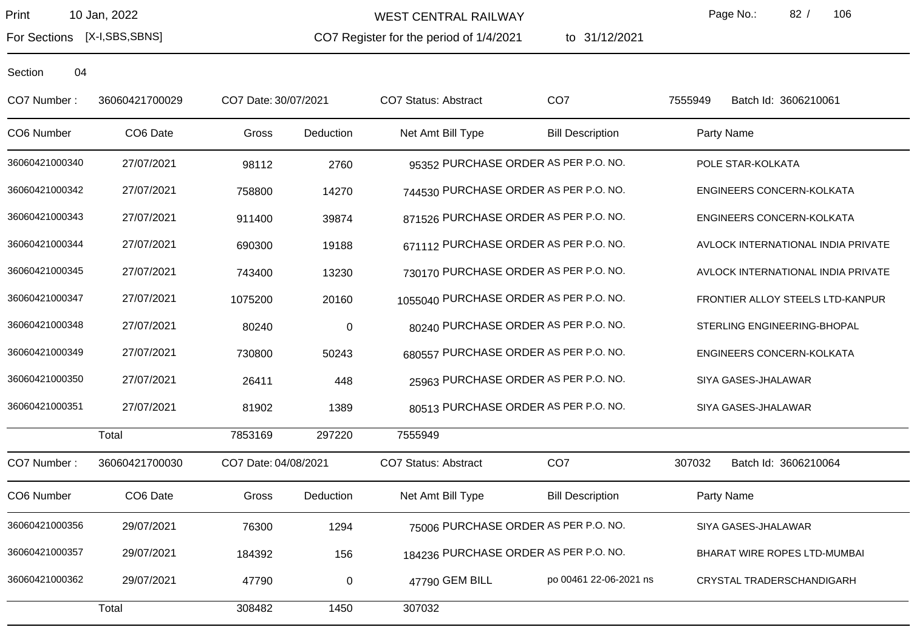Print 10 Jan, 2022 — WEST CENTRAL RAILWAY

For Sections [X-I,SBS,SBNS] — CO7 Register for the period of 1/4/2021 to 31/12/2021

Section 04

CO7 Number : 36060421700029 | CO7 Date: 30/07/2021 | CO7 Status: Abstract | CO7 7555949 | Batch Id: 3606210061

| CO6 Number | CO6 Date | Gross | Deduction | Net Amt | Bill Type | Bill Description | Party Name |
|---|---|---|---|---|---|---|---|
| 36060421000340 | 27/07/2021 | 98112 | 2760 | 95352 | PURCHASE ORDER | AS PER P.O. NO. | POLE STAR-KOLKATA |
| 36060421000342 | 27/07/2021 | 758800 | 14270 | 744530 | PURCHASE ORDER | AS PER P.O. NO. | ENGINEERS CONCERN-KOLKATA |
| 36060421000343 | 27/07/2021 | 911400 | 39874 | 871526 | PURCHASE ORDER | AS PER P.O. NO. | ENGINEERS CONCERN-KOLKATA |
| 36060421000344 | 27/07/2021 | 690300 | 19188 | 671112 | PURCHASE ORDER | AS PER P.O. NO. | AVLOCK INTERNATIONAL INDIA PRIVATE |
| 36060421000345 | 27/07/2021 | 743400 | 13230 | 730170 | PURCHASE ORDER | AS PER P.O. NO. | AVLOCK INTERNATIONAL INDIA PRIVATE |
| 36060421000347 | 27/07/2021 | 1075200 | 20160 | 1055040 | PURCHASE ORDER | AS PER P.O. NO. | FRONTIER ALLOY STEELS LTD-KANPUR |
| 36060421000348 | 27/07/2021 | 80240 | 0 | 80240 | PURCHASE ORDER | AS PER P.O. NO. | STERLING ENGINEERING-BHOPAL |
| 36060421000349 | 27/07/2021 | 730800 | 50243 | 680557 | PURCHASE ORDER | AS PER P.O. NO. | ENGINEERS CONCERN-KOLKATA |
| 36060421000350 | 27/07/2021 | 26411 | 448 | 25963 | PURCHASE ORDER | AS PER P.O. NO. | SIYA GASES-JHALAWAR |
| 36060421000351 | 27/07/2021 | 81902 | 1389 | 80513 | PURCHASE ORDER | AS PER P.O. NO. | SIYA GASES-JHALAWAR |
| | Total | 7853169 | 297220 | 7555949 | | | |

CO7 Number : 36060421700030 | CO7 Date: 04/08/2021 | CO7 Status: Abstract | CO7 307032 | Batch Id: 3606210064

| CO6 Number | CO6 Date | Gross | Deduction | Net Amt | Bill Type | Bill Description | Party Name |
|---|---|---|---|---|---|---|---|
| 36060421000356 | 29/07/2021 | 76300 | 1294 | 75006 | PURCHASE ORDER | AS PER P.O. NO. | SIYA GASES-JHALAWAR |
| 36060421000357 | 29/07/2021 | 184392 | 156 | 184236 | PURCHASE ORDER | AS PER P.O. NO. | BHARAT WIRE ROPES LTD-MUMBAI |
| 36060421000362 | 29/07/2021 | 47790 | 0 | 47790 | GEM BILL | po 00461 22-06-2021 ns | CRYSTAL TRADERSCHANDIGARH |
| | Total | 308482 | 1450 | 307032 | | | |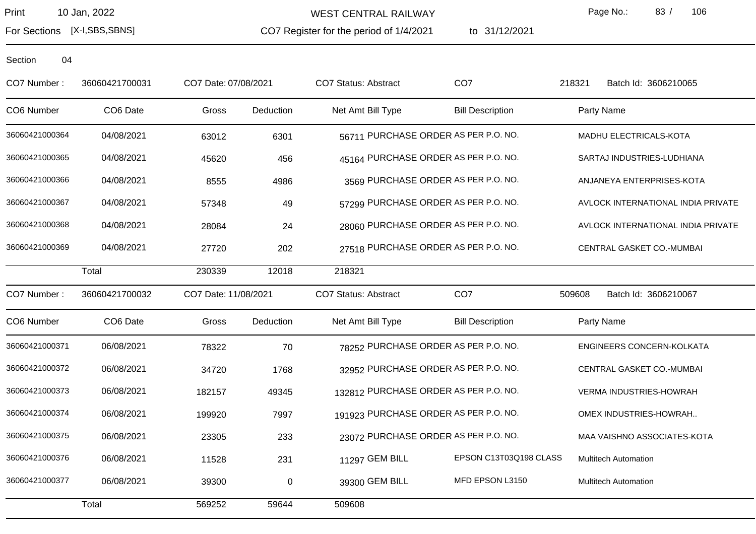WEST CENTRAL RAILWAY

For Sections [X-I,SBS,SBNS] — CO7 Register for the period of 1/4/2021 to 31/12/2021

Print 10 Jan, 2022

Section 04

CO7 Number : 36060421700031 | CO7 Date: 07/08/2021 | CO7 Status: Abstract | CO7 218321 | Batch Id: 3606210065

| CO6 Number | CO6 Date | Gross | Deduction | Net Amt | Bill Type | Bill Description | Party Name |
|---|---|---|---|---|---|---|---|
| 36060421000364 | 04/08/2021 | 63012 | 6301 | 56711 | PURCHASE ORDER | AS PER P.O. NO. | MADHU ELECTRICALS-KOTA |
| 36060421000365 | 04/08/2021 | 45620 | 456 | 45164 | PURCHASE ORDER | AS PER P.O. NO. | SARTAJ INDUSTRIES-LUDHIANA |
| 36060421000366 | 04/08/2021 | 8555 | 4986 | 3569 | PURCHASE ORDER | AS PER P.O. NO. | ANJANEYA ENTERPRISES-KOTA |
| 36060421000367 | 04/08/2021 | 57348 | 49 | 57299 | PURCHASE ORDER | AS PER P.O. NO. | AVLOCK INTERNATIONAL INDIA PRIVATE |
| 36060421000368 | 04/08/2021 | 28084 | 24 | 28060 | PURCHASE ORDER | AS PER P.O. NO. | AVLOCK INTERNATIONAL INDIA PRIVATE |
| 36060421000369 | 04/08/2021 | 27720 | 202 | 27518 | PURCHASE ORDER | AS PER P.O. NO. | CENTRAL GASKET CO.-MUMBAI |
| | Total | 230339 | 12018 | 218321 | | | |

CO7 Number : 36060421700032 | CO7 Date: 11/08/2021 | CO7 Status: Abstract | CO7 509608 | Batch Id: 3606210067

| CO6 Number | CO6 Date | Gross | Deduction | Net Amt | Bill Type | Bill Description | Party Name |
|---|---|---|---|---|---|---|---|
| 36060421000371 | 06/08/2021 | 78322 | 70 | 78252 | PURCHASE ORDER | AS PER P.O. NO. | ENGINEERS CONCERN-KOLKATA |
| 36060421000372 | 06/08/2021 | 34720 | 1768 | 32952 | PURCHASE ORDER | AS PER P.O. NO. | CENTRAL GASKET CO.-MUMBAI |
| 36060421000373 | 06/08/2021 | 182157 | 49345 | 132812 | PURCHASE ORDER | AS PER P.O. NO. | VERMA INDUSTRIES-HOWRAH |
| 36060421000374 | 06/08/2021 | 199920 | 7997 | 191923 | PURCHASE ORDER | AS PER P.O. NO. | OMEX INDUSTRIES-HOWRAH.. |
| 36060421000375 | 06/08/2021 | 23305 | 233 | 23072 | PURCHASE ORDER | AS PER P.O. NO. | MAA VAISHNO ASSOCIATES-KOTA |
| 36060421000376 | 06/08/2021 | 11528 | 231 | 11297 | GEM BILL | EPSON C13T03Q198 CLASS | Multitech Automation |
| 36060421000377 | 06/08/2021 | 39300 | 0 | 39300 | GEM BILL | MFD EPSON L3150 | Multitech Automation |
| | Total | 569252 | 59644 | 509608 | | | |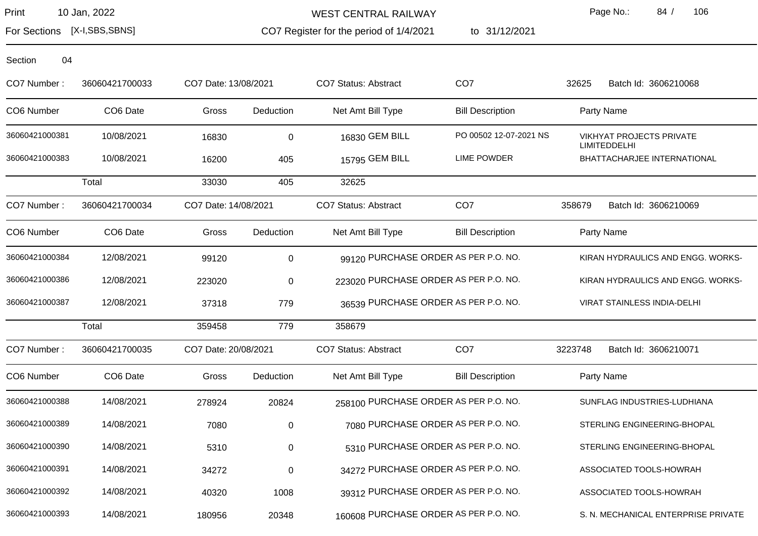WEST CENTRAL RAILWAY

For Sections [X-I,SBS,SBNS]

CO7 Register for the period of 1/4/2021 to 31/12/2021

Section 04

CO7 Number : 36060421700033 CO7 Date: 13/08/2021 CO7 Status: Abstract CO7 32625 Batch Id: 3606210068

| CO6 Number | CO6 Date | Gross | Deduction | Net Amt | Bill Type | Bill Description | Party Name |
|---|---|---|---|---|---|---|---|
| 36060421000381 | 10/08/2021 | 16830 | 0 | 16830 | GEM BILL | PO 00502 12-07-2021 NS | VIKHYAT PROJECTS PRIVATE LIMITEDDELHI |
| 36060421000383 | 10/08/2021 | 16200 | 405 | 15795 | GEM BILL | LIME POWDER | BHATTACHARJEE INTERNATIONAL |
| | Total | 33030 | 405 | 32625 | | | |

CO7 Number : 36060421700034 CO7 Date: 14/08/2021 CO7 Status: Abstract CO7 358679 Batch Id: 3606210069

| CO6 Number | CO6 Date | Gross | Deduction | Net Amt | Bill Type | Bill Description | Party Name |
|---|---|---|---|---|---|---|---|
| 36060421000384 | 12/08/2021 | 99120 | 0 | 99120 | PURCHASE ORDER | AS PER P.O. NO. | KIRAN HYDRAULICS AND ENGG. WORKS- |
| 36060421000386 | 12/08/2021 | 223020 | 0 | 223020 | PURCHASE ORDER | AS PER P.O. NO. | KIRAN HYDRAULICS AND ENGG. WORKS- |
| 36060421000387 | 12/08/2021 | 37318 | 779 | 36539 | PURCHASE ORDER | AS PER P.O. NO. | VIRAT STAINLESS INDIA-DELHI |
| | Total | 359458 | 779 | 358679 | | | |

CO7 Number : 36060421700035 CO7 Date: 20/08/2021 CO7 Status: Abstract CO7 3223748 Batch Id: 3606210071

| CO6 Number | CO6 Date | Gross | Deduction | Net Amt | Bill Type | Bill Description | Party Name |
|---|---|---|---|---|---|---|---|
| 36060421000388 | 14/08/2021 | 278924 | 20824 | 258100 | PURCHASE ORDER | AS PER P.O. NO. | SUNFLAG INDUSTRIES-LUDHIANA |
| 36060421000389 | 14/08/2021 | 7080 | 0 | 7080 | PURCHASE ORDER | AS PER P.O. NO. | STERLING ENGINEERING-BHOPAL |
| 36060421000390 | 14/08/2021 | 5310 | 0 | 5310 | PURCHASE ORDER | AS PER P.O. NO. | STERLING ENGINEERING-BHOPAL |
| 36060421000391 | 14/08/2021 | 34272 | 0 | 34272 | PURCHASE ORDER | AS PER P.O. NO. | ASSOCIATED TOOLS-HOWRAH |
| 36060421000392 | 14/08/2021 | 40320 | 1008 | 39312 | PURCHASE ORDER | AS PER P.O. NO. | ASSOCIATED TOOLS-HOWRAH |
| 36060421000393 | 14/08/2021 | 180956 | 20348 | 160608 | PURCHASE ORDER | AS PER P.O. NO. | S. N. MECHANICAL ENTERPRISE PRIVATE |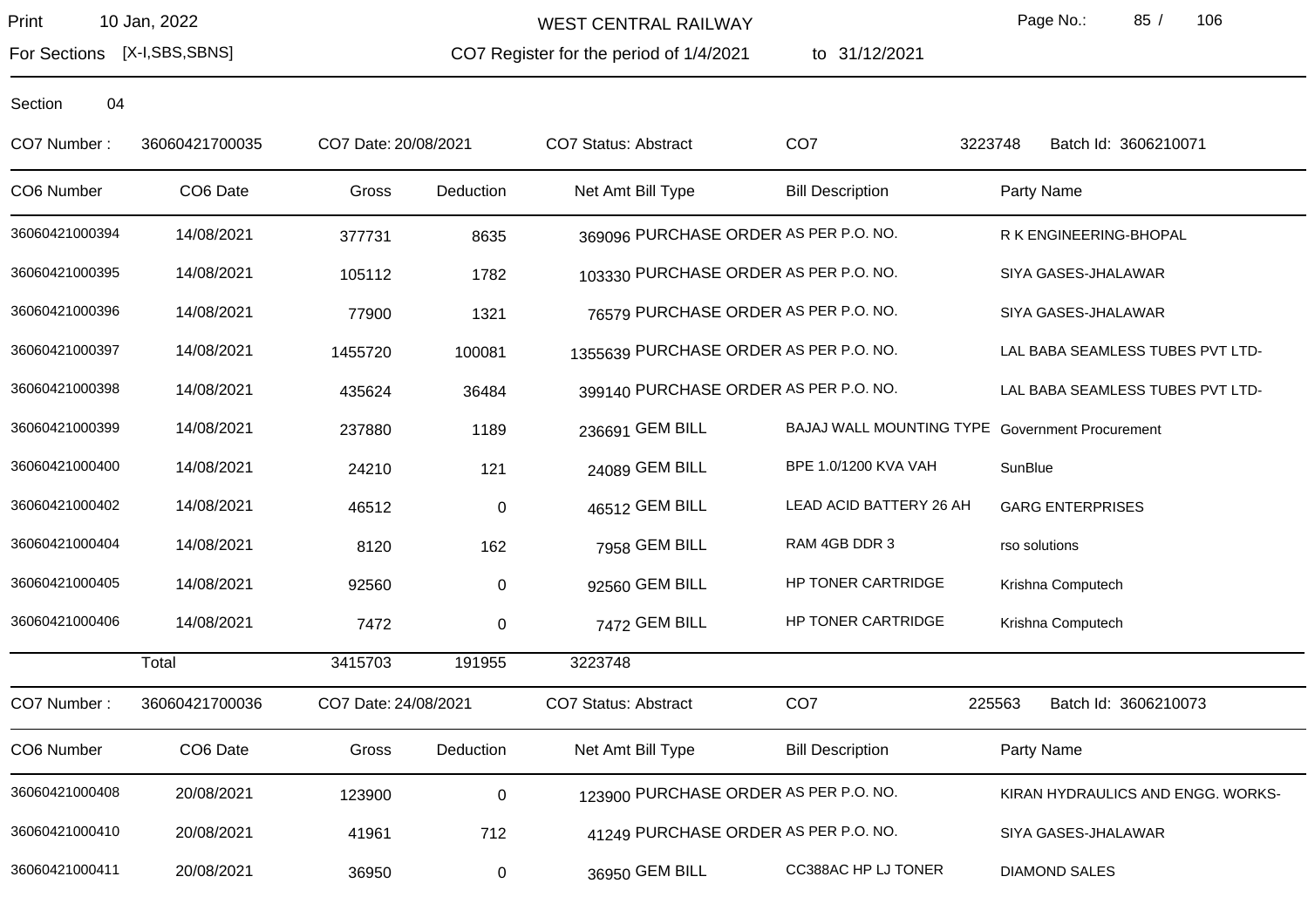WEST CENTRAL RAILWAY

CO7 Register for the period of 1/4/2021 to 31/12/2021

Print 10 Jan, 2022

For Sections [X-I,SBS,SBNS]

Section 04

CO7 Number : 36060421700035 | CO7 Date: 20/08/2021 | CO7 Status: Abstract | CO7 3223748 | Batch Id: 3606210071

| CO6 Number | CO6 Date | Gross | Deduction | Net Amt | Bill Type | Bill Description | Party Name |
|---|---|---|---|---|---|---|---|
| 36060421000394 | 14/08/2021 | 377731 | 8635 | 369096 | PURCHASE ORDER | AS PER P.O. NO. | R K ENGINEERING-BHOPAL |
| 36060421000395 | 14/08/2021 | 105112 | 1782 | 103330 | PURCHASE ORDER | AS PER P.O. NO. | SIYA GASES-JHALAWAR |
| 36060421000396 | 14/08/2021 | 77900 | 1321 | 76579 | PURCHASE ORDER | AS PER P.O. NO. | SIYA GASES-JHALAWAR |
| 36060421000397 | 14/08/2021 | 1455720 | 100081 | 1355639 | PURCHASE ORDER | AS PER P.O. NO. | LAL BABA SEAMLESS TUBES PVT LTD- |
| 36060421000398 | 14/08/2021 | 435624 | 36484 | 399140 | PURCHASE ORDER | AS PER P.O. NO. | LAL BABA SEAMLESS TUBES PVT LTD- |
| 36060421000399 | 14/08/2021 | 237880 | 1189 | 236691 | GEM BILL | BAJAJ WALL MOUNTING TYPE | Government Procurement |
| 36060421000400 | 14/08/2021 | 24210 | 121 | 24089 | GEM BILL | BPE 1.0/1200 KVA VAH | SunBlue |
| 36060421000402 | 14/08/2021 | 46512 | 0 | 46512 | GEM BILL | LEAD ACID BATTERY 26 AH | GARG ENTERPRISES |
| 36060421000404 | 14/08/2021 | 8120 | 162 | 7958 | GEM BILL | RAM 4GB DDR 3 | rso solutions |
| 36060421000405 | 14/08/2021 | 92560 | 0 | 92560 | GEM BILL | HP TONER CARTRIDGE | Krishna Computech |
| 36060421000406 | 14/08/2021 | 7472 | 0 | 7472 | GEM BILL | HP TONER CARTRIDGE | Krishna Computech |
| | Total | 3415703 | 191955 | 3223748 | | | |

CO7 Number : 36060421700036 | CO7 Date: 24/08/2021 | CO7 Status: Abstract | CO7 225563 | Batch Id: 3606210073

| CO6 Number | CO6 Date | Gross | Deduction | Net Amt | Bill Type | Bill Description | Party Name |
|---|---|---|---|---|---|---|---|
| 36060421000408 | 20/08/2021 | 123900 | 0 | 123900 | PURCHASE ORDER | AS PER P.O. NO. | KIRAN HYDRAULICS AND ENGG. WORKS- |
| 36060421000410 | 20/08/2021 | 41961 | 712 | 41249 | PURCHASE ORDER | AS PER P.O. NO. | SIYA GASES-JHALAWAR |
| 36060421000411 | 20/08/2021 | 36950 | 0 | 36950 | GEM BILL | CC388AC HP LJ TONER | DIAMOND SALES |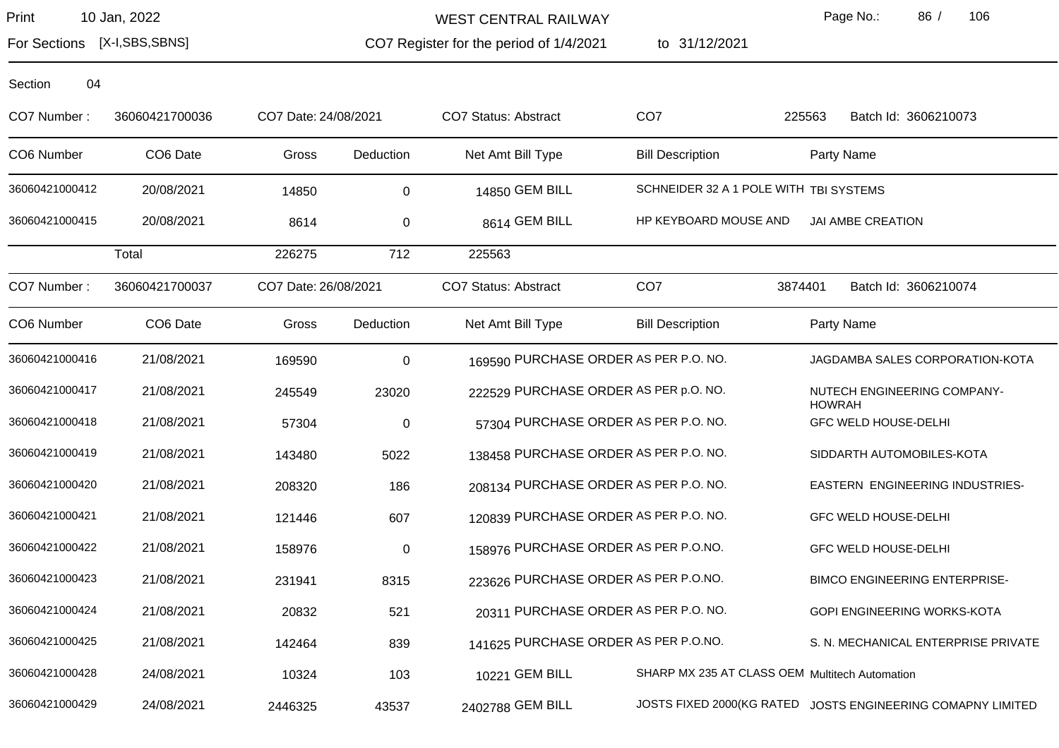WEST CENTRAL RAILWAY

For Sections [X-I,SBS,SBNS]

CO7 Register for the period of 1/4/2021 to 31/12/2021

Section 04

CO7 Number : 36060421700036 CO7 Date: 24/08/2021 CO7 Status: Abstract CO7 225563 Batch Id: 3606210073

| CO6 Number | CO6 Date | Gross | Deduction | Net Amt | Bill Type | Bill Description | Party Name |
|---|---|---|---|---|---|---|---|
| 36060421000412 | 20/08/2021 | 14850 | 0 | 14850 | GEM BILL | SCHNEIDER 32 A 1 POLE WITH | TBI SYSTEMS |
| 36060421000415 | 20/08/2021 | 8614 | 0 | 8614 | GEM BILL | HP KEYBOARD MOUSE AND | JAI AMBE CREATION |
| | Total | 226275 | 712 | 225563 | | | |

CO7 Number : 36060421700037 CO7 Date: 26/08/2021 CO7 Status: Abstract CO7 3874401 Batch Id: 3606210074

| CO6 Number | CO6 Date | Gross | Deduction | Net Amt | Bill Type | Bill Description | Party Name |
|---|---|---|---|---|---|---|---|
| 36060421000416 | 21/08/2021 | 169590 | 0 | 169590 | PURCHASE ORDER | AS PER P.O. NO. | JAGDAMBA SALES CORPORATION-KOTA |
| 36060421000417 | 21/08/2021 | 245549 | 23020 | 222529 | PURCHASE ORDER | AS PER p.O. NO. | NUTECH ENGINEERING COMPANY-HOWRAH |
| 36060421000418 | 21/08/2021 | 57304 | 0 | 57304 | PURCHASE ORDER | AS PER P.O. NO. | GFC WELD HOUSE-DELHI |
| 36060421000419 | 21/08/2021 | 143480 | 5022 | 138458 | PURCHASE ORDER | AS PER P.O. NO. | SIDDARTH AUTOMOBILES-KOTA |
| 36060421000420 | 21/08/2021 | 208320 | 186 | 208134 | PURCHASE ORDER | AS PER P.O. NO. | EASTERN ENGINEERING INDUSTRIES- |
| 36060421000421 | 21/08/2021 | 121446 | 607 | 120839 | PURCHASE ORDER | AS PER P.O. NO. | GFC WELD HOUSE-DELHI |
| 36060421000422 | 21/08/2021 | 158976 | 0 | 158976 | PURCHASE ORDER | AS PER P.O.NO. | GFC WELD HOUSE-DELHI |
| 36060421000423 | 21/08/2021 | 231941 | 8315 | 223626 | PURCHASE ORDER | AS PER P.O.NO. | BIMCO ENGINEERING ENTERPRISE- |
| 36060421000424 | 21/08/2021 | 20832 | 521 | 20311 | PURCHASE ORDER | AS PER P.O. NO. | GOPI ENGINEERING WORKS-KOTA |
| 36060421000425 | 21/08/2021 | 142464 | 839 | 141625 | PURCHASE ORDER | AS PER P.O.NO. | S. N. MECHANICAL ENTERPRISE PRIVATE |
| 36060421000428 | 24/08/2021 | 10324 | 103 | 10221 | GEM BILL | SHARP MX 235 AT CLASS OEM | Multitech Automation |
| 36060421000429 | 24/08/2021 | 2446325 | 43537 | 2402788 | GEM BILL | JOSTS FIXED 2000(KG RATED | JOSTS ENGINEERING COMAPNY LIMITED |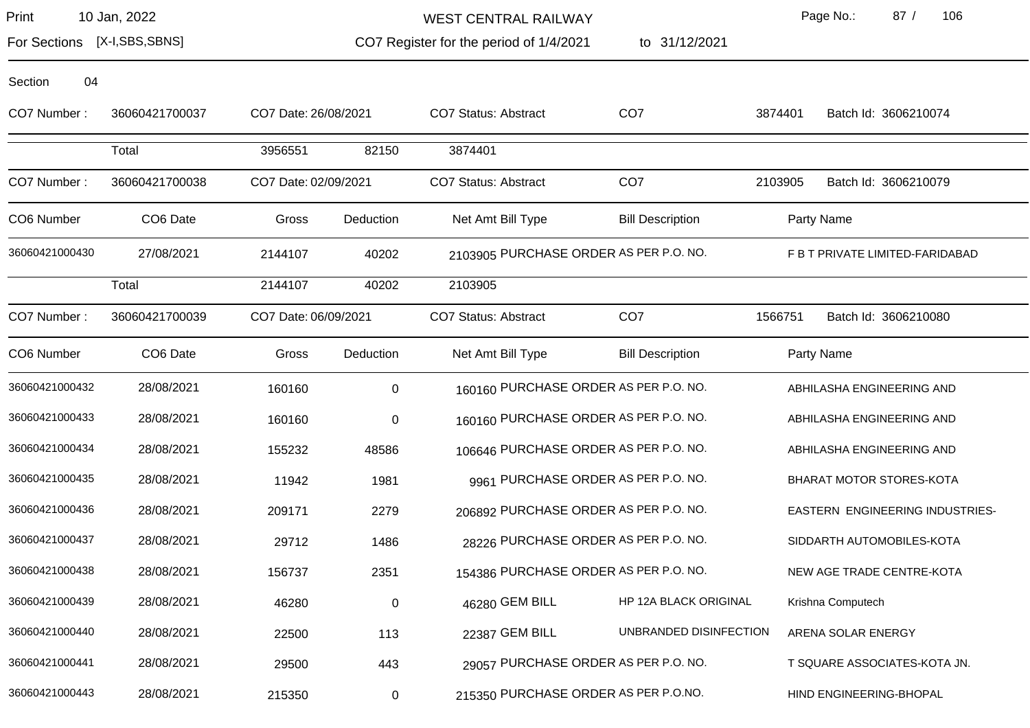Section 04

| CO7 Number : | 36060421700037 | CO7 Date: 26/08/2021 | | CO7 Status: Abstract | CO7 | 3874401 | Batch Id: 3606210074 |
|---|---|---|---|---|---|---|---|
| | Total | 3956551 | 82150 | 3874401 | | | |

| CO7 Number : | 36060421700038 | CO7 Date: 02/09/2021 | | CO7 Status: Abstract | CO7 | 2103905 | Batch Id: 3606210079 |
|---|---|---|---|---|---|---|---|

| CO6 Number | CO6 Date | Gross | Deduction | Net Amt | Bill Type | Bill Description | Party Name |
|---|---|---|---|---|---|---|---|
| 36060421000430 | 27/08/2021 | 2144107 | 40202 | 2103905 | PURCHASE ORDER | AS PER P.O. NO. | F B T PRIVATE LIMITED-FARIDABAD |
| | Total | 2144107 | 40202 | 2103905 | | | |

| CO7 Number : | 36060421700039 | CO7 Date: 06/09/2021 | | CO7 Status: Abstract | CO7 | 1566751 | Batch Id: 3606210080 |
|---|---|---|---|---|---|---|---|

| CO6 Number | CO6 Date | Gross | Deduction | Net Amt | Bill Type | Bill Description | Party Name |
|---|---|---|---|---|---|---|---|
| 36060421000432 | 28/08/2021 | 160160 | 0 | 160160 | PURCHASE ORDER | AS PER P.O. NO. | ABHILASHA ENGINEERING AND |
| 36060421000433 | 28/08/2021 | 160160 | 0 | 160160 | PURCHASE ORDER | AS PER P.O. NO. | ABHILASHA ENGINEERING AND |
| 36060421000434 | 28/08/2021 | 155232 | 48586 | 106646 | PURCHASE ORDER | AS PER P.O. NO. | ABHILASHA ENGINEERING AND |
| 36060421000435 | 28/08/2021 | 11942 | 1981 | 9961 | PURCHASE ORDER | AS PER P.O. NO. | BHARAT MOTOR STORES-KOTA |
| 36060421000436 | 28/08/2021 | 209171 | 2279 | 206892 | PURCHASE ORDER | AS PER P.O. NO. | EASTERN ENGINEERING INDUSTRIES- |
| 36060421000437 | 28/08/2021 | 29712 | 1486 | 28226 | PURCHASE ORDER | AS PER P.O. NO. | SIDDARTH AUTOMOBILES-KOTA |
| 36060421000438 | 28/08/2021 | 156737 | 2351 | 154386 | PURCHASE ORDER | AS PER P.O. NO. | NEW AGE TRADE CENTRE-KOTA |
| 36060421000439 | 28/08/2021 | 46280 | 0 | 46280 | GEM BILL | HP 12A BLACK ORIGINAL | Krishna Computech |
| 36060421000440 | 28/08/2021 | 22500 | 113 | 22387 | GEM BILL | UNBRANDED DISINFECTION | ARENA SOLAR ENERGY |
| 36060421000441 | 28/08/2021 | 29500 | 443 | 29057 | PURCHASE ORDER | AS PER P.O. NO. | T SQUARE ASSOCIATES-KOTA JN. |
| 36060421000443 | 28/08/2021 | 215350 | 0 | 215350 | PURCHASE ORDER | AS PER P.O.NO. | HIND ENGINEERING-BHOPAL |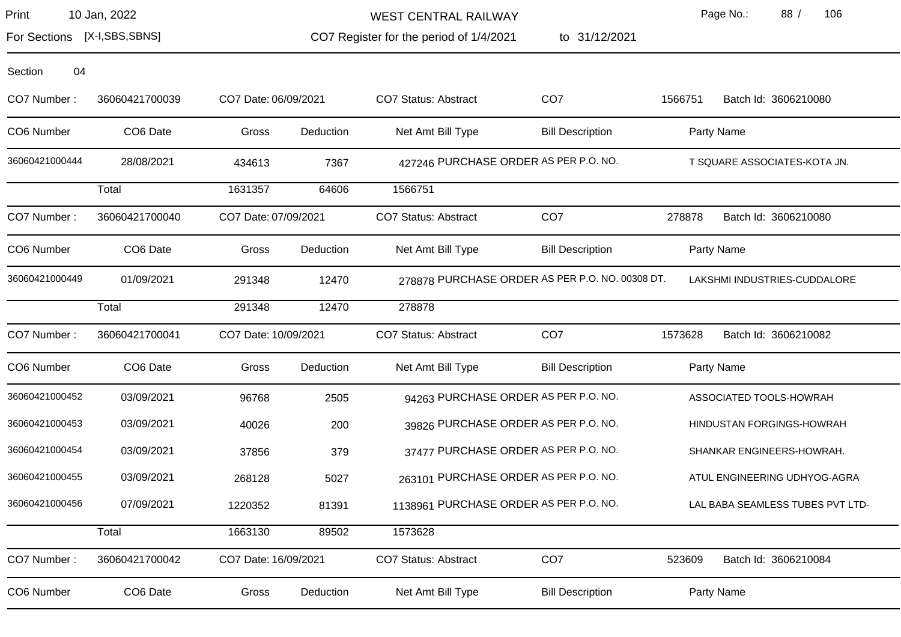WEST CENTRAL RAILWAY

CO7 Register for the period of 1/4/2021 to 31/12/2021

Print 10 Jan, 2022

For Sections [X-I,SBS,SBNS]

Section 04

**CO7 Number :** 36060421700039 | **CO7 Date:** 06/09/2021 | **CO7 Status:** Abstract | CO7 1566751 | **Batch Id:** 3606210080

| CO6 Number | CO6 Date | Gross | Deduction | Net Amt | Bill Type | Bill Description | Party Name |
|---|---|---|---|---|---|---|---|
| 36060421000444 | 28/08/2021 | 434613 | 7367 | 427246 | PURCHASE ORDER | AS PER P.O. NO. | T SQUARE ASSOCIATES-KOTA JN. |
| | Total | 1631357 | 64606 | 1566751 | | | |

**CO7 Number :** 36060421700040 | **CO7 Date:** 07/09/2021 | **CO7 Status:** Abstract | CO7 278878 | **Batch Id:** 3606210080

| CO6 Number | CO6 Date | Gross | Deduction | Net Amt | Bill Type | Bill Description | Party Name |
|---|---|---|---|---|---|---|---|
| 36060421000449 | 01/09/2021 | 291348 | 12470 | 278878 | PURCHASE ORDER | AS PER P.O. NO. 00308 DT. | LAKSHMI INDUSTRIES-CUDDALORE |
| | Total | 291348 | 12470 | 278878 | | | |

**CO7 Number :** 36060421700041 | **CO7 Date:** 10/09/2021 | **CO7 Status:** Abstract | CO7 1573628 | **Batch Id:** 3606210082

| CO6 Number | CO6 Date | Gross | Deduction | Net Amt | Bill Type | Bill Description | Party Name |
|---|---|---|---|---|---|---|---|
| 36060421000452 | 03/09/2021 | 96768 | 2505 | 94263 | PURCHASE ORDER | AS PER P.O. NO. | ASSOCIATED TOOLS-HOWRAH |
| 36060421000453 | 03/09/2021 | 40026 | 200 | 39826 | PURCHASE ORDER | AS PER P.O. NO. | HINDUSTAN FORGINGS-HOWRAH |
| 36060421000454 | 03/09/2021 | 37856 | 379 | 37477 | PURCHASE ORDER | AS PER P.O. NO. | SHANKAR ENGINEERS-HOWRAH. |
| 36060421000455 | 03/09/2021 | 268128 | 5027 | 263101 | PURCHASE ORDER | AS PER P.O. NO. | ATUL ENGINEERING UDHYOG-AGRA |
| 36060421000456 | 07/09/2021 | 1220352 | 81391 | 1138961 | PURCHASE ORDER | AS PER P.O. NO. | LAL BABA SEAMLESS TUBES PVT LTD- |
| | Total | 1663130 | 89502 | 1573628 | | | |

**CO7 Number :** 36060421700042 | **CO7 Date:** 16/09/2021 | **CO7 Status:** Abstract | CO7 523609 | **Batch Id:** 3606210084

| CO6 Number | CO6 Date | Gross | Deduction | Net Amt | Bill Type | Bill Description | Party Name |
|---|---|---|---|---|---|---|---|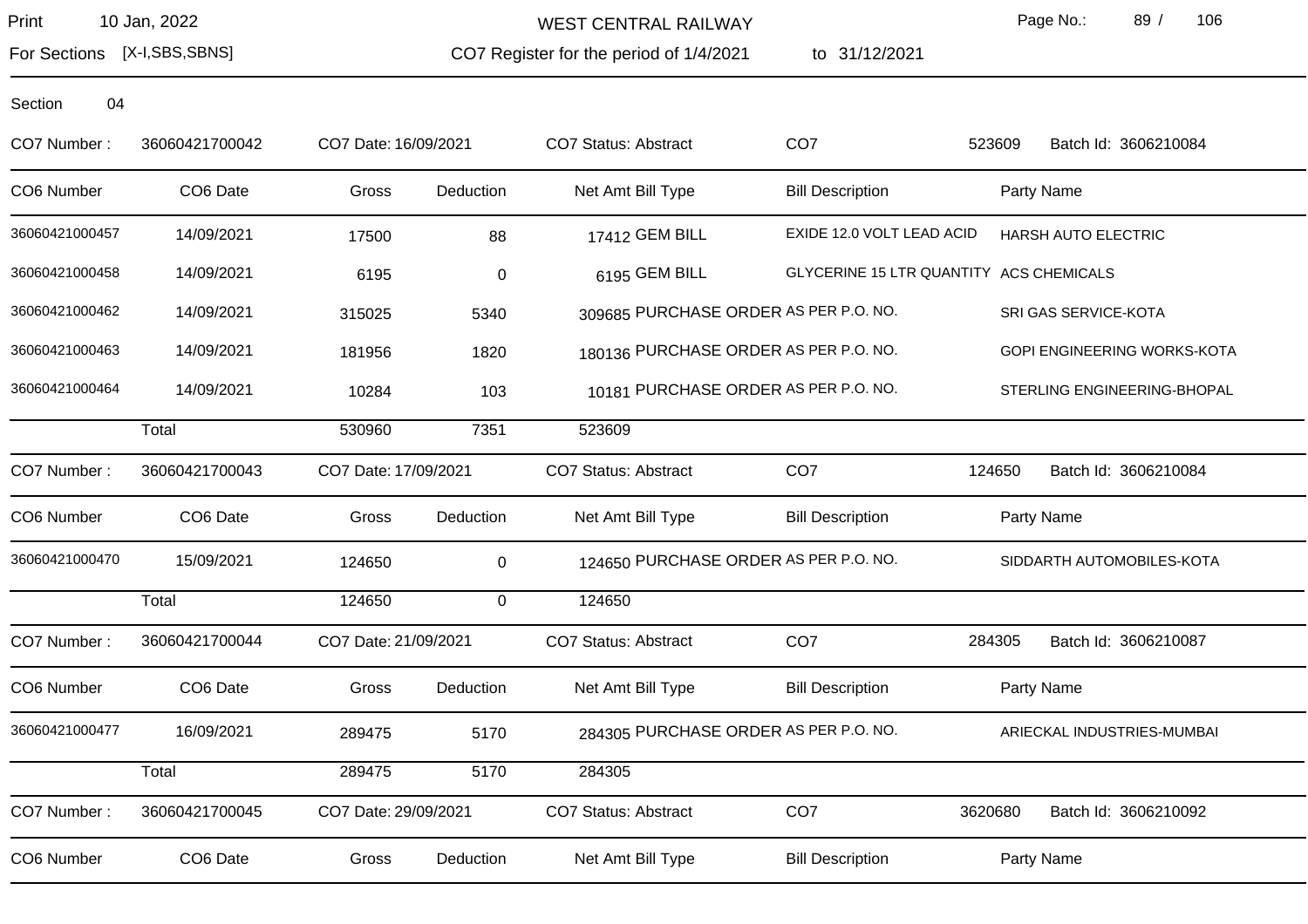Section 04

CO7 Number : 36060421700042 CO7 Date: 16/09/2021 CO7 Status: Abstract CO7 523609 Batch Id: 3606210084

| CO6 Number | CO6 Date | Gross | Deduction | Net Amt | Bill Type | Bill Description | Party Name |
|---|---|---|---|---|---|---|---|
| 36060421000457 | 14/09/2021 | 17500 | 88 | 17412 | GEM BILL | EXIDE 12.0 VOLT LEAD ACID | HARSH AUTO ELECTRIC |
| 36060421000458 | 14/09/2021 | 6195 | 0 | 6195 | GEM BILL | GLYCERINE 15 LTR QUANTITY | ACS CHEMICALS |
| 36060421000462 | 14/09/2021 | 315025 | 5340 | 309685 | PURCHASE ORDER | AS PER P.O. NO. | SRI GAS SERVICE-KOTA |
| 36060421000463 | 14/09/2021 | 181956 | 1820 | 180136 | PURCHASE ORDER | AS PER P.O. NO. | GOPI ENGINEERING WORKS-KOTA |
| 36060421000464 | 14/09/2021 | 10284 | 103 | 10181 | PURCHASE ORDER | AS PER P.O. NO. | STERLING ENGINEERING-BHOPAL |
| | Total | 530960 | 7351 | 523609 | | | |

CO7 Number : 36060421700043 CO7 Date: 17/09/2021 CO7 Status: Abstract CO7 124650 Batch Id: 3606210084

| CO6 Number | CO6 Date | Gross | Deduction | Net Amt | Bill Type | Bill Description | Party Name |
|---|---|---|---|---|---|---|---|
| 36060421000470 | 15/09/2021 | 124650 | 0 | 124650 | PURCHASE ORDER | AS PER P.O. NO. | SIDDARTH AUTOMOBILES-KOTA |
| | Total | 124650 | 0 | 124650 | | | |

CO7 Number : 36060421700044 CO7 Date: 21/09/2021 CO7 Status: Abstract CO7 284305 Batch Id: 3606210087

| CO6 Number | CO6 Date | Gross | Deduction | Net Amt | Bill Type | Bill Description | Party Name |
|---|---|---|---|---|---|---|---|
| 36060421000477 | 16/09/2021 | 289475 | 5170 | 284305 | PURCHASE ORDER | AS PER P.O. NO. | ARIECKAL INDUSTRIES-MUMBAI |
| | Total | 289475 | 5170 | 284305 | | | |

CO7 Number : 36060421700045 CO7 Date: 29/09/2021 CO7 Status: Abstract CO7 3620680 Batch Id: 3606210092

| CO6 Number | CO6 Date | Gross | Deduction | Net Amt | Bill Type | Bill Description | Party Name |
|---|---|---|---|---|---|---|---|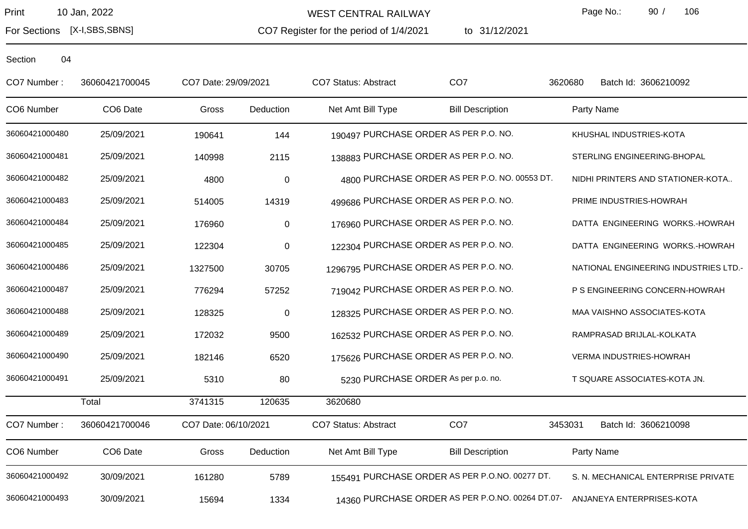Print 10 Jan, 2022

For Sections [X-I,SBS,SBNS]

WEST CENTRAL RAILWAY

CO7 Register for the period of 1/4/2021 to 31/12/2021

Section 04

CO7 Number : 36060421700045 CO7 Date: 29/09/2021 CO7 Status: Abstract CO7 3620680 Batch Id: 3606210092

| CO6 Number | CO6 Date | Gross | Deduction | Net Amt | Bill Type | Bill Description | Party Name |
|---|---|---|---|---|---|---|---|
| 36060421000480 | 25/09/2021 | 190641 | 144 | 190497 | PURCHASE ORDER | AS PER P.O. NO. | KHUSHAL INDUSTRIES-KOTA |
| 36060421000481 | 25/09/2021 | 140998 | 2115 | 138883 | PURCHASE ORDER | AS PER P.O. NO. | STERLING ENGINEERING-BHOPAL |
| 36060421000482 | 25/09/2021 | 4800 | 0 | 4800 | PURCHASE ORDER | AS PER P.O. NO. 00553 DT. | NIDHI PRINTERS AND STATIONER-KOTA.. |
| 36060421000483 | 25/09/2021 | 514005 | 14319 | 499686 | PURCHASE ORDER | AS PER P.O. NO. | PRIME INDUSTRIES-HOWRAH |
| 36060421000484 | 25/09/2021 | 176960 | 0 | 176960 | PURCHASE ORDER | AS PER P.O. NO. | DATTA ENGINEERING WORKS.-HOWRAH |
| 36060421000485 | 25/09/2021 | 122304 | 0 | 122304 | PURCHASE ORDER | AS PER P.O. NO. | DATTA ENGINEERING WORKS.-HOWRAH |
| 36060421000486 | 25/09/2021 | 1327500 | 30705 | 1296795 | PURCHASE ORDER | AS PER P.O. NO. | NATIONAL ENGINEERING INDUSTRIES LTD.- |
| 36060421000487 | 25/09/2021 | 776294 | 57252 | 719042 | PURCHASE ORDER | AS PER P.O. NO. | P S ENGINEERING CONCERN-HOWRAH |
| 36060421000488 | 25/09/2021 | 128325 | 0 | 128325 | PURCHASE ORDER | AS PER P.O. NO. | MAA VAISHNO ASSOCIATES-KOTA |
| 36060421000489 | 25/09/2021 | 172032 | 9500 | 162532 | PURCHASE ORDER | AS PER P.O. NO. | RAMPRASAD BRIJLAL-KOLKATA |
| 36060421000490 | 25/09/2021 | 182146 | 6520 | 175626 | PURCHASE ORDER | AS PER P.O. NO. | VERMA INDUSTRIES-HOWRAH |
| 36060421000491 | 25/09/2021 | 5310 | 80 | 5230 | PURCHASE ORDER | As per p.o. no. | T SQUARE ASSOCIATES-KOTA JN. |
| | Total | 3741315 | 120635 | 3620680 | | | |

CO7 Number : 36060421700046 CO7 Date: 06/10/2021 CO7 Status: Abstract CO7 3453031 Batch Id: 3606210098

| CO6 Number | CO6 Date | Gross | Deduction | Net Amt | Bill Type | Bill Description | Party Name |
|---|---|---|---|---|---|---|---|
| 36060421000492 | 30/09/2021 | 161280 | 5789 | 155491 | PURCHASE ORDER | AS PER P.O.NO. 00277 DT. | S. N. MECHANICAL ENTERPRISE PRIVATE |
| 36060421000493 | 30/09/2021 | 15694 | 1334 | 14360 | PURCHASE ORDER | AS PER P.O.NO. 00264 DT.07- | ANJANEYA ENTERPRISES-KOTA |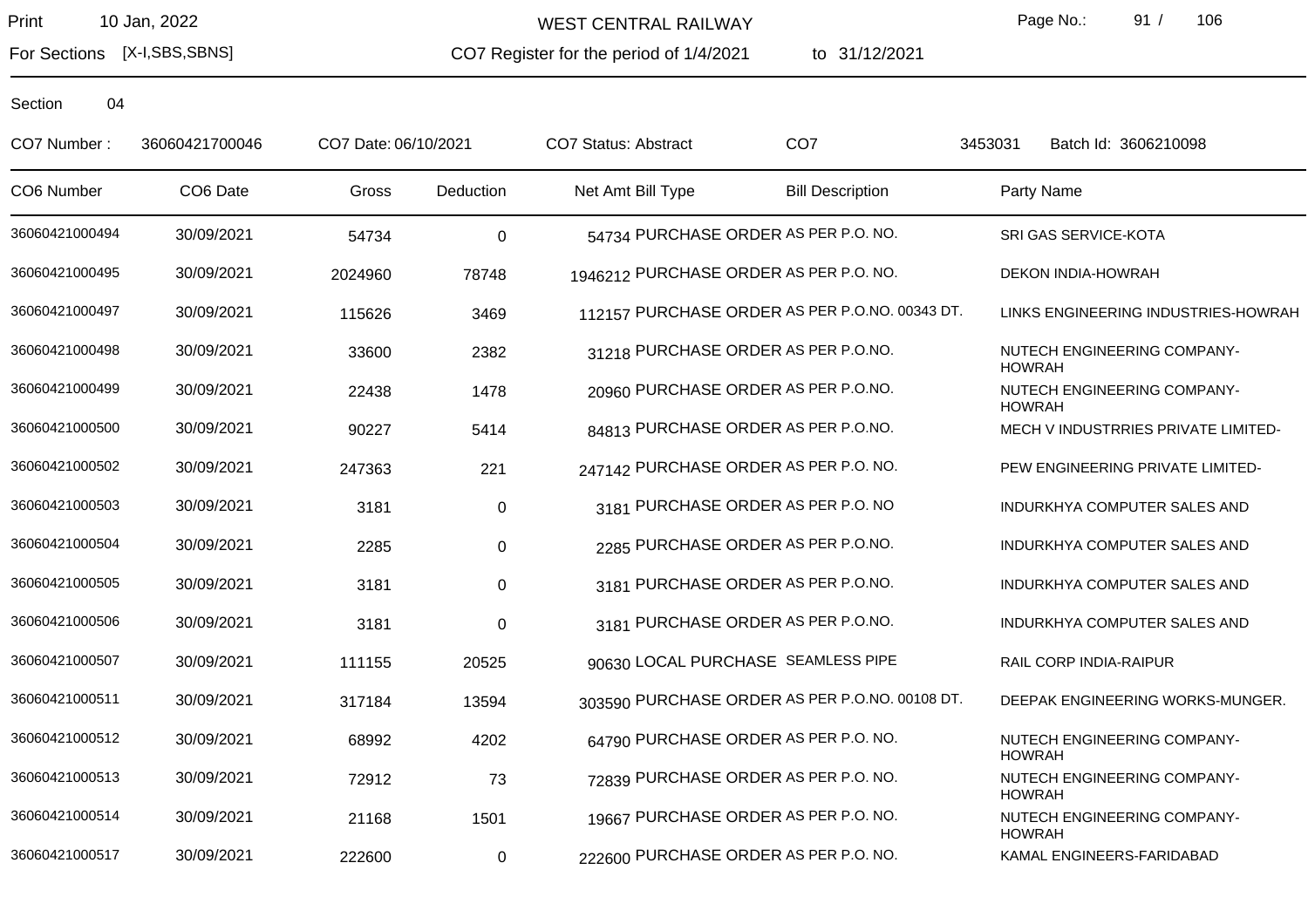Print 10 Jan, 2022

For Sections [X-I,SBS,SBNS]

WEST CENTRAL RAILWAY

CO7 Register for the period of 1/4/2021 to 31/12/2021

Section 04

CO7 Number : 36060421700046 CO7 Date: 06/10/2021 CO7 Status: Abstract CO7 3453031 Batch Id: 3606210098

| CO6 Number | CO6 Date | Gross | Deduction | Net Amt | Bill Type | Bill Description | Party Name |
|---|---|---|---|---|---|---|---|
| 36060421000494 | 30/09/2021 | 54734 | 0 | 54734 | PURCHASE ORDER | AS PER P.O. NO. | SRI GAS SERVICE-KOTA |
| 36060421000495 | 30/09/2021 | 2024960 | 78748 | 1946212 | PURCHASE ORDER | AS PER P.O. NO. | DEKON INDIA-HOWRAH |
| 36060421000497 | 30/09/2021 | 115626 | 3469 | 112157 | PURCHASE ORDER | AS PER P.O.NO. 00343 DT. | LINKS ENGINEERING INDUSTRIES-HOWRAH |
| 36060421000498 | 30/09/2021 | 33600 | 2382 | 31218 | PURCHASE ORDER | AS PER P.O.NO. | NUTECH ENGINEERING COMPANY-HOWRAH |
| 36060421000499 | 30/09/2021 | 22438 | 1478 | 20960 | PURCHASE ORDER | AS PER P.O.NO. | NUTECH ENGINEERING COMPANY-HOWRAH |
| 36060421000500 | 30/09/2021 | 90227 | 5414 | 84813 | PURCHASE ORDER | AS PER P.O.NO. | MECH V INDUSTRRIES PRIVATE LIMITED- |
| 36060421000502 | 30/09/2021 | 247363 | 221 | 247142 | PURCHASE ORDER | AS PER P.O. NO. | PEW ENGINEERING PRIVATE LIMITED- |
| 36060421000503 | 30/09/2021 | 3181 | 0 | 3181 | PURCHASE ORDER | AS PER P.O. NO | INDURKHYA COMPUTER SALES AND |
| 36060421000504 | 30/09/2021 | 2285 | 0 | 2285 | PURCHASE ORDER | AS PER P.O.NO. | INDURKHYA COMPUTER SALES AND |
| 36060421000505 | 30/09/2021 | 3181 | 0 | 3181 | PURCHASE ORDER | AS PER P.O.NO. | INDURKHYA COMPUTER SALES AND |
| 36060421000506 | 30/09/2021 | 3181 | 0 | 3181 | PURCHASE ORDER | AS PER P.O.NO. | INDURKHYA COMPUTER SALES AND |
| 36060421000507 | 30/09/2021 | 111155 | 20525 | 90630 | LOCAL PURCHASE | SEAMLESS PIPE | RAIL CORP INDIA-RAIPUR |
| 36060421000511 | 30/09/2021 | 317184 | 13594 | 303590 | PURCHASE ORDER | AS PER P.O.NO. 00108 DT. | DEEPAK ENGINEERING WORKS-MUNGER. |
| 36060421000512 | 30/09/2021 | 68992 | 4202 | 64790 | PURCHASE ORDER | AS PER P.O. NO. | NUTECH ENGINEERING COMPANY-HOWRAH |
| 36060421000513 | 30/09/2021 | 72912 | 73 | 72839 | PURCHASE ORDER | AS PER P.O. NO. | NUTECH ENGINEERING COMPANY-HOWRAH |
| 36060421000514 | 30/09/2021 | 21168 | 1501 | 19667 | PURCHASE ORDER | AS PER P.O. NO. | NUTECH ENGINEERING COMPANY-HOWRAH |
| 36060421000517 | 30/09/2021 | 222600 | 0 | 222600 | PURCHASE ORDER | AS PER P.O. NO. | KAMAL ENGINEERS-FARIDABAD |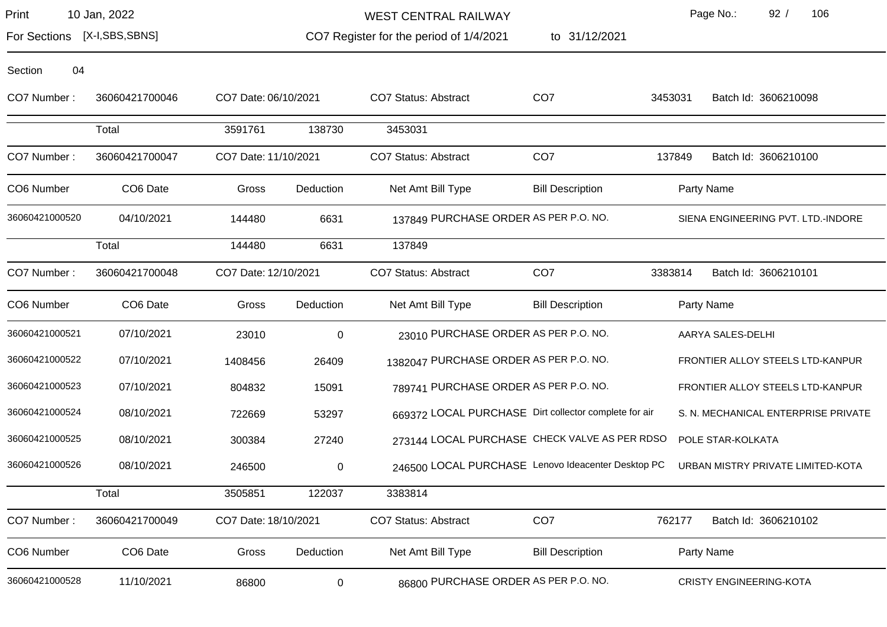Print 10 Jan, 2022

For Sections [X-I,SBS,SBNS]

**WEST CENTRAL RAILWAY**

**CO7 Register for the period of 1/4/2021 to 31/12/2021**

Section 04

CO7 Number : 36060421700046 | CO7 Date: 06/10/2021 | CO7 Status: Abstract | CO7 3453031 | Batch Id: 3606210098

| | | Gross | Deduction | Net Amt |
|---|---|---|---|---|
| | Total | 3591761 | 138730 | 3453031 |

CO7 Number : 36060421700047 | CO7 Date: 11/10/2021 | CO7 Status: Abstract | CO7 137849 | Batch Id: 3606210100

| CO6 Number | CO6 Date | Gross | Deduction | Net Amt | Bill Type | Bill Description | Party Name |
|---|---|---|---|---|---|---|---|
| 36060421000520 | 04/10/2021 | 144480 | 6631 | 137849 | PURCHASE ORDER | AS PER P.O. NO. | SIENA ENGINEERING PVT. LTD.-INDORE |
| | Total | 144480 | 6631 | 137849 | | | |

CO7 Number : 36060421700048 | CO7 Date: 12/10/2021 | CO7 Status: Abstract | CO7 3383814 | Batch Id: 3606210101

| CO6 Number | CO6 Date | Gross | Deduction | Net Amt | Bill Type | Bill Description | Party Name |
|---|---|---|---|---|---|---|---|
| 36060421000521 | 07/10/2021 | 23010 | 0 | 23010 | PURCHASE ORDER | AS PER P.O. NO. | AARYA SALES-DELHI |
| 36060421000522 | 07/10/2021 | 1408456 | 26409 | 1382047 | PURCHASE ORDER | AS PER P.O. NO. | FRONTIER ALLOY STEELS LTD-KANPUR |
| 36060421000523 | 07/10/2021 | 804832 | 15091 | 789741 | PURCHASE ORDER | AS PER P.O. NO. | FRONTIER ALLOY STEELS LTD-KANPUR |
| 36060421000524 | 08/10/2021 | 722669 | 53297 | 669372 | LOCAL PURCHASE | Dirt collector complete for air | S. N. MECHANICAL ENTERPRISE PRIVATE |
| 36060421000525 | 08/10/2021 | 300384 | 27240 | 273144 | LOCAL PURCHASE | CHECK VALVE AS PER RDSO | POLE STAR-KOLKATA |
| 36060421000526 | 08/10/2021 | 246500 | 0 | 246500 | LOCAL PURCHASE | Lenovo Ideacenter Desktop PC | URBAN MISTRY PRIVATE LIMITED-KOTA |
| | Total | 3505851 | 122037 | 3383814 | | | |

CO7 Number : 36060421700049 | CO7 Date: 18/10/2021 | CO7 Status: Abstract | CO7 762177 | Batch Id: 3606210102

| CO6 Number | CO6 Date | Gross | Deduction | Net Amt | Bill Type | Bill Description | Party Name |
|---|---|---|---|---|---|---|---|
| 36060421000528 | 11/10/2021 | 86800 | 0 | 86800 | PURCHASE ORDER | AS PER P.O. NO. | CRISTY ENGINEERING-KOTA |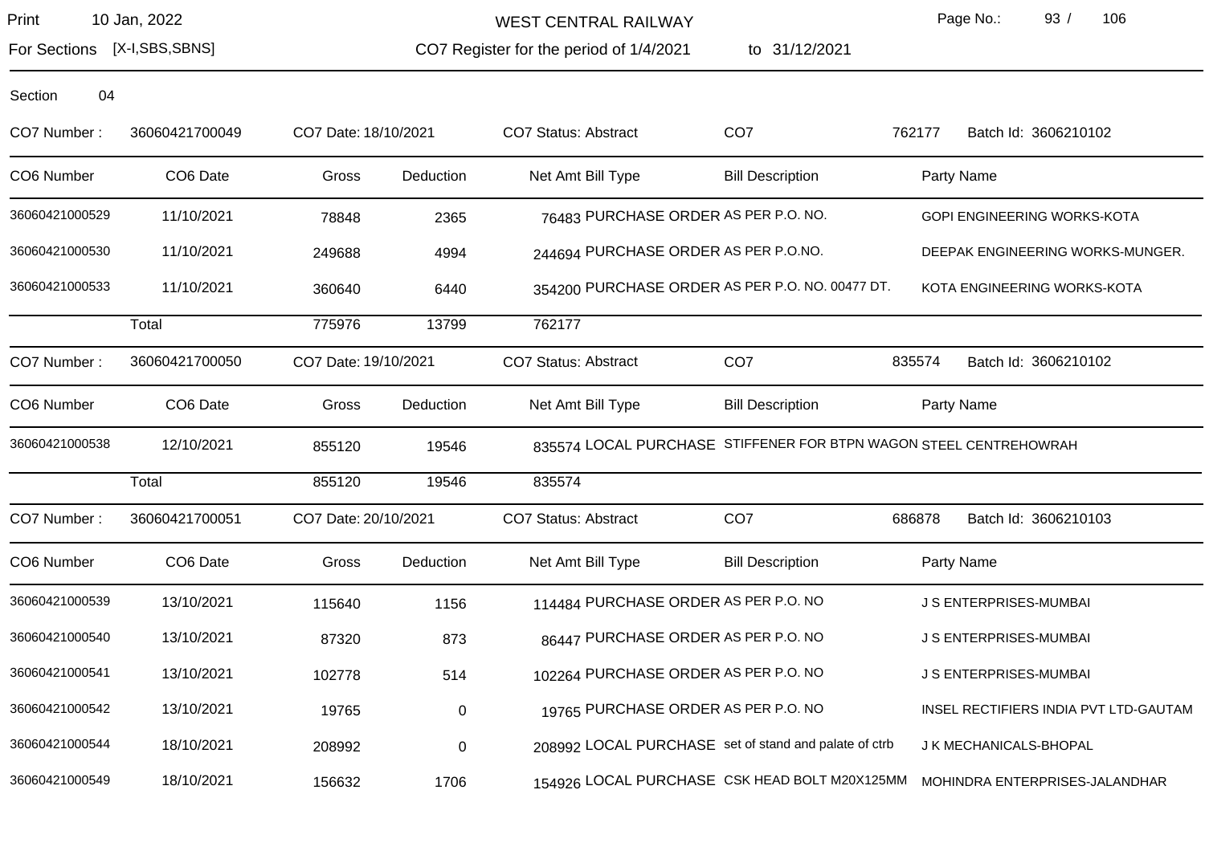WEST CENTRAL RAILWAY

For Sections [X-I,SBS,SBNS]

CO7 Register for the period of 1/4/2021 to 31/12/2021

Section 04

CO7 Number : 36060421700049 | CO7 Date: 18/10/2021 | CO7 Status: Abstract | CO7 762177 | Batch Id: 3606210102

| CO6 Number | CO6 Date | Gross | Deduction | Net Amt | Bill Type | Bill Description | Party Name |
|---|---|---|---|---|---|---|---|
| 36060421000529 | 11/10/2021 | 78848 | 2365 | 76483 | PURCHASE ORDER | AS PER P.O. NO. | GOPI ENGINEERING WORKS-KOTA |
| 36060421000530 | 11/10/2021 | 249688 | 4994 | 244694 | PURCHASE ORDER | AS PER P.O.NO. | DEEPAK ENGINEERING WORKS-MUNGER. |
| 36060421000533 | 11/10/2021 | 360640 | 6440 | 354200 | PURCHASE ORDER | AS PER P.O. NO. 00477 DT. | KOTA ENGINEERING WORKS-KOTA |
| | Total | 775976 | 13799 | 762177 | | | |

CO7 Number : 36060421700050 | CO7 Date: 19/10/2021 | CO7 Status: Abstract | CO7 835574 | Batch Id: 3606210102

| CO6 Number | CO6 Date | Gross | Deduction | Net Amt | Bill Type | Bill Description | Party Name |
|---|---|---|---|---|---|---|---|
| 36060421000538 | 12/10/2021 | 855120 | 19546 | 835574 | LOCAL PURCHASE | STIFFENER FOR BTPN WAGON | STEEL CENTREHOWRAH |
| | Total | 855120 | 19546 | 835574 | | | |

CO7 Number : 36060421700051 | CO7 Date: 20/10/2021 | CO7 Status: Abstract | CO7 686878 | Batch Id: 3606210103

| CO6 Number | CO6 Date | Gross | Deduction | Net Amt | Bill Type | Bill Description | Party Name |
|---|---|---|---|---|---|---|---|
| 36060421000539 | 13/10/2021 | 115640 | 1156 | 114484 | PURCHASE ORDER | AS PER P.O. NO | J S ENTERPRISES-MUMBAI |
| 36060421000540 | 13/10/2021 | 87320 | 873 | 86447 | PURCHASE ORDER | AS PER P.O. NO | J S ENTERPRISES-MUMBAI |
| 36060421000541 | 13/10/2021 | 102778 | 514 | 102264 | PURCHASE ORDER | AS PER P.O. NO | J S ENTERPRISES-MUMBAI |
| 36060421000542 | 13/10/2021 | 19765 | 0 | 19765 | PURCHASE ORDER | AS PER P.O. NO | INSEL RECTIFIERS INDIA PVT LTD-GAUTAM |
| 36060421000544 | 18/10/2021 | 208992 | 0 | 208992 | LOCAL PURCHASE | set of stand and palate of ctrb | J K MECHANICALS-BHOPAL |
| 36060421000549 | 18/10/2021 | 156632 | 1706 | 154926 | LOCAL PURCHASE | CSK HEAD BOLT M20X125MM | MOHINDRA ENTERPRISES-JALANDHAR |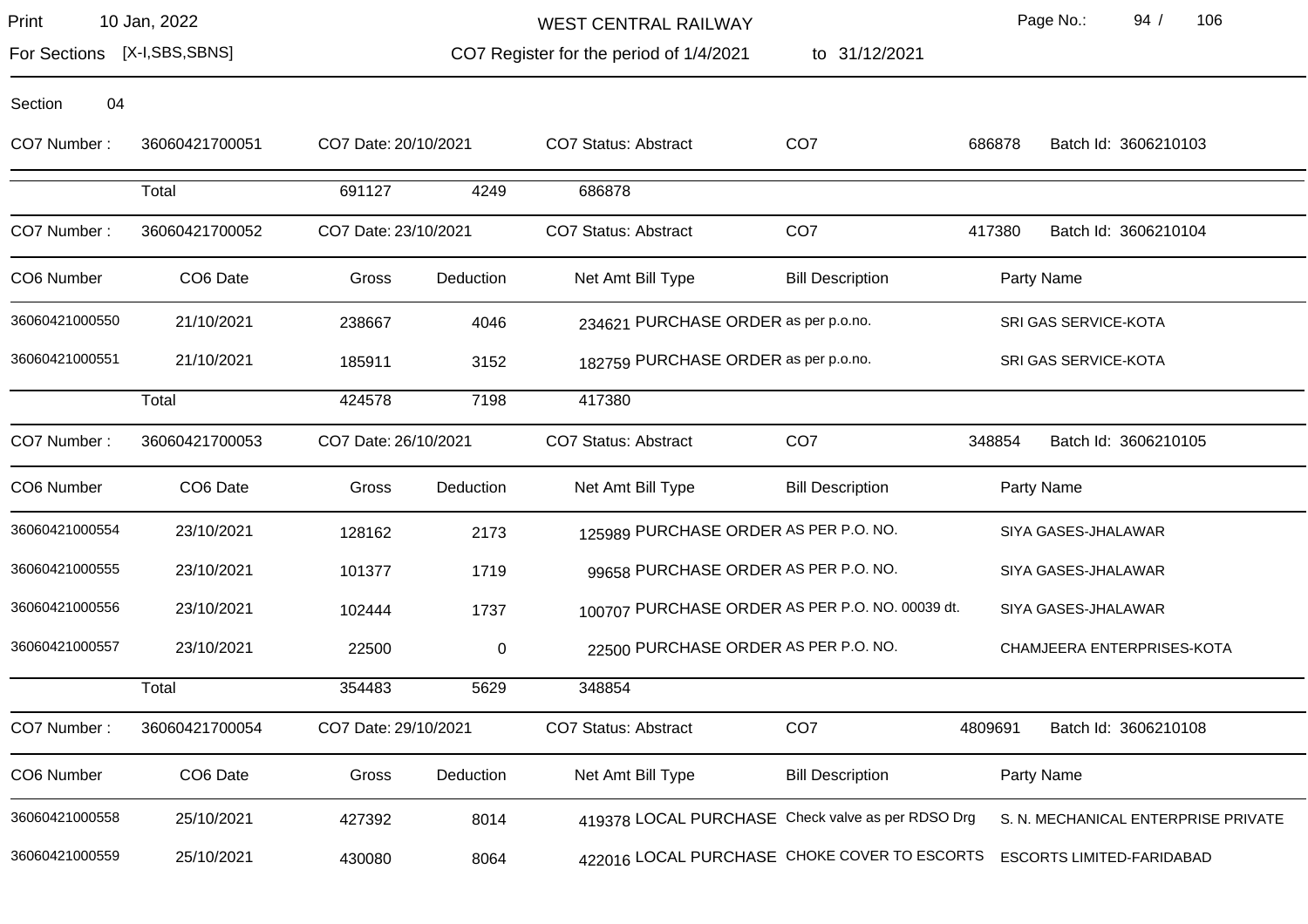# WEST CENTRAL RAILWAY

Print 10 Jan, 2022

For Sections [X-I,SBS,SBNS]

CO7 Register for the period of 1/4/2021 to 31/12/2021

Section 04

| CO7 Number : | 36060421700051 | CO7 Date: 20/10/2021 | | CO7 Status: Abstract | CO7 | 686878 | Batch Id: 3606210103 |
|---|---|---|---|---|---|---|---|
| | Total | 691127 | 4249 | 686878 | | | |

| CO7 Number : | 36060421700052 | CO7 Date: 23/10/2021 | | CO7 Status: Abstract | CO7 | 417380 | Batch Id: 3606210104 |
|---|---|---|---|---|---|---|---|

| CO6 Number | CO6 Date | Gross | Deduction | Net Amt | Bill Type | Bill Description | Party Name |
|---|---|---|---|---|---|---|---|
| 36060421000550 | 21/10/2021 | 238667 | 4046 | 234621 | PURCHASE ORDER | as per p.o.no. | SRI GAS SERVICE-KOTA |
| 36060421000551 | 21/10/2021 | 185911 | 3152 | 182759 | PURCHASE ORDER | as per p.o.no. | SRI GAS SERVICE-KOTA |
| | Total | 424578 | 7198 | 417380 | | | |

| CO7 Number : | 36060421700053 | CO7 Date: 26/10/2021 | | CO7 Status: Abstract | CO7 | 348854 | Batch Id: 3606210105 |
|---|---|---|---|---|---|---|---|

| CO6 Number | CO6 Date | Gross | Deduction | Net Amt | Bill Type | Bill Description | Party Name |
|---|---|---|---|---|---|---|---|
| 36060421000554 | 23/10/2021 | 128162 | 2173 | 125989 | PURCHASE ORDER | AS PER P.O. NO. | SIYA GASES-JHALAWAR |
| 36060421000555 | 23/10/2021 | 101377 | 1719 | 99658 | PURCHASE ORDER | AS PER P.O. NO. | SIYA GASES-JHALAWAR |
| 36060421000556 | 23/10/2021 | 102444 | 1737 | 100707 | PURCHASE ORDER | AS PER P.O. NO. 00039 dt. | SIYA GASES-JHALAWAR |
| 36060421000557 | 23/10/2021 | 22500 | 0 | 22500 | PURCHASE ORDER | AS PER P.O. NO. | CHAMJEERA ENTERPRISES-KOTA |
| | Total | 354483 | 5629 | 348854 | | | |

| CO7 Number : | 36060421700054 | CO7 Date: 29/10/2021 | | CO7 Status: Abstract | CO7 | 4809691 | Batch Id: 3606210108 |
|---|---|---|---|---|---|---|---|

| CO6 Number | CO6 Date | Gross | Deduction | Net Amt | Bill Type | Bill Description | Party Name |
|---|---|---|---|---|---|---|---|
| 36060421000558 | 25/10/2021 | 427392 | 8014 | 419378 | LOCAL PURCHASE | Check valve as per RDSO Drg | S. N. MECHANICAL ENTERPRISE PRIVATE |
| 36060421000559 | 25/10/2021 | 430080 | 8064 | 422016 | LOCAL PURCHASE | CHOKE COVER TO ESCORTS | ESCORTS LIMITED-FARIDABAD |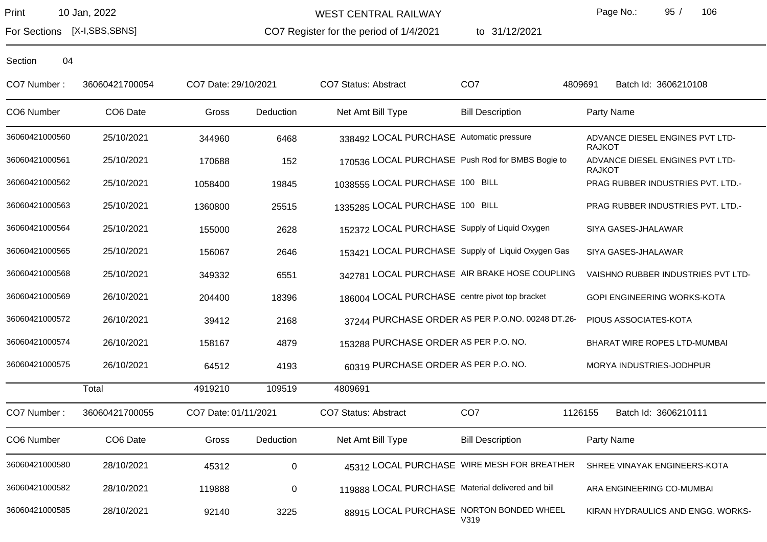WEST CENTRAL RAILWAY

Print 10 Jan, 2022

For Sections [X-I,SBS,SBNS]

CO7 Register for the period of 1/4/2021 to 31/12/2021

Section 04

CO7 Number : 36060421700054 CO7 Date: 29/10/2021 CO7 Status: Abstract CO7 4809691 Batch Id: 3606210108

| CO6 Number | CO6 Date | Gross | Deduction | Net Amt | Bill Type | Bill Description | Party Name |
|---|---|---|---|---|---|---|---|
| 36060421000560 | 25/10/2021 | 344960 | 6468 | 338492 | LOCAL PURCHASE | Automatic pressure | ADVANCE DIESEL ENGINES PVT LTD-RAJKOT |
| 36060421000561 | 25/10/2021 | 170688 | 152 | 170536 | LOCAL PURCHASE | Push Rod for BMBS Bogie to | ADVANCE DIESEL ENGINES PVT LTD-RAJKOT |
| 36060421000562 | 25/10/2021 | 1058400 | 19845 | 1038555 | LOCAL PURCHASE | 100 BILL | PRAG RUBBER INDUSTRIES PVT. LTD.- |
| 36060421000563 | 25/10/2021 | 1360800 | 25515 | 1335285 | LOCAL PURCHASE | 100 BILL | PRAG RUBBER INDUSTRIES PVT. LTD.- |
| 36060421000564 | 25/10/2021 | 155000 | 2628 | 152372 | LOCAL PURCHASE | Supply of Liquid Oxygen | SIYA GASES-JHALAWAR |
| 36060421000565 | 25/10/2021 | 156067 | 2646 | 153421 | LOCAL PURCHASE | Supply of Liquid Oxygen Gas | SIYA GASES-JHALAWAR |
| 36060421000568 | 25/10/2021 | 349332 | 6551 | 342781 | LOCAL PURCHASE | AIR BRAKE HOSE COUPLING | VAISHNO RUBBER INDUSTRIES PVT LTD- |
| 36060421000569 | 26/10/2021 | 204400 | 18396 | 186004 | LOCAL PURCHASE | centre pivot top bracket | GOPI ENGINEERING WORKS-KOTA |
| 36060421000572 | 26/10/2021 | 39412 | 2168 | 37244 | PURCHASE ORDER | AS PER P.O.NO. 00248 DT.26- | PIOUS ASSOCIATES-KOTA |
| 36060421000574 | 26/10/2021 | 158167 | 4879 | 153288 | PURCHASE ORDER | AS PER P.O. NO. | BHARAT WIRE ROPES LTD-MUMBAI |
| 36060421000575 | 26/10/2021 | 64512 | 4193 | 60319 | PURCHASE ORDER | AS PER P.O. NO. | MORYA INDUSTRIES-JODHPUR |
| | Total | 4919210 | 109519 | 4809691 | | | |

CO7 Number : 36060421700055 CO7 Date: 01/11/2021 CO7 Status: Abstract CO7 1126155 Batch Id: 3606210111

| CO6 Number | CO6 Date | Gross | Deduction | Net Amt | Bill Type | Bill Description | Party Name |
|---|---|---|---|---|---|---|---|
| 36060421000580 | 28/10/2021 | 45312 | 0 | 45312 | LOCAL PURCHASE | WIRE MESH FOR BREATHER | SHREE VINAYAK ENGINEERS-KOTA |
| 36060421000582 | 28/10/2021 | 119888 | 0 | 119888 | LOCAL PURCHASE | Material delivered and bill | ARA ENGINEERING CO-MUMBAI |
| 36060421000585 | 28/10/2021 | 92140 | 3225 | 88915 | LOCAL PURCHASE | NORTON BONDED WHEEL V319 | KIRAN HYDRAULICS AND ENGG. WORKS- |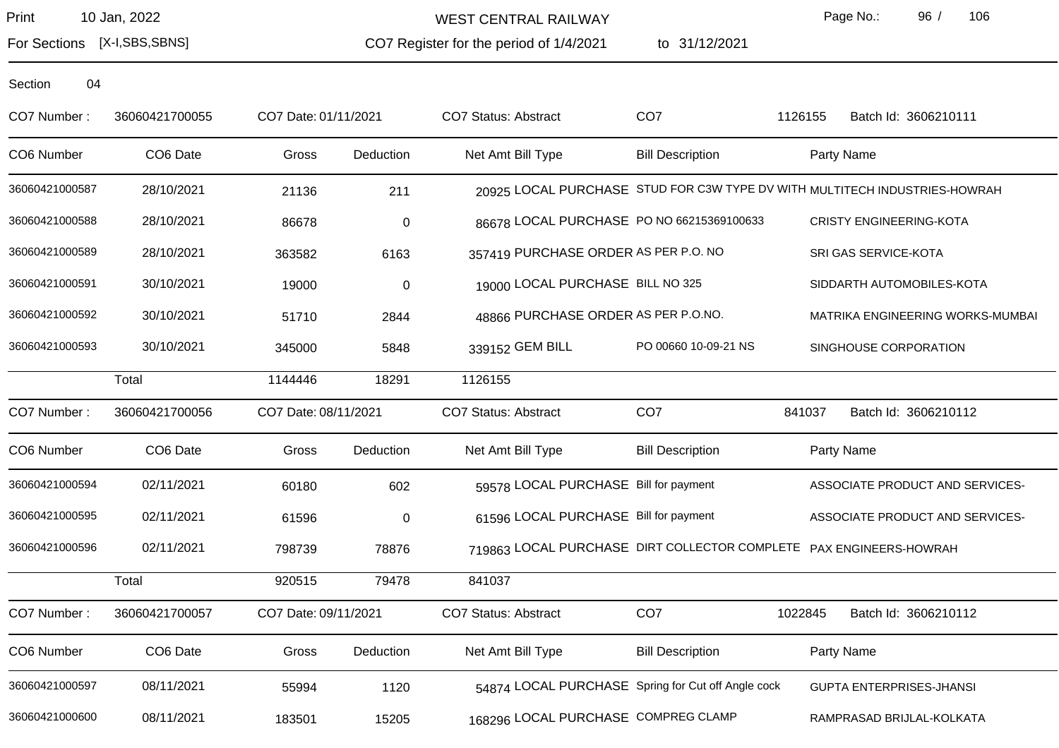WEST CENTRAL RAILWAY

For Sections [X-I,SBS,SBNS]

CO7 Register for the period of 1/4/2021 to 31/12/2021

Section 04

CO7 Number : 36060421700055 | CO7 Date: 01/11/2021 | CO7 Status: Abstract | CO7 1126155 | Batch Id: 3606210111

| CO6 Number | CO6 Date | Gross | Deduction | Net Amt | Bill Type | Bill Description | Party Name |
|---|---|---|---|---|---|---|---|
| 36060421000587 | 28/10/2021 | 21136 | 211 | 20925 | LOCAL PURCHASE | STUD FOR C3W TYPE DV WITH | MULTITECH INDUSTRIES-HOWRAH |
| 36060421000588 | 28/10/2021 | 86678 | 0 | 86678 | LOCAL PURCHASE | PO NO 66215369100633 | CRISTY ENGINEERING-KOTA |
| 36060421000589 | 28/10/2021 | 363582 | 6163 | 357419 | PURCHASE ORDER | AS PER P.O. NO | SRI GAS SERVICE-KOTA |
| 36060421000591 | 30/10/2021 | 19000 | 0 | 19000 | LOCAL PURCHASE | BILL NO 325 | SIDDARTH AUTOMOBILES-KOTA |
| 36060421000592 | 30/10/2021 | 51710 | 2844 | 48866 | PURCHASE ORDER | AS PER P.O.NO. | MATRIKA ENGINEERING WORKS-MUMBAI |
| 36060421000593 | 30/10/2021 | 345000 | 5848 | 339152 | GEM BILL | PO 00660 10-09-21 NS | SINGHOUSE CORPORATION |
| | Total | 1144446 | 18291 | 1126155 | | | |

CO7 Number : 36060421700056 | CO7 Date: 08/11/2021 | CO7 Status: Abstract | CO7 841037 | Batch Id: 3606210112

| CO6 Number | CO6 Date | Gross | Deduction | Net Amt | Bill Type | Bill Description | Party Name |
|---|---|---|---|---|---|---|---|
| 36060421000594 | 02/11/2021 | 60180 | 602 | 59578 | LOCAL PURCHASE | Bill for payment | ASSOCIATE PRODUCT AND SERVICES- |
| 36060421000595 | 02/11/2021 | 61596 | 0 | 61596 | LOCAL PURCHASE | Bill for payment | ASSOCIATE PRODUCT AND SERVICES- |
| 36060421000596 | 02/11/2021 | 798739 | 78876 | 719863 | LOCAL PURCHASE | DIRT COLLECTOR COMPLETE | PAX ENGINEERS-HOWRAH |
| | Total | 920515 | 79478 | 841037 | | | |

CO7 Number : 36060421700057 | CO7 Date: 09/11/2021 | CO7 Status: Abstract | CO7 1022845 | Batch Id: 3606210112

| CO6 Number | CO6 Date | Gross | Deduction | Net Amt | Bill Type | Bill Description | Party Name |
|---|---|---|---|---|---|---|---|
| 36060421000597 | 08/11/2021 | 55994 | 1120 | 54874 | LOCAL PURCHASE | Spring for Cut off Angle cock | GUPTA ENTERPRISES-JHANSI |
| 36060421000600 | 08/11/2021 | 183501 | 15205 | 168296 | LOCAL PURCHASE | COMPREG CLAMP | RAMPRASAD BRIJLAL-KOLKATA |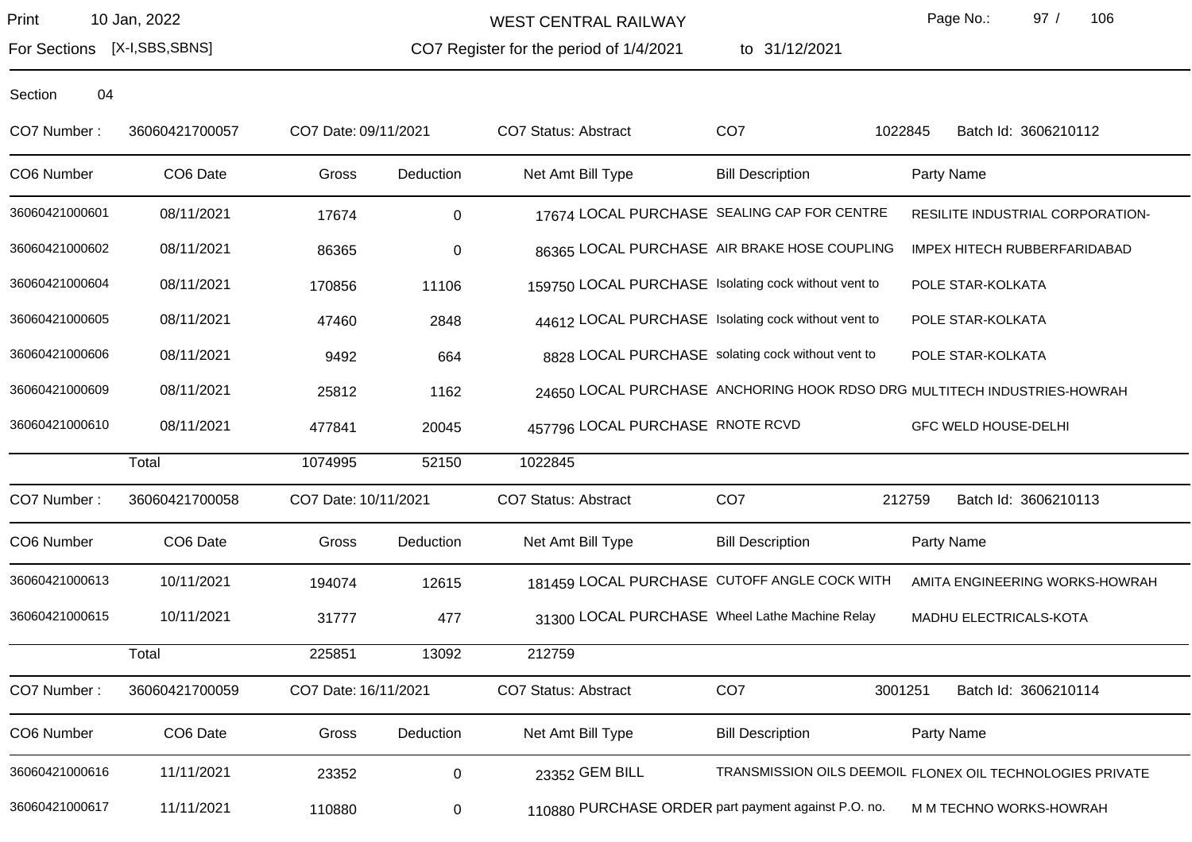WEST CENTRAL RAILWAY

Print 10 Jan, 2022

For Sections [X-I,SBS,SBNS]

CO7 Register for the period of 1/4/2021 to 31/12/2021

Section 04

CO7 Number : 36060421700057 CO7 Date: 09/11/2021 CO7 Status: Abstract CO7 1022845 Batch Id: 3606210112

| CO6 Number | CO6 Date | Gross | Deduction | Net Amt | Bill Type | Bill Description | Party Name |
|---|---|---|---|---|---|---|---|
| 36060421000601 | 08/11/2021 | 17674 | 0 | 17674 | LOCAL PURCHASE | SEALING CAP FOR CENTRE | RESILITE INDUSTRIAL CORPORATION- |
| 36060421000602 | 08/11/2021 | 86365 | 0 | 86365 | LOCAL PURCHASE | AIR BRAKE HOSE COUPLING | IMPEX HITECH RUBBERFARIDABAD |
| 36060421000604 | 08/11/2021 | 170856 | 11106 | 159750 | LOCAL PURCHASE | Isolating cock without vent to | POLE STAR-KOLKATA |
| 36060421000605 | 08/11/2021 | 47460 | 2848 | 44612 | LOCAL PURCHASE | Isolating cock without vent to | POLE STAR-KOLKATA |
| 36060421000606 | 08/11/2021 | 9492 | 664 | 8828 | LOCAL PURCHASE | solating cock without vent to | POLE STAR-KOLKATA |
| 36060421000609 | 08/11/2021 | 25812 | 1162 | 24650 | LOCAL PURCHASE | ANCHORING HOOK RDSO DRG | MULTITECH INDUSTRIES-HOWRAH |
| 36060421000610 | 08/11/2021 | 477841 | 20045 | 457796 | LOCAL PURCHASE | RNOTE RCVD | GFC WELD HOUSE-DELHI |
| | Total | 1074995 | 52150 | 1022845 | | | |

CO7 Number : 36060421700058 CO7 Date: 10/11/2021 CO7 Status: Abstract CO7 212759 Batch Id: 3606210113

| CO6 Number | CO6 Date | Gross | Deduction | Net Amt | Bill Type | Bill Description | Party Name |
|---|---|---|---|---|---|---|---|
| 36060421000613 | 10/11/2021 | 194074 | 12615 | 181459 | LOCAL PURCHASE | CUTOFF ANGLE COCK WITH | AMITA ENGINEERING WORKS-HOWRAH |
| 36060421000615 | 10/11/2021 | 31777 | 477 | 31300 | LOCAL PURCHASE | Wheel Lathe Machine Relay | MADHU ELECTRICALS-KOTA |
| | Total | 225851 | 13092 | 212759 | | | |

CO7 Number : 36060421700059 CO7 Date: 16/11/2021 CO7 Status: Abstract CO7 3001251 Batch Id: 3606210114

| CO6 Number | CO6 Date | Gross | Deduction | Net Amt | Bill Type | Bill Description | Party Name |
|---|---|---|---|---|---|---|---|
| 36060421000616 | 11/11/2021 | 23352 | 0 | 23352 | GEM BILL | TRANSMISSION OILS DEEMOIL | FLONEX OIL TECHNOLOGIES PRIVATE |
| 36060421000617 | 11/11/2021 | 110880 | 0 | 110880 | PURCHASE ORDER | part payment against P.O. no. | M M TECHNO WORKS-HOWRAH |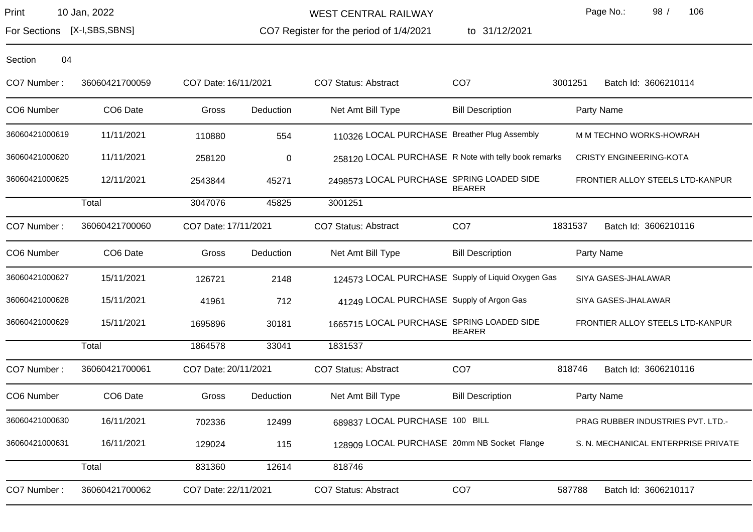WEST CENTRAL RAILWAY

CO7 Register for the period of 1/4/2021 to 31/12/2021

For Sections [X-I,SBS,SBNS]

Section 04

CO7 Number : 36060421700059 CO7 Date: 16/11/2021 CO7 Status: Abstract CO7 3001251 Batch Id: 3606210114

| CO6 Number | CO6 Date | Gross | Deduction | Net Amt | Bill Type | Bill Description | Party Name |
|---|---|---|---|---|---|---|---|
| 36060421000619 | 11/11/2021 | 110880 | 554 | 110326 | LOCAL PURCHASE | Breather Plug Assembly | M M TECHNO WORKS-HOWRAH |
| 36060421000620 | 11/11/2021 | 258120 | 0 | 258120 | LOCAL PURCHASE | R Note with telly book remarks | CRISTY ENGINEERING-KOTA |
| 36060421000625 | 12/11/2021 | 2543844 | 45271 | 2498573 | LOCAL PURCHASE | SPRING LOADED SIDE BEARER | FRONTIER ALLOY STEELS LTD-KANPUR |
| | Total | 3047076 | 45825 | 3001251 | | | |

CO7 Number : 36060421700060 CO7 Date: 17/11/2021 CO7 Status: Abstract CO7 1831537 Batch Id: 3606210116

| CO6 Number | CO6 Date | Gross | Deduction | Net Amt | Bill Type | Bill Description | Party Name |
|---|---|---|---|---|---|---|---|
| 36060421000627 | 15/11/2021 | 126721 | 2148 | 124573 | LOCAL PURCHASE | Supply of Liquid Oxygen Gas | SIYA GASES-JHALAWAR |
| 36060421000628 | 15/11/2021 | 41961 | 712 | 41249 | LOCAL PURCHASE | Supply of Argon Gas | SIYA GASES-JHALAWAR |
| 36060421000629 | 15/11/2021 | 1695896 | 30181 | 1665715 | LOCAL PURCHASE | SPRING LOADED SIDE BEARER | FRONTIER ALLOY STEELS LTD-KANPUR |
| | Total | 1864578 | 33041 | 1831537 | | | |

CO7 Number : 36060421700061 CO7 Date: 20/11/2021 CO7 Status: Abstract CO7 818746 Batch Id: 3606210116

| CO6 Number | CO6 Date | Gross | Deduction | Net Amt | Bill Type | Bill Description | Party Name |
|---|---|---|---|---|---|---|---|
| 36060421000630 | 16/11/2021 | 702336 | 12499 | 689837 | LOCAL PURCHASE | 100 BILL | PRAG RUBBER INDUSTRIES PVT. LTD.- |
| 36060421000631 | 16/11/2021 | 129024 | 115 | 128909 | LOCAL PURCHASE | 20mm NB Socket Flange | S. N. MECHANICAL ENTERPRISE PRIVATE |
| | Total | 831360 | 12614 | 818746 | | | |

CO7 Number : 36060421700062 CO7 Date: 22/11/2021 CO7 Status: Abstract CO7 587788 Batch Id: 3606210117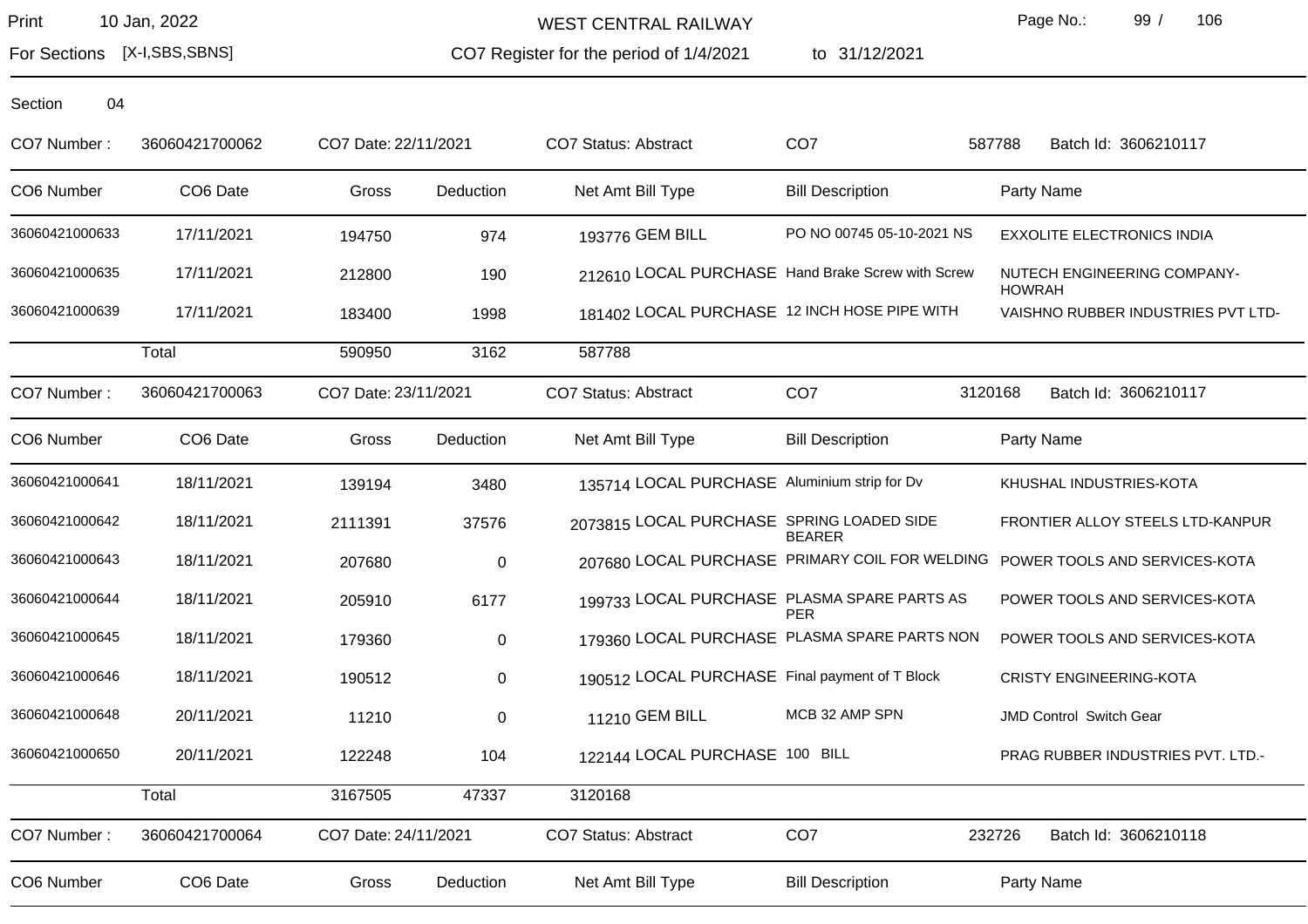WEST CENTRAL RAILWAY

For Sections [X-I,SBS,SBNS]

CO7 Register for the period of 1/4/2021 to 31/12/2021

Section 04

CO7 Number : 36060421700062 CO7 Date: 22/11/2021 CO7 Status: Abstract CO7 587788 Batch Id: 3606210117

| CO6 Number | CO6 Date | Gross | Deduction | Net Amt | Bill Type | Bill Description | Party Name |
|---|---|---|---|---|---|---|---|
| 36060421000633 | 17/11/2021 | 194750 | 974 | 193776 | GEM BILL | PO NO 00745 05-10-2021 NS | EXXOLITE ELECTRONICS INDIA |
| 36060421000635 | 17/11/2021 | 212800 | 190 | 212610 | LOCAL PURCHASE | Hand Brake Screw with Screw | NUTECH ENGINEERING COMPANY-HOWRAH |
| 36060421000639 | 17/11/2021 | 183400 | 1998 | 181402 | LOCAL PURCHASE | 12 INCH HOSE PIPE WITH | VAISHNO RUBBER INDUSTRIES PVT LTD- |
| | Total | 590950 | 3162 | 587788 | | | |

CO7 Number : 36060421700063 CO7 Date: 23/11/2021 CO7 Status: Abstract CO7 3120168 Batch Id: 3606210117

| CO6 Number | CO6 Date | Gross | Deduction | Net Amt | Bill Type | Bill Description | Party Name |
|---|---|---|---|---|---|---|---|
| 36060421000641 | 18/11/2021 | 139194 | 3480 | 135714 | LOCAL PURCHASE | Aluminium strip for Dv | KHUSHAL INDUSTRIES-KOTA |
| 36060421000642 | 18/11/2021 | 2111391 | 37576 | 2073815 | LOCAL PURCHASE | SPRING LOADED SIDE BEARER | FRONTIER ALLOY STEELS LTD-KANPUR |
| 36060421000643 | 18/11/2021 | 207680 | 0 | 207680 | LOCAL PURCHASE | PRIMARY COIL FOR WELDING | POWER TOOLS AND SERVICES-KOTA |
| 36060421000644 | 18/11/2021 | 205910 | 6177 | 199733 | LOCAL PURCHASE | PLASMA SPARE PARTS AS PER | POWER TOOLS AND SERVICES-KOTA |
| 36060421000645 | 18/11/2021 | 179360 | 0 | 179360 | LOCAL PURCHASE | PLASMA SPARE PARTS NON | POWER TOOLS AND SERVICES-KOTA |
| 36060421000646 | 18/11/2021 | 190512 | 0 | 190512 | LOCAL PURCHASE | Final payment of T Block | CRISTY ENGINEERING-KOTA |
| 36060421000648 | 20/11/2021 | 11210 | 0 | 11210 | GEM BILL | MCB 32 AMP SPN | JMD Control Switch Gear |
| 36060421000650 | 20/11/2021 | 122248 | 104 | 122144 | LOCAL PURCHASE | 100 BILL | PRAG RUBBER INDUSTRIES PVT. LTD.- |
| | Total | 3167505 | 47337 | 3120168 | | | |

CO7 Number : 36060421700064 CO7 Date: 24/11/2021 CO7 Status: Abstract CO7 232726 Batch Id: 3606210118

| CO6 Number | CO6 Date | Gross | Deduction | Net Amt | Bill Type | Bill Description | Party Name |
|---|---|---|---|---|---|---|---|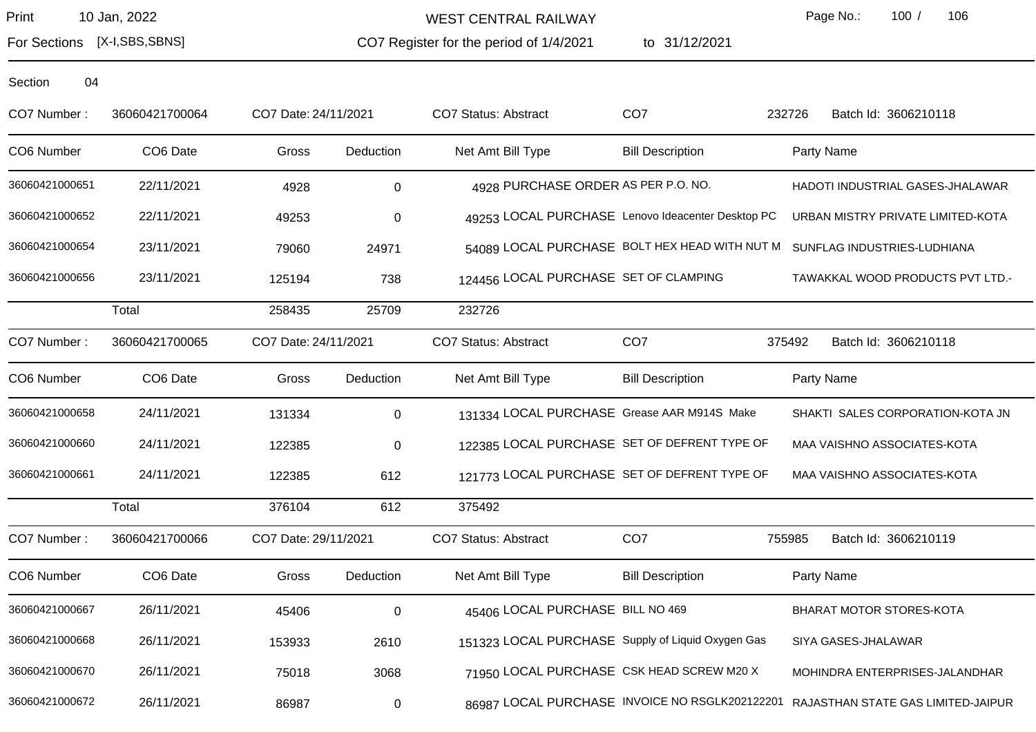For Sections [X-I,SBS,SBNS]

**WEST CENTRAL RAILWAY**

**CO7 Register for the period of 1/4/2021 to 31/12/2021**

Section 04

CO7 Number : 36060421700064 | CO7 Date: 24/11/2021 | CO7 Status: Abstract | CO7 232726 | Batch Id: 3606210118

| CO6 Number | CO6 Date | Gross | Deduction | Net Amt | Bill Type | Bill Description | Party Name |
|---|---|---|---|---|---|---|---|
| 36060421000651 | 22/11/2021 | 4928 | 0 | 4928 | PURCHASE ORDER | AS PER P.O. NO. | HADOTI INDUSTRIAL GASES-JHALAWAR |
| 36060421000652 | 22/11/2021 | 49253 | 0 | 49253 | LOCAL PURCHASE | Lenovo Ideacenter Desktop PC | URBAN MISTRY PRIVATE LIMITED-KOTA |
| 36060421000654 | 23/11/2021 | 79060 | 24971 | 54089 | LOCAL PURCHASE | BOLT HEX HEAD WITH NUT M | SUNFLAG INDUSTRIES-LUDHIANA |
| 36060421000656 | 23/11/2021 | 125194 | 738 | 124456 | LOCAL PURCHASE | SET OF CLAMPING | TAWAKKAL WOOD PRODUCTS PVT LTD.- |
| | Total | 258435 | 25709 | 232726 | | | |

CO7 Number : 36060421700065 | CO7 Date: 24/11/2021 | CO7 Status: Abstract | CO7 375492 | Batch Id: 3606210118

| CO6 Number | CO6 Date | Gross | Deduction | Net Amt | Bill Type | Bill Description | Party Name |
|---|---|---|---|---|---|---|---|
| 36060421000658 | 24/11/2021 | 131334 | 0 | 131334 | LOCAL PURCHASE | Grease AAR M914S Make | SHAKTI SALES CORPORATION-KOTA JN |
| 36060421000660 | 24/11/2021 | 122385 | 0 | 122385 | LOCAL PURCHASE | SET OF DEFRENT TYPE OF | MAA VAISHNO ASSOCIATES-KOTA |
| 36060421000661 | 24/11/2021 | 122385 | 612 | 121773 | LOCAL PURCHASE | SET OF DEFRENT TYPE OF | MAA VAISHNO ASSOCIATES-KOTA |
| | Total | 376104 | 612 | 375492 | | | |

CO7 Number : 36060421700066 | CO7 Date: 29/11/2021 | CO7 Status: Abstract | CO7 755985 | Batch Id: 3606210119

| CO6 Number | CO6 Date | Gross | Deduction | Net Amt | Bill Type | Bill Description | Party Name |
|---|---|---|---|---|---|---|---|
| 36060421000667 | 26/11/2021 | 45406 | 0 | 45406 | LOCAL PURCHASE | BILL NO 469 | BHARAT MOTOR STORES-KOTA |
| 36060421000668 | 26/11/2021 | 153933 | 2610 | 151323 | LOCAL PURCHASE | Supply of Liquid Oxygen Gas | SIYA GASES-JHALAWAR |
| 36060421000670 | 26/11/2021 | 75018 | 3068 | 71950 | LOCAL PURCHASE | CSK HEAD SCREW M20 X | MOHINDRA ENTERPRISES-JALANDHAR |
| 36060421000672 | 26/11/2021 | 86987 | 0 | 86987 | LOCAL PURCHASE | INVOICE NO RSGLK202122201 | RAJASTHAN STATE GAS LIMITED-JAIPUR |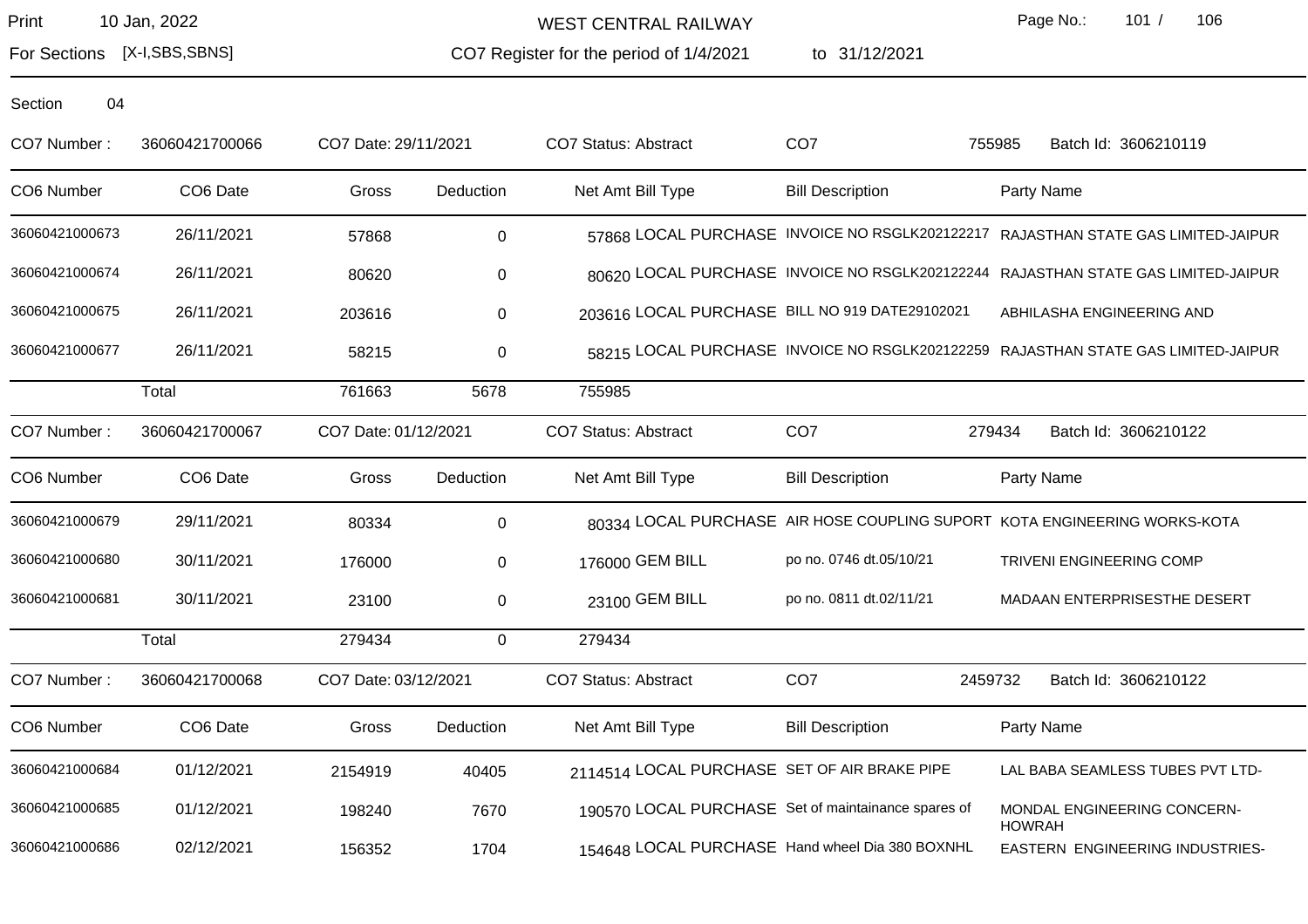Section 04

CO7 Number : 36060421700066 | CO7 Date: 29/11/2021 | CO7 Status: Abstract | CO7 755985 | Batch Id: 3606210119

| CO6 Number | CO6 Date | Gross | Deduction | Net Amt | Bill Type | Bill Description | Party Name |
|---|---|---|---|---|---|---|---|
| 36060421000673 | 26/11/2021 | 57868 | 0 | 57868 | LOCAL PURCHASE | INVOICE NO RSGLK202122217 | RAJASTHAN STATE GAS LIMITED-JAIPUR |
| 36060421000674 | 26/11/2021 | 80620 | 0 | 80620 | LOCAL PURCHASE | INVOICE NO RSGLK202122244 | RAJASTHAN STATE GAS LIMITED-JAIPUR |
| 36060421000675 | 26/11/2021 | 203616 | 0 | 203616 | LOCAL PURCHASE | BILL NO 919 DATE29102021 | ABHILASHA ENGINEERING AND |
| 36060421000677 | 26/11/2021 | 58215 | 0 | 58215 | LOCAL PURCHASE | INVOICE NO RSGLK202122259 | RAJASTHAN STATE GAS LIMITED-JAIPUR |
| | Total | 761663 | 5678 | 755985 | | | |

CO7 Number : 36060421700067 | CO7 Date: 01/12/2021 | CO7 Status: Abstract | CO7 279434 | Batch Id: 3606210122

| CO6 Number | CO6 Date | Gross | Deduction | Net Amt | Bill Type | Bill Description | Party Name |
|---|---|---|---|---|---|---|---|
| 36060421000679 | 29/11/2021 | 80334 | 0 | 80334 | LOCAL PURCHASE | AIR HOSE COUPLING SUPORT | KOTA ENGINEERING WORKS-KOTA |
| 36060421000680 | 30/11/2021 | 176000 | 0 | 176000 | GEM BILL | po no. 0746 dt.05/10/21 | TRIVENI ENGINEERING COMP |
| 36060421000681 | 30/11/2021 | 23100 | 0 | 23100 | GEM BILL | po no. 0811 dt.02/11/21 | MADAAN ENTERPRISESTHE DESERT |
| | Total | 279434 | 0 | 279434 | | | |

CO7 Number : 36060421700068 | CO7 Date: 03/12/2021 | CO7 Status: Abstract | CO7 2459732 | Batch Id: 3606210122

| CO6 Number | CO6 Date | Gross | Deduction | Net Amt | Bill Type | Bill Description | Party Name |
|---|---|---|---|---|---|---|---|
| 36060421000684 | 01/12/2021 | 2154919 | 40405 | 2114514 | LOCAL PURCHASE | SET OF AIR BRAKE PIPE | LAL BABA SEAMLESS TUBES PVT LTD- |
| 36060421000685 | 01/12/2021 | 198240 | 7670 | 190570 | LOCAL PURCHASE | Set of maintainance spares of | MONDAL ENGINEERING CONCERN-HOWRAH |
| 36060421000686 | 02/12/2021 | 156352 | 1704 | 154648 | LOCAL PURCHASE | Hand wheel Dia 380 BOXNHL | EASTERN ENGINEERING INDUSTRIES- |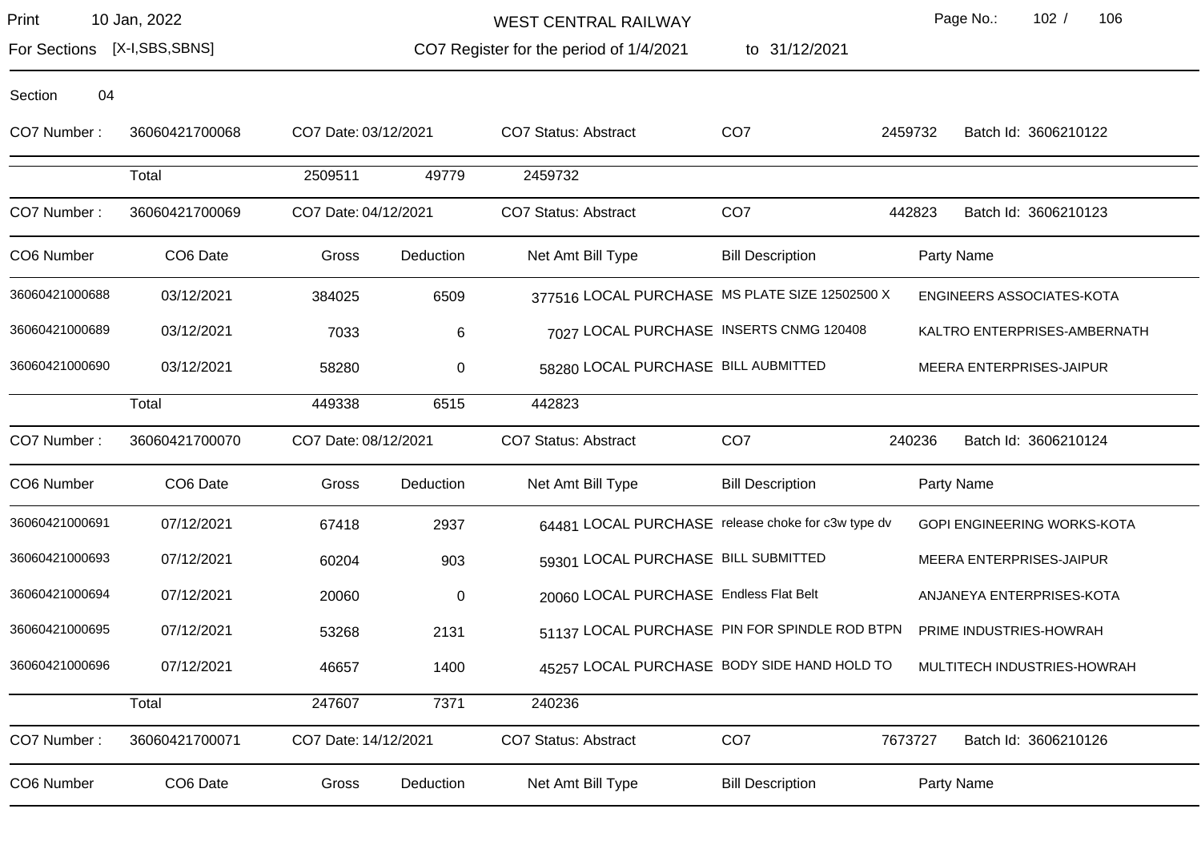WEST CENTRAL RAILWAY

For Sections [X-I,SBS,SBNS]

CO7 Register for the period of 1/4/2021 to 31/12/2021

Section 04

CO7 Number : 36060421700068 CO7 Date: 03/12/2021 CO7 Status: Abstract CO7 2459732 Batch Id: 3606210122

| | Total | 2509511 | 49779 | 2459732 | | |
|---|---|---|---|---|---|---|

CO7 Number : 36060421700069 CO7 Date: 04/12/2021 CO7 Status: Abstract CO7 442823 Batch Id: 3606210123

| CO6 Number | CO6 Date | Gross | Deduction | Net Amt | Bill Type | Bill Description | Party Name |
|---|---|---|---|---|---|---|---|
| 36060421000688 | 03/12/2021 | 384025 | 6509 | 377516 | LOCAL PURCHASE | MS PLATE SIZE 12502500 X | ENGINEERS ASSOCIATES-KOTA |
| 36060421000689 | 03/12/2021 | 7033 | 6 | 7027 | LOCAL PURCHASE | INSERTS CNMG 120408 | KALTRO ENTERPRISES-AMBERNATH |
| 36060421000690 | 03/12/2021 | 58280 | 0 | 58280 | LOCAL PURCHASE | BILL AUBMITTED | MEERA ENTERPRISES-JAIPUR |
| | Total | 449338 | 6515 | 442823 | | | |

CO7 Number : 36060421700070 CO7 Date: 08/12/2021 CO7 Status: Abstract CO7 240236 Batch Id: 3606210124

| CO6 Number | CO6 Date | Gross | Deduction | Net Amt | Bill Type | Bill Description | Party Name |
|---|---|---|---|---|---|---|---|
| 36060421000691 | 07/12/2021 | 67418 | 2937 | 64481 | LOCAL PURCHASE | release choke for c3w type dv | GOPI ENGINEERING WORKS-KOTA |
| 36060421000693 | 07/12/2021 | 60204 | 903 | 59301 | LOCAL PURCHASE | BILL SUBMITTED | MEERA ENTERPRISES-JAIPUR |
| 36060421000694 | 07/12/2021 | 20060 | 0 | 20060 | LOCAL PURCHASE | Endless Flat Belt | ANJANEYA ENTERPRISES-KOTA |
| 36060421000695 | 07/12/2021 | 53268 | 2131 | 51137 | LOCAL PURCHASE | PIN FOR SPINDLE ROD BTPN | PRIME INDUSTRIES-HOWRAH |
| 36060421000696 | 07/12/2021 | 46657 | 1400 | 45257 | LOCAL PURCHASE | BODY SIDE HAND HOLD TO | MULTITECH INDUSTRIES-HOWRAH |
| | Total | 247607 | 7371 | 240236 | | | |

CO7 Number : 36060421700071 CO7 Date: 14/12/2021 CO7 Status: Abstract CO7 7673727 Batch Id: 3606210126

| CO6 Number | CO6 Date | Gross | Deduction | Net Amt | Bill Type | Bill Description | Party Name |
|---|---|---|---|---|---|---|---|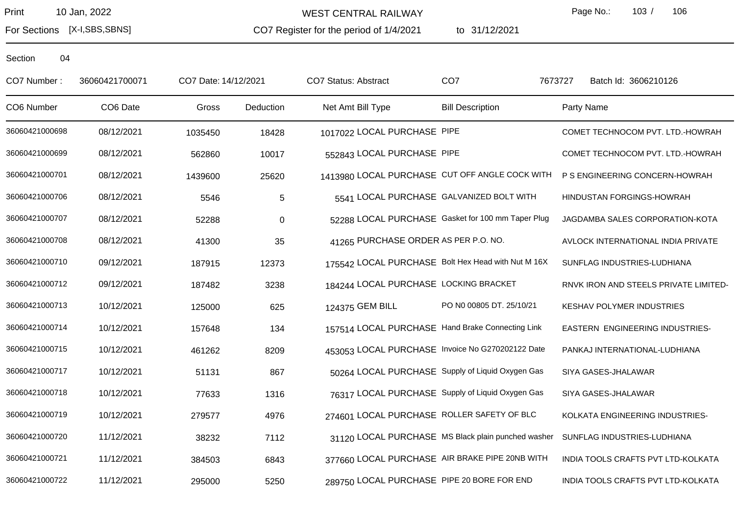Print 10 Jan, 2022 WEST CENTRAL RAILWAY

For Sections [X-I,SBS,SBNS] CO7 Register for the period of 1/4/2021 to 31/12/2021

Section 04

CO7 Number : 36060421700071 CO7 Date: 14/12/2021 CO7 Status: Abstract CO7 7673727 Batch Id: 3606210126

| CO6 Number | CO6 Date | Gross | Deduction | Net Amt | Bill Type | Bill Description | Party Name |
|---|---|---|---|---|---|---|---|
| 36060421000698 | 08/12/2021 | 1035450 | 18428 | 1017022 | LOCAL PURCHASE | PIPE | COMET TECHNOCOM PVT. LTD.-HOWRAH |
| 36060421000699 | 08/12/2021 | 562860 | 10017 | 552843 | LOCAL PURCHASE | PIPE | COMET TECHNOCOM PVT. LTD.-HOWRAH |
| 36060421000701 | 08/12/2021 | 1439600 | 25620 | 1413980 | LOCAL PURCHASE | CUT OFF ANGLE COCK WITH | P S ENGINEERING CONCERN-HOWRAH |
| 36060421000706 | 08/12/2021 | 5546 | 5 | 5541 | LOCAL PURCHASE | GALVANIZED BOLT WITH | HINDUSTAN FORGINGS-HOWRAH |
| 36060421000707 | 08/12/2021 | 52288 | 0 | 52288 | LOCAL PURCHASE | Gasket for 100 mm Taper Plug | JAGDAMBA SALES CORPORATION-KOTA |
| 36060421000708 | 08/12/2021 | 41300 | 35 | 41265 | PURCHASE ORDER | AS PER P.O. NO. | AVLOCK INTERNATIONAL INDIA PRIVATE |
| 36060421000710 | 09/12/2021 | 187915 | 12373 | 175542 | LOCAL PURCHASE | Bolt Hex Head with Nut M 16X | SUNFLAG INDUSTRIES-LUDHIANA |
| 36060421000712 | 09/12/2021 | 187482 | 3238 | 184244 | LOCAL PURCHASE | LOCKING BRACKET | RNVK IRON AND STEELS PRIVATE LIMITED- |
| 36060421000713 | 10/12/2021 | 125000 | 625 | 124375 | GEM BILL | PO N0 00805 DT. 25/10/21 | KESHAV POLYMER INDUSTRIES |
| 36060421000714 | 10/12/2021 | 157648 | 134 | 157514 | LOCAL PURCHASE | Hand Brake Connecting Link | EASTERN ENGINEERING INDUSTRIES- |
| 36060421000715 | 10/12/2021 | 461262 | 8209 | 453053 | LOCAL PURCHASE | Invoice No G270202122 Date | PANKAJ INTERNATIONAL-LUDHIANA |
| 36060421000717 | 10/12/2021 | 51131 | 867 | 50264 | LOCAL PURCHASE | Supply of Liquid Oxygen Gas | SIYA GASES-JHALAWAR |
| 36060421000718 | 10/12/2021 | 77633 | 1316 | 76317 | LOCAL PURCHASE | Supply of Liquid Oxygen Gas | SIYA GASES-JHALAWAR |
| 36060421000719 | 10/12/2021 | 279577 | 4976 | 274601 | LOCAL PURCHASE | ROLLER SAFETY OF BLC | KOLKATA ENGINEERING INDUSTRIES- |
| 36060421000720 | 11/12/2021 | 38232 | 7112 | 31120 | LOCAL PURCHASE | MS Black plain punched washer | SUNFLAG INDUSTRIES-LUDHIANA |
| 36060421000721 | 11/12/2021 | 384503 | 6843 | 377660 | LOCAL PURCHASE | AIR BRAKE PIPE 20NB WITH | INDIA TOOLS CRAFTS PVT LTD-KOLKATA |
| 36060421000722 | 11/12/2021 | 295000 | 5250 | 289750 | LOCAL PURCHASE | PIPE 20 BORE FOR END | INDIA TOOLS CRAFTS PVT LTD-KOLKATA |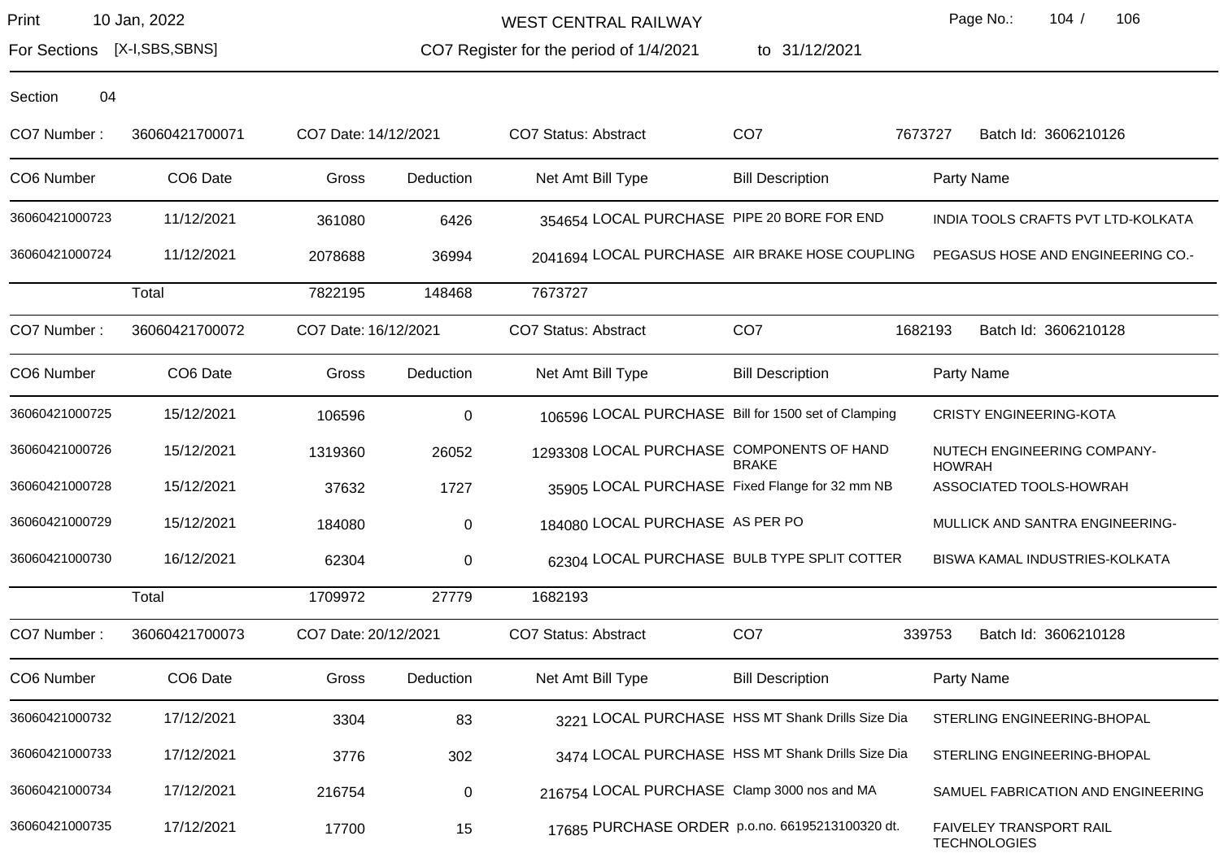Section 04

CO7 Number : 36060421700071 CO7 Date: 14/12/2021 CO7 Status: Abstract CO7 7673727 Batch Id: 3606210126

| CO6 Number | CO6 Date | Gross | Deduction | Net Amt | Bill Type | Bill Description | Party Name |
|---|---|---|---|---|---|---|---|
| 36060421000723 | 11/12/2021 | 361080 | 6426 | 354654 | LOCAL PURCHASE | PIPE 20 BORE FOR END | INDIA TOOLS CRAFTS PVT LTD-KOLKATA |
| 36060421000724 | 11/12/2021 | 2078688 | 36994 | 2041694 | LOCAL PURCHASE | AIR BRAKE HOSE COUPLING | PEGASUS HOSE AND ENGINEERING CO.- |
| | Total | 7822195 | 148468 | 7673727 | | | |

CO7 Number : 36060421700072 CO7 Date: 16/12/2021 CO7 Status: Abstract CO7 1682193 Batch Id: 3606210128

| CO6 Number | CO6 Date | Gross | Deduction | Net Amt | Bill Type | Bill Description | Party Name |
|---|---|---|---|---|---|---|---|
| 36060421000725 | 15/12/2021 | 106596 | 0 | 106596 | LOCAL PURCHASE | Bill for 1500 set of Clamping | CRISTY ENGINEERING-KOTA |
| 36060421000726 | 15/12/2021 | 1319360 | 26052 | 1293308 | LOCAL PURCHASE | COMPONENTS OF HAND BRAKE | NUTECH ENGINEERING COMPANY-HOWRAH |
| 36060421000728 | 15/12/2021 | 37632 | 1727 | 35905 | LOCAL PURCHASE | Fixed Flange for 32 mm NB | ASSOCIATED TOOLS-HOWRAH |
| 36060421000729 | 15/12/2021 | 184080 | 0 | 184080 | LOCAL PURCHASE | AS PER PO | MULLICK AND SANTRA ENGINEERING- |
| 36060421000730 | 16/12/2021 | 62304 | 0 | 62304 | LOCAL PURCHASE | BULB TYPE SPLIT COTTER | BISWA KAMAL INDUSTRIES-KOLKATA |
| | Total | 1709972 | 27779 | 1682193 | | | |

CO7 Number : 36060421700073 CO7 Date: 20/12/2021 CO7 Status: Abstract CO7 339753 Batch Id: 3606210128

| CO6 Number | CO6 Date | Gross | Deduction | Net Amt | Bill Type | Bill Description | Party Name |
|---|---|---|---|---|---|---|---|
| 36060421000732 | 17/12/2021 | 3304 | 83 | 3221 | LOCAL PURCHASE | HSS MT Shank Drills Size Dia | STERLING ENGINEERING-BHOPAL |
| 36060421000733 | 17/12/2021 | 3776 | 302 | 3474 | LOCAL PURCHASE | HSS MT Shank Drills Size Dia | STERLING ENGINEERING-BHOPAL |
| 36060421000734 | 17/12/2021 | 216754 | 0 | 216754 | LOCAL PURCHASE | Clamp 3000 nos and MA | SAMUEL FABRICATION AND ENGINEERING |
| 36060421000735 | 17/12/2021 | 17700 | 15 | 17685 | PURCHASE ORDER | p.o.no. 66195213100320 dt. | FAIVELEY TRANSPORT RAIL TECHNOLOGIES |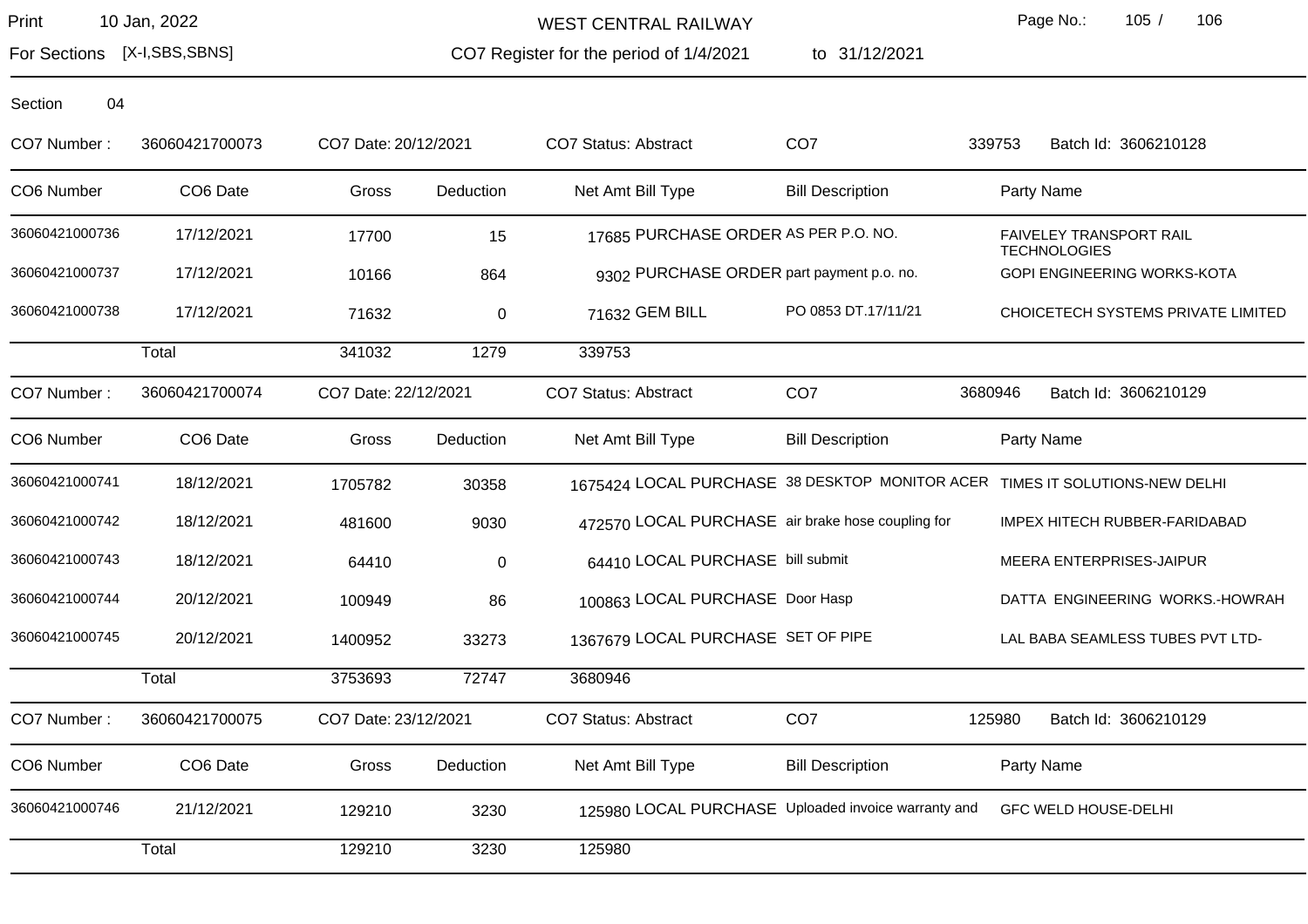Print 10 Jan, 2022

For Sections [X-I,SBS,SBNS]

# WEST CENTRAL RAILWAY

CO7 Register for the period of 1/4/2021 to 31/12/2021

Section 04

CO7 Number : 36060421700073 CO7 Date: 20/12/2021 CO7 Status: Abstract CO7 339753 Batch Id: 3606210128

| CO6 Number | CO6 Date | Gross | Deduction | Net Amt | Bill Type | Bill Description | Party Name |
|---|---|---|---|---|---|---|---|
| 36060421000736 | 17/12/2021 | 17700 | 15 | 17685 | PURCHASE ORDER | AS PER P.O. NO. | FAIVELEY TRANSPORT RAIL TECHNOLOGIES |
| 36060421000737 | 17/12/2021 | 10166 | 864 | 9302 | PURCHASE ORDER | part payment p.o. no. | GOPI ENGINEERING WORKS-KOTA |
| 36060421000738 | 17/12/2021 | 71632 | 0 | 71632 | GEM BILL | PO 0853 DT.17/11/21 | CHOICETECH SYSTEMS PRIVATE LIMITED |
| | Total | 341032 | 1279 | 339753 | | | |

CO7 Number : 36060421700074 CO7 Date: 22/12/2021 CO7 Status: Abstract CO7 3680946 Batch Id: 3606210129

| CO6 Number | CO6 Date | Gross | Deduction | Net Amt | Bill Type | Bill Description | Party Name |
|---|---|---|---|---|---|---|---|
| 36060421000741 | 18/12/2021 | 1705782 | 30358 | 1675424 | LOCAL PURCHASE | 38 DESKTOP MONITOR ACER | TIMES IT SOLUTIONS-NEW DELHI |
| 36060421000742 | 18/12/2021 | 481600 | 9030 | 472570 | LOCAL PURCHASE | air brake hose coupling for | IMPEX HITECH RUBBER-FARIDABAD |
| 36060421000743 | 18/12/2021 | 64410 | 0 | 64410 | LOCAL PURCHASE | bill submit | MEERA ENTERPRISES-JAIPUR |
| 36060421000744 | 20/12/2021 | 100949 | 86 | 100863 | LOCAL PURCHASE | Door Hasp | DATTA ENGINEERING WORKS.-HOWRAH |
| 36060421000745 | 20/12/2021 | 1400952 | 33273 | 1367679 | LOCAL PURCHASE | SET OF PIPE | LAL BABA SEAMLESS TUBES PVT LTD- |
| | Total | 3753693 | 72747 | 3680946 | | | |

CO7 Number : 36060421700075 CO7 Date: 23/12/2021 CO7 Status: Abstract CO7 125980 Batch Id: 3606210129

| CO6 Number | CO6 Date | Gross | Deduction | Net Amt | Bill Type | Bill Description | Party Name |
|---|---|---|---|---|---|---|---|
| 36060421000746 | 21/12/2021 | 129210 | 3230 | 125980 | LOCAL PURCHASE | Uploaded invoice warranty and | GFC WELD HOUSE-DELHI |
| | Total | 129210 | 3230 | 125980 | | | |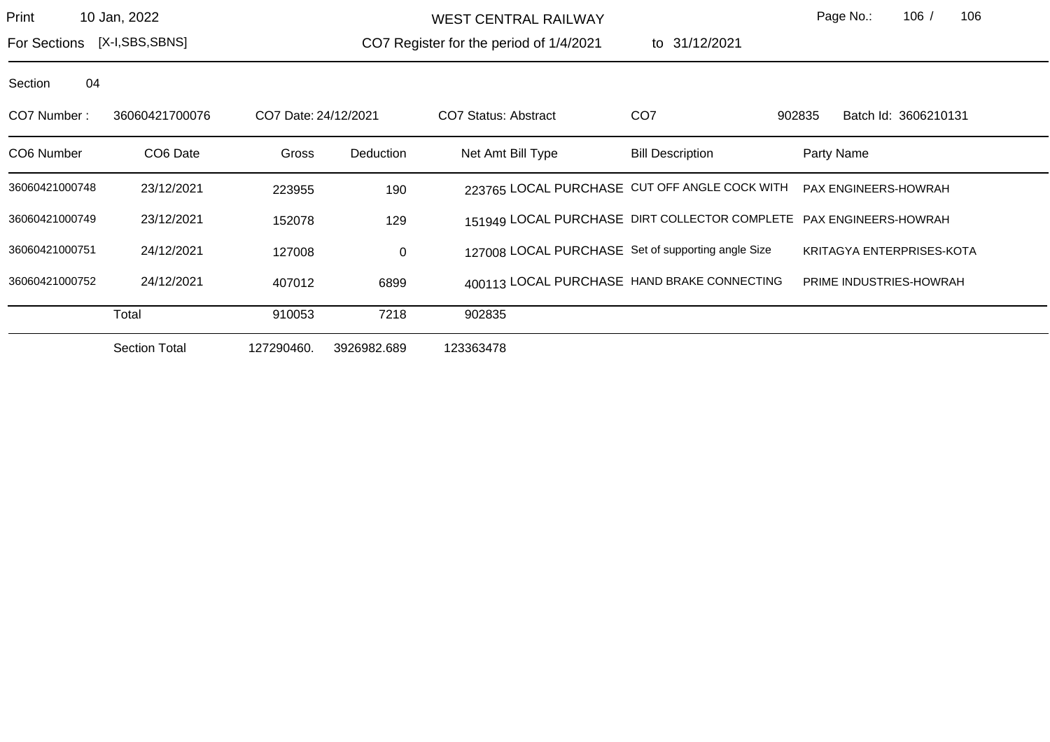Print 10 Jan, 2022

For Sections [X-I,SBS,SBNS]

# WEST CENTRAL RAILWAY

CO7 Register for the period of 1/4/2021 to 31/12/2021

Section 04

CO7 Number : 36060421700076 CO7 Date: 24/12/2021 CO7 Status: Abstract CO7 902835 Batch Id: 3606210131

| CO6 Number | CO6 Date | Gross | Deduction | Net Amt | Bill Type | Bill Description | Party Name |
|---|---|---|---|---|---|---|---|
| 36060421000748 | 23/12/2021 | 223955 | 190 | 223765 | LOCAL PURCHASE | CUT OFF ANGLE COCK WITH | PAX ENGINEERS-HOWRAH |
| 36060421000749 | 23/12/2021 | 152078 | 129 | 151949 | LOCAL PURCHASE | DIRT COLLECTOR COMPLETE | PAX ENGINEERS-HOWRAH |
| 36060421000751 | 24/12/2021 | 127008 | 0 | 127008 | LOCAL PURCHASE | Set of supporting angle Size | KRITAGYA ENTERPRISES-KOTA |
| 36060421000752 | 24/12/2021 | 407012 | 6899 | 400113 | LOCAL PURCHASE | HAND BRAKE CONNECTING | PRIME INDUSTRIES-HOWRAH |
| | Total | 910053 | 7218 | 902835 | | | |
| | Section Total | 127290460. | 3926982.689 | 123363478 | | | |